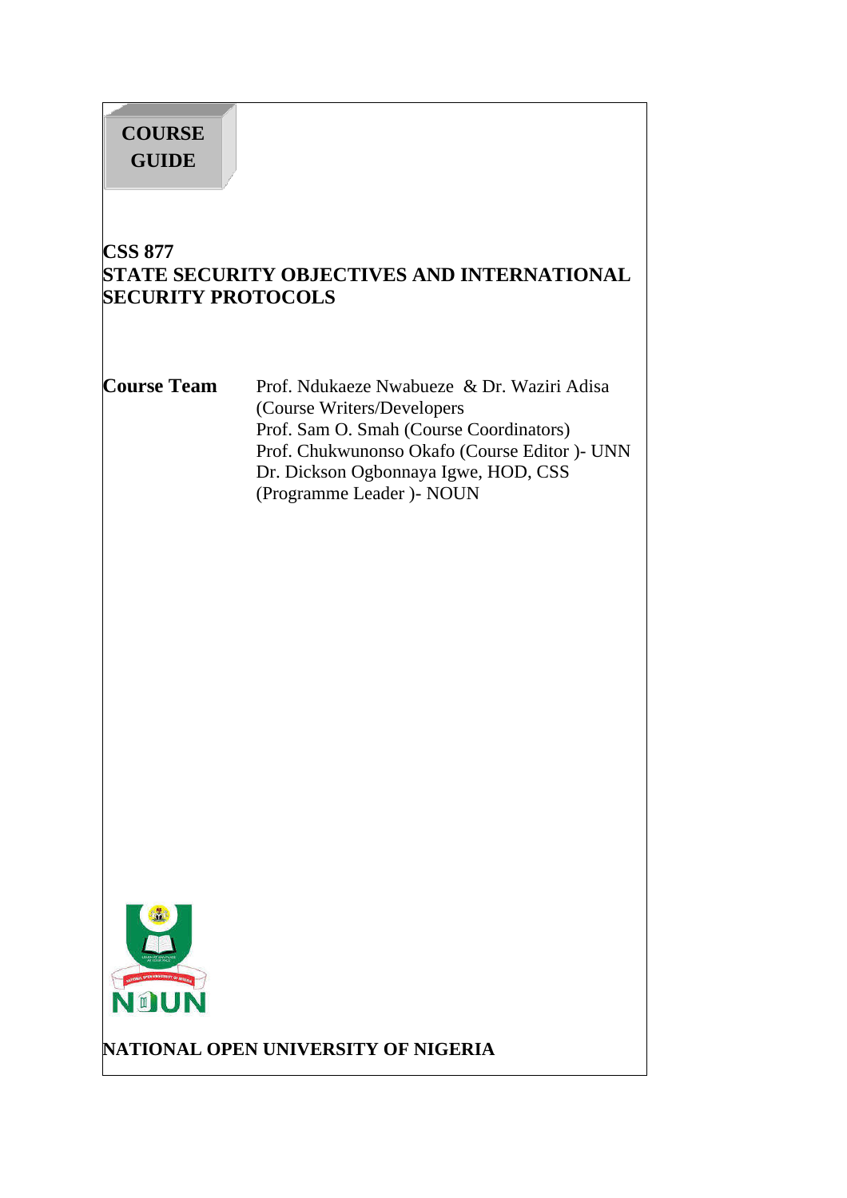**COURSE GUIDE**

# CSS 877
# STATE SECURITY OBJECTIVES AND INTERNATIONAL SECURITY PROTOCOLS

**Course Team**

Prof. Ndukaeze Nwabueze & Dr. Waziri Adisa (Course Writers/Developers
Prof. Sam O. Smah (Course Coordinators)
Prof. Chukwunonso Okafo (Course Editor )- UNN
Dr. Dickson Ogbonnaya Igwe, HOD, CSS (Programme Leader )- NOUN

**NATIONAL OPEN UNIVERSITY OF NIGERIA**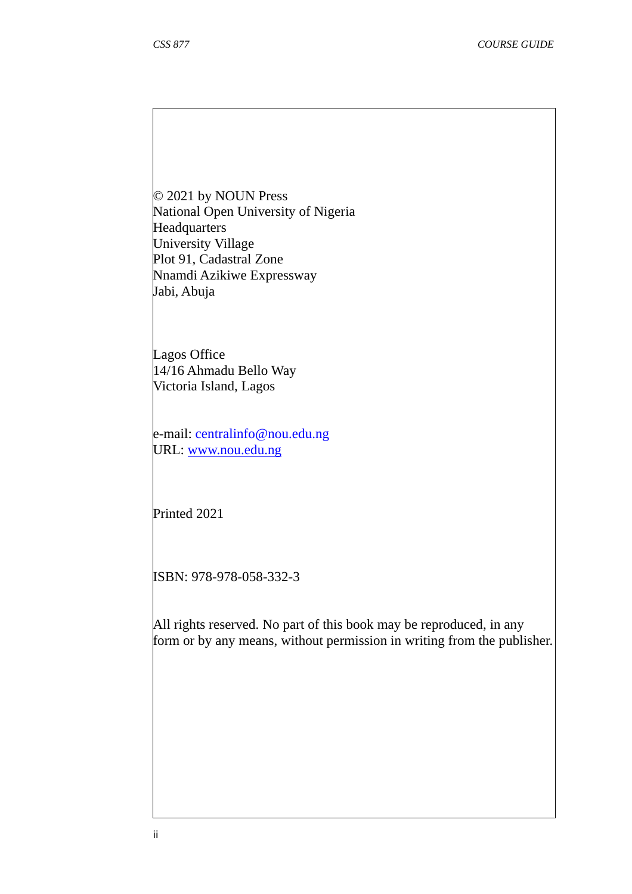© 2021 by NOUN Press
National Open University of Nigeria
Headquarters
University Village
Plot 91, Cadastral Zone
Nnamdi Azikiwe Expressway
Jabi, Abuja

Lagos Office
14/16 Ahmadu Bello Way
Victoria Island, Lagos

e-mail: centralinfo@nou.edu.ng
URL: www.nou.edu.ng

Printed 2021

ISBN: 978-978-058-332-3

All rights reserved. No part of this book may be reproduced, in any form or by any means, without permission in writing from the publisher.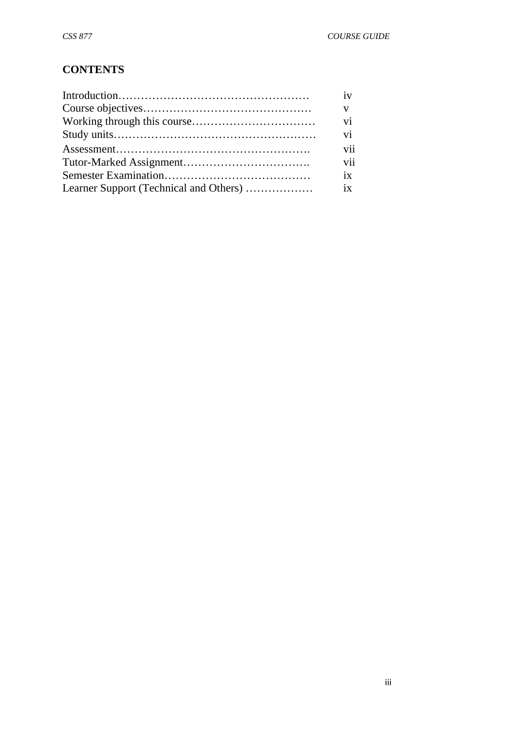## CONTENTS

| | |
|---|---|
| Introduction…………………………………………… | iv |
| Course objectives……………………………………… | v |
| Working through this course…………………………… | vi |
| Study units……………………………………………… | vi |
| Assessment……………………………………………. | vii |
| Tutor-Marked Assignment……………………………. | vii |
| Semester Examination………………………………… | ix |
| Learner Support (Technical and Others) ……………… | ix |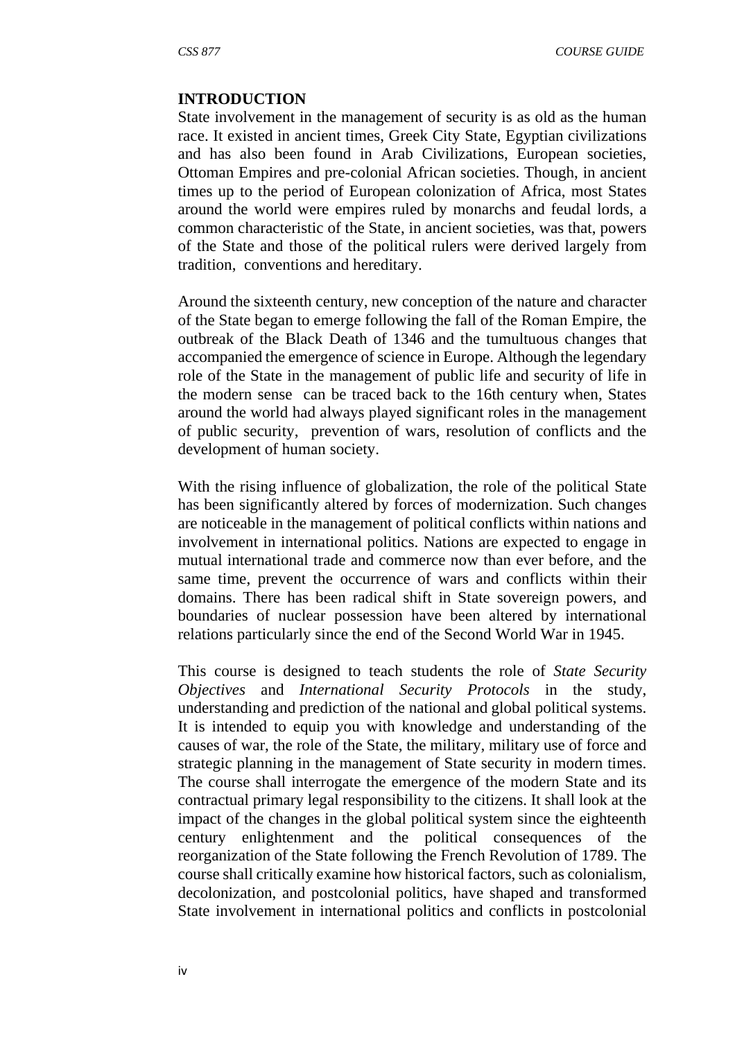**INTRODUCTION**

State involvement in the management of security is as old as the human race. It existed in ancient times, Greek City State, Egyptian civilizations and has also been found in Arab Civilizations, European societies, Ottoman Empires and pre-colonial African societies. Though, in ancient times up to the period of European colonization of Africa, most States around the world were empires ruled by monarchs and feudal lords, a common characteristic of the State, in ancient societies, was that, powers of the State and those of the political rulers were derived largely from tradition, conventions and hereditary.

Around the sixteenth century, new conception of the nature and character of the State began to emerge following the fall of the Roman Empire, the outbreak of the Black Death of 1346 and the tumultuous changes that accompanied the emergence of science in Europe. Although the legendary role of the State in the management of public life and security of life in the modern sense can be traced back to the 16th century when, States around the world had always played significant roles in the management of public security, prevention of wars, resolution of conflicts and the development of human society.

With the rising influence of globalization, the role of the political State has been significantly altered by forces of modernization. Such changes are noticeable in the management of political conflicts within nations and involvement in international politics. Nations are expected to engage in mutual international trade and commerce now than ever before, and the same time, prevent the occurrence of wars and conflicts within their domains. There has been radical shift in State sovereign powers, and boundaries of nuclear possession have been altered by international relations particularly since the end of the Second World War in 1945.

This course is designed to teach students the role of *State Security Objectives* and *International Security Protocols* in the study, understanding and prediction of the national and global political systems. It is intended to equip you with knowledge and understanding of the causes of war, the role of the State, the military, military use of force and strategic planning in the management of State security in modern times. The course shall interrogate the emergence of the modern State and its contractual primary legal responsibility to the citizens. It shall look at the impact of the changes in the global political system since the eighteenth century enlightenment and the political consequences of the reorganization of the State following the French Revolution of 1789. The course shall critically examine how historical factors, such as colonialism, decolonization, and postcolonial politics, have shaped and transformed State involvement in international politics and conflicts in postcolonial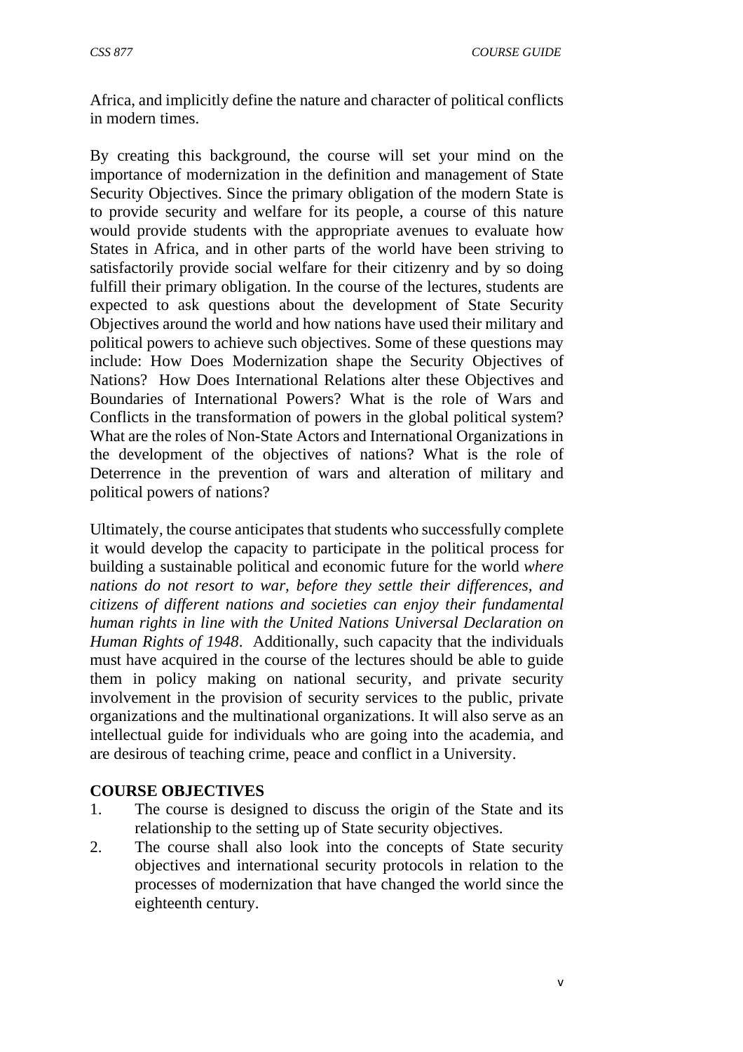Africa, and implicitly define the nature and character of political conflicts in modern times.

By creating this background, the course will set your mind on the importance of modernization in the definition and management of State Security Objectives. Since the primary obligation of the modern State is to provide security and welfare for its people, a course of this nature would provide students with the appropriate avenues to evaluate how States in Africa, and in other parts of the world have been striving to satisfactorily provide social welfare for their citizenry and by so doing fulfill their primary obligation. In the course of the lectures, students are expected to ask questions about the development of State Security Objectives around the world and how nations have used their military and political powers to achieve such objectives. Some of these questions may include: How Does Modernization shape the Security Objectives of Nations? How Does International Relations alter these Objectives and Boundaries of International Powers? What is the role of Wars and Conflicts in the transformation of powers in the global political system? What are the roles of Non-State Actors and International Organizations in the development of the objectives of nations? What is the role of Deterrence in the prevention of wars and alteration of military and political powers of nations?

Ultimately, the course anticipates that students who successfully complete it would develop the capacity to participate in the political process for building a sustainable political and economic future for the world *where nations do not resort to war, before they settle their differences, and citizens of different nations and societies can enjoy their fundamental human rights in line with the United Nations Universal Declaration on Human Rights of 1948*. Additionally, such capacity that the individuals must have acquired in the course of the lectures should be able to guide them in policy making on national security, and private security involvement in the provision of security services to the public, private organizations and the multinational organizations. It will also serve as an intellectual guide for individuals who are going into the academia, and are desirous of teaching crime, peace and conflict in a University.

## COURSE OBJECTIVES

1. The course is designed to discuss the origin of the State and its relationship to the setting up of State security objectives.
2. The course shall also look into the concepts of State security objectives and international security protocols in relation to the processes of modernization that have changed the world since the eighteenth century.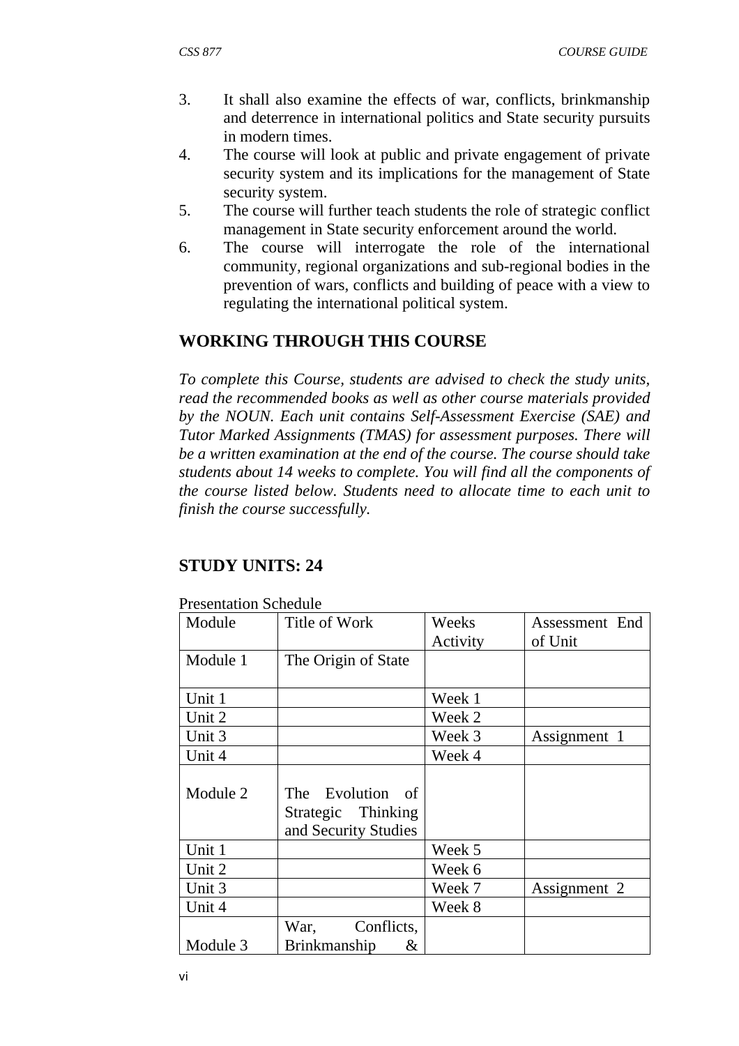3. It shall also examine the effects of war, conflicts, brinkmanship and deterrence in international politics and State security pursuits in modern times.
4. The course will look at public and private engagement of private security system and its implications for the management of State security system.
5. The course will further teach students the role of strategic conflict management in State security enforcement around the world.
6. The course will interrogate the role of the international community, regional organizations and sub-regional bodies in the prevention of wars, conflicts and building of peace with a view to regulating the international political system.

## WORKING THROUGH THIS COURSE

*To complete this Course, students are advised to check the study units, read the recommended books as well as other course materials provided by the NOUN. Each unit contains Self-Assessment Exercise (SAE) and Tutor Marked Assignments (TMAS) for assessment purposes. There will be a written examination at the end of the course. The course should take students about 14 weeks to complete. You will find all the components of the course listed below. Students need to allocate time to each unit to finish the course successfully.*

## STUDY UNITS: 24

Presentation Schedule

| Module | Title of Work | Weeks Activity | Assessment End of Unit |
|---|---|---|---|
| Module 1 | The Origin of State | | |
| Unit 1 | | Week 1 | |
| Unit 2 | | Week 2 | |
| Unit 3 | | Week 3 | Assignment 1 |
| Unit 4 | | Week 4 | |
| Module 2 | The Evolution of Strategic Thinking and Security Studies | | |
| Unit 1 | | Week 5 | |
| Unit 2 | | Week 6 | |
| Unit 3 | | Week 7 | Assignment 2 |
| Unit 4 | | Week 8 | |
| Module 3 | War, Conflicts, Brinkmanship & | | |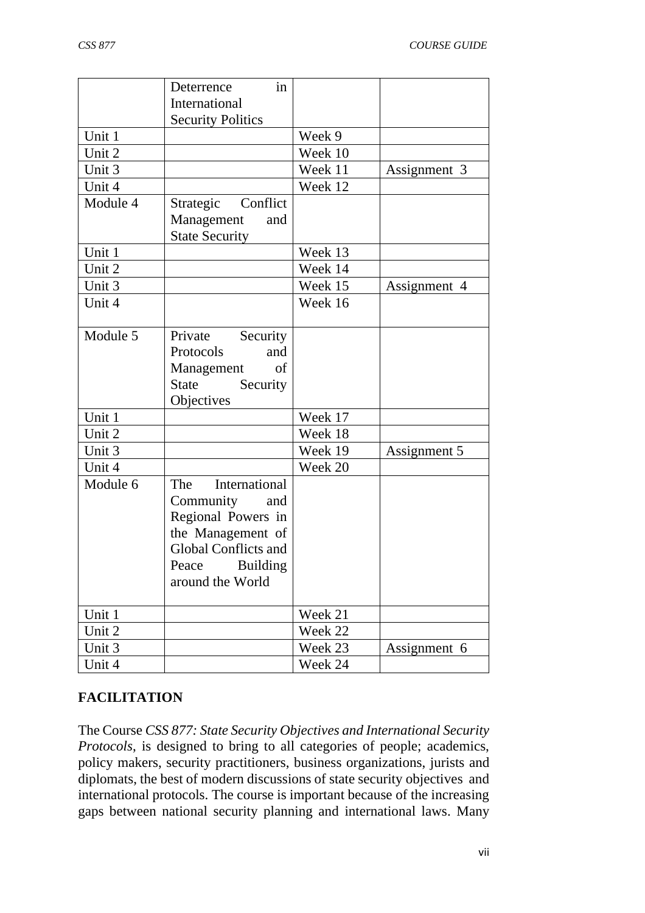| | Deterrence in International Security Politics | | |
|---|---|---|---|
| Unit 1 | | Week 9 | |
| Unit 2 | | Week 10 | |
| Unit 3 | | Week 11 | Assignment 3 |
| Unit 4 | | Week 12 | |
| Module 4 | Strategic Conflict Management and State Security | | |
| Unit 1 | | Week 13 | |
| Unit 2 | | Week 14 | |
| Unit 3 | | Week 15 | Assignment 4 |
| Unit 4 | | Week 16 | |
| Module 5 | Private Security Protocols and Management of State Security Objectives | | |
| Unit 1 | | Week 17 | |
| Unit 2 | | Week 18 | |
| Unit 3 | | Week 19 | Assignment 5 |
| Unit 4 | | Week 20 | |
| Module 6 | The International Community and Regional Powers in the Management of Global Conflicts and Peace Building around the World | | |
| Unit 1 | | Week 21 | |
| Unit 2 | | Week 22 | |
| Unit 3 | | Week 23 | Assignment 6 |
| Unit 4 | | Week 24 | |

## FACILITATION

The Course *CSS 877: State Security Objectives and International Security Protocols*, is designed to bring to all categories of people; academics, policy makers, security practitioners, business organizations, jurists and diplomats, the best of modern discussions of state security objectives and international protocols. The course is important because of the increasing gaps between national security planning and international laws. Many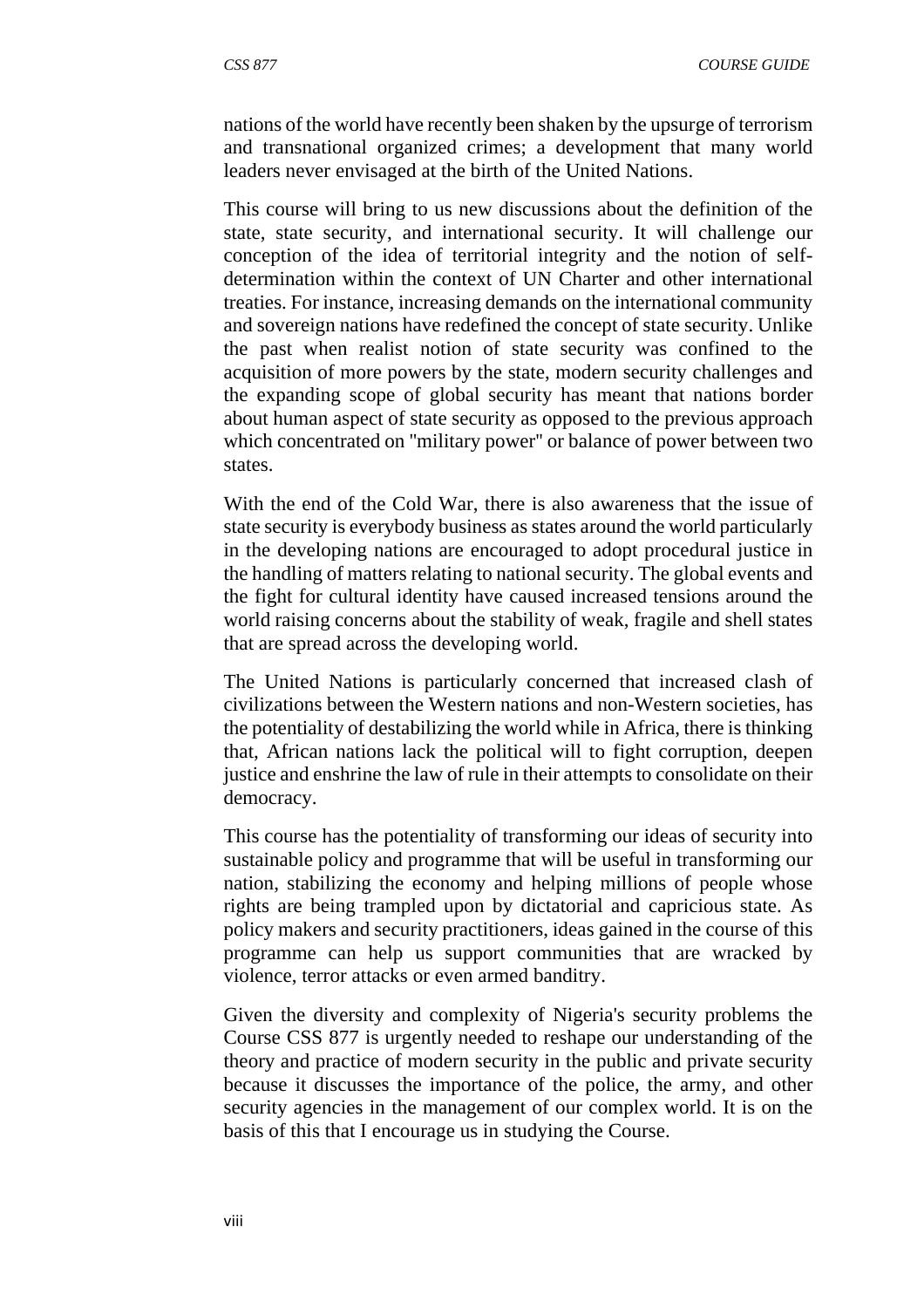nations of the world have recently been shaken by the upsurge of terrorism and transnational organized crimes; a development that many world leaders never envisaged at the birth of the United Nations.

This course will bring to us new discussions about the definition of the state, state security, and international security. It will challenge our conception of the idea of territorial integrity and the notion of self-determination within the context of UN Charter and other international treaties. For instance, increasing demands on the international community and sovereign nations have redefined the concept of state security. Unlike the past when realist notion of state security was confined to the acquisition of more powers by the state, modern security challenges and the expanding scope of global security has meant that nations border about human aspect of state security as opposed to the previous approach which concentrated on "military power" or balance of power between two states.

With the end of the Cold War, there is also awareness that the issue of state security is everybody business as states around the world particularly in the developing nations are encouraged to adopt procedural justice in the handling of matters relating to national security. The global events and the fight for cultural identity have caused increased tensions around the world raising concerns about the stability of weak, fragile and shell states that are spread across the developing world.

The United Nations is particularly concerned that increased clash of civilizations between the Western nations and non-Western societies, has the potentiality of destabilizing the world while in Africa, there is thinking that, African nations lack the political will to fight corruption, deepen justice and enshrine the law of rule in their attempts to consolidate on their democracy.

This course has the potentiality of transforming our ideas of security into sustainable policy and programme that will be useful in transforming our nation, stabilizing the economy and helping millions of people whose rights are being trampled upon by dictatorial and capricious state. As policy makers and security practitioners, ideas gained in the course of this programme can help us support communities that are wracked by violence, terror attacks or even armed banditry.

Given the diversity and complexity of Nigeria's security problems the Course CSS 877 is urgently needed to reshape our understanding of the theory and practice of modern security in the public and private security because it discusses the importance of the police, the army, and other security agencies in the management of our complex world. It is on the basis of this that I encourage us in studying the Course.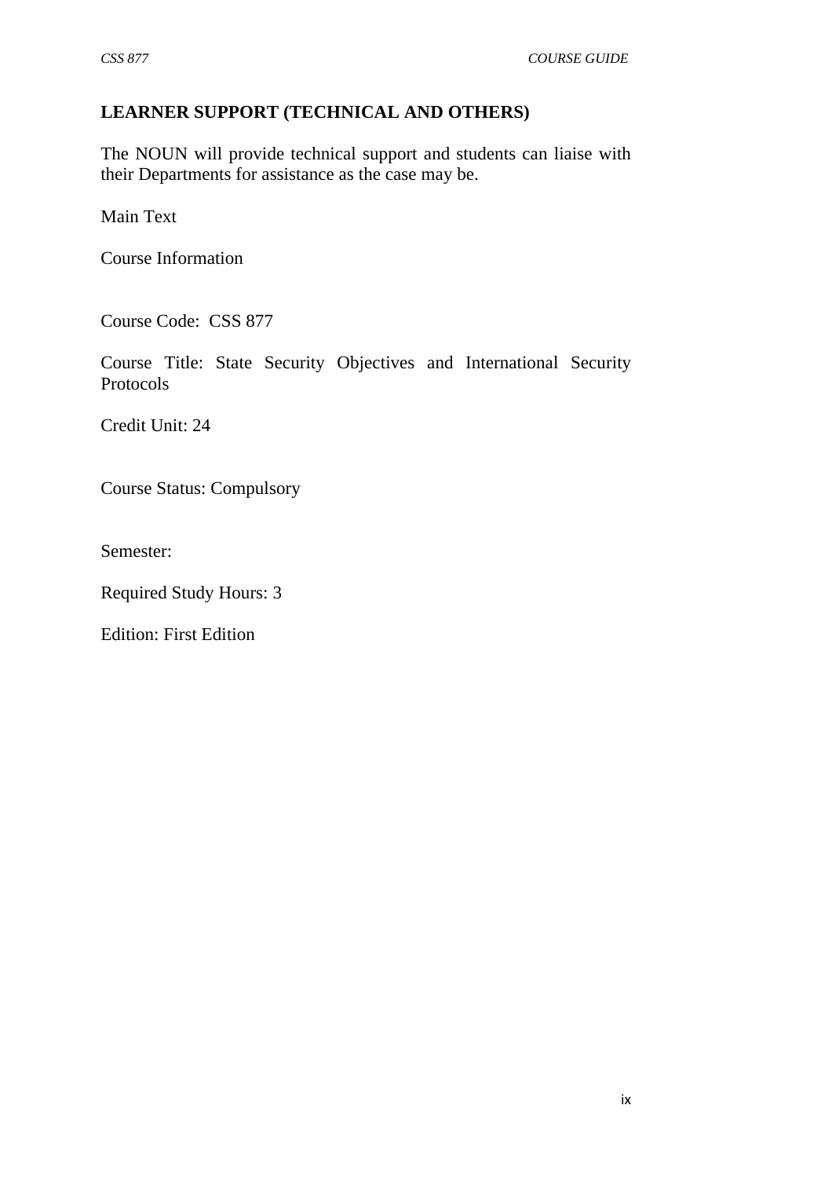## LEARNER SUPPORT (TECHNICAL AND OTHERS)

The NOUN will provide technical support and students can liaise with their Departments for assistance as the case may be.

Main Text

Course Information

Course Code: CSS 877

Course Title: State Security Objectives and International Security Protocols

Credit Unit: 24

Course Status: Compulsory

Semester:

Required Study Hours: 3

Edition: First Edition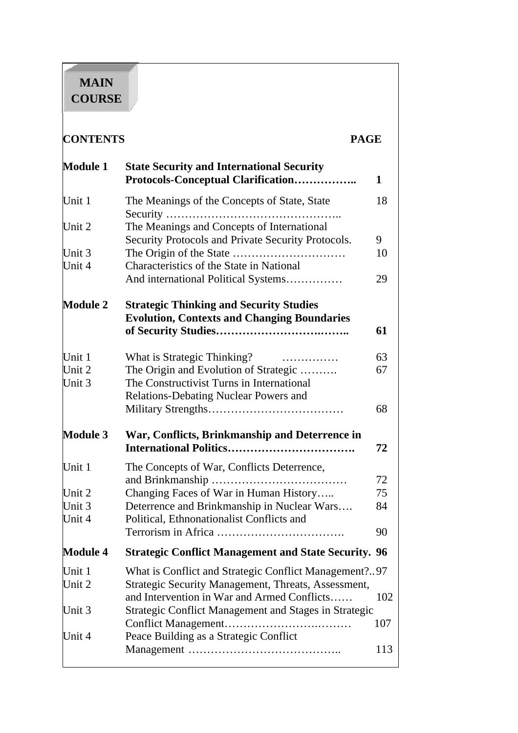**MAIN COURSE**

| CONTENTS | | PAGE |
|---|---|---|
| **Module 1** | **State Security and International Security Protocols-Conceptual Clarification……………..** | **1** |
| Unit 1 | The Meanings of the Concepts of State, State Security ……………………………………….. | 18 |
| Unit 2 | The Meanings and Concepts of International Security Protocols and Private Security Protocols. | 9 |
| Unit 3 | The Origin of the State ………………………… | 10 |
| Unit 4 | Characteristics of the State in National And international Political Systems…………… | 29 |
| **Module 2** | **Strategic Thinking and Security Studies Evolution, Contexts and Changing Boundaries of Security Studies……………………….…….** | **61** |
| Unit 1 | What is Strategic Thinking? …………… | 63 |
| Unit 2 | The Origin and Evolution of Strategic ………. | 67 |
| Unit 3 | The Constructivist Turns in International Relations-Debating Nuclear Powers and Military Strengths……………………………… | 68 |
| **Module 3** | **War, Conflicts, Brinkmanship and Deterrence in International Politics…………………………….** | **72** |
| Unit 1 | The Concepts of War, Conflicts Deterrence, and Brinkmanship ……………………………… | 72 |
| Unit 2 | Changing Faces of War in Human History….. | 75 |
| Unit 3 | Deterrence and Brinkmanship in Nuclear Wars…. | 84 |
| Unit 4 | Political, Ethnonationalist Conflicts and Terrorism in Africa ……………………………. | 90 |
| **Module 4** | **Strategic Conflict Management and State Security.** | **96** |
| Unit 1 | What is Conflict and Strategic Conflict Management?.. | 97 |
| Unit 2 | Strategic Security Management, Threats, Assessment, and Intervention in War and Armed Conflicts…… | 102 |
| Unit 3 | Strategic Conflict Management and Stages in Strategic Conflict Management…………………….……… | 107 |
| Unit 4 | Peace Building as a Strategic Conflict Management ………………………………….. | 113 |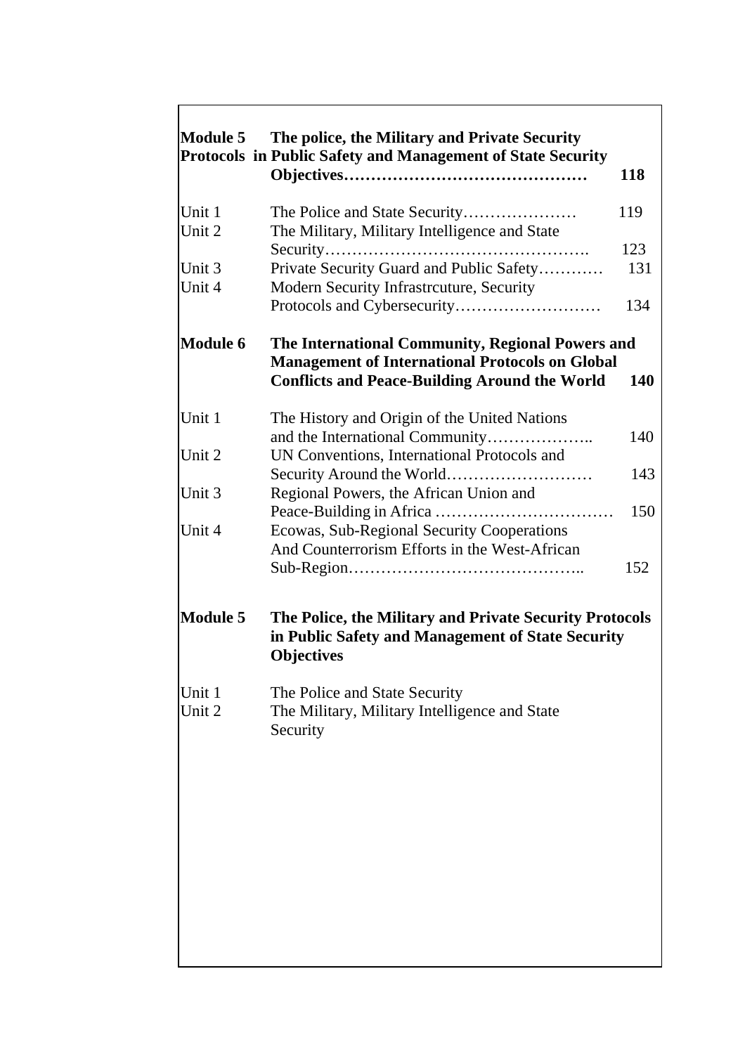| | | |
|---|---|---|
| **Module 5 Protocols** | **The police, the Military and Private Security in Public Safety and Management of State Security Objectives……………………………………** | **118** |
| Unit 1 | The Police and State Security………………… | 119 |
| Unit 2 | The Military, Military Intelligence and State Security…………………………………………. | 123 |
| Unit 3 | Private Security Guard and Public Safety………… | 131 |
| Unit 4 | Modern Security Infrastrcuture, Security Protocols and Cybersecurity……………………… | 134 |
| **Module 6** | **The International Community, Regional Powers and Management of International Protocols on Global Conflicts and Peace-Building Around the World** | **140** |
| Unit 1 | The History and Origin of the United Nations and the International Community……………….. | 140 |
| Unit 2 | UN Conventions, International Protocols and Security Around the World……………………… | 143 |
| Unit 3 | Regional Powers, the African Union and Peace-Building in Africa …………………………… | 150 |
| Unit 4 | Ecowas, Sub-Regional Security Cooperations And Counterrorism Efforts in the West-African Sub-Region…………………………………….. | 152 |

## Module 5 The Police, the Military and Private Security Protocols in Public Safety and Management of State Security Objectives

Unit 1 The Police and State Security

Unit 2 The Military, Military Intelligence and State Security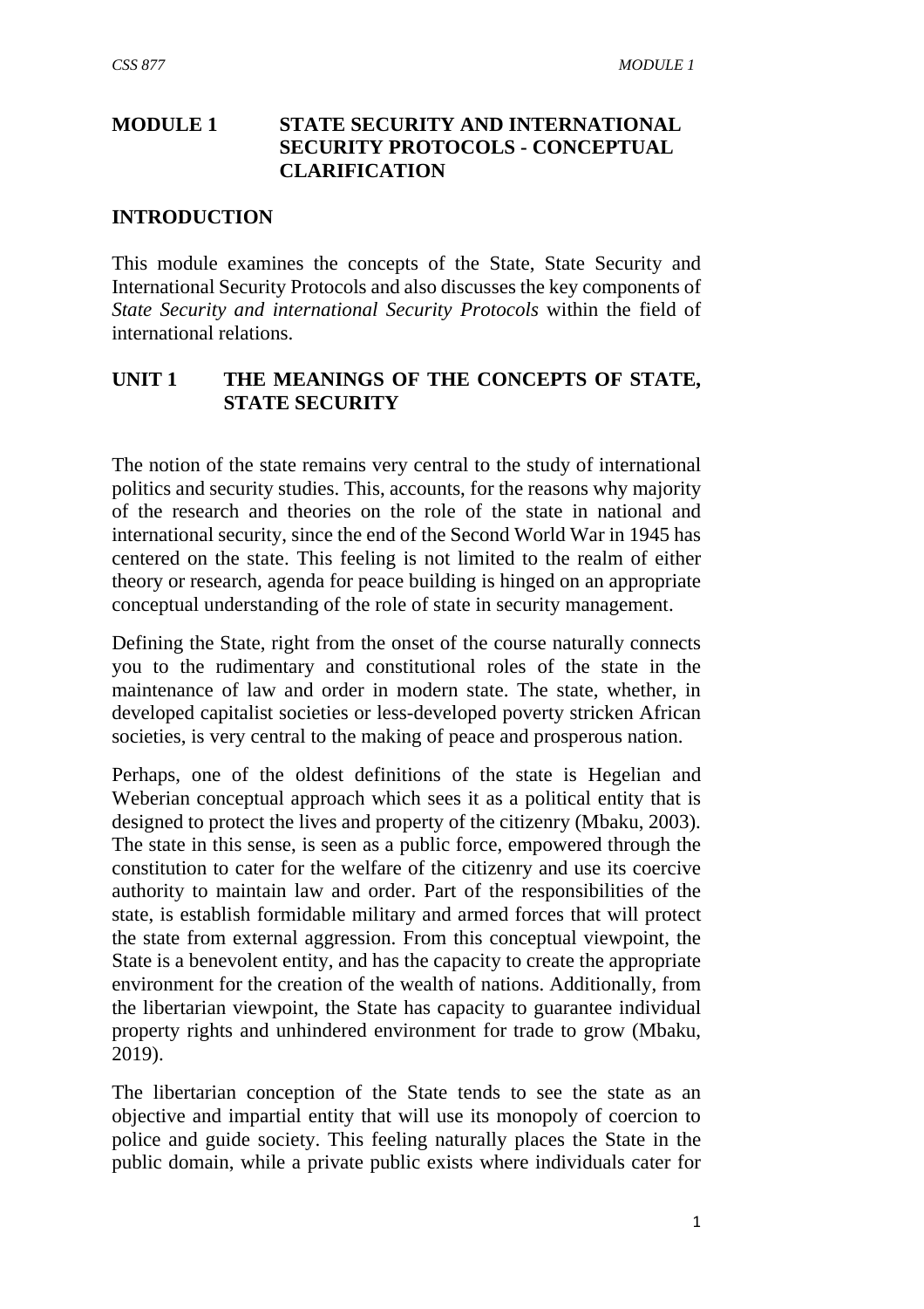# MODULE 1 STATE SECURITY AND INTERNATIONAL SECURITY PROTOCOLS - CONCEPTUAL CLARIFICATION

## INTRODUCTION

This module examines the concepts of the State, State Security and International Security Protocols and also discusses the key components of *State Security and international Security Protocols* within the field of international relations.

## UNIT 1 THE MEANINGS OF THE CONCEPTS OF STATE, STATE SECURITY

The notion of the state remains very central to the study of international politics and security studies. This, accounts, for the reasons why majority of the research and theories on the role of the state in national and international security, since the end of the Second World War in 1945 has centered on the state. This feeling is not limited to the realm of either theory or research, agenda for peace building is hinged on an appropriate conceptual understanding of the role of state in security management.

Defining the State, right from the onset of the course naturally connects you to the rudimentary and constitutional roles of the state in the maintenance of law and order in modern state. The state, whether, in developed capitalist societies or less-developed poverty stricken African societies, is very central to the making of peace and prosperous nation.

Perhaps, one of the oldest definitions of the state is Hegelian and Weberian conceptual approach which sees it as a political entity that is designed to protect the lives and property of the citizenry (Mbaku, 2003). The state in this sense, is seen as a public force, empowered through the constitution to cater for the welfare of the citizenry and use its coercive authority to maintain law and order. Part of the responsibilities of the state, is establish formidable military and armed forces that will protect the state from external aggression. From this conceptual viewpoint, the State is a benevolent entity, and has the capacity to create the appropriate environment for the creation of the wealth of nations. Additionally, from the libertarian viewpoint, the State has capacity to guarantee individual property rights and unhindered environment for trade to grow (Mbaku, 2019).

The libertarian conception of the State tends to see the state as an objective and impartial entity that will use its monopoly of coercion to police and guide society. This feeling naturally places the State in the public domain, while a private public exists where individuals cater for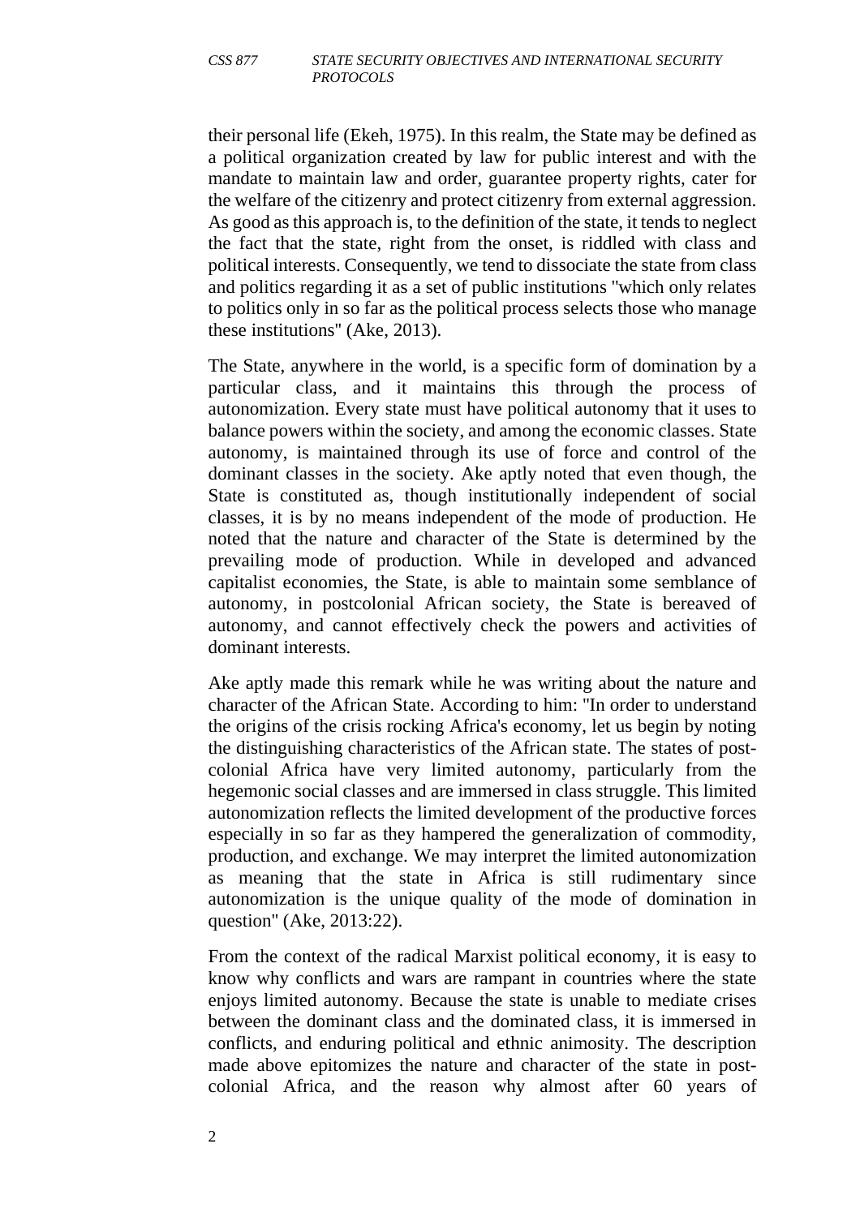their personal life (Ekeh, 1975). In this realm, the State may be defined as a political organization created by law for public interest and with the mandate to maintain law and order, guarantee property rights, cater for the welfare of the citizenry and protect citizenry from external aggression. As good as this approach is, to the definition of the state, it tends to neglect the fact that the state, right from the onset, is riddled with class and political interests. Consequently, we tend to dissociate the state from class and politics regarding it as a set of public institutions "which only relates to politics only in so far as the political process selects those who manage these institutions" (Ake, 2013).

The State, anywhere in the world, is a specific form of domination by a particular class, and it maintains this through the process of autonomization. Every state must have political autonomy that it uses to balance powers within the society, and among the economic classes. State autonomy, is maintained through its use of force and control of the dominant classes in the society. Ake aptly noted that even though, the State is constituted as, though institutionally independent of social classes, it is by no means independent of the mode of production. He noted that the nature and character of the State is determined by the prevailing mode of production. While in developed and advanced capitalist economies, the State, is able to maintain some semblance of autonomy, in postcolonial African society, the State is bereaved of autonomy, and cannot effectively check the powers and activities of dominant interests.

Ake aptly made this remark while he was writing about the nature and character of the African State. According to him: "In order to understand the origins of the crisis rocking Africa's economy, let us begin by noting the distinguishing characteristics of the African state. The states of post-colonial Africa have very limited autonomy, particularly from the hegemonic social classes and are immersed in class struggle. This limited autonomization reflects the limited development of the productive forces especially in so far as they hampered the generalization of commodity, production, and exchange. We may interpret the limited autonomization as meaning that the state in Africa is still rudimentary since autonomization is the unique quality of the mode of domination in question" (Ake, 2013:22).

From the context of the radical Marxist political economy, it is easy to know why conflicts and wars are rampant in countries where the state enjoys limited autonomy. Because the state is unable to mediate crises between the dominant class and the dominated class, it is immersed in conflicts, and enduring political and ethnic animosity. The description made above epitomizes the nature and character of the state in post-colonial Africa, and the reason why almost after 60 years of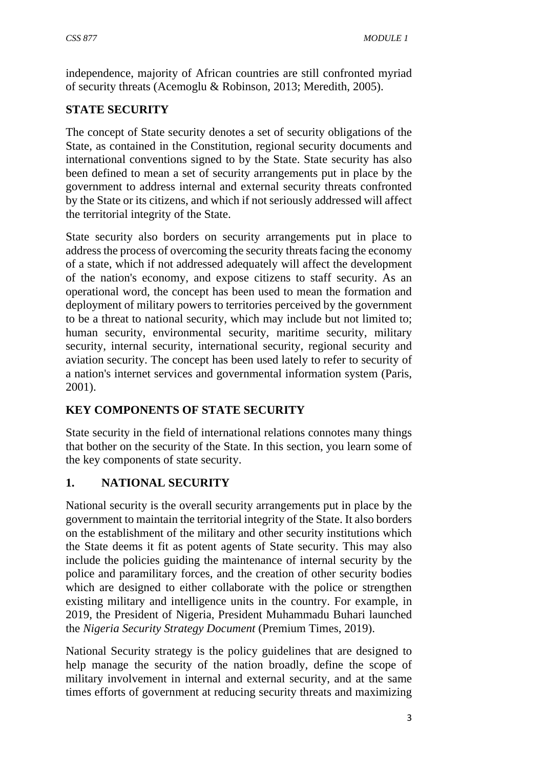independence, majority of African countries are still confronted myriad of security threats (Acemoglu & Robinson, 2013; Meredith, 2005).

## STATE SECURITY

The concept of State security denotes a set of security obligations of the State, as contained in the Constitution, regional security documents and international conventions signed to by the State. State security has also been defined to mean a set of security arrangements put in place by the government to address internal and external security threats confronted by the State or its citizens, and which if not seriously addressed will affect the territorial integrity of the State.

State security also borders on security arrangements put in place to address the process of overcoming the security threats facing the economy of a state, which if not addressed adequately will affect the development of the nation's economy, and expose citizens to staff security. As an operational word, the concept has been used to mean the formation and deployment of military powers to territories perceived by the government to be a threat to national security, which may include but not limited to; human security, environmental security, maritime security, military security, internal security, international security, regional security and aviation security. The concept has been used lately to refer to security of a nation's internet services and governmental information system (Paris, 2001).

## KEY COMPONENTS OF STATE SECURITY

State security in the field of international relations connotes many things that bother on the security of the State. In this section, you learn some of the key components of state security.

### 1. NATIONAL SECURITY

National security is the overall security arrangements put in place by the government to maintain the territorial integrity of the State. It also borders on the establishment of the military and other security institutions which the State deems it fit as potent agents of State security. This may also include the policies guiding the maintenance of internal security by the police and paramilitary forces, and the creation of other security bodies which are designed to either collaborate with the police or strengthen existing military and intelligence units in the country. For example, in 2019, the President of Nigeria, President Muhammadu Buhari launched the *Nigeria Security Strategy Document* (Premium Times, 2019).

National Security strategy is the policy guidelines that are designed to help manage the security of the nation broadly, define the scope of military involvement in internal and external security, and at the same times efforts of government at reducing security threats and maximizing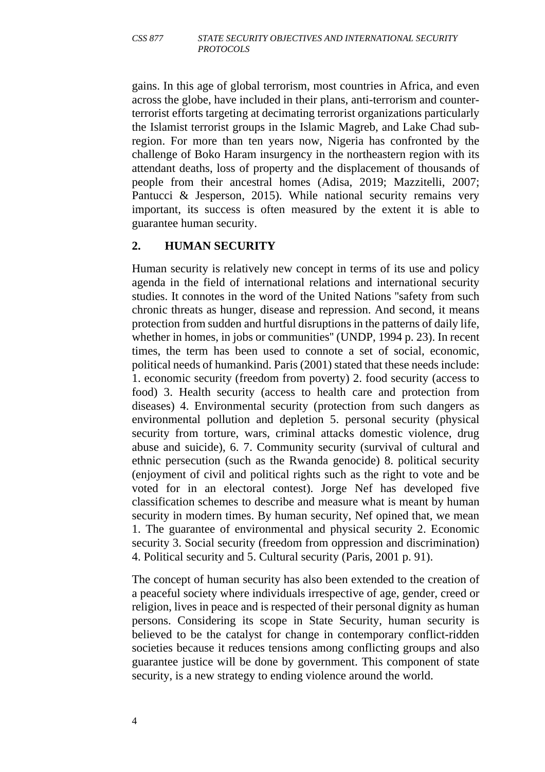gains. In this age of global terrorism, most countries in Africa, and even across the globe, have included in their plans, anti-terrorism and counter-terrorist efforts targeting at decimating terrorist organizations particularly the Islamist terrorist groups in the Islamic Magreb, and Lake Chad sub-region. For more than ten years now, Nigeria has confronted by the challenge of Boko Haram insurgency in the northeastern region with its attendant deaths, loss of property and the displacement of thousands of people from their ancestral homes (Adisa, 2019; Mazzitelli, 2007; Pantucci & Jesperson, 2015). While national security remains very important, its success is often measured by the extent it is able to guarantee human security.

## 2. HUMAN SECURITY

Human security is relatively new concept in terms of its use and policy agenda in the field of international relations and international security studies. It connotes in the word of the United Nations "safety from such chronic threats as hunger, disease and repression. And second, it means protection from sudden and hurtful disruptions in the patterns of daily life, whether in homes, in jobs or communities" (UNDP, 1994 p. 23). In recent times, the term has been used to connote a set of social, economic, political needs of humankind. Paris (2001) stated that these needs include: 1. economic security (freedom from poverty) 2. food security (access to food) 3. Health security (access to health care and protection from diseases) 4. Environmental security (protection from such dangers as environmental pollution and depletion 5. personal security (physical security from torture, wars, criminal attacks domestic violence, drug abuse and suicide), 6. 7. Community security (survival of cultural and ethnic persecution (such as the Rwanda genocide) 8. political security (enjoyment of civil and political rights such as the right to vote and be voted for in an electoral contest). Jorge Nef has developed five classification schemes to describe and measure what is meant by human security in modern times. By human security, Nef opined that, we mean 1. The guarantee of environmental and physical security 2. Economic security 3. Social security (freedom from oppression and discrimination) 4. Political security and 5. Cultural security (Paris, 2001 p. 91).

The concept of human security has also been extended to the creation of a peaceful society where individuals irrespective of age, gender, creed or religion, lives in peace and is respected of their personal dignity as human persons. Considering its scope in State Security, human security is believed to be the catalyst for change in contemporary conflict-ridden societies because it reduces tensions among conflicting groups and also guarantee justice will be done by government. This component of state security, is a new strategy to ending violence around the world.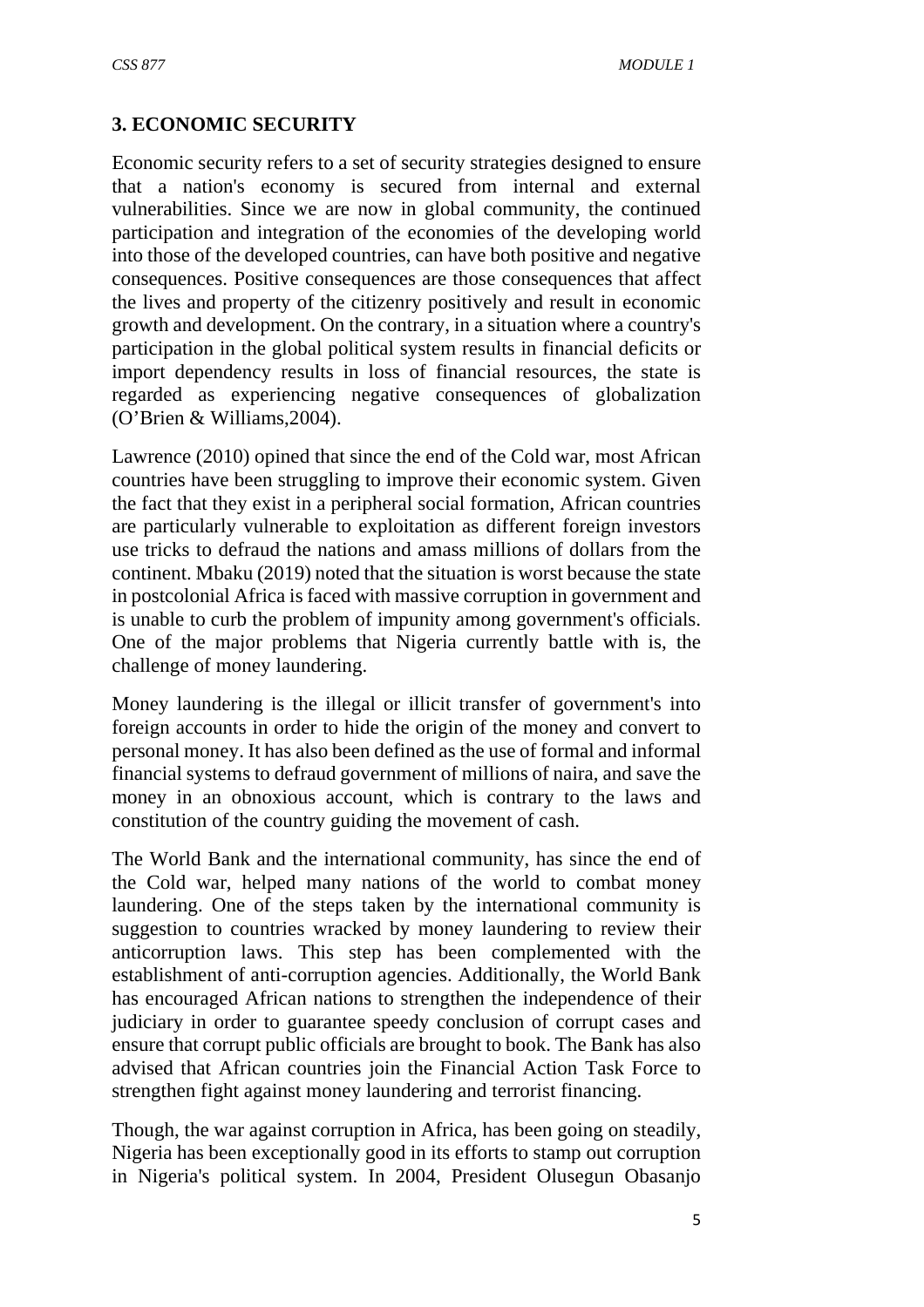## 3. ECONOMIC SECURITY

Economic security refers to a set of security strategies designed to ensure that a nation's economy is secured from internal and external vulnerabilities. Since we are now in global community, the continued participation and integration of the economies of the developing world into those of the developed countries, can have both positive and negative consequences. Positive consequences are those consequences that affect the lives and property of the citizenry positively and result in economic growth and development. On the contrary, in a situation where a country's participation in the global political system results in financial deficits or import dependency results in loss of financial resources, the state is regarded as experiencing negative consequences of globalization (O'Brien & Williams,2004).

Lawrence (2010) opined that since the end of the Cold war, most African countries have been struggling to improve their economic system. Given the fact that they exist in a peripheral social formation, African countries are particularly vulnerable to exploitation as different foreign investors use tricks to defraud the nations and amass millions of dollars from the continent. Mbaku (2019) noted that the situation is worst because the state in postcolonial Africa is faced with massive corruption in government and is unable to curb the problem of impunity among government's officials. One of the major problems that Nigeria currently battle with is, the challenge of money laundering.

Money laundering is the illegal or illicit transfer of government's into foreign accounts in order to hide the origin of the money and convert to personal money. It has also been defined as the use of formal and informal financial systems to defraud government of millions of naira, and save the money in an obnoxious account, which is contrary to the laws and constitution of the country guiding the movement of cash.

The World Bank and the international community, has since the end of the Cold war, helped many nations of the world to combat money laundering. One of the steps taken by the international community is suggestion to countries wracked by money laundering to review their anticorruption laws. This step has been complemented with the establishment of anti-corruption agencies. Additionally, the World Bank has encouraged African nations to strengthen the independence of their judiciary in order to guarantee speedy conclusion of corrupt cases and ensure that corrupt public officials are brought to book. The Bank has also advised that African countries join the Financial Action Task Force to strengthen fight against money laundering and terrorist financing.

Though, the war against corruption in Africa, has been going on steadily, Nigeria has been exceptionally good in its efforts to stamp out corruption in Nigeria's political system. In 2004, President Olusegun Obasanjo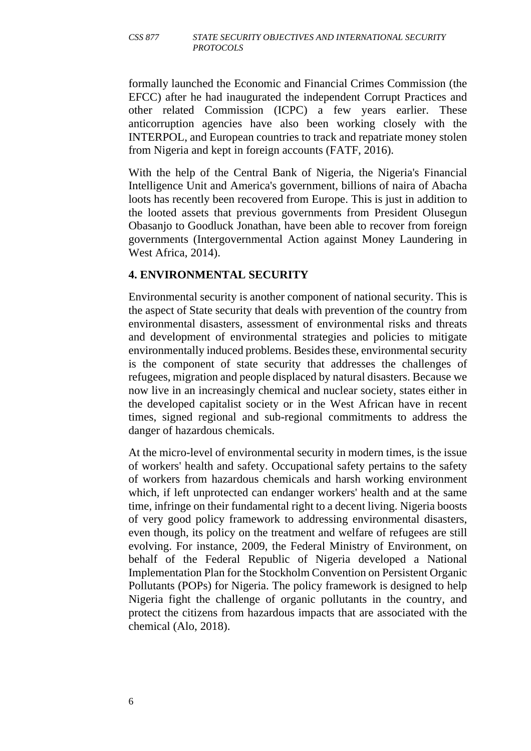formally launched the Economic and Financial Crimes Commission (the EFCC) after he had inaugurated the independent Corrupt Practices and other related Commission (ICPC) a few years earlier. These anticorruption agencies have also been working closely with the INTERPOL, and European countries to track and repatriate money stolen from Nigeria and kept in foreign accounts (FATF, 2016).

With the help of the Central Bank of Nigeria, the Nigeria's Financial Intelligence Unit and America's government, billions of naira of Abacha loots has recently been recovered from Europe. This is just in addition to the looted assets that previous governments from President Olusegun Obasanjo to Goodluck Jonathan, have been able to recover from foreign governments (Intergovernmental Action against Money Laundering in West Africa, 2014).

### 4. ENVIRONMENTAL SECURITY

Environmental security is another component of national security. This is the aspect of State security that deals with prevention of the country from environmental disasters, assessment of environmental risks and threats and development of environmental strategies and policies to mitigate environmentally induced problems. Besides these, environmental security is the component of state security that addresses the challenges of refugees, migration and people displaced by natural disasters. Because we now live in an increasingly chemical and nuclear society, states either in the developed capitalist society or in the West African have in recent times, signed regional and sub-regional commitments to address the danger of hazardous chemicals.

At the micro-level of environmental security in modern times, is the issue of workers' health and safety. Occupational safety pertains to the safety of workers from hazardous chemicals and harsh working environment which, if left unprotected can endanger workers' health and at the same time, infringe on their fundamental right to a decent living. Nigeria boosts of very good policy framework to addressing environmental disasters, even though, its policy on the treatment and welfare of refugees are still evolving. For instance, 2009, the Federal Ministry of Environment, on behalf of the Federal Republic of Nigeria developed a National Implementation Plan for the Stockholm Convention on Persistent Organic Pollutants (POPs) for Nigeria. The policy framework is designed to help Nigeria fight the challenge of organic pollutants in the country, and protect the citizens from hazardous impacts that are associated with the chemical (Alo, 2018).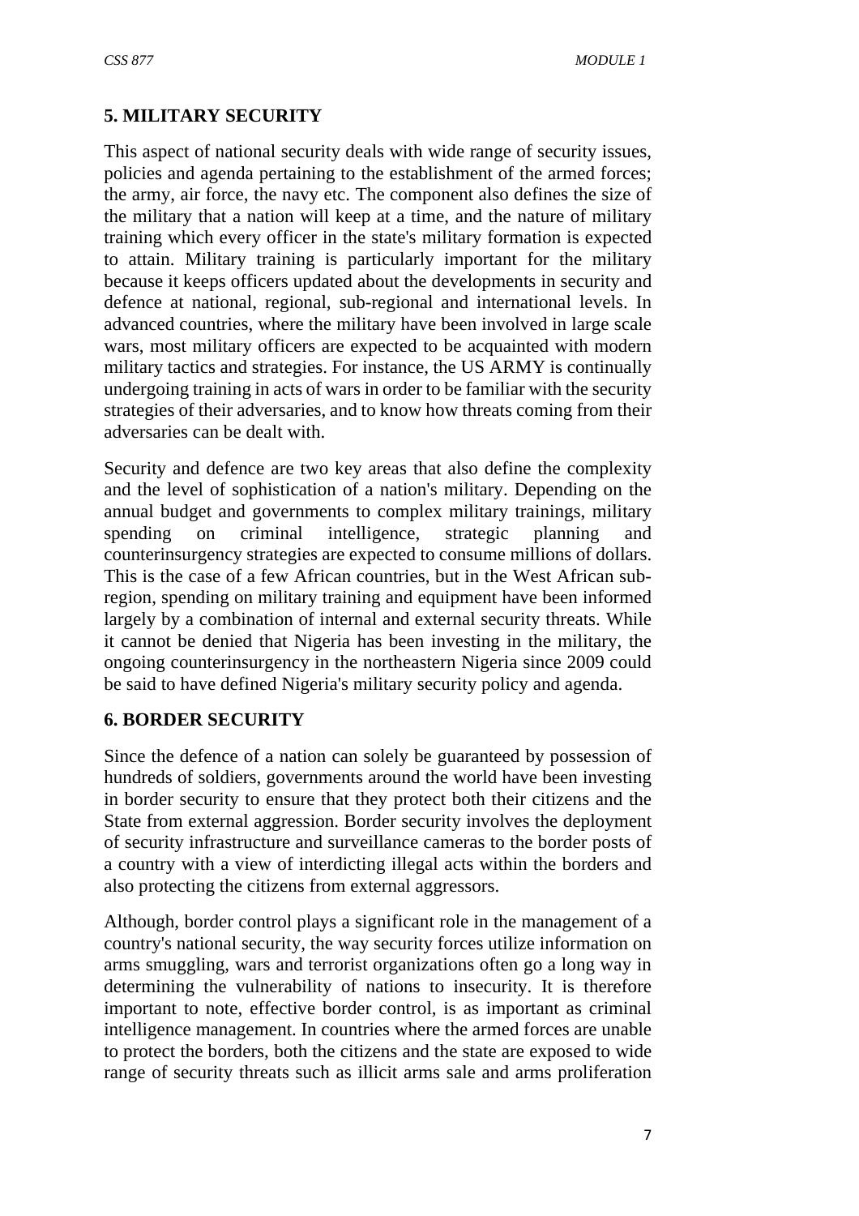## 5. MILITARY SECURITY

This aspect of national security deals with wide range of security issues, policies and agenda pertaining to the establishment of the armed forces; the army, air force, the navy etc. The component also defines the size of the military that a nation will keep at a time, and the nature of military training which every officer in the state's military formation is expected to attain. Military training is particularly important for the military because it keeps officers updated about the developments in security and defence at national, regional, sub-regional and international levels. In advanced countries, where the military have been involved in large scale wars, most military officers are expected to be acquainted with modern military tactics and strategies. For instance, the US ARMY is continually undergoing training in acts of wars in order to be familiar with the security strategies of their adversaries, and to know how threats coming from their adversaries can be dealt with.

Security and defence are two key areas that also define the complexity and the level of sophistication of a nation's military. Depending on the annual budget and governments to complex military trainings, military spending on criminal intelligence, strategic planning and counterinsurgency strategies are expected to consume millions of dollars. This is the case of a few African countries, but in the West African sub-region, spending on military training and equipment have been informed largely by a combination of internal and external security threats. While it cannot be denied that Nigeria has been investing in the military, the ongoing counterinsurgency in the northeastern Nigeria since 2009 could be said to have defined Nigeria's military security policy and agenda.

## 6. BORDER SECURITY

Since the defence of a nation can solely be guaranteed by possession of hundreds of soldiers, governments around the world have been investing in border security to ensure that they protect both their citizens and the State from external aggression. Border security involves the deployment of security infrastructure and surveillance cameras to the border posts of a country with a view of interdicting illegal acts within the borders and also protecting the citizens from external aggressors.

Although, border control plays a significant role in the management of a country's national security, the way security forces utilize information on arms smuggling, wars and terrorist organizations often go a long way in determining the vulnerability of nations to insecurity. It is therefore important to note, effective border control, is as important as criminal intelligence management. In countries where the armed forces are unable to protect the borders, both the citizens and the state are exposed to wide range of security threats such as illicit arms sale and arms proliferation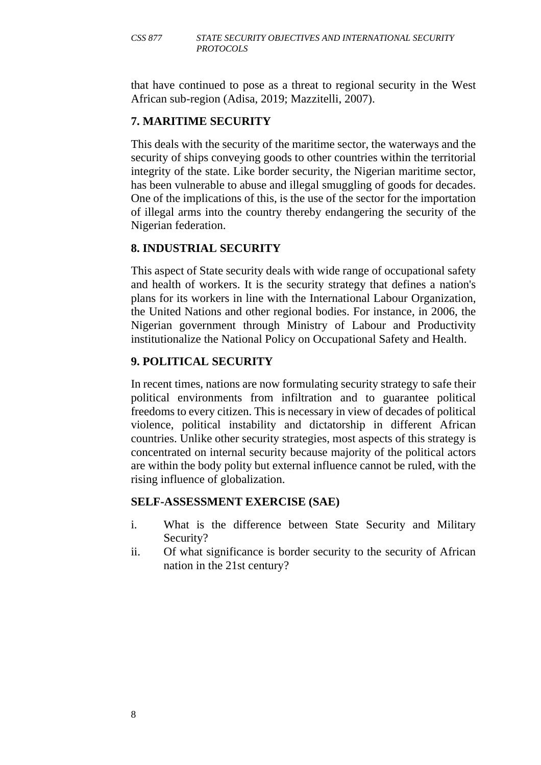that have continued to pose as a threat to regional security in the West African sub-region (Adisa, 2019; Mazzitelli, 2007).

### 7. MARITIME SECURITY

This deals with the security of the maritime sector, the waterways and the security of ships conveying goods to other countries within the territorial integrity of the state. Like border security, the Nigerian maritime sector, has been vulnerable to abuse and illegal smuggling of goods for decades. One of the implications of this, is the use of the sector for the importation of illegal arms into the country thereby endangering the security of the Nigerian federation.

### 8. INDUSTRIAL SECURITY

This aspect of State security deals with wide range of occupational safety and health of workers. It is the security strategy that defines a nation's plans for its workers in line with the International Labour Organization, the United Nations and other regional bodies. For instance, in 2006, the Nigerian government through Ministry of Labour and Productivity institutionalize the National Policy on Occupational Safety and Health.

### 9. POLITICAL SECURITY

In recent times, nations are now formulating security strategy to safe their political environments from infiltration and to guarantee political freedoms to every citizen. This is necessary in view of decades of political violence, political instability and dictatorship in different African countries. Unlike other security strategies, most aspects of this strategy is concentrated on internal security because majority of the political actors are within the body polity but external influence cannot be ruled, with the rising influence of globalization.

### SELF-ASSESSMENT EXERCISE (SAE)

i. What is the difference between State Security and Military Security?

ii. Of what significance is border security to the security of African nation in the 21st century?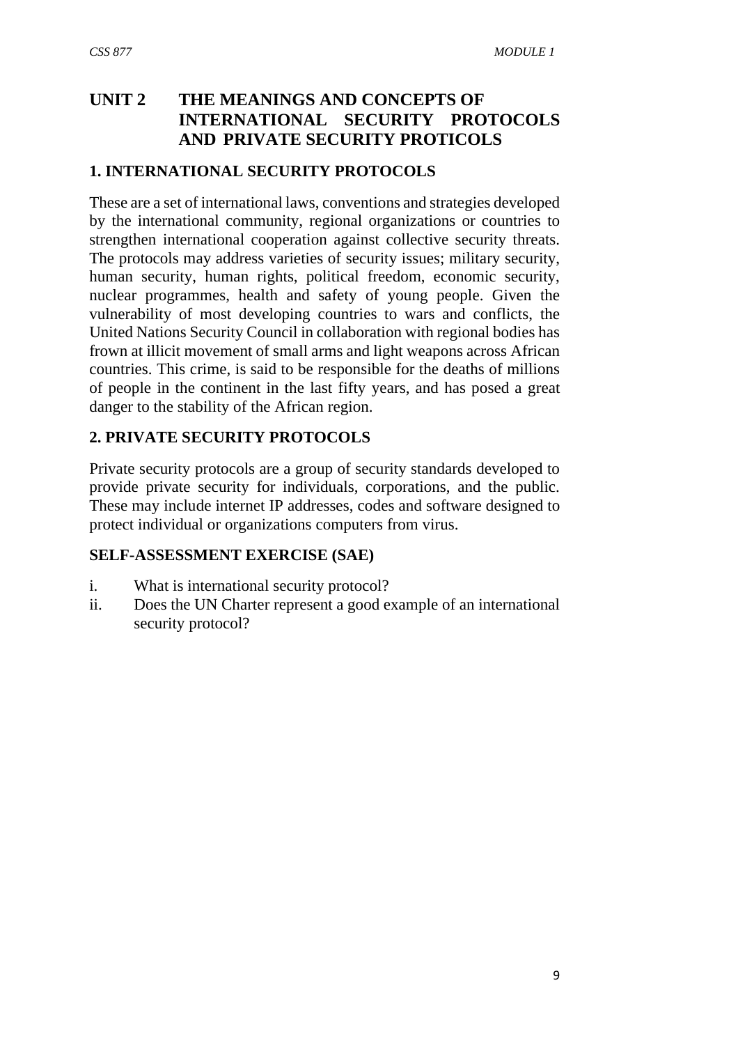# UNIT 2 THE MEANINGS AND CONCEPTS OF INTERNATIONAL SECURITY PROTOCOLS AND PRIVATE SECURITY PROTICOLS

## 1. INTERNATIONAL SECURITY PROTOCOLS

These are a set of international laws, conventions and strategies developed by the international community, regional organizations or countries to strengthen international cooperation against collective security threats. The protocols may address varieties of security issues; military security, human security, human rights, political freedom, economic security, nuclear programmes, health and safety of young people. Given the vulnerability of most developing countries to wars and conflicts, the United Nations Security Council in collaboration with regional bodies has frown at illicit movement of small arms and light weapons across African countries. This crime, is said to be responsible for the deaths of millions of people in the continent in the last fifty years, and has posed a great danger to the stability of the African region.

## 2. PRIVATE SECURITY PROTOCOLS

Private security protocols are a group of security standards developed to provide private security for individuals, corporations, and the public. These may include internet IP addresses, codes and software designed to protect individual or organizations computers from virus.

## SELF-ASSESSMENT EXERCISE (SAE)

i. What is international security protocol?

ii. Does the UN Charter represent a good example of an international security protocol?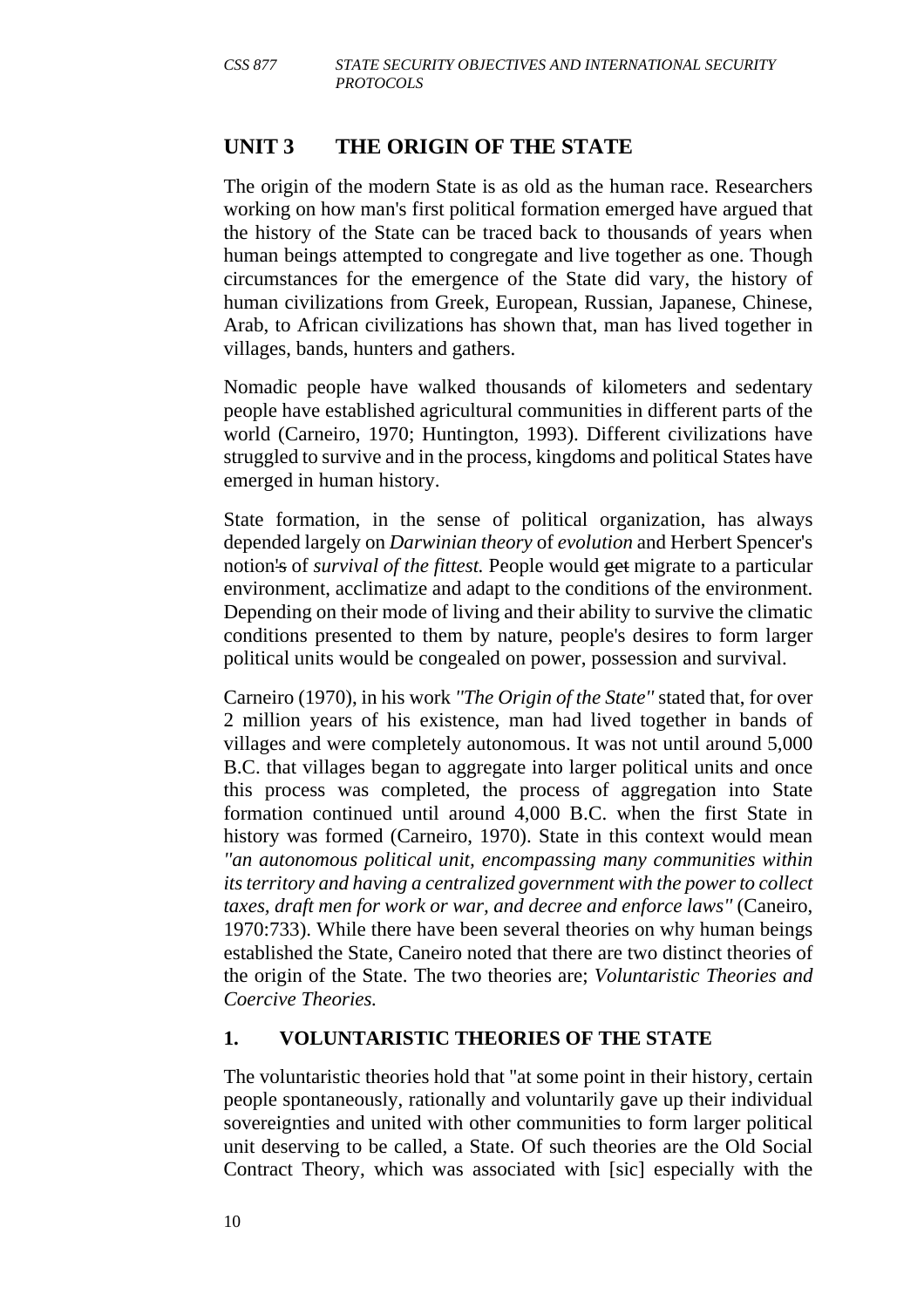## UNIT 3 THE ORIGIN OF THE STATE

The origin of the modern State is as old as the human race. Researchers working on how man's first political formation emerged have argued that the history of the State can be traced back to thousands of years when human beings attempted to congregate and live together as one. Though circumstances for the emergence of the State did vary, the history of human civilizations from Greek, European, Russian, Japanese, Chinese, Arab, to African civilizations has shown that, man has lived together in villages, bands, hunters and gathers.

Nomadic people have walked thousands of kilometers and sedentary people have established agricultural communities in different parts of the world (Carneiro, 1970; Huntington, 1993). Different civilizations have struggled to survive and in the process, kingdoms and political States have emerged in human history.

State formation, in the sense of political organization, has always depended largely on *Darwinian theory* of *evolution* and Herbert Spencer's notion's of *survival of the fittest.* People would ~~get~~ migrate to a particular environment, acclimatize and adapt to the conditions of the environment. Depending on their mode of living and their ability to survive the climatic conditions presented to them by nature, people's desires to form larger political units would be congealed on power, possession and survival.

Carneiro (1970), in his work *"The Origin of the State"* stated that, for over 2 million years of his existence, man had lived together in bands of villages and were completely autonomous. It was not until around 5,000 B.C. that villages began to aggregate into larger political units and once this process was completed, the process of aggregation into State formation continued until around 4,000 B.C. when the first State in history was formed (Carneiro, 1970). State in this context would mean *"an autonomous political unit, encompassing many communities within its territory and having a centralized government with the power to collect taxes, draft men for work or war, and decree and enforce laws"* (Caneiro, 1970:733). While there have been several theories on why human beings established the State, Caneiro noted that there are two distinct theories of the origin of the State. The two theories are; *Voluntaristic Theories and Coercive Theories.*

### 1. VOLUNTARISTIC THEORIES OF THE STATE

The voluntaristic theories hold that "at some point in their history, certain people spontaneously, rationally and voluntarily gave up their individual sovereignties and united with other communities to form larger political unit deserving to be called, a State. Of such theories are the Old Social Contract Theory, which was associated with [sic] especially with the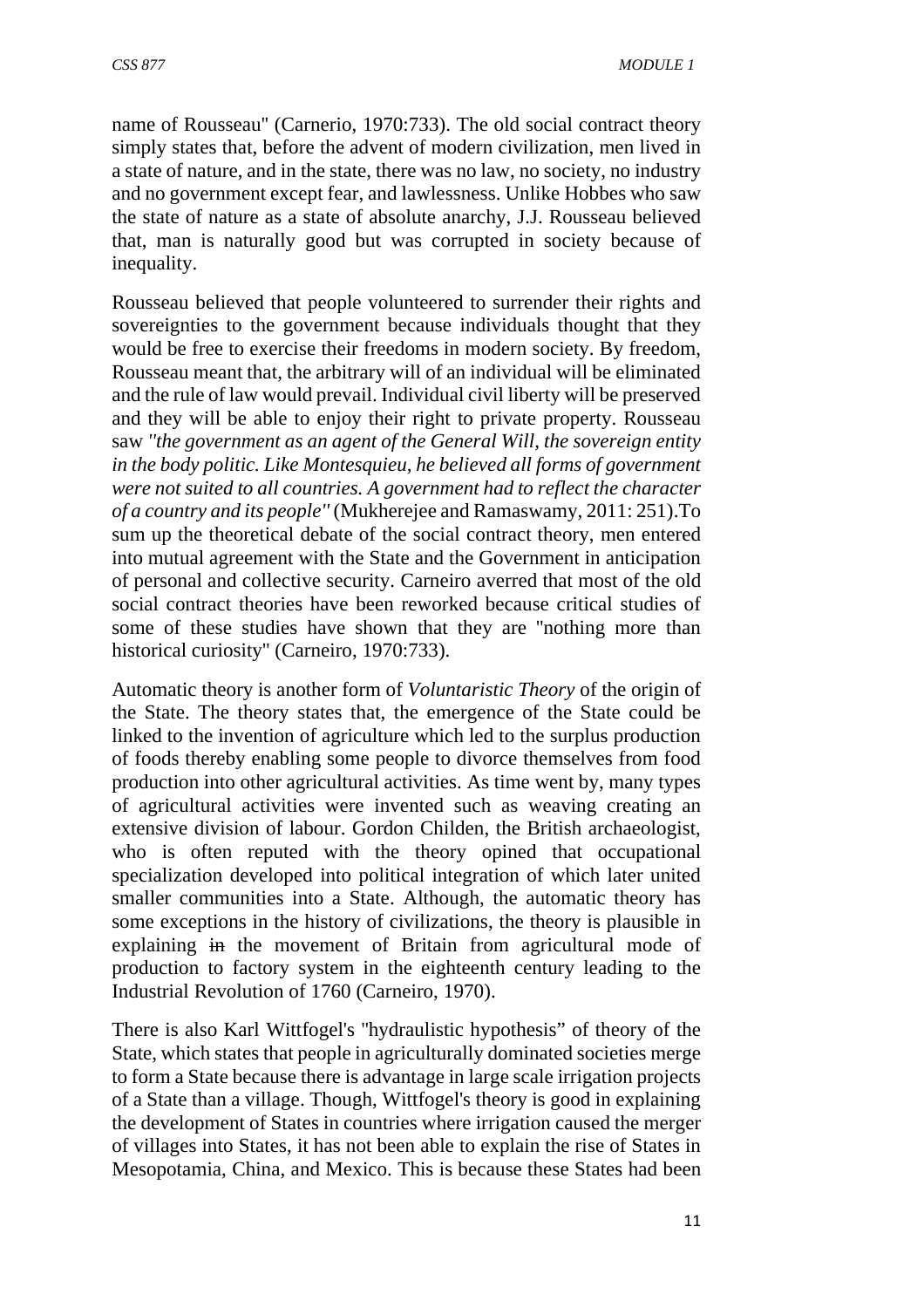name of Rousseau" (Carnerio, 1970:733). The old social contract theory simply states that, before the advent of modern civilization, men lived in a state of nature, and in the state, there was no law, no society, no industry and no government except fear, and lawlessness. Unlike Hobbes who saw the state of nature as a state of absolute anarchy, J.J. Rousseau believed that, man is naturally good but was corrupted in society because of inequality.

Rousseau believed that people volunteered to surrender their rights and sovereignties to the government because individuals thought that they would be free to exercise their freedoms in modern society. By freedom, Rousseau meant that, the arbitrary will of an individual will be eliminated and the rule of law would prevail. Individual civil liberty will be preserved and they will be able to enjoy their right to private property. Rousseau saw *"the government as an agent of the General Will, the sovereign entity in the body politic. Like Montesquieu, he believed all forms of government were not suited to all countries. A government had to reflect the character of a country and its people"* (Mukherejee and Ramaswamy, 2011: 251).To sum up the theoretical debate of the social contract theory, men entered into mutual agreement with the State and the Government in anticipation of personal and collective security. Carneiro averred that most of the old social contract theories have been reworked because critical studies of some of these studies have shown that they are "nothing more than historical curiosity" (Carneiro, 1970:733).

Automatic theory is another form of *Voluntaristic Theory* of the origin of the State. The theory states that, the emergence of the State could be linked to the invention of agriculture which led to the surplus production of foods thereby enabling some people to divorce themselves from food production into other agricultural activities. As time went by, many types of agricultural activities were invented such as weaving creating an extensive division of labour. Gordon Childen, the British archaeologist, who is often reputed with the theory opined that occupational specialization developed into political integration of which later united smaller communities into a State. Although, the automatic theory has some exceptions in the history of civilizations, the theory is plausible in explaining ~~in~~ the movement of Britain from agricultural mode of production to factory system in the eighteenth century leading to the Industrial Revolution of 1760 (Carneiro, 1970).

There is also Karl Wittfogel's "hydraulistic hypothesis" of theory of the State, which states that people in agriculturally dominated societies merge to form a State because there is advantage in large scale irrigation projects of a State than a village. Though, Wittfogel's theory is good in explaining the development of States in countries where irrigation caused the merger of villages into States, it has not been able to explain the rise of States in Mesopotamia, China, and Mexico. This is because these States had been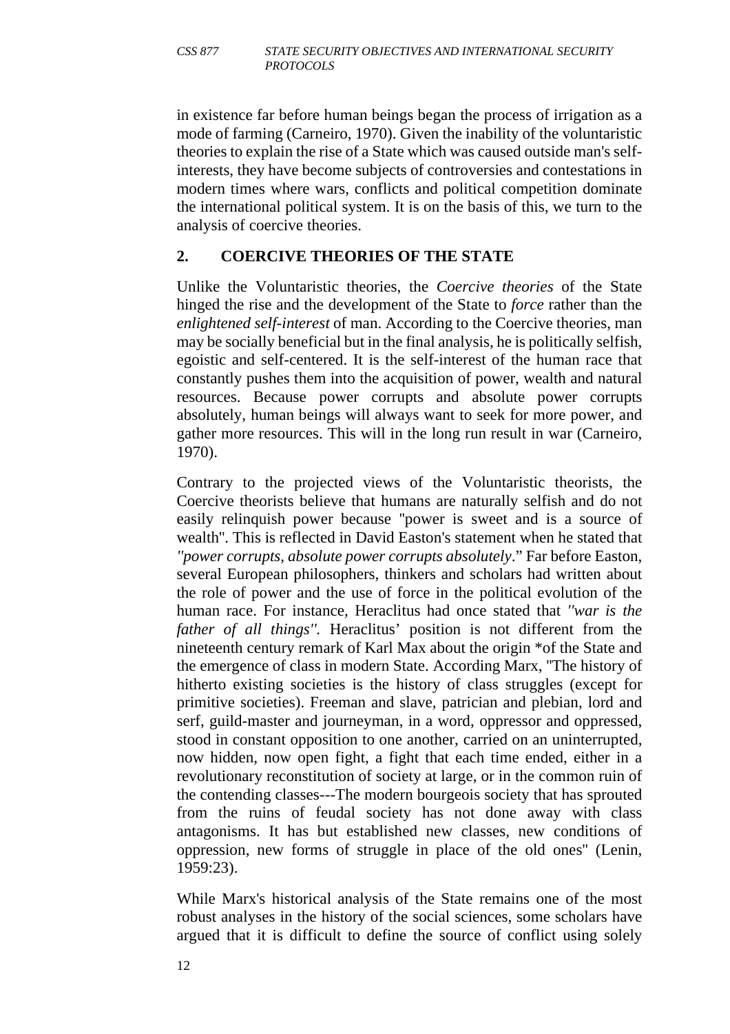in existence far before human beings began the process of irrigation as a mode of farming (Carneiro, 1970). Given the inability of the voluntaristic theories to explain the rise of a State which was caused outside man's self-interests, they have become subjects of controversies and contestations in modern times where wars, conflicts and political competition dominate the international political system. It is on the basis of this, we turn to the analysis of coercive theories.

## 2. COERCIVE THEORIES OF THE STATE

Unlike the Voluntaristic theories, the *Coercive theories* of the State hinged the rise and the development of the State to *force* rather than the *enlightened self-interest* of man. According to the Coercive theories, man may be socially beneficial but in the final analysis, he is politically selfish, egoistic and self-centered. It is the self-interest of the human race that constantly pushes them into the acquisition of power, wealth and natural resources. Because power corrupts and absolute power corrupts absolutely, human beings will always want to seek for more power, and gather more resources. This will in the long run result in war (Carneiro, 1970).

Contrary to the projected views of the Voluntaristic theorists, the Coercive theorists believe that humans are naturally selfish and do not easily relinquish power because "power is sweet and is a source of wealth". This is reflected in David Easton's statement when he stated that *"power corrupts, absolute power corrupts absolutely*." Far before Easton, several European philosophers, thinkers and scholars had written about the role of power and the use of force in the political evolution of the human race. For instance, Heraclitus had once stated that *"war is the father of all things"*. Heraclitus' position is not different from the nineteenth century remark of Karl Max about the origin *of the State and the emergence of class in modern State. According Marx, "The history of hitherto existing societies is the history of class struggles (except for primitive societies). Freeman and slave, patrician and plebian, lord and serf, guild-master and journeyman, in a word, oppressor and oppressed, stood in constant opposition to one another, carried on an uninterrupted, now hidden, now open fight, a fight that each time ended, either in a revolutionary reconstitution of society at large, or in the common ruin of the contending classes---The modern bourgeois society that has sprouted from the ruins of feudal society has not done away with class antagonisms. It has but established new classes, new conditions of oppression, new forms of struggle in place of the old ones" (Lenin, 1959:23).

While Marx's historical analysis of the State remains one of the most robust analyses in the history of the social sciences, some scholars have argued that it is difficult to define the source of conflict using solely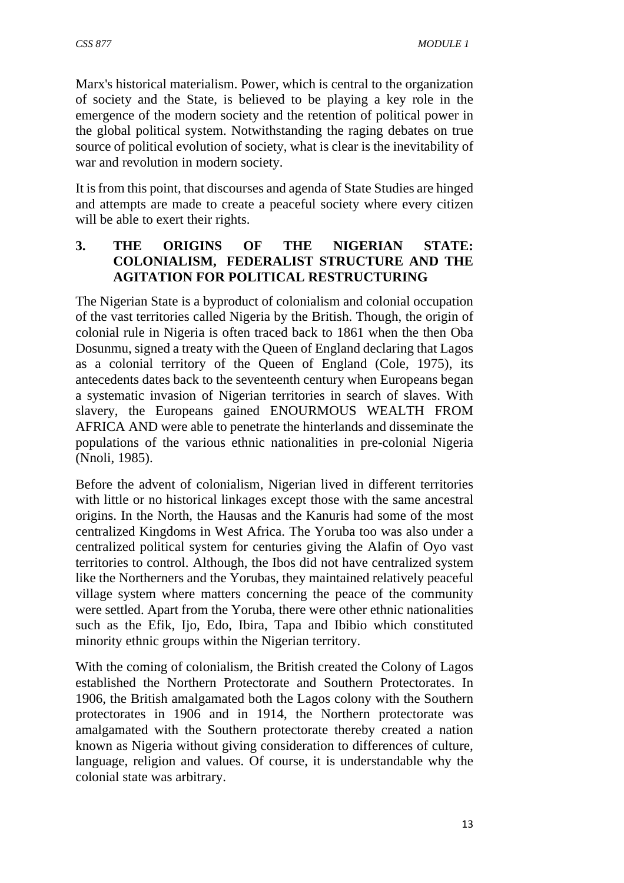Marx's historical materialism. Power, which is central to the organization of society and the State, is believed to be playing a key role in the emergence of the modern society and the retention of political power in the global political system. Notwithstanding the raging debates on true source of political evolution of society, what is clear is the inevitability of war and revolution in modern society.

It is from this point, that discourses and agenda of State Studies are hinged and attempts are made to create a peaceful society where every citizen will be able to exert their rights.

## 3. THE ORIGINS OF THE NIGERIAN STATE: COLONIALISM, FEDERALIST STRUCTURE AND THE AGITATION FOR POLITICAL RESTRUCTURING

The Nigerian State is a byproduct of colonialism and colonial occupation of the vast territories called Nigeria by the British. Though, the origin of colonial rule in Nigeria is often traced back to 1861 when the then Oba Dosunmu, signed a treaty with the Queen of England declaring that Lagos as a colonial territory of the Queen of England (Cole, 1975), its antecedents dates back to the seventeenth century when Europeans began a systematic invasion of Nigerian territories in search of slaves. With slavery, the Europeans gained ENOURMOUS WEALTH FROM AFRICA AND were able to penetrate the hinterlands and disseminate the populations of the various ethnic nationalities in pre-colonial Nigeria (Nnoli, 1985).

Before the advent of colonialism, Nigerian lived in different territories with little or no historical linkages except those with the same ancestral origins. In the North, the Hausas and the Kanuris had some of the most centralized Kingdoms in West Africa. The Yoruba too was also under a centralized political system for centuries giving the Alafin of Oyo vast territories to control. Although, the Ibos did not have centralized system like the Northerners and the Yorubas, they maintained relatively peaceful village system where matters concerning the peace of the community were settled. Apart from the Yoruba, there were other ethnic nationalities such as the Efik, Ijo, Edo, Ibira, Tapa and Ibibio which constituted minority ethnic groups within the Nigerian territory.

With the coming of colonialism, the British created the Colony of Lagos established the Northern Protectorate and Southern Protectorates. In 1906, the British amalgamated both the Lagos colony with the Southern protectorates in 1906 and in 1914, the Northern protectorate was amalgamated with the Southern protectorate thereby created a nation known as Nigeria without giving consideration to differences of culture, language, religion and values. Of course, it is understandable why the colonial state was arbitrary.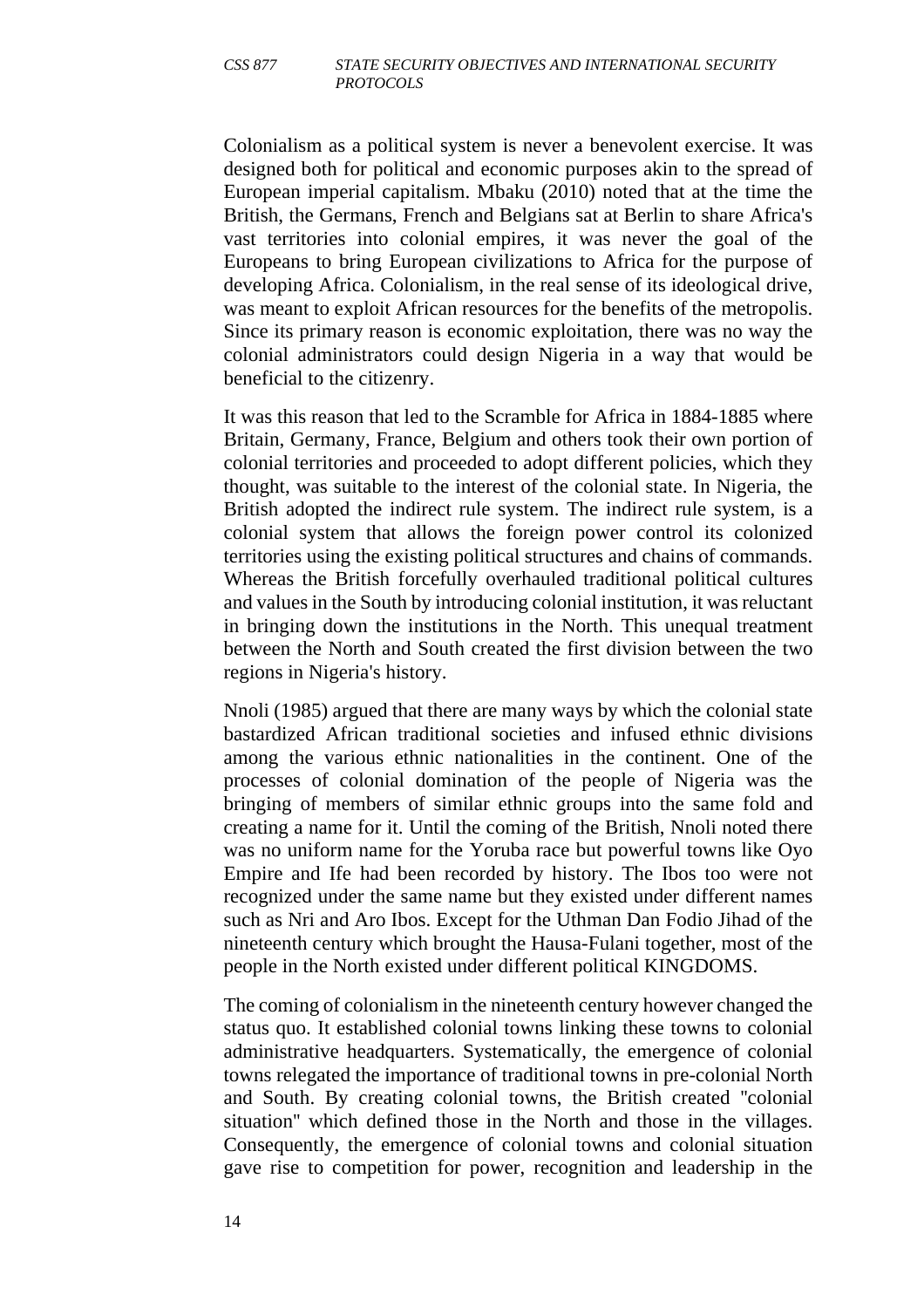Colonialism as a political system is never a benevolent exercise. It was designed both for political and economic purposes akin to the spread of European imperial capitalism. Mbaku (2010) noted that at the time the British, the Germans, French and Belgians sat at Berlin to share Africa's vast territories into colonial empires, it was never the goal of the Europeans to bring European civilizations to Africa for the purpose of developing Africa. Colonialism, in the real sense of its ideological drive, was meant to exploit African resources for the benefits of the metropolis. Since its primary reason is economic exploitation, there was no way the colonial administrators could design Nigeria in a way that would be beneficial to the citizenry.

It was this reason that led to the Scramble for Africa in 1884-1885 where Britain, Germany, France, Belgium and others took their own portion of colonial territories and proceeded to adopt different policies, which they thought, was suitable to the interest of the colonial state. In Nigeria, the British adopted the indirect rule system. The indirect rule system, is a colonial system that allows the foreign power control its colonized territories using the existing political structures and chains of commands. Whereas the British forcefully overhauled traditional political cultures and values in the South by introducing colonial institution, it was reluctant in bringing down the institutions in the North. This unequal treatment between the North and South created the first division between the two regions in Nigeria's history.

Nnoli (1985) argued that there are many ways by which the colonial state bastardized African traditional societies and infused ethnic divisions among the various ethnic nationalities in the continent. One of the processes of colonial domination of the people of Nigeria was the bringing of members of similar ethnic groups into the same fold and creating a name for it. Until the coming of the British, Nnoli noted there was no uniform name for the Yoruba race but powerful towns like Oyo Empire and Ife had been recorded by history. The Ibos too were not recognized under the same name but they existed under different names such as Nri and Aro Ibos. Except for the Uthman Dan Fodio Jihad of the nineteenth century which brought the Hausa-Fulani together, most of the people in the North existed under different political KINGDOMS.

The coming of colonialism in the nineteenth century however changed the status quo. It established colonial towns linking these towns to colonial administrative headquarters. Systematically, the emergence of colonial towns relegated the importance of traditional towns in pre-colonial North and South. By creating colonial towns, the British created "colonial situation" which defined those in the North and those in the villages. Consequently, the emergence of colonial towns and colonial situation gave rise to competition for power, recognition and leadership in the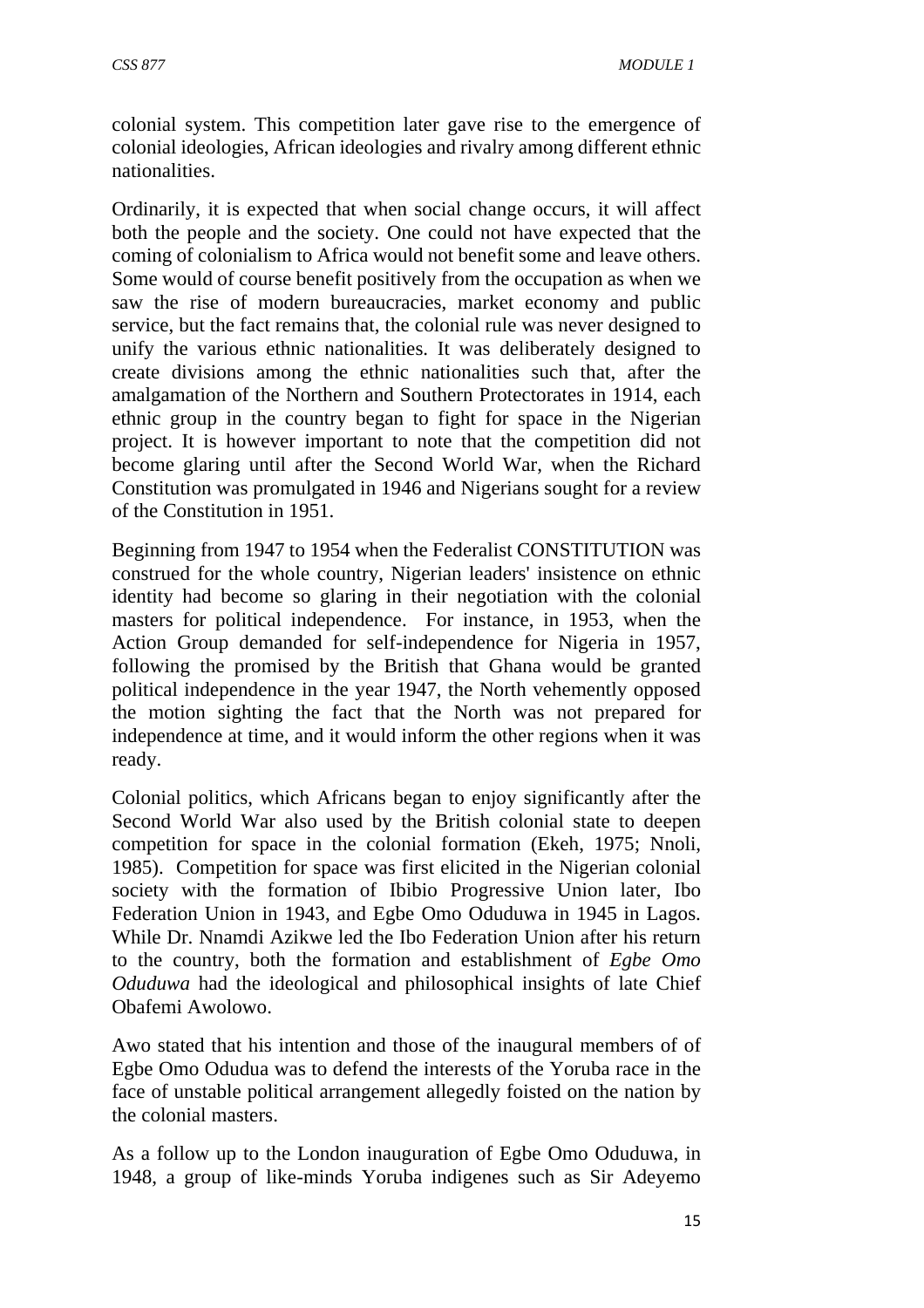colonial system. This competition later gave rise to the emergence of colonial ideologies, African ideologies and rivalry among different ethnic nationalities.

Ordinarily, it is expected that when social change occurs, it will affect both the people and the society. One could not have expected that the coming of colonialism to Africa would not benefit some and leave others. Some would of course benefit positively from the occupation as when we saw the rise of modern bureaucracies, market economy and public service, but the fact remains that, the colonial rule was never designed to unify the various ethnic nationalities. It was deliberately designed to create divisions among the ethnic nationalities such that, after the amalgamation of the Northern and Southern Protectorates in 1914, each ethnic group in the country began to fight for space in the Nigerian project. It is however important to note that the competition did not become glaring until after the Second World War, when the Richard Constitution was promulgated in 1946 and Nigerians sought for a review of the Constitution in 1951.

Beginning from 1947 to 1954 when the Federalist CONSTITUTION was construed for the whole country, Nigerian leaders' insistence on ethnic identity had become so glaring in their negotiation with the colonial masters for political independence. For instance, in 1953, when the Action Group demanded for self-independence for Nigeria in 1957, following the promised by the British that Ghana would be granted political independence in the year 1947, the North vehemently opposed the motion sighting the fact that the North was not prepared for independence at time, and it would inform the other regions when it was ready.

Colonial politics, which Africans began to enjoy significantly after the Second World War also used by the British colonial state to deepen competition for space in the colonial formation (Ekeh, 1975; Nnoli, 1985). Competition for space was first elicited in the Nigerian colonial society with the formation of Ibibio Progressive Union later, Ibo Federation Union in 1943, and Egbe Omo Oduduwa in 1945 in Lagos. While Dr. Nnamdi Azikwe led the Ibo Federation Union after his return to the country, both the formation and establishment of *Egbe Omo Oduduwa* had the ideological and philosophical insights of late Chief Obafemi Awolowo.

Awo stated that his intention and those of the inaugural members of of Egbe Omo Odudua was to defend the interests of the Yoruba race in the face of unstable political arrangement allegedly foisted on the nation by the colonial masters.

As a follow up to the London inauguration of Egbe Omo Oduduwa, in 1948, a group of like-minds Yoruba indigenes such as Sir Adeyemo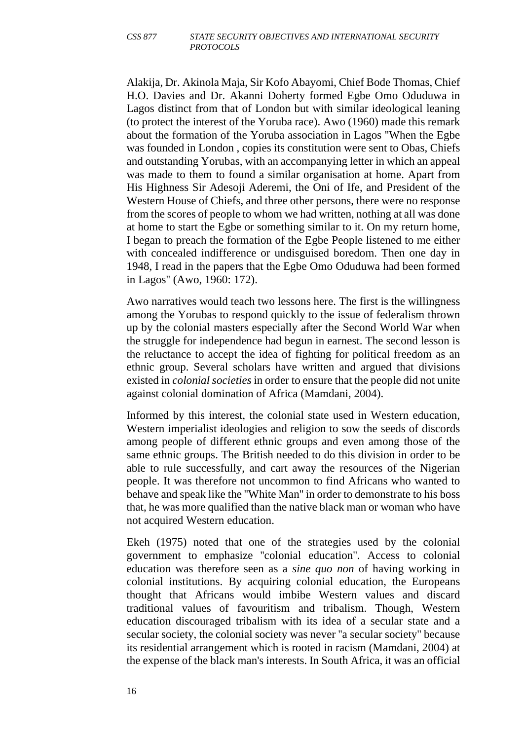Alakija, Dr. Akinola Maja, Sir Kofo Abayomi, Chief Bode Thomas, Chief H.O. Davies and Dr. Akanni Doherty formed Egbe Omo Oduduwa in Lagos distinct from that of London but with similar ideological leaning (to protect the interest of the Yoruba race). Awo (1960) made this remark about the formation of the Yoruba association in Lagos "When the Egbe was founded in London , copies its constitution were sent to Obas, Chiefs and outstanding Yorubas, with an accompanying letter in which an appeal was made to them to found a similar organisation at home. Apart from His Highness Sir Adesoji Aderemi, the Oni of Ife, and President of the Western House of Chiefs, and three other persons, there were no response from the scores of people to whom we had written, nothing at all was done at home to start the Egbe or something similar to it. On my return home, I began to preach the formation of the Egbe People listened to me either with concealed indifference or undisguised boredom. Then one day in 1948, I read in the papers that the Egbe Omo Oduduwa had been formed in Lagos" (Awo, 1960: 172).

Awo narratives would teach two lessons here. The first is the willingness among the Yorubas to respond quickly to the issue of federalism thrown up by the colonial masters especially after the Second World War when the struggle for independence had begun in earnest. The second lesson is the reluctance to accept the idea of fighting for political freedom as an ethnic group. Several scholars have written and argued that divisions existed in *colonial societies* in order to ensure that the people did not unite against colonial domination of Africa (Mamdani, 2004).

Informed by this interest, the colonial state used in Western education, Western imperialist ideologies and religion to sow the seeds of discords among people of different ethnic groups and even among those of the same ethnic groups. The British needed to do this division in order to be able to rule successfully, and cart away the resources of the Nigerian people. It was therefore not uncommon to find Africans who wanted to behave and speak like the "White Man" in order to demonstrate to his boss that, he was more qualified than the native black man or woman who have not acquired Western education.

Ekeh (1975) noted that one of the strategies used by the colonial government to emphasize "colonial education". Access to colonial education was therefore seen as a *sine quo non* of having working in colonial institutions. By acquiring colonial education, the Europeans thought that Africans would imbibe Western values and discard traditional values of favouritism and tribalism. Though, Western education discouraged tribalism with its idea of a secular state and a secular society, the colonial society was never "a secular society" because its residential arrangement which is rooted in racism (Mamdani, 2004) at the expense of the black man's interests. In South Africa, it was an official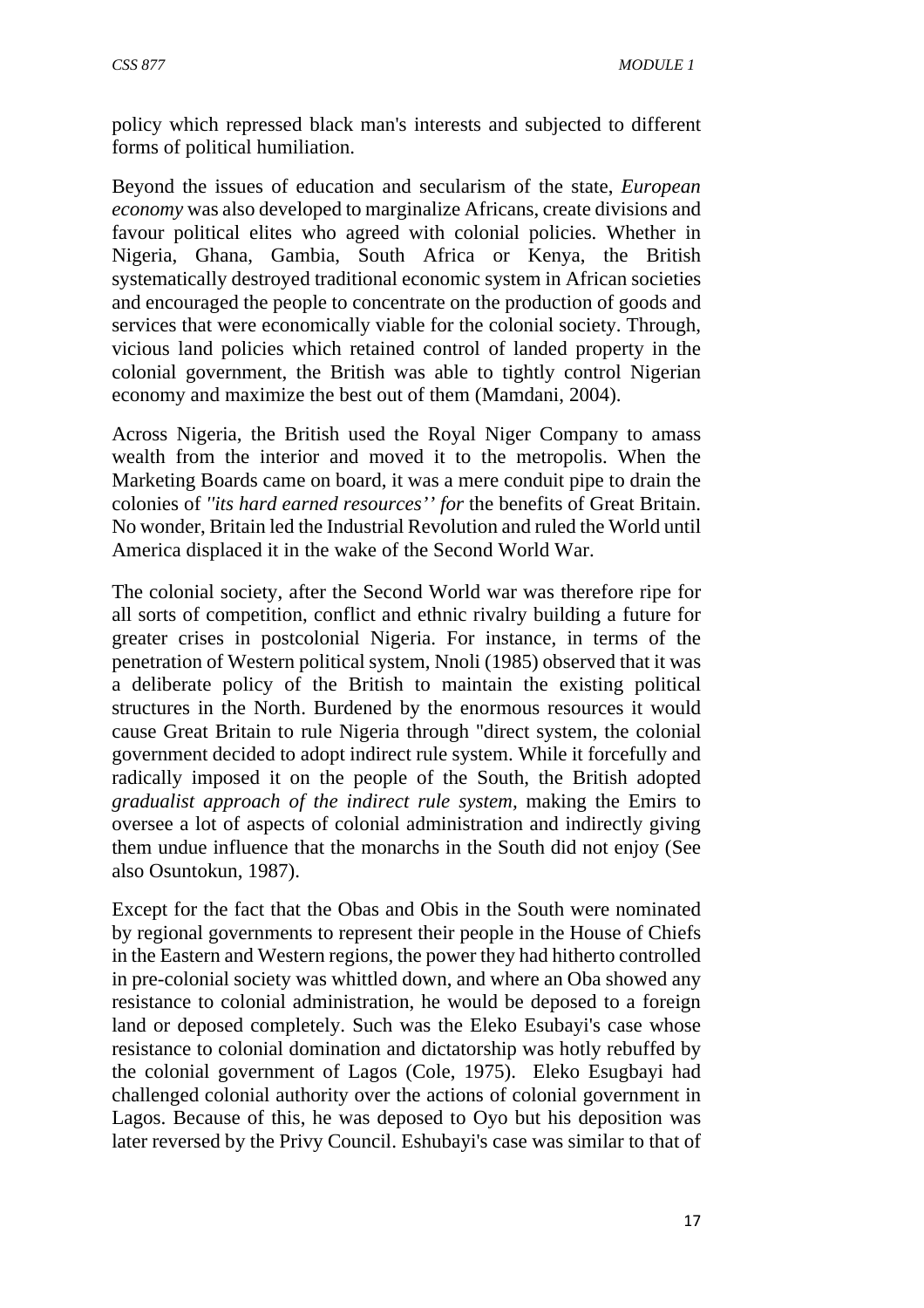policy which repressed black man's interests and subjected to different forms of political humiliation.

Beyond the issues of education and secularism of the state, *European economy* was also developed to marginalize Africans, create divisions and favour political elites who agreed with colonial policies. Whether in Nigeria, Ghana, Gambia, South Africa or Kenya, the British systematically destroyed traditional economic system in African societies and encouraged the people to concentrate on the production of goods and services that were economically viable for the colonial society. Through, vicious land policies which retained control of landed property in the colonial government, the British was able to tightly control Nigerian economy and maximize the best out of them (Mamdani, 2004).

Across Nigeria, the British used the Royal Niger Company to amass wealth from the interior and moved it to the metropolis. When the Marketing Boards came on board, it was a mere conduit pipe to drain the colonies of *"its hard earned resources'' for* the benefits of Great Britain. No wonder, Britain led the Industrial Revolution and ruled the World until America displaced it in the wake of the Second World War.

The colonial society, after the Second World war was therefore ripe for all sorts of competition, conflict and ethnic rivalry building a future for greater crises in postcolonial Nigeria. For instance, in terms of the penetration of Western political system, Nnoli (1985) observed that it was a deliberate policy of the British to maintain the existing political structures in the North. Burdened by the enormous resources it would cause Great Britain to rule Nigeria through "direct system, the colonial government decided to adopt indirect rule system. While it forcefully and radically imposed it on the people of the South, the British adopted *gradualist approach of the indirect rule system*, making the Emirs to oversee a lot of aspects of colonial administration and indirectly giving them undue influence that the monarchs in the South did not enjoy (See also Osuntokun, 1987).

Except for the fact that the Obas and Obis in the South were nominated by regional governments to represent their people in the House of Chiefs in the Eastern and Western regions, the power they had hitherto controlled in pre-colonial society was whittled down, and where an Oba showed any resistance to colonial administration, he would be deposed to a foreign land or deposed completely. Such was the Eleko Esubayi's case whose resistance to colonial domination and dictatorship was hotly rebuffed by the colonial government of Lagos (Cole, 1975). Eleko Esugbayi had challenged colonial authority over the actions of colonial government in Lagos. Because of this, he was deposed to Oyo but his deposition was later reversed by the Privy Council. Eshubayi's case was similar to that of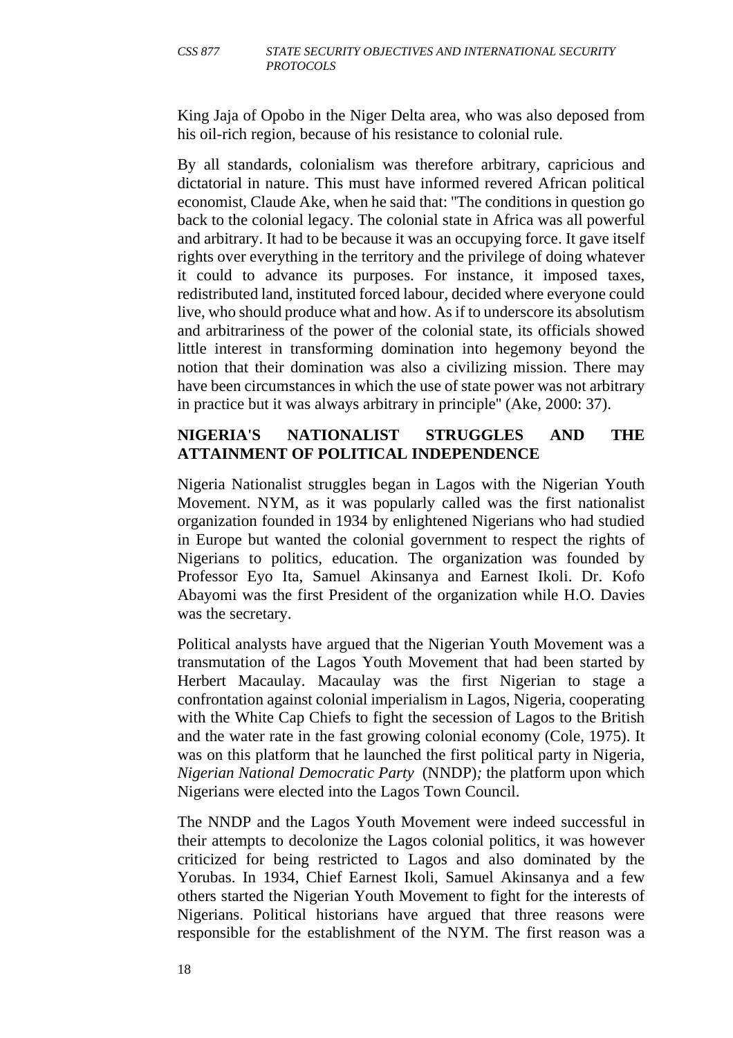King Jaja of Opobo in the Niger Delta area, who was also deposed from his oil-rich region, because of his resistance to colonial rule.

By all standards, colonialism was therefore arbitrary, capricious and dictatorial in nature. This must have informed revered African political economist, Claude Ake, when he said that: "The conditions in question go back to the colonial legacy. The colonial state in Africa was all powerful and arbitrary. It had to be because it was an occupying force. It gave itself rights over everything in the territory and the privilege of doing whatever it could to advance its purposes. For instance, it imposed taxes, redistributed land, instituted forced labour, decided where everyone could live, who should produce what and how. As if to underscore its absolutism and arbitrariness of the power of the colonial state, its officials showed little interest in transforming domination into hegemony beyond the notion that their domination was also a civilizing mission. There may have been circumstances in which the use of state power was not arbitrary in practice but it was always arbitrary in principle" (Ake, 2000: 37).

## NIGERIA'S NATIONALIST STRUGGLES AND THE ATTAINMENT OF POLITICAL INDEPENDENCE

Nigeria Nationalist struggles began in Lagos with the Nigerian Youth Movement. NYM, as it was popularly called was the first nationalist organization founded in 1934 by enlightened Nigerians who had studied in Europe but wanted the colonial government to respect the rights of Nigerians to politics, education. The organization was founded by Professor Eyo Ita, Samuel Akinsanya and Earnest Ikoli. Dr. Kofo Abayomi was the first President of the organization while H.O. Davies was the secretary.

Political analysts have argued that the Nigerian Youth Movement was a transmutation of the Lagos Youth Movement that had been started by Herbert Macaulay. Macaulay was the first Nigerian to stage a confrontation against colonial imperialism in Lagos, Nigeria, cooperating with the White Cap Chiefs to fight the secession of Lagos to the British and the water rate in the fast growing colonial economy (Cole, 1975). It was on this platform that he launched the first political party in Nigeria, *Nigerian National Democratic Party* (NNDP)*;* the platform upon which Nigerians were elected into the Lagos Town Council.

The NNDP and the Lagos Youth Movement were indeed successful in their attempts to decolonize the Lagos colonial politics, it was however criticized for being restricted to Lagos and also dominated by the Yorubas. In 1934, Chief Earnest Ikoli, Samuel Akinsanya and a few others started the Nigerian Youth Movement to fight for the interests of Nigerians. Political historians have argued that three reasons were responsible for the establishment of the NYM. The first reason was a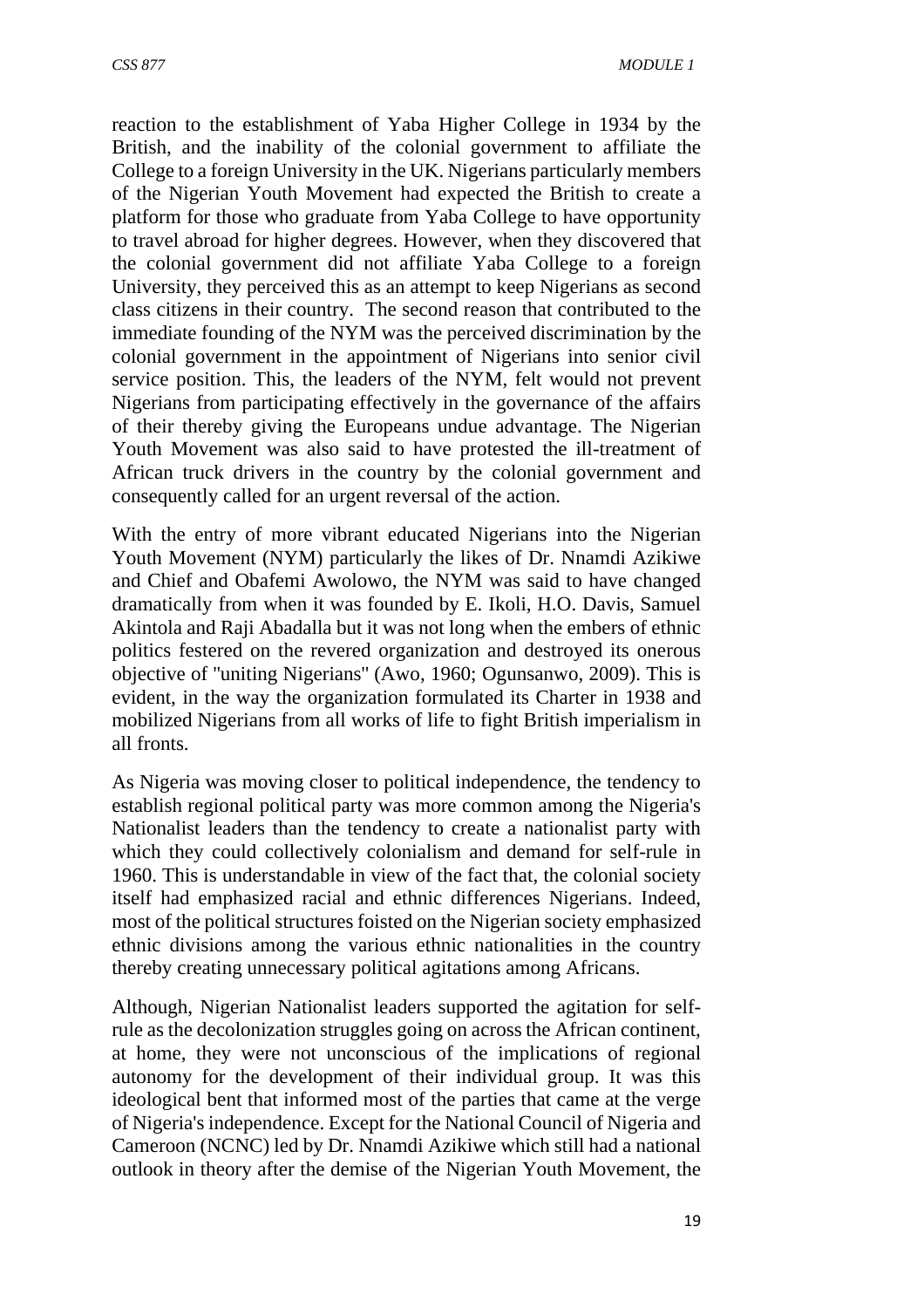reaction to the establishment of Yaba Higher College in 1934 by the British, and the inability of the colonial government to affiliate the College to a foreign University in the UK. Nigerians particularly members of the Nigerian Youth Movement had expected the British to create a platform for those who graduate from Yaba College to have opportunity to travel abroad for higher degrees. However, when they discovered that the colonial government did not affiliate Yaba College to a foreign University, they perceived this as an attempt to keep Nigerians as second class citizens in their country. The second reason that contributed to the immediate founding of the NYM was the perceived discrimination by the colonial government in the appointment of Nigerians into senior civil service position. This, the leaders of the NYM, felt would not prevent Nigerians from participating effectively in the governance of the affairs of their thereby giving the Europeans undue advantage. The Nigerian Youth Movement was also said to have protested the ill-treatment of African truck drivers in the country by the colonial government and consequently called for an urgent reversal of the action.

With the entry of more vibrant educated Nigerians into the Nigerian Youth Movement (NYM) particularly the likes of Dr. Nnamdi Azikiwe and Chief and Obafemi Awolowo, the NYM was said to have changed dramatically from when it was founded by E. Ikoli, H.O. Davis, Samuel Akintola and Raji Abadalla but it was not long when the embers of ethnic politics festered on the revered organization and destroyed its onerous objective of "uniting Nigerians" (Awo, 1960; Ogunsanwo, 2009). This is evident, in the way the organization formulated its Charter in 1938 and mobilized Nigerians from all works of life to fight British imperialism in all fronts.

As Nigeria was moving closer to political independence, the tendency to establish regional political party was more common among the Nigeria's Nationalist leaders than the tendency to create a nationalist party with which they could collectively colonialism and demand for self-rule in 1960. This is understandable in view of the fact that, the colonial society itself had emphasized racial and ethnic differences Nigerians. Indeed, most of the political structures foisted on the Nigerian society emphasized ethnic divisions among the various ethnic nationalities in the country thereby creating unnecessary political agitations among Africans.

Although, Nigerian Nationalist leaders supported the agitation for self-rule as the decolonization struggles going on across the African continent, at home, they were not unconscious of the implications of regional autonomy for the development of their individual group. It was this ideological bent that informed most of the parties that came at the verge of Nigeria's independence. Except for the National Council of Nigeria and Cameroon (NCNC) led by Dr. Nnamdi Azikiwe which still had a national outlook in theory after the demise of the Nigerian Youth Movement, the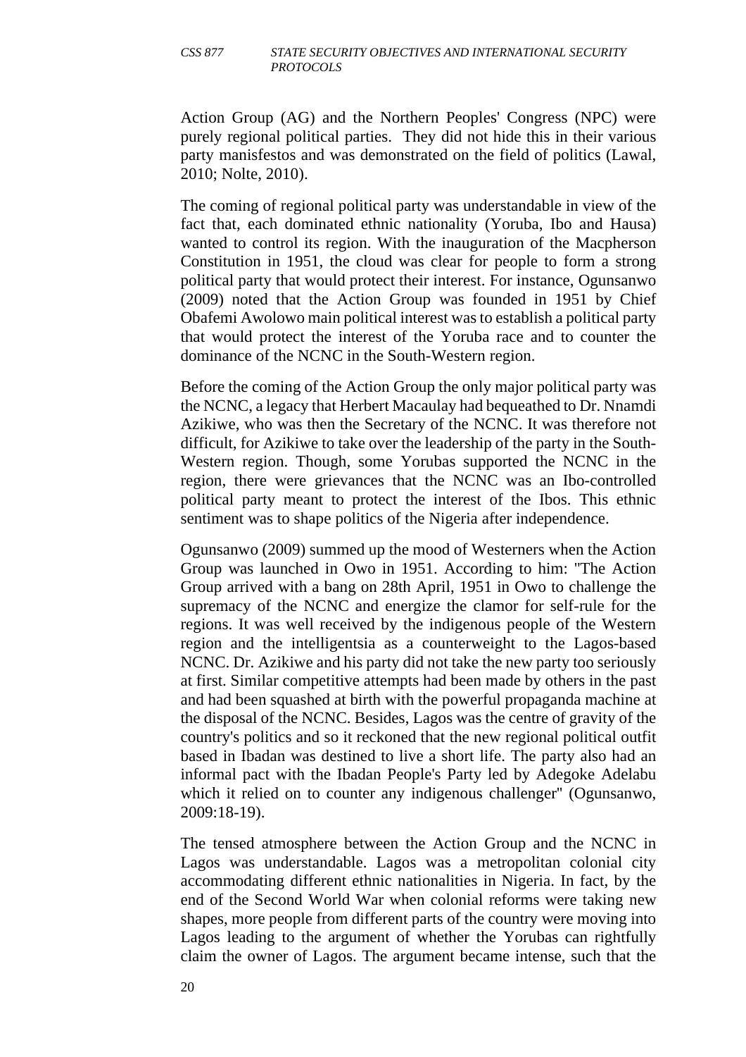Action Group (AG) and the Northern Peoples' Congress (NPC) were purely regional political parties. They did not hide this in their various party manisfestos and was demonstrated on the field of politics (Lawal, 2010; Nolte, 2010).

The coming of regional political party was understandable in view of the fact that, each dominated ethnic nationality (Yoruba, Ibo and Hausa) wanted to control its region. With the inauguration of the Macpherson Constitution in 1951, the cloud was clear for people to form a strong political party that would protect their interest. For instance, Ogunsanwo (2009) noted that the Action Group was founded in 1951 by Chief Obafemi Awolowo main political interest was to establish a political party that would protect the interest of the Yoruba race and to counter the dominance of the NCNC in the South-Western region.

Before the coming of the Action Group the only major political party was the NCNC, a legacy that Herbert Macaulay had bequeathed to Dr. Nnamdi Azikiwe, who was then the Secretary of the NCNC. It was therefore not difficult, for Azikiwe to take over the leadership of the party in the South-Western region. Though, some Yorubas supported the NCNC in the region, there were grievances that the NCNC was an Ibo-controlled political party meant to protect the interest of the Ibos. This ethnic sentiment was to shape politics of the Nigeria after independence.

Ogunsanwo (2009) summed up the mood of Westerners when the Action Group was launched in Owo in 1951. According to him: "The Action Group arrived with a bang on 28th April, 1951 in Owo to challenge the supremacy of the NCNC and energize the clamor for self-rule for the regions. It was well received by the indigenous people of the Western region and the intelligentsia as a counterweight to the Lagos-based NCNC. Dr. Azikiwe and his party did not take the new party too seriously at first. Similar competitive attempts had been made by others in the past and had been squashed at birth with the powerful propaganda machine at the disposal of the NCNC. Besides, Lagos was the centre of gravity of the country's politics and so it reckoned that the new regional political outfit based in Ibadan was destined to live a short life. The party also had an informal pact with the Ibadan People's Party led by Adegoke Adelabu which it relied on to counter any indigenous challenger" (Ogunsanwo, 2009:18-19).

The tensed atmosphere between the Action Group and the NCNC in Lagos was understandable. Lagos was a metropolitan colonial city accommodating different ethnic nationalities in Nigeria. In fact, by the end of the Second World War when colonial reforms were taking new shapes, more people from different parts of the country were moving into Lagos leading to the argument of whether the Yorubas can rightfully claim the owner of Lagos. The argument became intense, such that the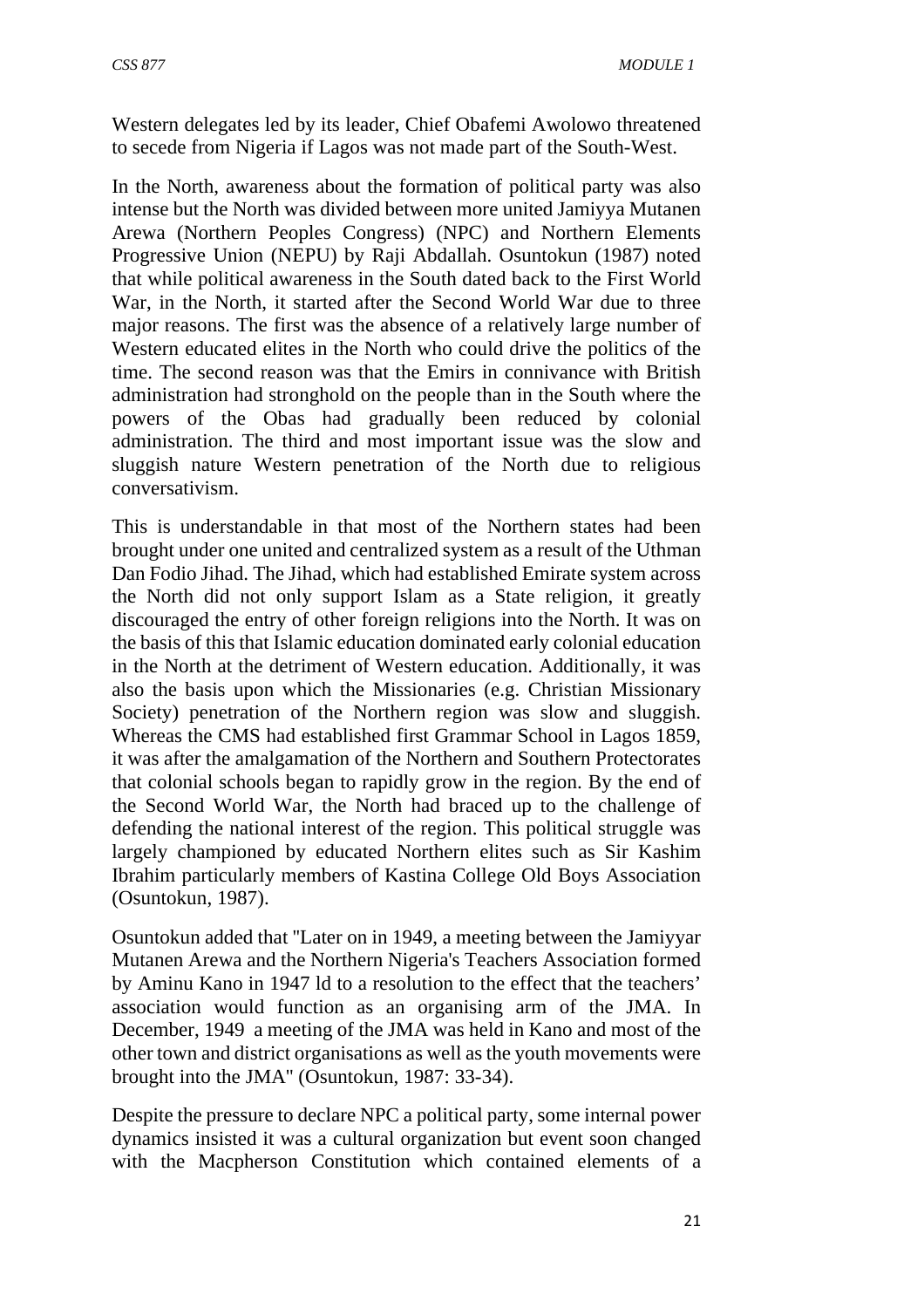Western delegates led by its leader, Chief Obafemi Awolowo threatened to secede from Nigeria if Lagos was not made part of the South-West.

In the North, awareness about the formation of political party was also intense but the North was divided between more united Jamiyya Mutanen Arewa (Northern Peoples Congress) (NPC) and Northern Elements Progressive Union (NEPU) by Raji Abdallah. Osuntokun (1987) noted that while political awareness in the South dated back to the First World War, in the North, it started after the Second World War due to three major reasons. The first was the absence of a relatively large number of Western educated elites in the North who could drive the politics of the time. The second reason was that the Emirs in connivance with British administration had stronghold on the people than in the South where the powers of the Obas had gradually been reduced by colonial administration. The third and most important issue was the slow and sluggish nature Western penetration of the North due to religious conversativism.

This is understandable in that most of the Northern states had been brought under one united and centralized system as a result of the Uthman Dan Fodio Jihad. The Jihad, which had established Emirate system across the North did not only support Islam as a State religion, it greatly discouraged the entry of other foreign religions into the North. It was on the basis of this that Islamic education dominated early colonial education in the North at the detriment of Western education. Additionally, it was also the basis upon which the Missionaries (e.g. Christian Missionary Society) penetration of the Northern region was slow and sluggish. Whereas the CMS had established first Grammar School in Lagos 1859, it was after the amalgamation of the Northern and Southern Protectorates that colonial schools began to rapidly grow in the region. By the end of the Second World War, the North had braced up to the challenge of defending the national interest of the region. This political struggle was largely championed by educated Northern elites such as Sir Kashim Ibrahim particularly members of Kastina College Old Boys Association (Osuntokun, 1987).

Osuntokun added that "Later on in 1949, a meeting between the Jamiyyar Mutanen Arewa and the Northern Nigeria's Teachers Association formed by Aminu Kano in 1947 ld to a resolution to the effect that the teachers' association would function as an organising arm of the JMA. In December, 1949 a meeting of the JMA was held in Kano and most of the other town and district organisations as well as the youth movements were brought into the JMA" (Osuntokun, 1987: 33-34).

Despite the pressure to declare NPC a political party, some internal power dynamics insisted it was a cultural organization but event soon changed with the Macpherson Constitution which contained elements of a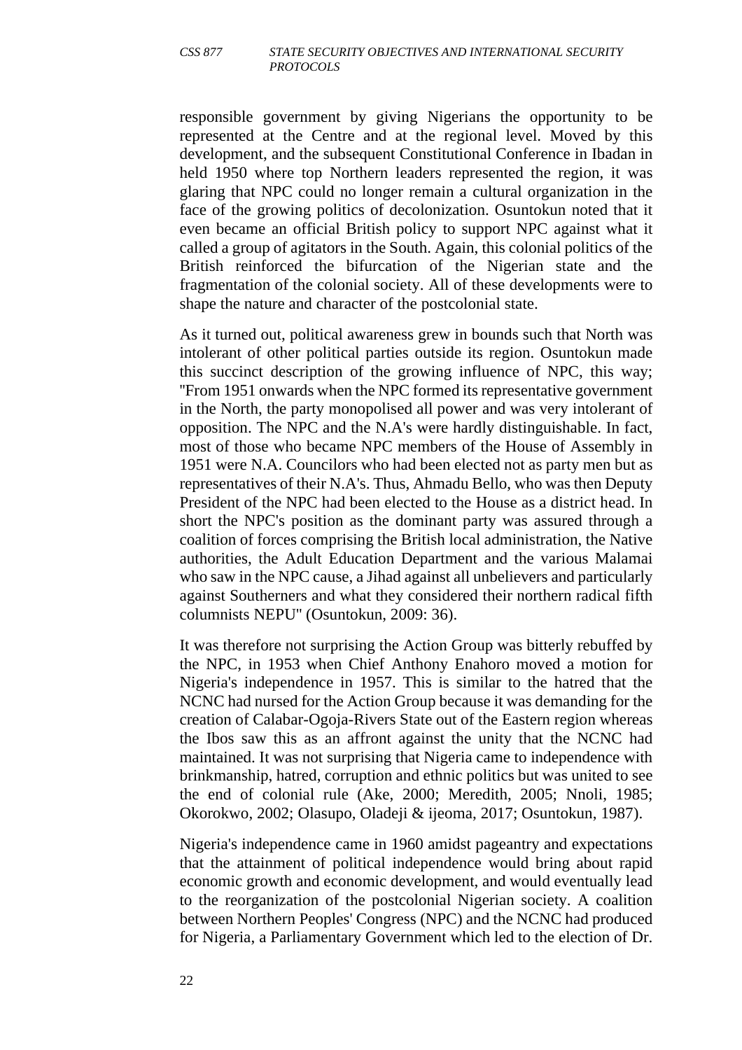responsible government by giving Nigerians the opportunity to be represented at the Centre and at the regional level. Moved by this development, and the subsequent Constitutional Conference in Ibadan in held 1950 where top Northern leaders represented the region, it was glaring that NPC could no longer remain a cultural organization in the face of the growing politics of decolonization. Osuntokun noted that it even became an official British policy to support NPC against what it called a group of agitators in the South. Again, this colonial politics of the British reinforced the bifurcation of the Nigerian state and the fragmentation of the colonial society. All of these developments were to shape the nature and character of the postcolonial state.

As it turned out, political awareness grew in bounds such that North was intolerant of other political parties outside its region. Osuntokun made this succinct description of the growing influence of NPC, this way; "From 1951 onwards when the NPC formed its representative government in the North, the party monopolised all power and was very intolerant of opposition. The NPC and the N.A's were hardly distinguishable. In fact, most of those who became NPC members of the House of Assembly in 1951 were N.A. Councilors who had been elected not as party men but as representatives of their N.A's. Thus, Ahmadu Bello, who was then Deputy President of the NPC had been elected to the House as a district head. In short the NPC's position as the dominant party was assured through a coalition of forces comprising the British local administration, the Native authorities, the Adult Education Department and the various Malamai who saw in the NPC cause, a Jihad against all unbelievers and particularly against Southerners and what they considered their northern radical fifth columnists NEPU" (Osuntokun, 2009: 36).

It was therefore not surprising the Action Group was bitterly rebuffed by the NPC, in 1953 when Chief Anthony Enahoro moved a motion for Nigeria's independence in 1957. This is similar to the hatred that the NCNC had nursed for the Action Group because it was demanding for the creation of Calabar-Ogoja-Rivers State out of the Eastern region whereas the Ibos saw this as an affront against the unity that the NCNC had maintained. It was not surprising that Nigeria came to independence with brinkmanship, hatred, corruption and ethnic politics but was united to see the end of colonial rule (Ake, 2000; Meredith, 2005; Nnoli, 1985; Okorokwo, 2002; Olasupo, Oladeji & ijeoma, 2017; Osuntokun, 1987).

Nigeria's independence came in 1960 amidst pageantry and expectations that the attainment of political independence would bring about rapid economic growth and economic development, and would eventually lead to the reorganization of the postcolonial Nigerian society. A coalition between Northern Peoples' Congress (NPC) and the NCNC had produced for Nigeria, a Parliamentary Government which led to the election of Dr.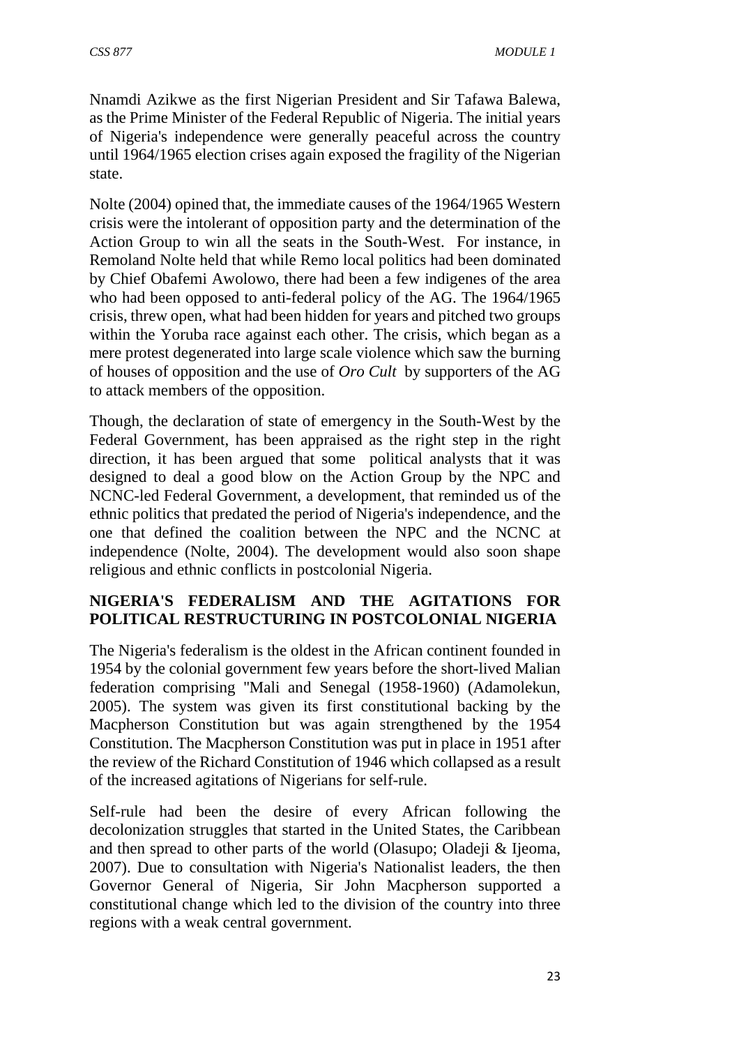Nnamdi Azikwe as the first Nigerian President and Sir Tafawa Balewa, as the Prime Minister of the Federal Republic of Nigeria. The initial years of Nigeria's independence were generally peaceful across the country until 1964/1965 election crises again exposed the fragility of the Nigerian state.

Nolte (2004) opined that, the immediate causes of the 1964/1965 Western crisis were the intolerant of opposition party and the determination of the Action Group to win all the seats in the South-West. For instance, in Remoland Nolte held that while Remo local politics had been dominated by Chief Obafemi Awolowo, there had been a few indigenes of the area who had been opposed to anti-federal policy of the AG. The 1964/1965 crisis, threw open, what had been hidden for years and pitched two groups within the Yoruba race against each other. The crisis, which began as a mere protest degenerated into large scale violence which saw the burning of houses of opposition and the use of *Oro Cult* by supporters of the AG to attack members of the opposition.

Though, the declaration of state of emergency in the South-West by the Federal Government, has been appraised as the right step in the right direction, it has been argued that some political analysts that it was designed to deal a good blow on the Action Group by the NPC and NCNC-led Federal Government, a development, that reminded us of the ethnic politics that predated the period of Nigeria's independence, and the one that defined the coalition between the NPC and the NCNC at independence (Nolte, 2004). The development would also soon shape religious and ethnic conflicts in postcolonial Nigeria.

**NIGERIA'S FEDERALISM AND THE AGITATIONS FOR POLITICAL RESTRUCTURING IN POSTCOLONIAL NIGERIA**

The Nigeria's federalism is the oldest in the African continent founded in 1954 by the colonial government few years before the short-lived Malian federation comprising "Mali and Senegal (1958-1960) (Adamolekun, 2005). The system was given its first constitutional backing by the Macpherson Constitution but was again strengthened by the 1954 Constitution. The Macpherson Constitution was put in place in 1951 after the review of the Richard Constitution of 1946 which collapsed as a result of the increased agitations of Nigerians for self-rule.

Self-rule had been the desire of every African following the decolonization struggles that started in the United States, the Caribbean and then spread to other parts of the world (Olasupo; Oladeji & Ijeoma, 2007). Due to consultation with Nigeria's Nationalist leaders, the then Governor General of Nigeria, Sir John Macpherson supported a constitutional change which led to the division of the country into three regions with a weak central government.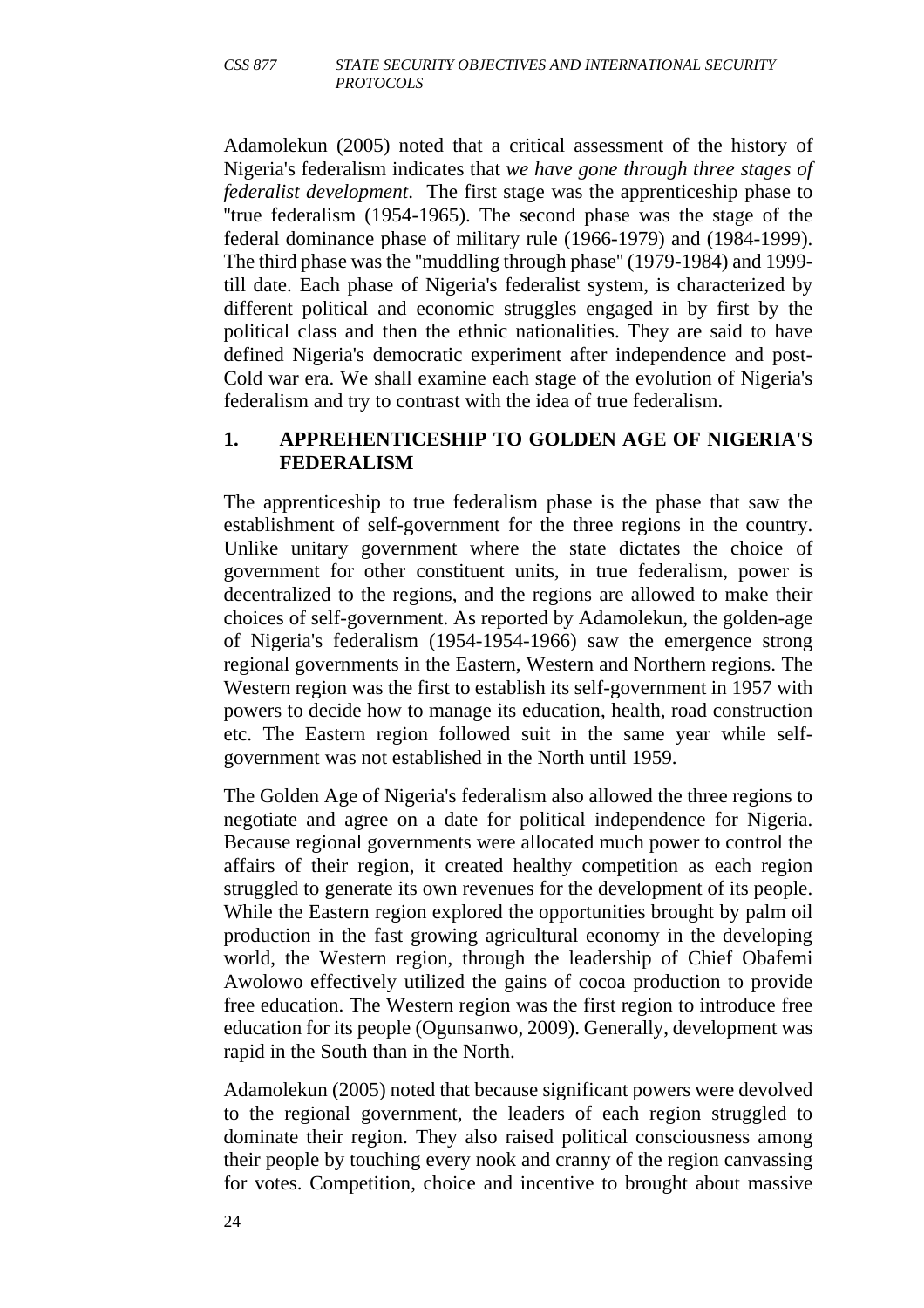Adamolekun (2005) noted that a critical assessment of the history of Nigeria's federalism indicates that *we have gone through three stages of federalist development*. The first stage was the apprenticeship phase to "true federalism (1954-1965). The second phase was the stage of the federal dominance phase of military rule (1966-1979) and (1984-1999). The third phase was the "muddling through phase" (1979-1984) and 1999-till date. Each phase of Nigeria's federalist system, is characterized by different political and economic struggles engaged in by first by the political class and then the ethnic nationalities. They are said to have defined Nigeria's democratic experiment after independence and post-Cold war era. We shall examine each stage of the evolution of Nigeria's federalism and try to contrast with the idea of true federalism.

## 1. APPREHENTICESHIP TO GOLDEN AGE OF NIGERIA'S FEDERALISM

The apprenticeship to true federalism phase is the phase that saw the establishment of self-government for the three regions in the country. Unlike unitary government where the state dictates the choice of government for other constituent units, in true federalism, power is decentralized to the regions, and the regions are allowed to make their choices of self-government. As reported by Adamolekun, the golden-age of Nigeria's federalism (1954-1954-1966) saw the emergence strong regional governments in the Eastern, Western and Northern regions. The Western region was the first to establish its self-government in 1957 with powers to decide how to manage its education, health, road construction etc. The Eastern region followed suit in the same year while self-government was not established in the North until 1959.

The Golden Age of Nigeria's federalism also allowed the three regions to negotiate and agree on a date for political independence for Nigeria. Because regional governments were allocated much power to control the affairs of their region, it created healthy competition as each region struggled to generate its own revenues for the development of its people. While the Eastern region explored the opportunities brought by palm oil production in the fast growing agricultural economy in the developing world, the Western region, through the leadership of Chief Obafemi Awolowo effectively utilized the gains of cocoa production to provide free education. The Western region was the first region to introduce free education for its people (Ogunsanwo, 2009). Generally, development was rapid in the South than in the North.

Adamolekun (2005) noted that because significant powers were devolved to the regional government, the leaders of each region struggled to dominate their region. They also raised political consciousness among their people by touching every nook and cranny of the region canvassing for votes. Competition, choice and incentive to brought about massive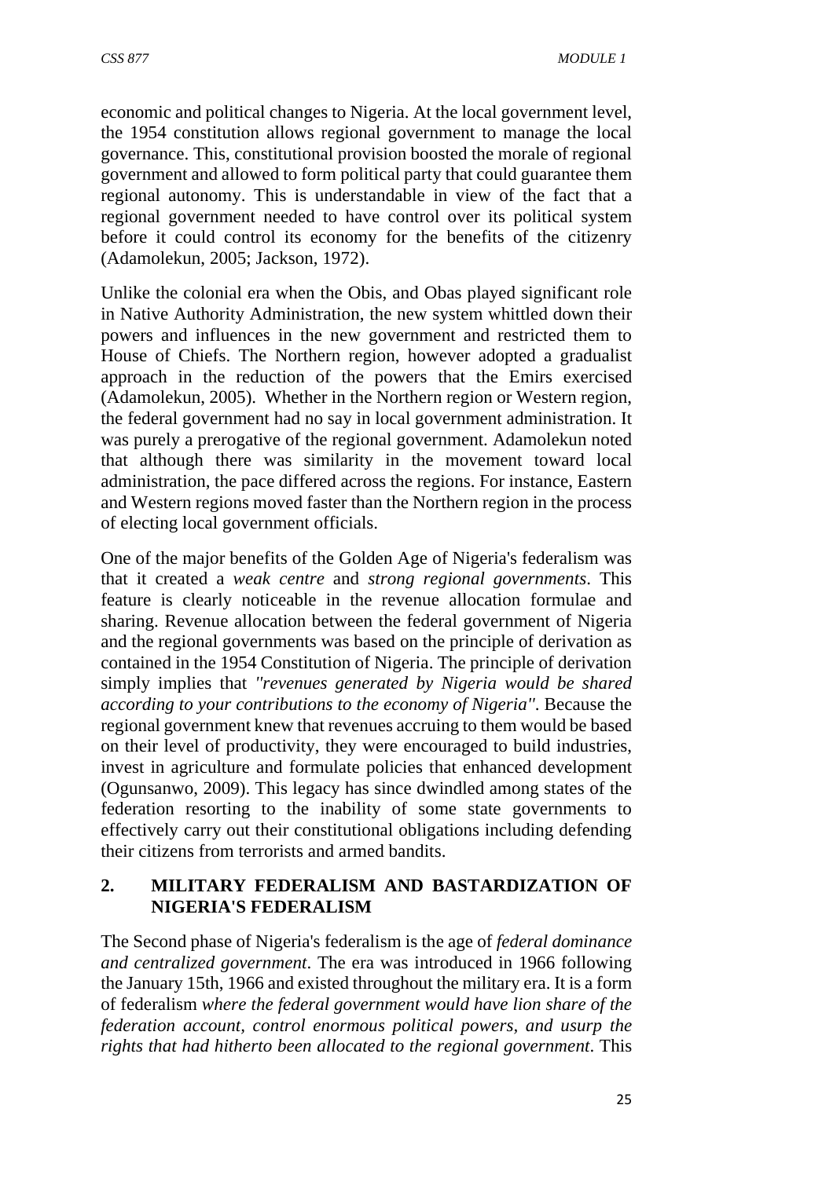economic and political changes to Nigeria. At the local government level, the 1954 constitution allows regional government to manage the local governance. This, constitutional provision boosted the morale of regional government and allowed to form political party that could guarantee them regional autonomy. This is understandable in view of the fact that a regional government needed to have control over its political system before it could control its economy for the benefits of the citizenry (Adamolekun, 2005; Jackson, 1972).

Unlike the colonial era when the Obis, and Obas played significant role in Native Authority Administration, the new system whittled down their powers and influences in the new government and restricted them to House of Chiefs. The Northern region, however adopted a gradualist approach in the reduction of the powers that the Emirs exercised (Adamolekun, 2005). Whether in the Northern region or Western region, the federal government had no say in local government administration. It was purely a prerogative of the regional government. Adamolekun noted that although there was similarity in the movement toward local administration, the pace differed across the regions. For instance, Eastern and Western regions moved faster than the Northern region in the process of electing local government officials.

One of the major benefits of the Golden Age of Nigeria's federalism was that it created a *weak centre* and *strong regional governments*. This feature is clearly noticeable in the revenue allocation formulae and sharing. Revenue allocation between the federal government of Nigeria and the regional governments was based on the principle of derivation as contained in the 1954 Constitution of Nigeria. The principle of derivation simply implies that *"revenues generated by Nigeria would be shared according to your contributions to the economy of Nigeria"*. Because the regional government knew that revenues accruing to them would be based on their level of productivity, they were encouraged to build industries, invest in agriculture and formulate policies that enhanced development (Ogunsanwo, 2009). This legacy has since dwindled among states of the federation resorting to the inability of some state governments to effectively carry out their constitutional obligations including defending their citizens from terrorists and armed bandits.

## 2. MILITARY FEDERALISM AND BASTARDIZATION OF NIGERIA'S FEDERALISM

The Second phase of Nigeria's federalism is the age of *federal dominance and centralized government*. The era was introduced in 1966 following the January 15th, 1966 and existed throughout the military era. It is a form of federalism *where the federal government would have lion share of the federation account, control enormous political powers, and usurp the rights that had hitherto been allocated to the regional government*. This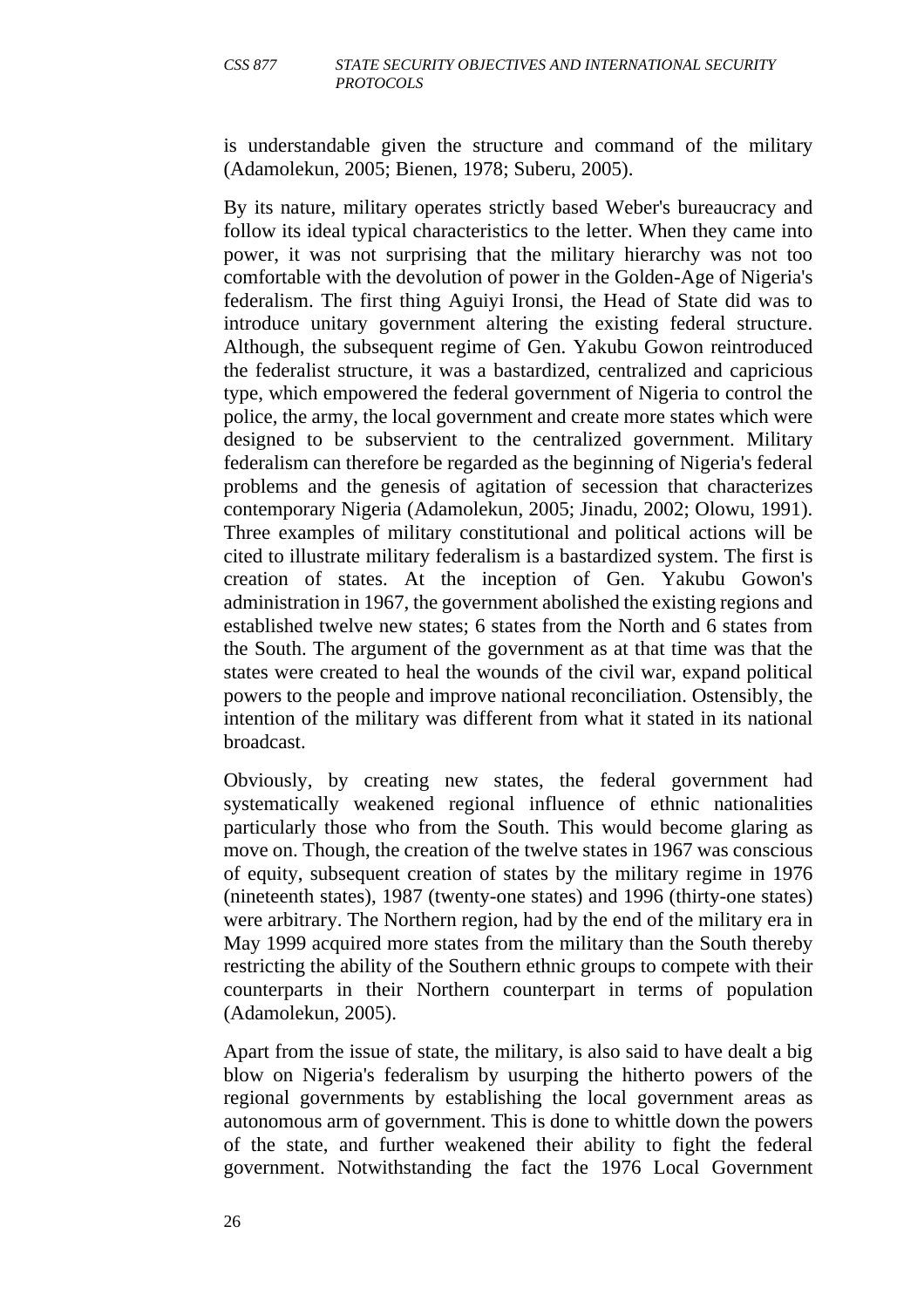is understandable given the structure and command of the military (Adamolekun, 2005; Bienen, 1978; Suberu, 2005).

By its nature, military operates strictly based Weber's bureaucracy and follow its ideal typical characteristics to the letter. When they came into power, it was not surprising that the military hierarchy was not too comfortable with the devolution of power in the Golden-Age of Nigeria's federalism. The first thing Aguiyi Ironsi, the Head of State did was to introduce unitary government altering the existing federal structure. Although, the subsequent regime of Gen. Yakubu Gowon reintroduced the federalist structure, it was a bastardized, centralized and capricious type, which empowered the federal government of Nigeria to control the police, the army, the local government and create more states which were designed to be subservient to the centralized government. Military federalism can therefore be regarded as the beginning of Nigeria's federal problems and the genesis of agitation of secession that characterizes contemporary Nigeria (Adamolekun, 2005; Jinadu, 2002; Olowu, 1991). Three examples of military constitutional and political actions will be cited to illustrate military federalism is a bastardized system. The first is creation of states. At the inception of Gen. Yakubu Gowon's administration in 1967, the government abolished the existing regions and established twelve new states; 6 states from the North and 6 states from the South. The argument of the government as at that time was that the states were created to heal the wounds of the civil war, expand political powers to the people and improve national reconciliation. Ostensibly, the intention of the military was different from what it stated in its national broadcast.

Obviously, by creating new states, the federal government had systematically weakened regional influence of ethnic nationalities particularly those who from the South. This would become glaring as move on. Though, the creation of the twelve states in 1967 was conscious of equity, subsequent creation of states by the military regime in 1976 (nineteenth states), 1987 (twenty-one states) and 1996 (thirty-one states) were arbitrary. The Northern region, had by the end of the military era in May 1999 acquired more states from the military than the South thereby restricting the ability of the Southern ethnic groups to compete with their counterparts in their Northern counterpart in terms of population (Adamolekun, 2005).

Apart from the issue of state, the military, is also said to have dealt a big blow on Nigeria's federalism by usurping the hitherto powers of the regional governments by establishing the local government areas as autonomous arm of government. This is done to whittle down the powers of the state, and further weakened their ability to fight the federal government. Notwithstanding the fact the 1976 Local Government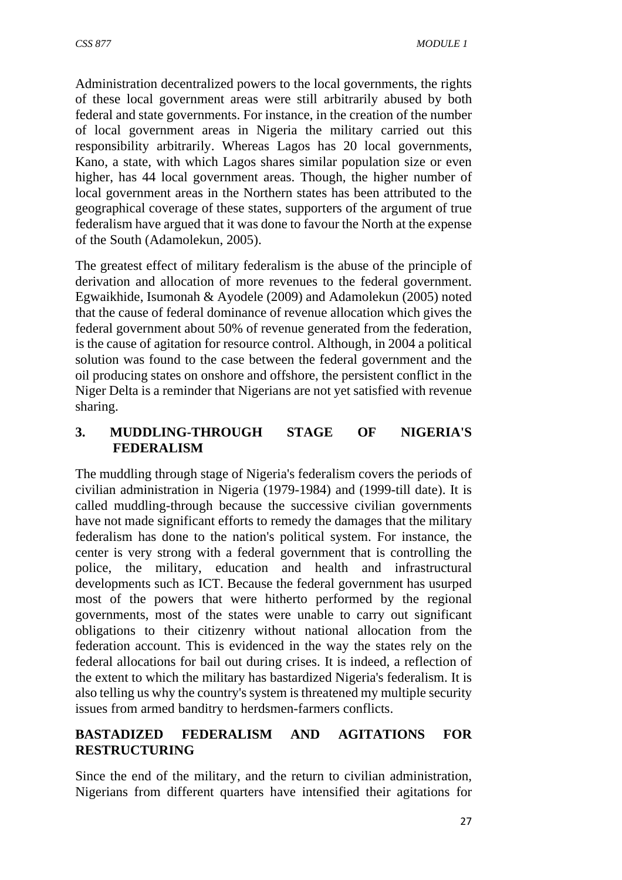Administration decentralized powers to the local governments, the rights of these local government areas were still arbitrarily abused by both federal and state governments. For instance, in the creation of the number of local government areas in Nigeria the military carried out this responsibility arbitrarily. Whereas Lagos has 20 local governments, Kano, a state, with which Lagos shares similar population size or even higher, has 44 local government areas. Though, the higher number of local government areas in the Northern states has been attributed to the geographical coverage of these states, supporters of the argument of true federalism have argued that it was done to favour the North at the expense of the South (Adamolekun, 2005).

The greatest effect of military federalism is the abuse of the principle of derivation and allocation of more revenues to the federal government. Egwaikhide, Isumonah & Ayodele (2009) and Adamolekun (2005) noted that the cause of federal dominance of revenue allocation which gives the federal government about 50% of revenue generated from the federation, is the cause of agitation for resource control. Although, in 2004 a political solution was found to the case between the federal government and the oil producing states on onshore and offshore, the persistent conflict in the Niger Delta is a reminder that Nigerians are not yet satisfied with revenue sharing.

### 3. MUDDLING-THROUGH STAGE OF NIGERIA'S FEDERALISM

The muddling through stage of Nigeria's federalism covers the periods of civilian administration in Nigeria (1979-1984) and (1999-till date). It is called muddling-through because the successive civilian governments have not made significant efforts to remedy the damages that the military federalism has done to the nation's political system. For instance, the center is very strong with a federal government that is controlling the police, the military, education and health and infrastructural developments such as ICT. Because the federal government has usurped most of the powers that were hitherto performed by the regional governments, most of the states were unable to carry out significant obligations to their citizenry without national allocation from the federation account. This is evidenced in the way the states rely on the federal allocations for bail out during crises. It is indeed, a reflection of the extent to which the military has bastardized Nigeria's federalism. It is also telling us why the country's system is threatened my multiple security issues from armed banditry to herdsmen-farmers conflicts.

### BASTADIZED FEDERALISM AND AGITATIONS FOR RESTRUCTURING

Since the end of the military, and the return to civilian administration, Nigerians from different quarters have intensified their agitations for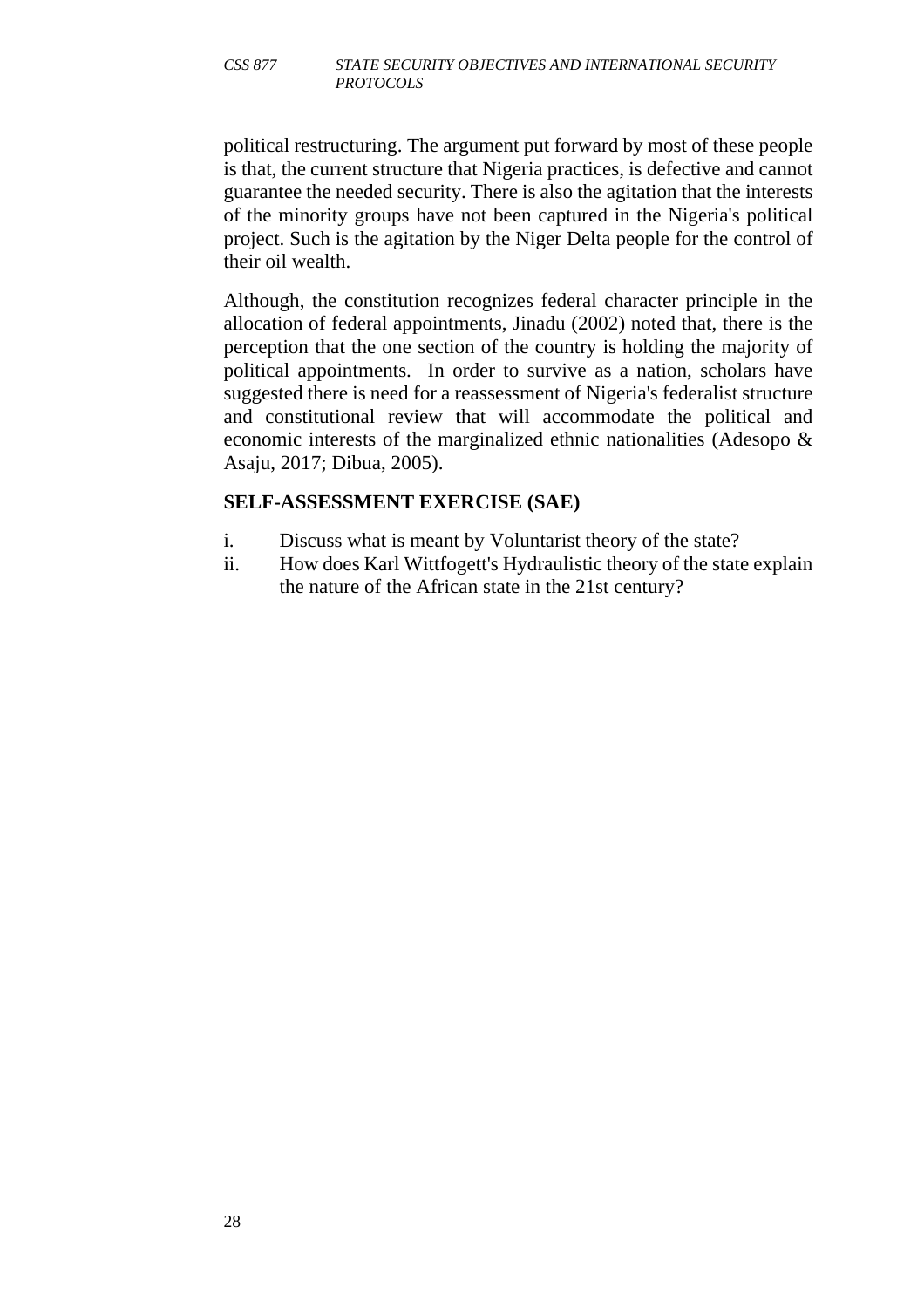political restructuring. The argument put forward by most of these people is that, the current structure that Nigeria practices, is defective and cannot guarantee the needed security. There is also the agitation that the interests of the minority groups have not been captured in the Nigeria's political project. Such is the agitation by the Niger Delta people for the control of their oil wealth.

Although, the constitution recognizes federal character principle in the allocation of federal appointments, Jinadu (2002) noted that, there is the perception that the one section of the country is holding the majority of political appointments. In order to survive as a nation, scholars have suggested there is need for a reassessment of Nigeria's federalist structure and constitutional review that will accommodate the political and economic interests of the marginalized ethnic nationalities (Adesopo & Asaju, 2017; Dibua, 2005).

**SELF-ASSESSMENT EXERCISE (SAE)**

i. Discuss what is meant by Voluntarist theory of the state?
ii. How does Karl Wittfogett's Hydraulistic theory of the state explain the nature of the African state in the 21st century?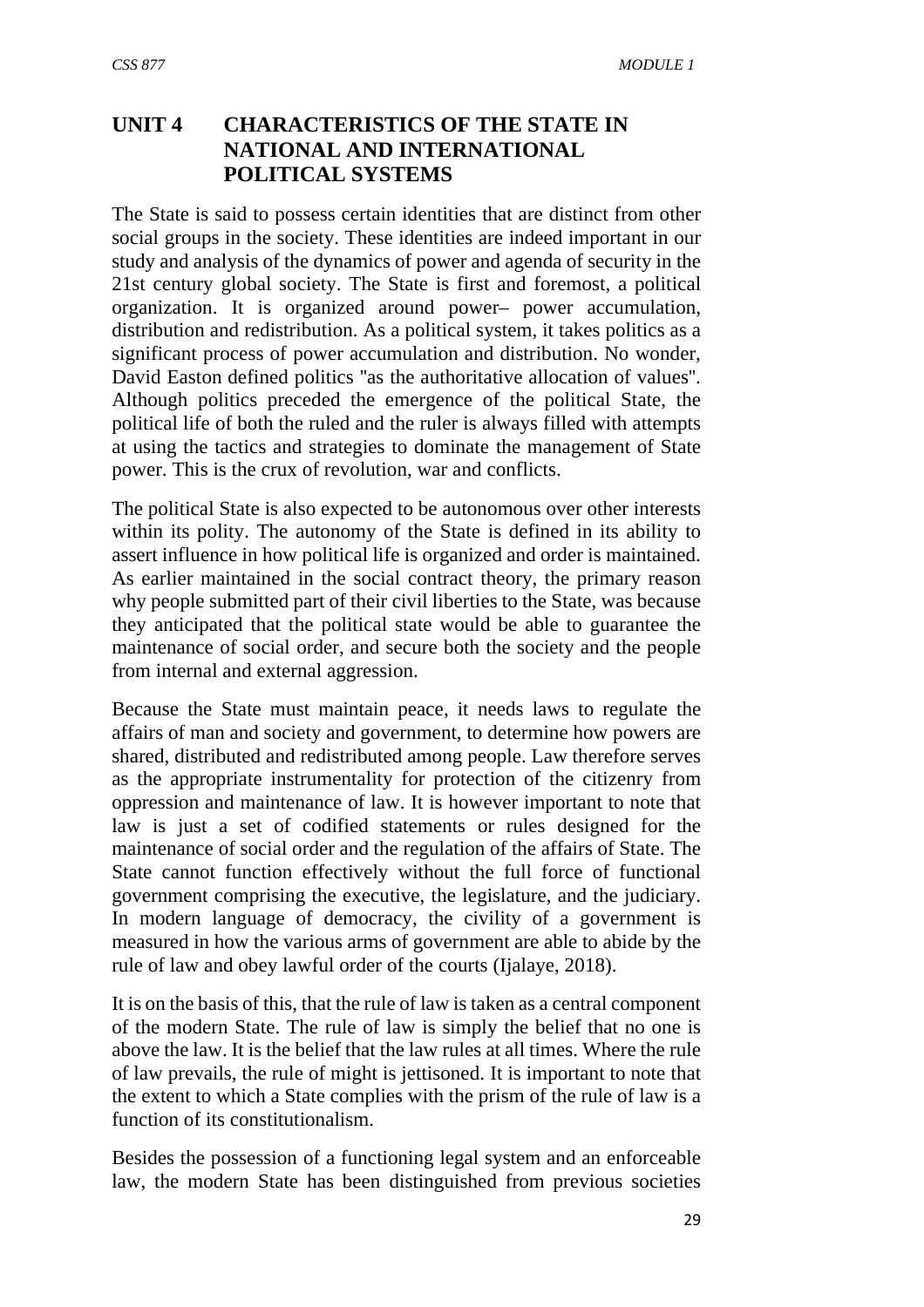# UNIT 4 CHARACTERISTICS OF THE STATE IN NATIONAL AND INTERNATIONAL POLITICAL SYSTEMS

The State is said to possess certain identities that are distinct from other social groups in the society. These identities are indeed important in our study and analysis of the dynamics of power and agenda of security in the 21st century global society. The State is first and foremost, a political organization. It is organized around power– power accumulation, distribution and redistribution. As a political system, it takes politics as a significant process of power accumulation and distribution. No wonder, David Easton defined politics "as the authoritative allocation of values". Although politics preceded the emergence of the political State, the political life of both the ruled and the ruler is always filled with attempts at using the tactics and strategies to dominate the management of State power. This is the crux of revolution, war and conflicts.

The political State is also expected to be autonomous over other interests within its polity. The autonomy of the State is defined in its ability to assert influence in how political life is organized and order is maintained. As earlier maintained in the social contract theory, the primary reason why people submitted part of their civil liberties to the State, was because they anticipated that the political state would be able to guarantee the maintenance of social order, and secure both the society and the people from internal and external aggression.

Because the State must maintain peace, it needs laws to regulate the affairs of man and society and government, to determine how powers are shared, distributed and redistributed among people. Law therefore serves as the appropriate instrumentality for protection of the citizenry from oppression and maintenance of law. It is however important to note that law is just a set of codified statements or rules designed for the maintenance of social order and the regulation of the affairs of State. The State cannot function effectively without the full force of functional government comprising the executive, the legislature, and the judiciary. In modern language of democracy, the civility of a government is measured in how the various arms of government are able to abide by the rule of law and obey lawful order of the courts (Ijalaye, 2018).

It is on the basis of this, that the rule of law is taken as a central component of the modern State. The rule of law is simply the belief that no one is above the law. It is the belief that the law rules at all times. Where the rule of law prevails, the rule of might is jettisoned. It is important to note that the extent to which a State complies with the prism of the rule of law is a function of its constitutionalism.

Besides the possession of a functioning legal system and an enforceable law, the modern State has been distinguished from previous societies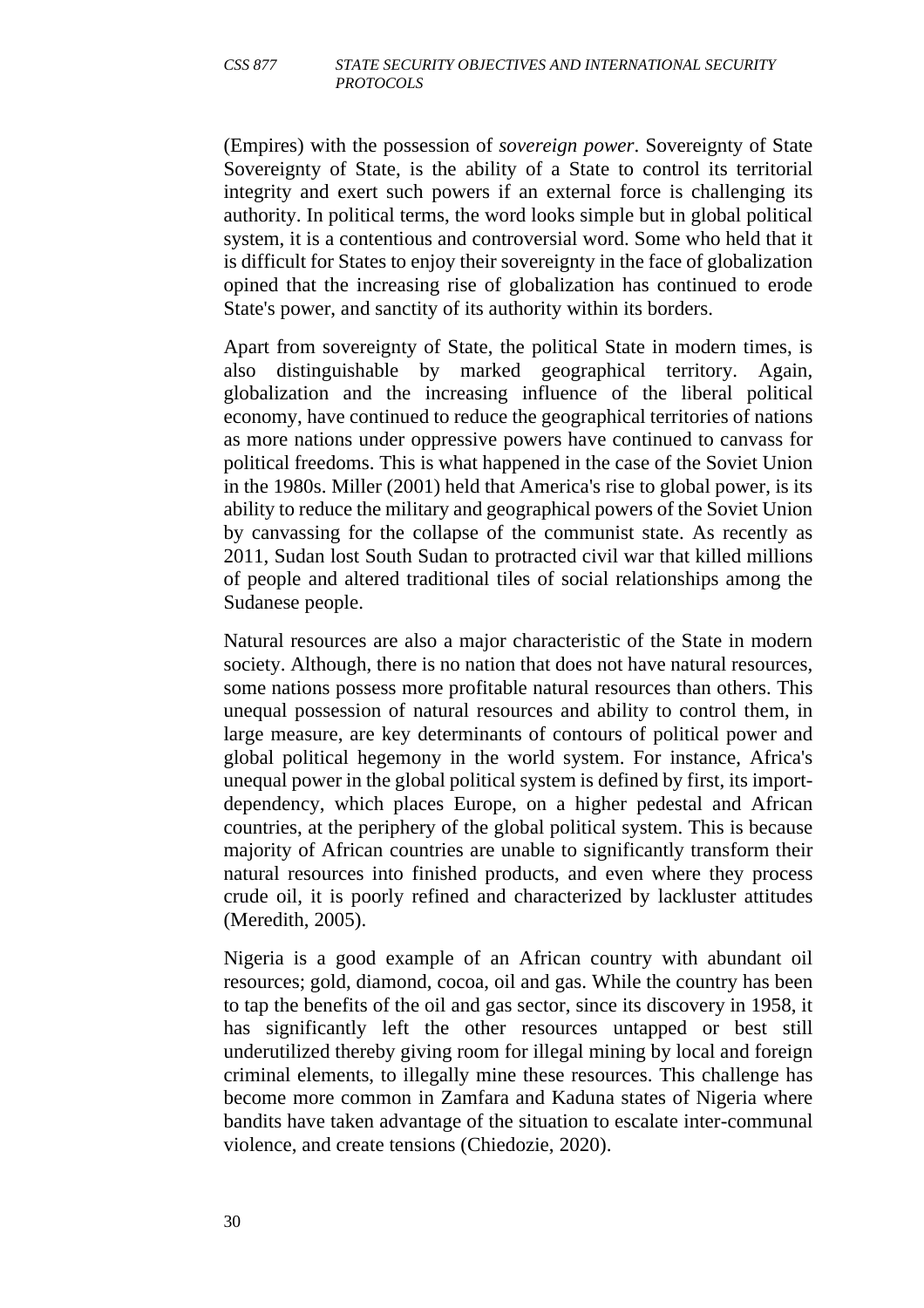(Empires) with the possession of *sovereign power*. Sovereignty of State Sovereignty of State, is the ability of a State to control its territorial integrity and exert such powers if an external force is challenging its authority. In political terms, the word looks simple but in global political system, it is a contentious and controversial word. Some who held that it is difficult for States to enjoy their sovereignty in the face of globalization opined that the increasing rise of globalization has continued to erode State's power, and sanctity of its authority within its borders.

Apart from sovereignty of State, the political State in modern times, is also distinguishable by marked geographical territory. Again, globalization and the increasing influence of the liberal political economy, have continued to reduce the geographical territories of nations as more nations under oppressive powers have continued to canvass for political freedoms. This is what happened in the case of the Soviet Union in the 1980s. Miller (2001) held that America's rise to global power, is its ability to reduce the military and geographical powers of the Soviet Union by canvassing for the collapse of the communist state. As recently as 2011, Sudan lost South Sudan to protracted civil war that killed millions of people and altered traditional tiles of social relationships among the Sudanese people.

Natural resources are also a major characteristic of the State in modern society. Although, there is no nation that does not have natural resources, some nations possess more profitable natural resources than others. This unequal possession of natural resources and ability to control them, in large measure, are key determinants of contours of political power and global political hegemony in the world system. For instance, Africa's unequal power in the global political system is defined by first, its import-dependency, which places Europe, on a higher pedestal and African countries, at the periphery of the global political system. This is because majority of African countries are unable to significantly transform their natural resources into finished products, and even where they process crude oil, it is poorly refined and characterized by lackluster attitudes (Meredith, 2005).

Nigeria is a good example of an African country with abundant oil resources; gold, diamond, cocoa, oil and gas. While the country has been to tap the benefits of the oil and gas sector, since its discovery in 1958, it has significantly left the other resources untapped or best still underutilized thereby giving room for illegal mining by local and foreign criminal elements, to illegally mine these resources. This challenge has become more common in Zamfara and Kaduna states of Nigeria where bandits have taken advantage of the situation to escalate inter-communal violence, and create tensions (Chiedozie, 2020).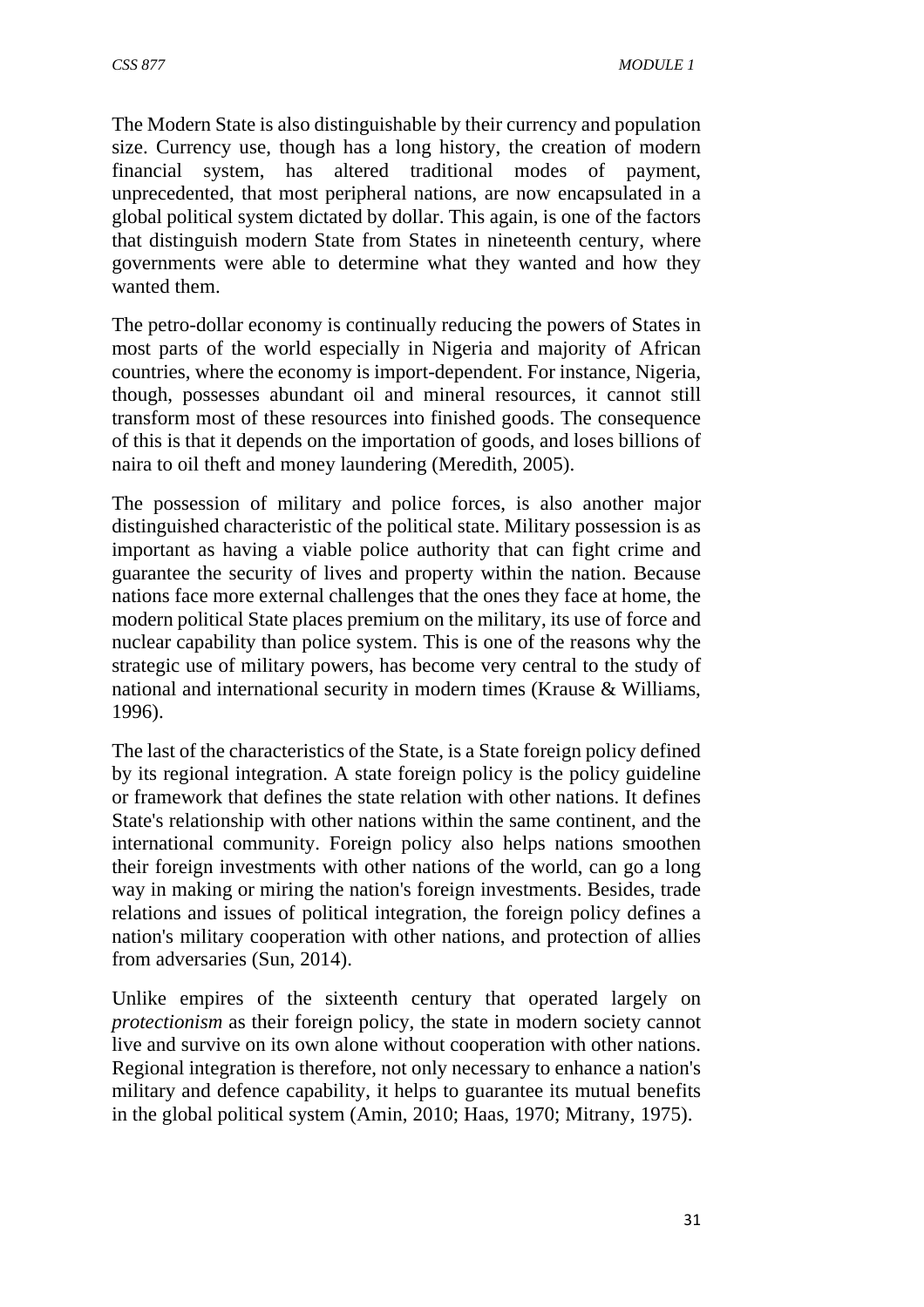The Modern State is also distinguishable by their currency and population size. Currency use, though has a long history, the creation of modern financial system, has altered traditional modes of payment, unprecedented, that most peripheral nations, are now encapsulated in a global political system dictated by dollar. This again, is one of the factors that distinguish modern State from States in nineteenth century, where governments were able to determine what they wanted and how they wanted them.

The petro-dollar economy is continually reducing the powers of States in most parts of the world especially in Nigeria and majority of African countries, where the economy is import-dependent. For instance, Nigeria, though, possesses abundant oil and mineral resources, it cannot still transform most of these resources into finished goods. The consequence of this is that it depends on the importation of goods, and loses billions of naira to oil theft and money laundering (Meredith, 2005).

The possession of military and police forces, is also another major distinguished characteristic of the political state. Military possession is as important as having a viable police authority that can fight crime and guarantee the security of lives and property within the nation. Because nations face more external challenges that the ones they face at home, the modern political State places premium on the military, its use of force and nuclear capability than police system. This is one of the reasons why the strategic use of military powers, has become very central to the study of national and international security in modern times (Krause & Williams, 1996).

The last of the characteristics of the State, is a State foreign policy defined by its regional integration. A state foreign policy is the policy guideline or framework that defines the state relation with other nations. It defines State's relationship with other nations within the same continent, and the international community. Foreign policy also helps nations smoothen their foreign investments with other nations of the world, can go a long way in making or miring the nation's foreign investments. Besides, trade relations and issues of political integration, the foreign policy defines a nation's military cooperation with other nations, and protection of allies from adversaries (Sun, 2014).

Unlike empires of the sixteenth century that operated largely on *protectionism* as their foreign policy, the state in modern society cannot live and survive on its own alone without cooperation with other nations. Regional integration is therefore, not only necessary to enhance a nation's military and defence capability, it helps to guarantee its mutual benefits in the global political system (Amin, 2010; Haas, 1970; Mitrany, 1975).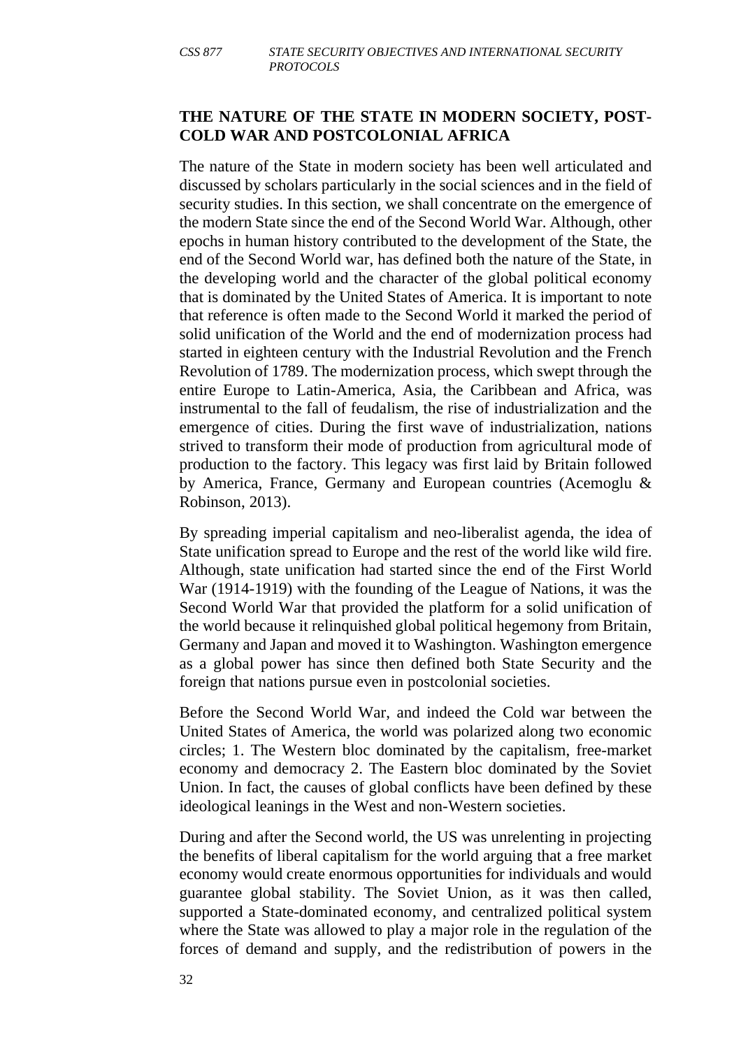## THE NATURE OF THE STATE IN MODERN SOCIETY, POST-COLD WAR AND POSTCOLONIAL AFRICA

The nature of the State in modern society has been well articulated and discussed by scholars particularly in the social sciences and in the field of security studies. In this section, we shall concentrate on the emergence of the modern State since the end of the Second World War. Although, other epochs in human history contributed to the development of the State, the end of the Second World war, has defined both the nature of the State, in the developing world and the character of the global political economy that is dominated by the United States of America. It is important to note that reference is often made to the Second World it marked the period of solid unification of the World and the end of modernization process had started in eighteen century with the Industrial Revolution and the French Revolution of 1789. The modernization process, which swept through the entire Europe to Latin-America, Asia, the Caribbean and Africa, was instrumental to the fall of feudalism, the rise of industrialization and the emergence of cities. During the first wave of industrialization, nations strived to transform their mode of production from agricultural mode of production to the factory. This legacy was first laid by Britain followed by America, France, Germany and European countries (Acemoglu & Robinson, 2013).

By spreading imperial capitalism and neo-liberalist agenda, the idea of State unification spread to Europe and the rest of the world like wild fire. Although, state unification had started since the end of the First World War (1914-1919) with the founding of the League of Nations, it was the Second World War that provided the platform for a solid unification of the world because it relinquished global political hegemony from Britain, Germany and Japan and moved it to Washington. Washington emergence as a global power has since then defined both State Security and the foreign that nations pursue even in postcolonial societies.

Before the Second World War, and indeed the Cold war between the United States of America, the world was polarized along two economic circles; 1. The Western bloc dominated by the capitalism, free-market economy and democracy 2. The Eastern bloc dominated by the Soviet Union. In fact, the causes of global conflicts have been defined by these ideological leanings in the West and non-Western societies.

During and after the Second world, the US was unrelenting in projecting the benefits of liberal capitalism for the world arguing that a free market economy would create enormous opportunities for individuals and would guarantee global stability. The Soviet Union, as it was then called, supported a State-dominated economy, and centralized political system where the State was allowed to play a major role in the regulation of the forces of demand and supply, and the redistribution of powers in the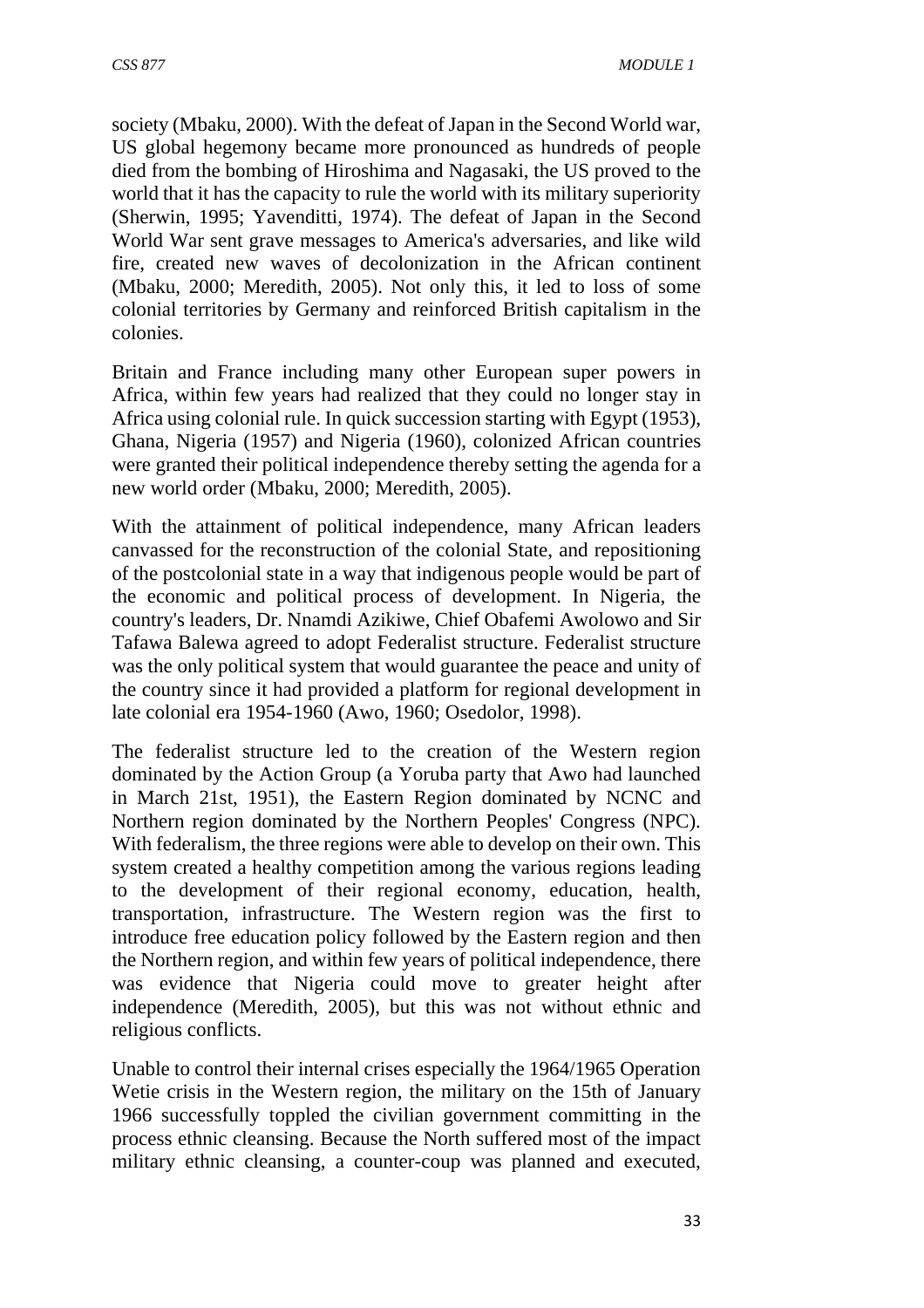society (Mbaku, 2000). With the defeat of Japan in the Second World war, US global hegemony became more pronounced as hundreds of people died from the bombing of Hiroshima and Nagasaki, the US proved to the world that it has the capacity to rule the world with its military superiority (Sherwin, 1995; Yavenditti, 1974). The defeat of Japan in the Second World War sent grave messages to America's adversaries, and like wild fire, created new waves of decolonization in the African continent (Mbaku, 2000; Meredith, 2005). Not only this, it led to loss of some colonial territories by Germany and reinforced British capitalism in the colonies.

Britain and France including many other European super powers in Africa, within few years had realized that they could no longer stay in Africa using colonial rule. In quick succession starting with Egypt (1953), Ghana, Nigeria (1957) and Nigeria (1960), colonized African countries were granted their political independence thereby setting the agenda for a new world order (Mbaku, 2000; Meredith, 2005).

With the attainment of political independence, many African leaders canvassed for the reconstruction of the colonial State, and repositioning of the postcolonial state in a way that indigenous people would be part of the economic and political process of development. In Nigeria, the country's leaders, Dr. Nnamdi Azikiwe, Chief Obafemi Awolowo and Sir Tafawa Balewa agreed to adopt Federalist structure. Federalist structure was the only political system that would guarantee the peace and unity of the country since it had provided a platform for regional development in late colonial era 1954-1960 (Awo, 1960; Osedolor, 1998).

The federalist structure led to the creation of the Western region dominated by the Action Group (a Yoruba party that Awo had launched in March 21st, 1951), the Eastern Region dominated by NCNC and Northern region dominated by the Northern Peoples' Congress (NPC). With federalism, the three regions were able to develop on their own. This system created a healthy competition among the various regions leading to the development of their regional economy, education, health, transportation, infrastructure. The Western region was the first to introduce free education policy followed by the Eastern region and then the Northern region, and within few years of political independence, there was evidence that Nigeria could move to greater height after independence (Meredith, 2005), but this was not without ethnic and religious conflicts.

Unable to control their internal crises especially the 1964/1965 Operation Wetie crisis in the Western region, the military on the 15th of January 1966 successfully toppled the civilian government committing in the process ethnic cleansing. Because the North suffered most of the impact military ethnic cleansing, a counter-coup was planned and executed,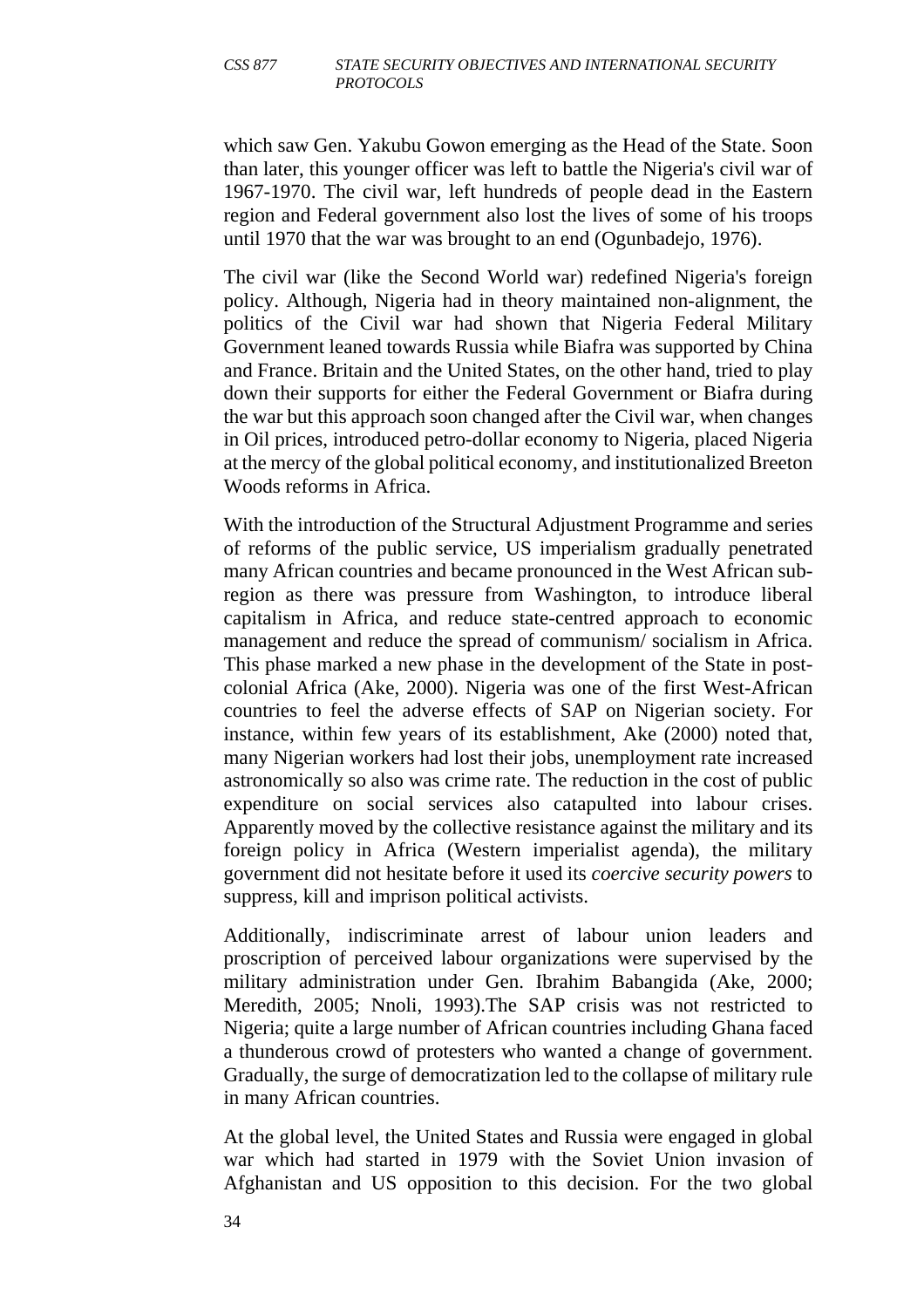which saw Gen. Yakubu Gowon emerging as the Head of the State. Soon than later, this younger officer was left to battle the Nigeria's civil war of 1967-1970. The civil war, left hundreds of people dead in the Eastern region and Federal government also lost the lives of some of his troops until 1970 that the war was brought to an end (Ogunbadejo, 1976).

The civil war (like the Second World war) redefined Nigeria's foreign policy. Although, Nigeria had in theory maintained non-alignment, the politics of the Civil war had shown that Nigeria Federal Military Government leaned towards Russia while Biafra was supported by China and France. Britain and the United States, on the other hand, tried to play down their supports for either the Federal Government or Biafra during the war but this approach soon changed after the Civil war, when changes in Oil prices, introduced petro-dollar economy to Nigeria, placed Nigeria at the mercy of the global political economy, and institutionalized Breeton Woods reforms in Africa.

With the introduction of the Structural Adjustment Programme and series of reforms of the public service, US imperialism gradually penetrated many African countries and became pronounced in the West African sub-region as there was pressure from Washington, to introduce liberal capitalism in Africa, and reduce state-centred approach to economic management and reduce the spread of communism/ socialism in Africa. This phase marked a new phase in the development of the State in post-colonial Africa (Ake, 2000). Nigeria was one of the first West-African countries to feel the adverse effects of SAP on Nigerian society. For instance, within few years of its establishment, Ake (2000) noted that, many Nigerian workers had lost their jobs, unemployment rate increased astronomically so also was crime rate. The reduction in the cost of public expenditure on social services also catapulted into labour crises. Apparently moved by the collective resistance against the military and its foreign policy in Africa (Western imperialist agenda), the military government did not hesitate before it used its *coercive security powers* to suppress, kill and imprison political activists.

Additionally, indiscriminate arrest of labour union leaders and proscription of perceived labour organizations were supervised by the military administration under Gen. Ibrahim Babangida (Ake, 2000; Meredith, 2005; Nnoli, 1993).The SAP crisis was not restricted to Nigeria; quite a large number of African countries including Ghana faced a thunderous crowd of protesters who wanted a change of government. Gradually, the surge of democratization led to the collapse of military rule in many African countries.

At the global level, the United States and Russia were engaged in global war which had started in 1979 with the Soviet Union invasion of Afghanistan and US opposition to this decision. For the two global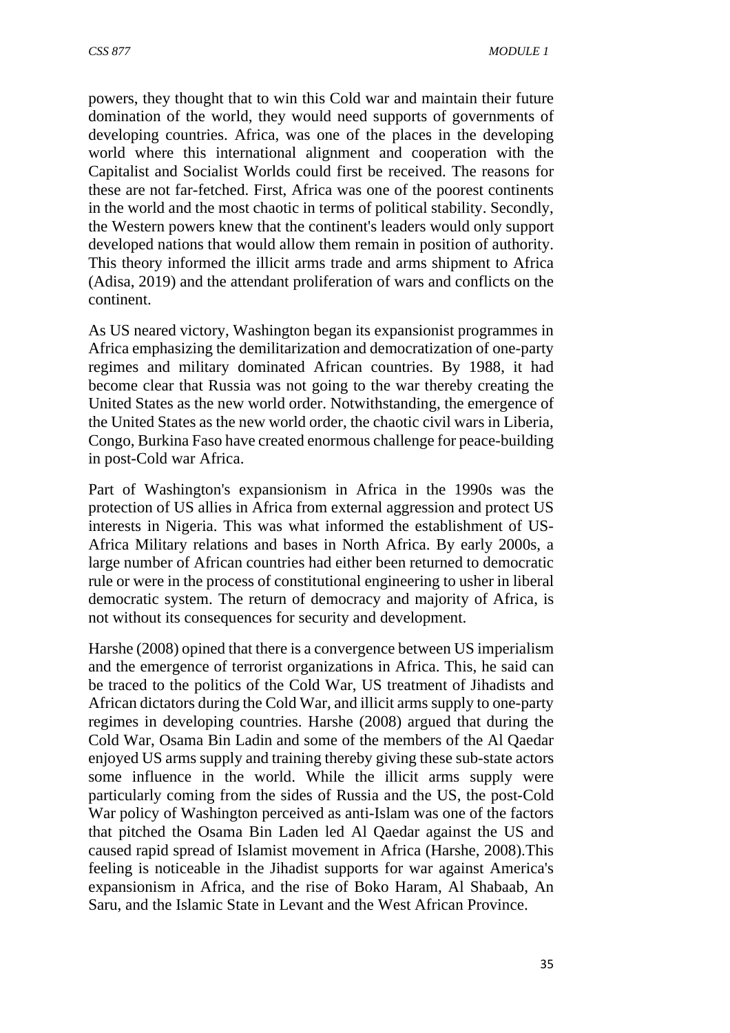powers, they thought that to win this Cold war and maintain their future domination of the world, they would need supports of governments of developing countries. Africa, was one of the places in the developing world where this international alignment and cooperation with the Capitalist and Socialist Worlds could first be received. The reasons for these are not far-fetched. First, Africa was one of the poorest continents in the world and the most chaotic in terms of political stability. Secondly, the Western powers knew that the continent's leaders would only support developed nations that would allow them remain in position of authority. This theory informed the illicit arms trade and arms shipment to Africa (Adisa, 2019) and the attendant proliferation of wars and conflicts on the continent.

As US neared victory, Washington began its expansionist programmes in Africa emphasizing the demilitarization and democratization of one-party regimes and military dominated African countries. By 1988, it had become clear that Russia was not going to the war thereby creating the United States as the new world order. Notwithstanding, the emergence of the United States as the new world order, the chaotic civil wars in Liberia, Congo, Burkina Faso have created enormous challenge for peace-building in post-Cold war Africa.

Part of Washington's expansionism in Africa in the 1990s was the protection of US allies in Africa from external aggression and protect US interests in Nigeria. This was what informed the establishment of US-Africa Military relations and bases in North Africa. By early 2000s, a large number of African countries had either been returned to democratic rule or were in the process of constitutional engineering to usher in liberal democratic system. The return of democracy and majority of Africa, is not without its consequences for security and development.

Harshe (2008) opined that there is a convergence between US imperialism and the emergence of terrorist organizations in Africa. This, he said can be traced to the politics of the Cold War, US treatment of Jihadists and African dictators during the Cold War, and illicit arms supply to one-party regimes in developing countries. Harshe (2008) argued that during the Cold War, Osama Bin Ladin and some of the members of the Al Qaedar enjoyed US arms supply and training thereby giving these sub-state actors some influence in the world. While the illicit arms supply were particularly coming from the sides of Russia and the US, the post-Cold War policy of Washington perceived as anti-Islam was one of the factors that pitched the Osama Bin Laden led Al Qaedar against the US and caused rapid spread of Islamist movement in Africa (Harshe, 2008).This feeling is noticeable in the Jihadist supports for war against America's expansionism in Africa, and the rise of Boko Haram, Al Shabaab, An Saru, and the Islamic State in Levant and the West African Province.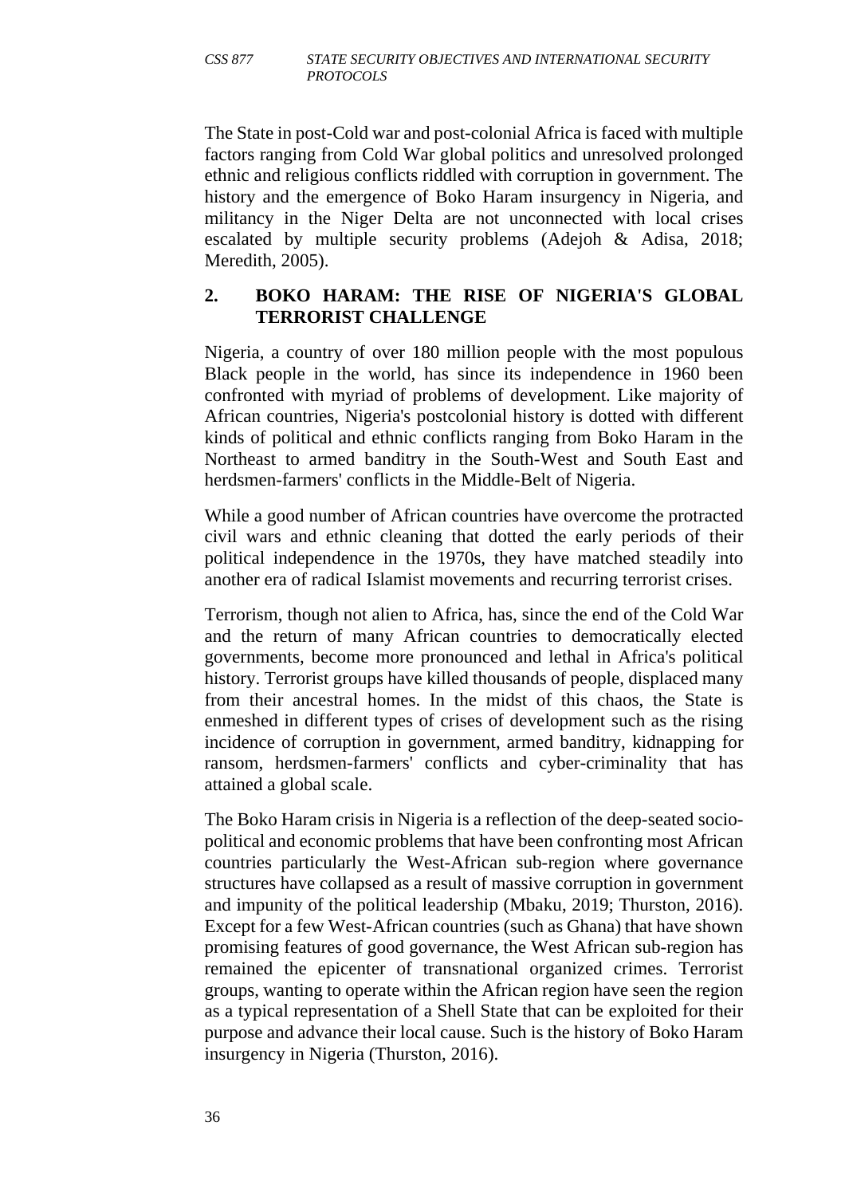The State in post-Cold war and post-colonial Africa is faced with multiple factors ranging from Cold War global politics and unresolved prolonged ethnic and religious conflicts riddled with corruption in government. The history and the emergence of Boko Haram insurgency in Nigeria, and militancy in the Niger Delta are not unconnected with local crises escalated by multiple security problems (Adejoh & Adisa, 2018; Meredith, 2005).

## 2. BOKO HARAM: THE RISE OF NIGERIA'S GLOBAL TERRORIST CHALLENGE

Nigeria, a country of over 180 million people with the most populous Black people in the world, has since its independence in 1960 been confronted with myriad of problems of development. Like majority of African countries, Nigeria's postcolonial history is dotted with different kinds of political and ethnic conflicts ranging from Boko Haram in the Northeast to armed banditry in the South-West and South East and herdsmen-farmers' conflicts in the Middle-Belt of Nigeria.

While a good number of African countries have overcome the protracted civil wars and ethnic cleaning that dotted the early periods of their political independence in the 1970s, they have matched steadily into another era of radical Islamist movements and recurring terrorist crises.

Terrorism, though not alien to Africa, has, since the end of the Cold War and the return of many African countries to democratically elected governments, become more pronounced and lethal in Africa's political history. Terrorist groups have killed thousands of people, displaced many from their ancestral homes. In the midst of this chaos, the State is enmeshed in different types of crises of development such as the rising incidence of corruption in government, armed banditry, kidnapping for ransom, herdsmen-farmers' conflicts and cyber-criminality that has attained a global scale.

The Boko Haram crisis in Nigeria is a reflection of the deep-seated socio-political and economic problems that have been confronting most African countries particularly the West-African sub-region where governance structures have collapsed as a result of massive corruption in government and impunity of the political leadership (Mbaku, 2019; Thurston, 2016). Except for a few West-African countries (such as Ghana) that have shown promising features of good governance, the West African sub-region has remained the epicenter of transnational organized crimes. Terrorist groups, wanting to operate within the African region have seen the region as a typical representation of a Shell State that can be exploited for their purpose and advance their local cause. Such is the history of Boko Haram insurgency in Nigeria (Thurston, 2016).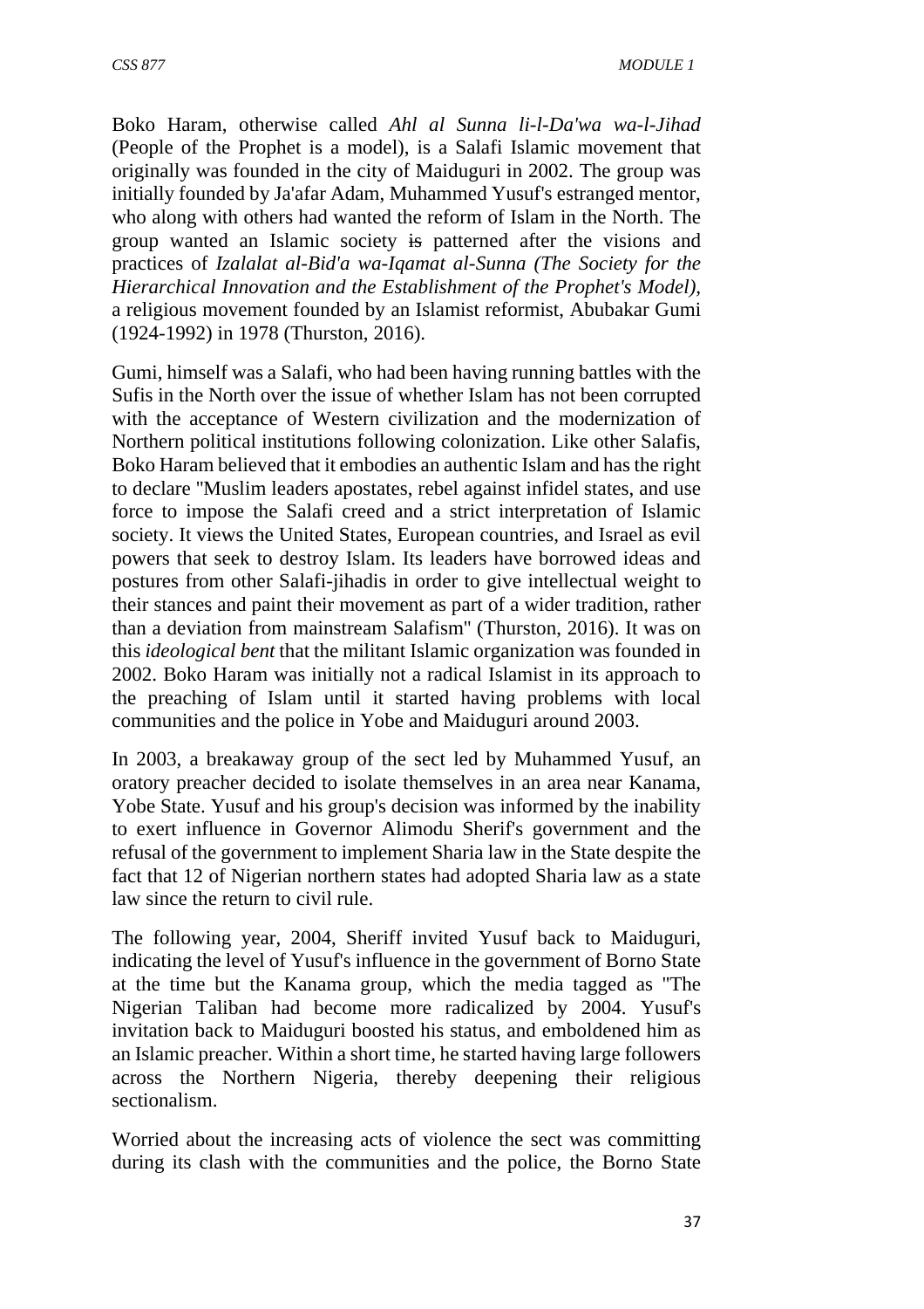Boko Haram, otherwise called *Ahl al Sunna li-l-Da'wa wa-l-Jihad* (People of the Prophet is a model), is a Salafi Islamic movement that originally was founded in the city of Maiduguri in 2002. The group was initially founded by Ja'afar Adam, Muhammed Yusuf's estranged mentor, who along with others had wanted the reform of Islam in the North. The group wanted an Islamic society ~~is~~ patterned after the visions and practices of *Izalalat al-Bid'a wa-Iqamat al-Sunna (The Society for the Hierarchical Innovation and the Establishment of the Prophet's Model)*, a religious movement founded by an Islamist reformist, Abubakar Gumi (1924-1992) in 1978 (Thurston, 2016).

Gumi, himself was a Salafi, who had been having running battles with the Sufis in the North over the issue of whether Islam has not been corrupted with the acceptance of Western civilization and the modernization of Northern political institutions following colonization. Like other Salafis, Boko Haram believed that it embodies an authentic Islam and has the right to declare "Muslim leaders apostates, rebel against infidel states, and use force to impose the Salafi creed and a strict interpretation of Islamic society. It views the United States, European countries, and Israel as evil powers that seek to destroy Islam. Its leaders have borrowed ideas and postures from other Salafi-jihadis in order to give intellectual weight to their stances and paint their movement as part of a wider tradition, rather than a deviation from mainstream Salafism" (Thurston, 2016). It was on this *ideological bent* that the militant Islamic organization was founded in 2002. Boko Haram was initially not a radical Islamist in its approach to the preaching of Islam until it started having problems with local communities and the police in Yobe and Maiduguri around 2003.

In 2003, a breakaway group of the sect led by Muhammed Yusuf, an oratory preacher decided to isolate themselves in an area near Kanama, Yobe State. Yusuf and his group's decision was informed by the inability to exert influence in Governor Alimodu Sherif's government and the refusal of the government to implement Sharia law in the State despite the fact that 12 of Nigerian northern states had adopted Sharia law as a state law since the return to civil rule.

The following year, 2004, Sheriff invited Yusuf back to Maiduguri, indicating the level of Yusuf's influence in the government of Borno State at the time but the Kanama group, which the media tagged as "The Nigerian Taliban had become more radicalized by 2004. Yusuf's invitation back to Maiduguri boosted his status, and emboldened him as an Islamic preacher. Within a short time, he started having large followers across the Northern Nigeria, thereby deepening their religious sectionalism.

Worried about the increasing acts of violence the sect was committing during its clash with the communities and the police, the Borno State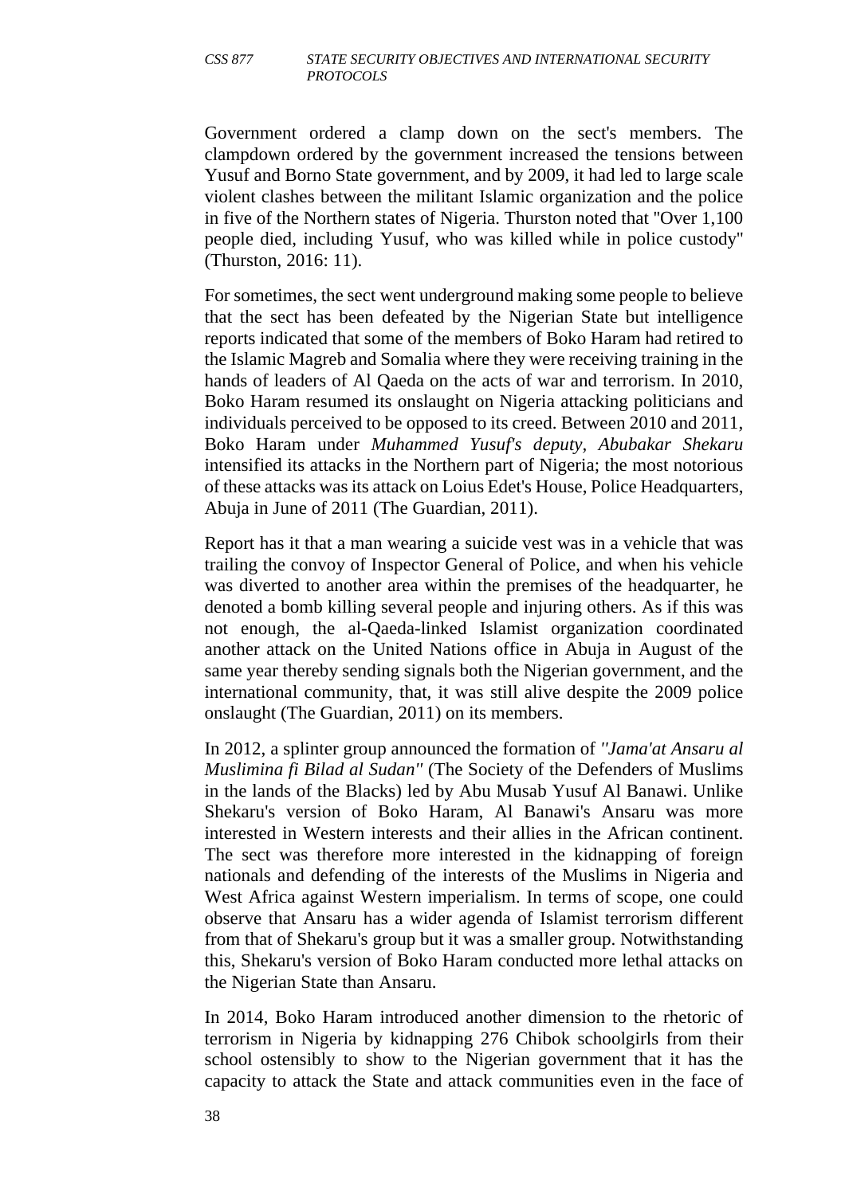Government ordered a clamp down on the sect's members. The clampdown ordered by the government increased the tensions between Yusuf and Borno State government, and by 2009, it had led to large scale violent clashes between the militant Islamic organization and the police in five of the Northern states of Nigeria. Thurston noted that "Over 1,100 people died, including Yusuf, who was killed while in police custody" (Thurston, 2016: 11).

For sometimes, the sect went underground making some people to believe that the sect has been defeated by the Nigerian State but intelligence reports indicated that some of the members of Boko Haram had retired to the Islamic Magreb and Somalia where they were receiving training in the hands of leaders of Al Qaeda on the acts of war and terrorism. In 2010, Boko Haram resumed its onslaught on Nigeria attacking politicians and individuals perceived to be opposed to its creed. Between 2010 and 2011, Boko Haram under *Muhammed Yusuf's deputy, Abubakar Shekaru* intensified its attacks in the Northern part of Nigeria; the most notorious of these attacks was its attack on Loius Edet's House, Police Headquarters, Abuja in June of 2011 (The Guardian, 2011).

Report has it that a man wearing a suicide vest was in a vehicle that was trailing the convoy of Inspector General of Police, and when his vehicle was diverted to another area within the premises of the headquarter, he denoted a bomb killing several people and injuring others. As if this was not enough, the al-Qaeda-linked Islamist organization coordinated another attack on the United Nations office in Abuja in August of the same year thereby sending signals both the Nigerian government, and the international community, that, it was still alive despite the 2009 police onslaught (The Guardian, 2011) on its members.

In 2012, a splinter group announced the formation of *"Jama'at Ansaru al Muslimina fi Bilad al Sudan"* (The Society of the Defenders of Muslims in the lands of the Blacks) led by Abu Musab Yusuf Al Banawi. Unlike Shekaru's version of Boko Haram, Al Banawi's Ansaru was more interested in Western interests and their allies in the African continent. The sect was therefore more interested in the kidnapping of foreign nationals and defending of the interests of the Muslims in Nigeria and West Africa against Western imperialism. In terms of scope, one could observe that Ansaru has a wider agenda of Islamist terrorism different from that of Shekaru's group but it was a smaller group. Notwithstanding this, Shekaru's version of Boko Haram conducted more lethal attacks on the Nigerian State than Ansaru.

In 2014, Boko Haram introduced another dimension to the rhetoric of terrorism in Nigeria by kidnapping 276 Chibok schoolgirls from their school ostensibly to show to the Nigerian government that it has the capacity to attack the State and attack communities even in the face of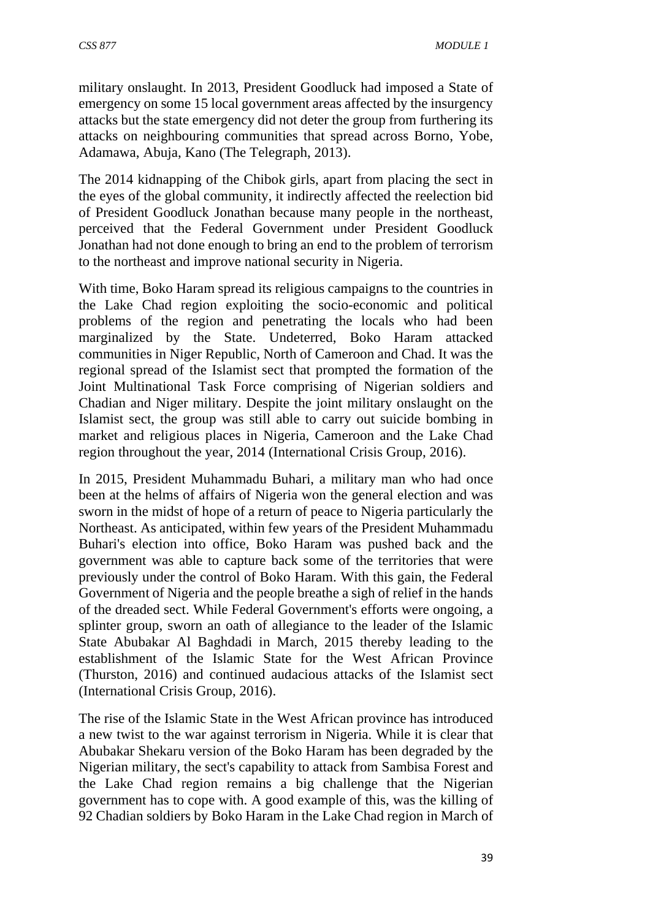military onslaught. In 2013, President Goodluck had imposed a State of emergency on some 15 local government areas affected by the insurgency attacks but the state emergency did not deter the group from furthering its attacks on neighbouring communities that spread across Borno, Yobe, Adamawa, Abuja, Kano (The Telegraph, 2013).

The 2014 kidnapping of the Chibok girls, apart from placing the sect in the eyes of the global community, it indirectly affected the reelection bid of President Goodluck Jonathan because many people in the northeast, perceived that the Federal Government under President Goodluck Jonathan had not done enough to bring an end to the problem of terrorism to the northeast and improve national security in Nigeria.

With time, Boko Haram spread its religious campaigns to the countries in the Lake Chad region exploiting the socio-economic and political problems of the region and penetrating the locals who had been marginalized by the State. Undeterred, Boko Haram attacked communities in Niger Republic, North of Cameroon and Chad. It was the regional spread of the Islamist sect that prompted the formation of the Joint Multinational Task Force comprising of Nigerian soldiers and Chadian and Niger military. Despite the joint military onslaught on the Islamist sect, the group was still able to carry out suicide bombing in market and religious places in Nigeria, Cameroon and the Lake Chad region throughout the year, 2014 (International Crisis Group, 2016).

In 2015, President Muhammadu Buhari, a military man who had once been at the helms of affairs of Nigeria won the general election and was sworn in the midst of hope of a return of peace to Nigeria particularly the Northeast. As anticipated, within few years of the President Muhammadu Buhari's election into office, Boko Haram was pushed back and the government was able to capture back some of the territories that were previously under the control of Boko Haram. With this gain, the Federal Government of Nigeria and the people breathe a sigh of relief in the hands of the dreaded sect. While Federal Government's efforts were ongoing, a splinter group, sworn an oath of allegiance to the leader of the Islamic State Abubakar Al Baghdadi in March, 2015 thereby leading to the establishment of the Islamic State for the West African Province (Thurston, 2016) and continued audacious attacks of the Islamist sect (International Crisis Group, 2016).

The rise of the Islamic State in the West African province has introduced a new twist to the war against terrorism in Nigeria. While it is clear that Abubakar Shekaru version of the Boko Haram has been degraded by the Nigerian military, the sect's capability to attack from Sambisa Forest and the Lake Chad region remains a big challenge that the Nigerian government has to cope with. A good example of this, was the killing of 92 Chadian soldiers by Boko Haram in the Lake Chad region in March of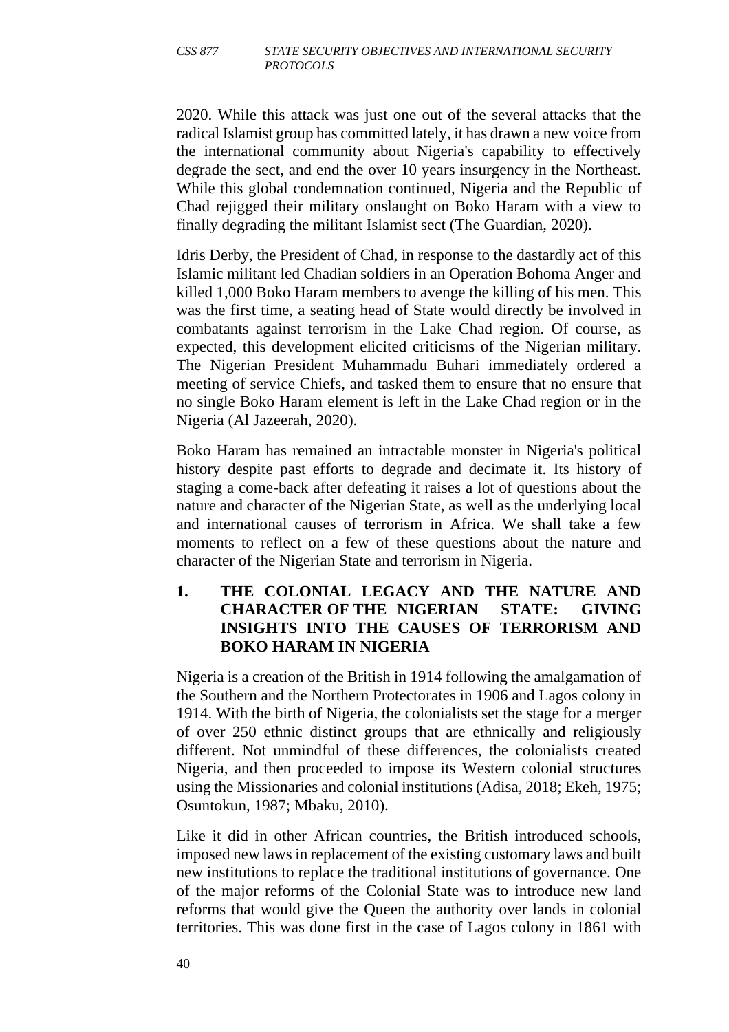2020. While this attack was just one out of the several attacks that the radical Islamist group has committed lately, it has drawn a new voice from the international community about Nigeria's capability to effectively degrade the sect, and end the over 10 years insurgency in the Northeast. While this global condemnation continued, Nigeria and the Republic of Chad rejigged their military onslaught on Boko Haram with a view to finally degrading the militant Islamist sect (The Guardian, 2020).

Idris Derby, the President of Chad, in response to the dastardly act of this Islamic militant led Chadian soldiers in an Operation Bohoma Anger and killed 1,000 Boko Haram members to avenge the killing of his men. This was the first time, a seating head of State would directly be involved in combatants against terrorism in the Lake Chad region. Of course, as expected, this development elicited criticisms of the Nigerian military. The Nigerian President Muhammadu Buhari immediately ordered a meeting of service Chiefs, and tasked them to ensure that no ensure that no single Boko Haram element is left in the Lake Chad region or in the Nigeria (Al Jazeerah, 2020).

Boko Haram has remained an intractable monster in Nigeria's political history despite past efforts to degrade and decimate it. Its history of staging a come-back after defeating it raises a lot of questions about the nature and character of the Nigerian State, as well as the underlying local and international causes of terrorism in Africa. We shall take a few moments to reflect on a few of these questions about the nature and character of the Nigerian State and terrorism in Nigeria.

## 1. THE COLONIAL LEGACY AND THE NATURE AND CHARACTER OF THE NIGERIAN STATE: GIVING INSIGHTS INTO THE CAUSES OF TERRORISM AND BOKO HARAM IN NIGERIA

Nigeria is a creation of the British in 1914 following the amalgamation of the Southern and the Northern Protectorates in 1906 and Lagos colony in 1914. With the birth of Nigeria, the colonialists set the stage for a merger of over 250 ethnic distinct groups that are ethnically and religiously different. Not unmindful of these differences, the colonialists created Nigeria, and then proceeded to impose its Western colonial structures using the Missionaries and colonial institutions (Adisa, 2018; Ekeh, 1975; Osuntokun, 1987; Mbaku, 2010).

Like it did in other African countries, the British introduced schools, imposed new laws in replacement of the existing customary laws and built new institutions to replace the traditional institutions of governance. One of the major reforms of the Colonial State was to introduce new land reforms that would give the Queen the authority over lands in colonial territories. This was done first in the case of Lagos colony in 1861 with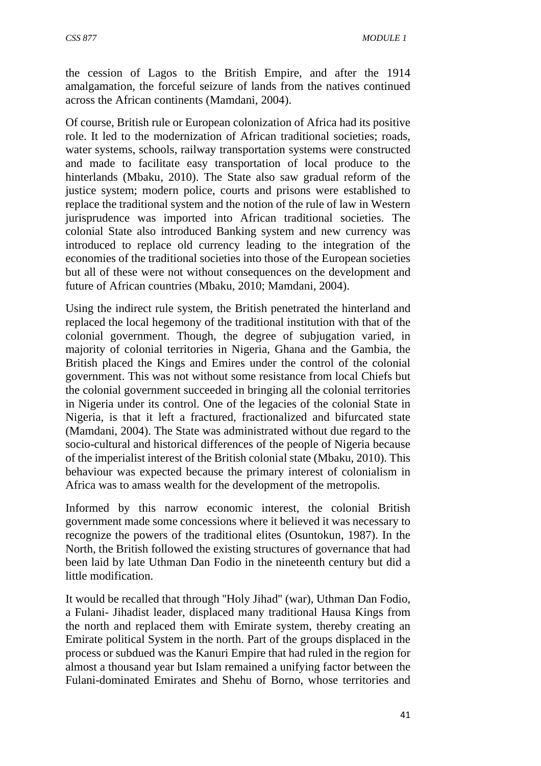the cession of Lagos to the British Empire, and after the 1914 amalgamation, the forceful seizure of lands from the natives continued across the African continents (Mamdani, 2004).

Of course, British rule or European colonization of Africa had its positive role. It led to the modernization of African traditional societies; roads, water systems, schools, railway transportation systems were constructed and made to facilitate easy transportation of local produce to the hinterlands (Mbaku, 2010). The State also saw gradual reform of the justice system; modern police, courts and prisons were established to replace the traditional system and the notion of the rule of law in Western jurisprudence was imported into African traditional societies. The colonial State also introduced Banking system and new currency was introduced to replace old currency leading to the integration of the economies of the traditional societies into those of the European societies but all of these were not without consequences on the development and future of African countries (Mbaku, 2010; Mamdani, 2004).

Using the indirect rule system, the British penetrated the hinterland and replaced the local hegemony of the traditional institution with that of the colonial government. Though, the degree of subjugation varied, in majority of colonial territories in Nigeria, Ghana and the Gambia, the British placed the Kings and Emires under the control of the colonial government. This was not without some resistance from local Chiefs but the colonial government succeeded in bringing all the colonial territories in Nigeria under its control. One of the legacies of the colonial State in Nigeria, is that it left a fractured, fractionalized and bifurcated state (Mamdani, 2004). The State was administrated without due regard to the socio-cultural and historical differences of the people of Nigeria because of the imperialist interest of the British colonial state (Mbaku, 2010). This behaviour was expected because the primary interest of colonialism in Africa was to amass wealth for the development of the metropolis.

Informed by this narrow economic interest, the colonial British government made some concessions where it believed it was necessary to recognize the powers of the traditional elites (Osuntokun, 1987). In the North, the British followed the existing structures of governance that had been laid by late Uthman Dan Fodio in the nineteenth century but did a little modification.

It would be recalled that through "Holy Jihad" (war), Uthman Dan Fodio, a Fulani- Jihadist leader, displaced many traditional Hausa Kings from the north and replaced them with Emirate system, thereby creating an Emirate political System in the north. Part of the groups displaced in the process or subdued was the Kanuri Empire that had ruled in the region for almost a thousand year but Islam remained a unifying factor between the Fulani-dominated Emirates and Shehu of Borno, whose territories and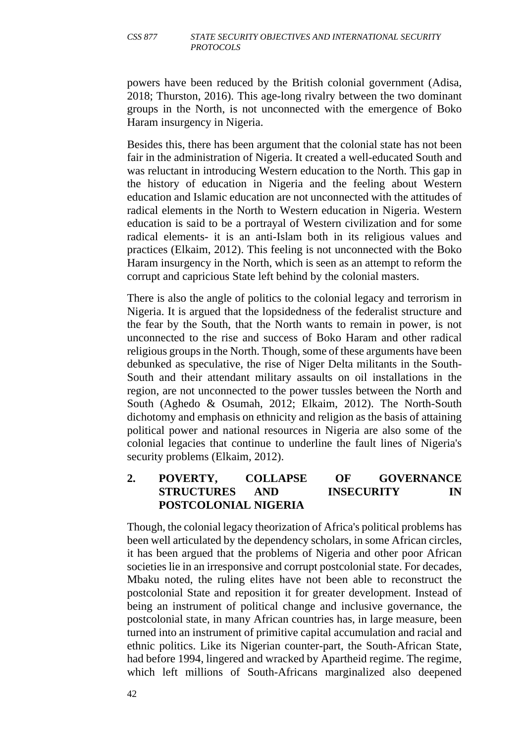powers have been reduced by the British colonial government (Adisa, 2018; Thurston, 2016). This age-long rivalry between the two dominant groups in the North, is not unconnected with the emergence of Boko Haram insurgency in Nigeria.

Besides this, there has been argument that the colonial state has not been fair in the administration of Nigeria. It created a well-educated South and was reluctant in introducing Western education to the North. This gap in the history of education in Nigeria and the feeling about Western education and Islamic education are not unconnected with the attitudes of radical elements in the North to Western education in Nigeria. Western education is said to be a portrayal of Western civilization and for some radical elements- it is an anti-Islam both in its religious values and practices (Elkaim, 2012). This feeling is not unconnected with the Boko Haram insurgency in the North, which is seen as an attempt to reform the corrupt and capricious State left behind by the colonial masters.

There is also the angle of politics to the colonial legacy and terrorism in Nigeria. It is argued that the lopsidedness of the federalist structure and the fear by the South, that the North wants to remain in power, is not unconnected to the rise and success of Boko Haram and other radical religious groups in the North. Though, some of these arguments have been debunked as speculative, the rise of Niger Delta militants in the South-South and their attendant military assaults on oil installations in the region, are not unconnected to the power tussles between the North and South (Aghedo & Osumah, 2012; Elkaim, 2012). The North-South dichotomy and emphasis on ethnicity and religion as the basis of attaining political power and national resources in Nigeria are also some of the colonial legacies that continue to underline the fault lines of Nigeria's security problems (Elkaim, 2012).

## 2. POVERTY, COLLAPSE OF GOVERNANCE STRUCTURES AND INSECURITY IN POSTCOLONIAL NIGERIA

Though, the colonial legacy theorization of Africa's political problems has been well articulated by the dependency scholars, in some African circles, it has been argued that the problems of Nigeria and other poor African societies lie in an irresponsive and corrupt postcolonial state. For decades, Mbaku noted, the ruling elites have not been able to reconstruct the postcolonial State and reposition it for greater development. Instead of being an instrument of political change and inclusive governance, the postcolonial state, in many African countries has, in large measure, been turned into an instrument of primitive capital accumulation and racial and ethnic politics. Like its Nigerian counter-part, the South-African State, had before 1994, lingered and wracked by Apartheid regime. The regime, which left millions of South-Africans marginalized also deepened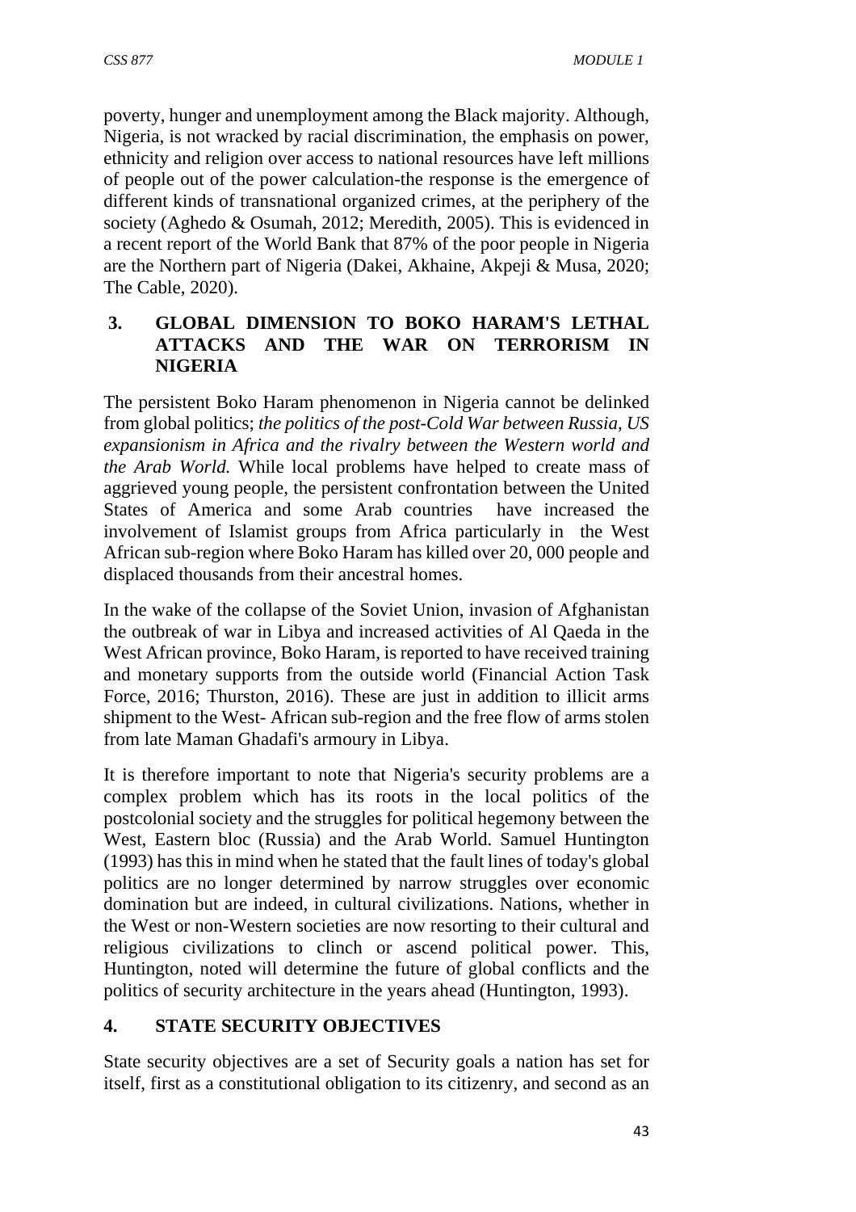poverty, hunger and unemployment among the Black majority. Although, Nigeria, is not wracked by racial discrimination, the emphasis on power, ethnicity and religion over access to national resources have left millions of people out of the power calculation-the response is the emergence of different kinds of transnational organized crimes, at the periphery of the society (Aghedo & Osumah, 2012; Meredith, 2005). This is evidenced in a recent report of the World Bank that 87% of the poor people in Nigeria are the Northern part of Nigeria (Dakei, Akhaine, Akpeji & Musa, 2020; The Cable, 2020).

## 3. GLOBAL DIMENSION TO BOKO HARAM'S LETHAL ATTACKS AND THE WAR ON TERRORISM IN NIGERIA

The persistent Boko Haram phenomenon in Nigeria cannot be delinked from global politics; *the politics of the post-Cold War between Russia, US expansionism in Africa and the rivalry between the Western world and the Arab World.* While local problems have helped to create mass of aggrieved young people, the persistent confrontation between the United States of America and some Arab countries have increased the involvement of Islamist groups from Africa particularly in the West African sub-region where Boko Haram has killed over 20, 000 people and displaced thousands from their ancestral homes.

In the wake of the collapse of the Soviet Union, invasion of Afghanistan the outbreak of war in Libya and increased activities of Al Qaeda in the West African province, Boko Haram, is reported to have received training and monetary supports from the outside world (Financial Action Task Force, 2016; Thurston, 2016). These are just in addition to illicit arms shipment to the West- African sub-region and the free flow of arms stolen from late Maman Ghadafi's armoury in Libya.

It is therefore important to note that Nigeria's security problems are a complex problem which has its roots in the local politics of the postcolonial society and the struggles for political hegemony between the West, Eastern bloc (Russia) and the Arab World. Samuel Huntington (1993) has this in mind when he stated that the fault lines of today's global politics are no longer determined by narrow struggles over economic domination but are indeed, in cultural civilizations. Nations, whether in the West or non-Western societies are now resorting to their cultural and religious civilizations to clinch or ascend political power. This, Huntington, noted will determine the future of global conflicts and the politics of security architecture in the years ahead (Huntington, 1993).

## 4. STATE SECURITY OBJECTIVES

State security objectives are a set of Security goals a nation has set for itself, first as a constitutional obligation to its citizenry, and second as an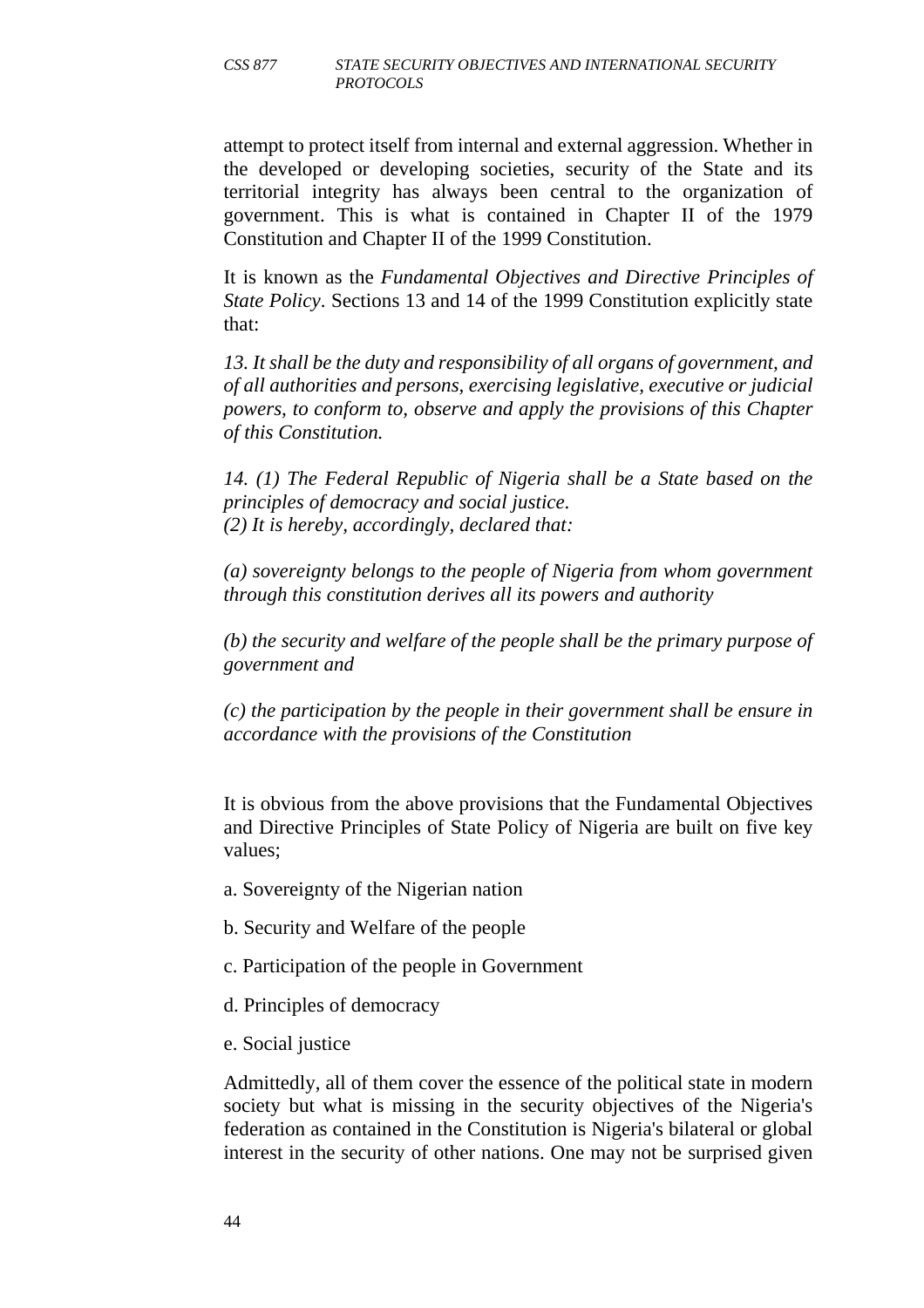attempt to protect itself from internal and external aggression. Whether in the developed or developing societies, security of the State and its territorial integrity has always been central to the organization of government. This is what is contained in Chapter II of the 1979 Constitution and Chapter II of the 1999 Constitution.

It is known as the *Fundamental Objectives and Directive Principles of State Policy*. Sections 13 and 14 of the 1999 Constitution explicitly state that:

*13. It shall be the duty and responsibility of all organs of government, and of all authorities and persons, exercising legislative, executive or judicial powers, to conform to, observe and apply the provisions of this Chapter of this Constitution.*

*14. (1) The Federal Republic of Nigeria shall be a State based on the principles of democracy and social justice.*
*(2) It is hereby, accordingly, declared that:*

*(a) sovereignty belongs to the people of Nigeria from whom government through this constitution derives all its powers and authority*

*(b) the security and welfare of the people shall be the primary purpose of government and*

*(c) the participation by the people in their government shall be ensure in accordance with the provisions of the Constitution*

It is obvious from the above provisions that the Fundamental Objectives and Directive Principles of State Policy of Nigeria are built on five key values;

a. Sovereignty of the Nigerian nation

b. Security and Welfare of the people

c. Participation of the people in Government

d. Principles of democracy

e. Social justice

Admittedly, all of them cover the essence of the political state in modern society but what is missing in the security objectives of the Nigeria's federation as contained in the Constitution is Nigeria's bilateral or global interest in the security of other nations. One may not be surprised given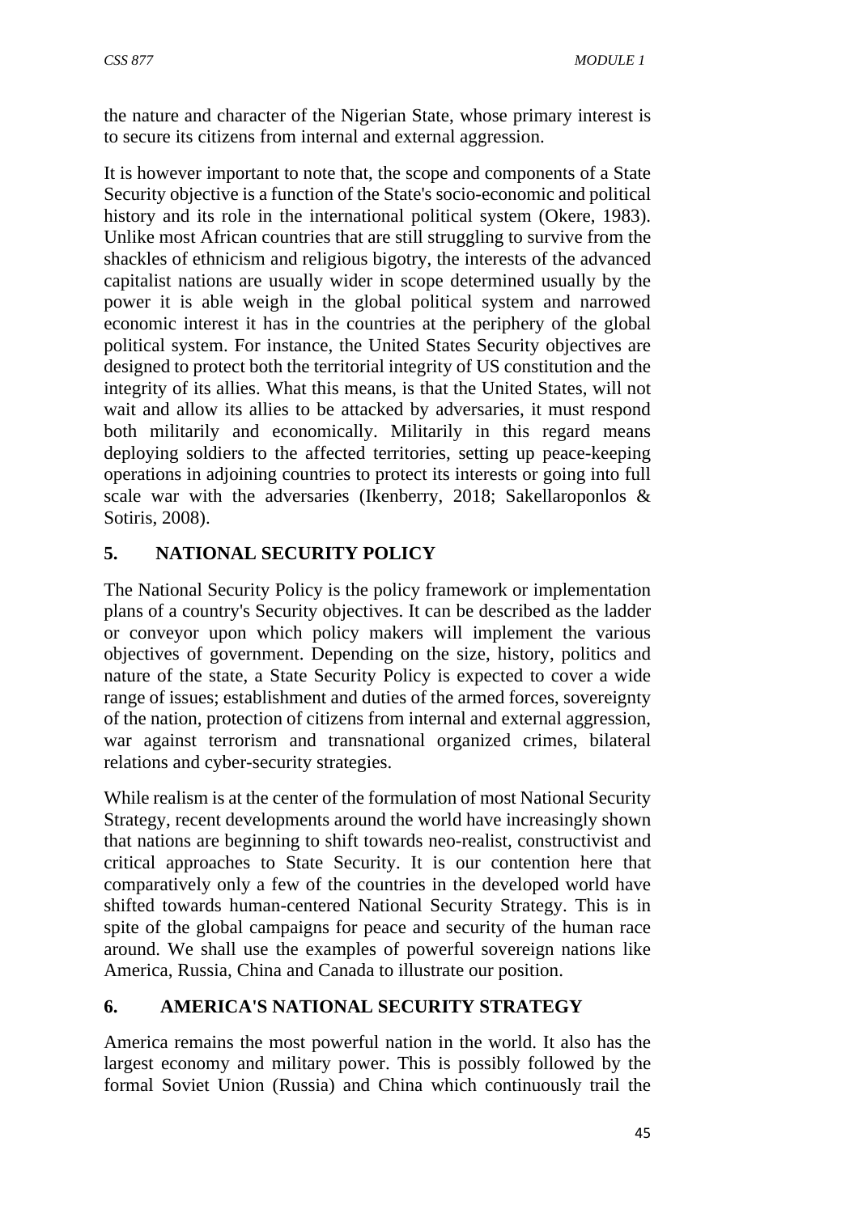the nature and character of the Nigerian State, whose primary interest is to secure its citizens from internal and external aggression.

It is however important to note that, the scope and components of a State Security objective is a function of the State's socio-economic and political history and its role in the international political system (Okere, 1983). Unlike most African countries that are still struggling to survive from the shackles of ethnicism and religious bigotry, the interests of the advanced capitalist nations are usually wider in scope determined usually by the power it is able weigh in the global political system and narrowed economic interest it has in the countries at the periphery of the global political system. For instance, the United States Security objectives are designed to protect both the territorial integrity of US constitution and the integrity of its allies. What this means, is that the United States, will not wait and allow its allies to be attacked by adversaries, it must respond both militarily and economically. Militarily in this regard means deploying soldiers to the affected territories, setting up peace-keeping operations in adjoining countries to protect its interests or going into full scale war with the adversaries (Ikenberry, 2018; Sakellaroponlos & Sotiris, 2008).

## 5. NATIONAL SECURITY POLICY

The National Security Policy is the policy framework or implementation plans of a country's Security objectives. It can be described as the ladder or conveyor upon which policy makers will implement the various objectives of government. Depending on the size, history, politics and nature of the state, a State Security Policy is expected to cover a wide range of issues; establishment and duties of the armed forces, sovereignty of the nation, protection of citizens from internal and external aggression, war against terrorism and transnational organized crimes, bilateral relations and cyber-security strategies.

While realism is at the center of the formulation of most National Security Strategy, recent developments around the world have increasingly shown that nations are beginning to shift towards neo-realist, constructivist and critical approaches to State Security. It is our contention here that comparatively only a few of the countries in the developed world have shifted towards human-centered National Security Strategy. This is in spite of the global campaigns for peace and security of the human race around. We shall use the examples of powerful sovereign nations like America, Russia, China and Canada to illustrate our position.

## 6. AMERICA'S NATIONAL SECURITY STRATEGY

America remains the most powerful nation in the world. It also has the largest economy and military power. This is possibly followed by the formal Soviet Union (Russia) and China which continuously trail the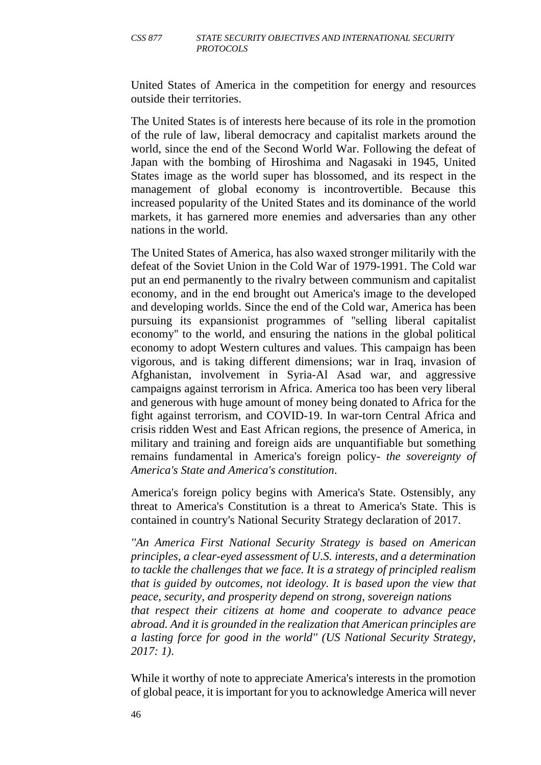United States of America in the competition for energy and resources outside their territories.

The United States is of interests here because of its role in the promotion of the rule of law, liberal democracy and capitalist markets around the world, since the end of the Second World War. Following the defeat of Japan with the bombing of Hiroshima and Nagasaki in 1945, United States image as the world super has blossomed, and its respect in the management of global economy is incontrovertible. Because this increased popularity of the United States and its dominance of the world markets, it has garnered more enemies and adversaries than any other nations in the world.

The United States of America, has also waxed stronger militarily with the defeat of the Soviet Union in the Cold War of 1979-1991. The Cold war put an end permanently to the rivalry between communism and capitalist economy, and in the end brought out America's image to the developed and developing worlds. Since the end of the Cold war, America has been pursuing its expansionist programmes of "selling liberal capitalist economy" to the world, and ensuring the nations in the global political economy to adopt Western cultures and values. This campaign has been vigorous, and is taking different dimensions; war in Iraq, invasion of Afghanistan, involvement in Syria-Al Asad war, and aggressive campaigns against terrorism in Africa. America too has been very liberal and generous with huge amount of money being donated to Africa for the fight against terrorism, and COVID-19. In war-torn Central Africa and crisis ridden West and East African regions, the presence of America, in military and training and foreign aids are unquantifiable but something remains fundamental in America's foreign policy- *the sovereignty of America's State and America's constitution*.

America's foreign policy begins with America's State. Ostensibly, any threat to America's Constitution is a threat to America's State. This is contained in country's National Security Strategy declaration of 2017.

*"An America First National Security Strategy is based on American principles, a clear-eyed assessment of U.S. interests, and a determination to tackle the challenges that we face. It is a strategy of principled realism that is guided by outcomes, not ideology. It is based upon the view that peace, security, and prosperity depend on strong, sovereign nations that respect their citizens at home and cooperate to advance peace abroad. And it is grounded in the realization that American principles are a lasting force for good in the world" (US National Security Strategy, 2017: 1).*

While it worthy of note to appreciate America's interests in the promotion of global peace, it is important for you to acknowledge America will never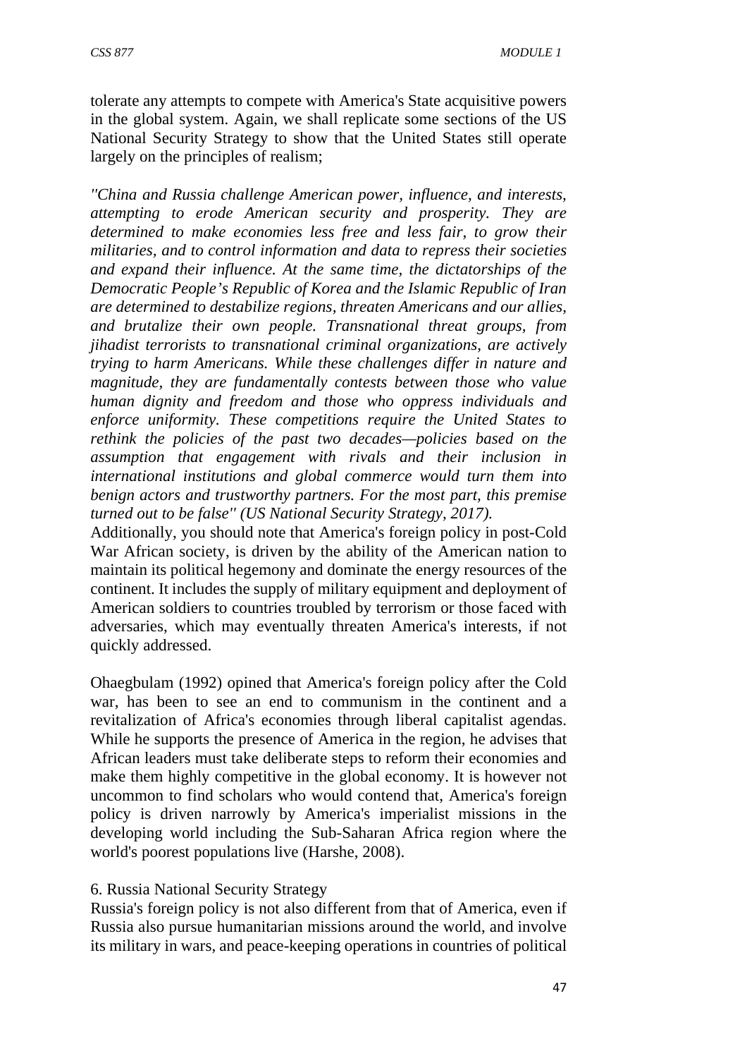tolerate any attempts to compete with America's State acquisitive powers in the global system. Again, we shall replicate some sections of the US National Security Strategy to show that the United States still operate largely on the principles of realism;

*"China and Russia challenge American power, influence, and interests, attempting to erode American security and prosperity. They are determined to make economies less free and less fair, to grow their militaries, and to control information and data to repress their societies and expand their influence. At the same time, the dictatorships of the Democratic People's Republic of Korea and the Islamic Republic of Iran are determined to destabilize regions, threaten Americans and our allies, and brutalize their own people. Transnational threat groups, from jihadist terrorists to transnational criminal organizations, are actively trying to harm Americans. While these challenges differ in nature and magnitude, they are fundamentally contests between those who value human dignity and freedom and those who oppress individuals and enforce uniformity. These competitions require the United States to rethink the policies of the past two decades—policies based on the assumption that engagement with rivals and their inclusion in international institutions and global commerce would turn them into benign actors and trustworthy partners. For the most part, this premise turned out to be false" (US National Security Strategy, 2017).*

Additionally, you should note that America's foreign policy in post-Cold War African society, is driven by the ability of the American nation to maintain its political hegemony and dominate the energy resources of the continent. It includes the supply of military equipment and deployment of American soldiers to countries troubled by terrorism or those faced with adversaries, which may eventually threaten America's interests, if not quickly addressed.

Ohaegbulam (1992) opined that America's foreign policy after the Cold war, has been to see an end to communism in the continent and a revitalization of Africa's economies through liberal capitalist agendas. While he supports the presence of America in the region, he advises that African leaders must take deliberate steps to reform their economies and make them highly competitive in the global economy. It is however not uncommon to find scholars who would contend that, America's foreign policy is driven narrowly by America's imperialist missions in the developing world including the Sub-Saharan Africa region where the world's poorest populations live (Harshe, 2008).

6. Russia National Security Strategy

Russia's foreign policy is not also different from that of America, even if Russia also pursue humanitarian missions around the world, and involve its military in wars, and peace-keeping operations in countries of political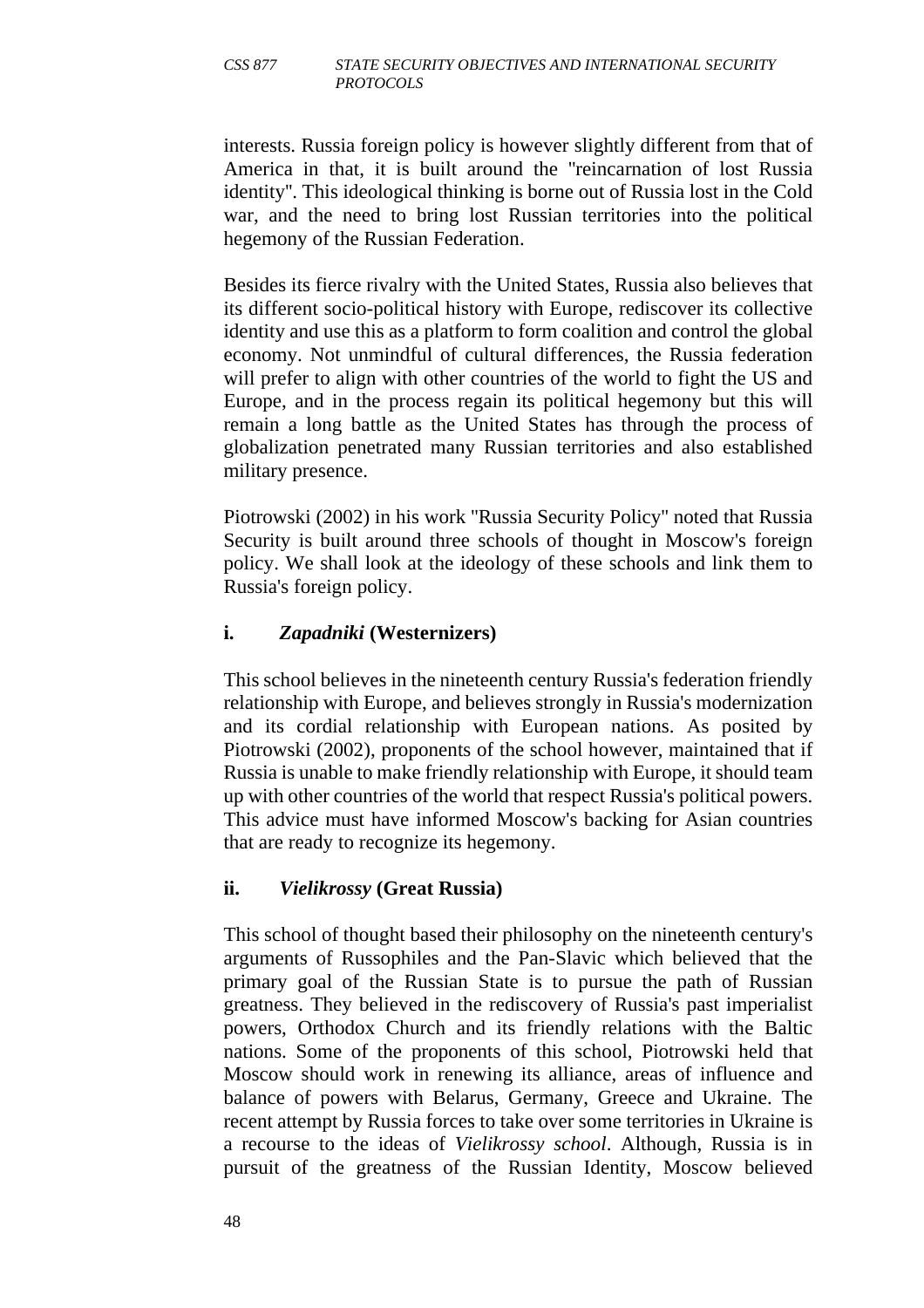interests. Russia foreign policy is however slightly different from that of America in that, it is built around the "reincarnation of lost Russia identity". This ideological thinking is borne out of Russia lost in the Cold war, and the need to bring lost Russian territories into the political hegemony of the Russian Federation.

Besides its fierce rivalry with the United States, Russia also believes that its different socio-political history with Europe, rediscover its collective identity and use this as a platform to form coalition and control the global economy. Not unmindful of cultural differences, the Russia federation will prefer to align with other countries of the world to fight the US and Europe, and in the process regain its political hegemony but this will remain a long battle as the United States has through the process of globalization penetrated many Russian territories and also established military presence.

Piotrowski (2002) in his work "Russia Security Policy" noted that Russia Security is built around three schools of thought in Moscow's foreign policy. We shall look at the ideology of these schools and link them to Russia's foreign policy.

**i.** ***Zapadniki*** **(Westernizers)**

This school believes in the nineteenth century Russia's federation friendly relationship with Europe, and believes strongly in Russia's modernization and its cordial relationship with European nations. As posited by Piotrowski (2002), proponents of the school however, maintained that if Russia is unable to make friendly relationship with Europe, it should team up with other countries of the world that respect Russia's political powers. This advice must have informed Moscow's backing for Asian countries that are ready to recognize its hegemony.

**ii.** ***Vielikrossy*** **(Great Russia)**

This school of thought based their philosophy on the nineteenth century's arguments of Russophiles and the Pan-Slavic which believed that the primary goal of the Russian State is to pursue the path of Russian greatness. They believed in the rediscovery of Russia's past imperialist powers, Orthodox Church and its friendly relations with the Baltic nations. Some of the proponents of this school, Piotrowski held that Moscow should work in renewing its alliance, areas of influence and balance of powers with Belarus, Germany, Greece and Ukraine. The recent attempt by Russia forces to take over some territories in Ukraine is a recourse to the ideas of *Vielikrossy school*. Although, Russia is in pursuit of the greatness of the Russian Identity, Moscow believed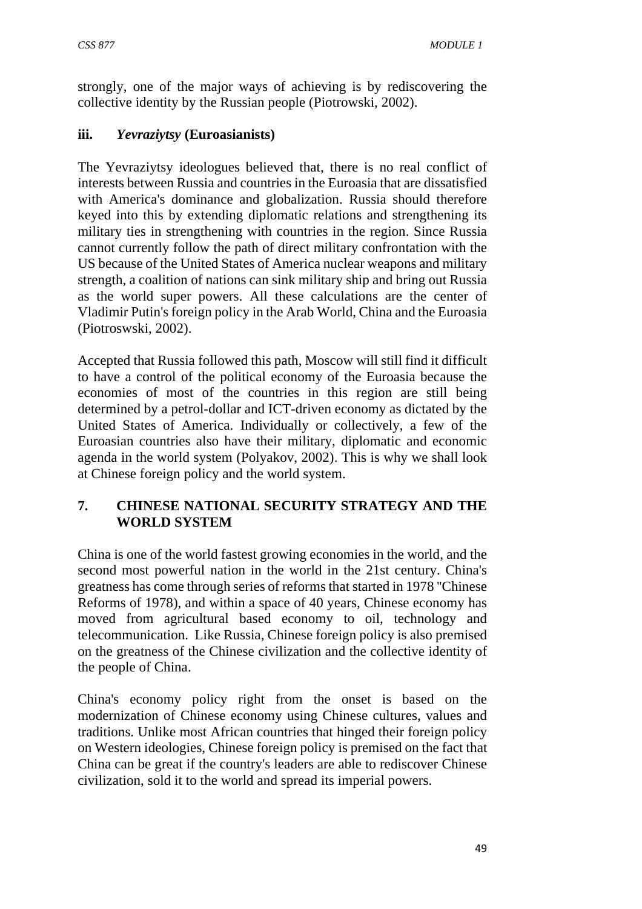strongly, one of the major ways of achieving is by rediscovering the collective identity by the Russian people (Piotrowski, 2002).

### iii. *Yevraziytsy* (Euroasianists)

The Yevraziytsy ideologues believed that, there is no real conflict of interests between Russia and countries in the Euroasia that are dissatisfied with America's dominance and globalization. Russia should therefore keyed into this by extending diplomatic relations and strengthening its military ties in strengthening with countries in the region. Since Russia cannot currently follow the path of direct military confrontation with the US because of the United States of America nuclear weapons and military strength, a coalition of nations can sink military ship and bring out Russia as the world super powers. All these calculations are the center of Vladimir Putin's foreign policy in the Arab World, China and the Euroasia (Piotroswski, 2002).

Accepted that Russia followed this path, Moscow will still find it difficult to have a control of the political economy of the Euroasia because the economies of most of the countries in this region are still being determined by a petrol-dollar and ICT-driven economy as dictated by the United States of America. Individually or collectively, a few of the Euroasian countries also have their military, diplomatic and economic agenda in the world system (Polyakov, 2002). This is why we shall look at Chinese foreign policy and the world system.

## 7. CHINESE NATIONAL SECURITY STRATEGY AND THE WORLD SYSTEM

China is one of the world fastest growing economies in the world, and the second most powerful nation in the world in the 21st century. China's greatness has come through series of reforms that started in 1978 "Chinese Reforms of 1978), and within a space of 40 years, Chinese economy has moved from agricultural based economy to oil, technology and telecommunication. Like Russia, Chinese foreign policy is also premised on the greatness of the Chinese civilization and the collective identity of the people of China.

China's economy policy right from the onset is based on the modernization of Chinese economy using Chinese cultures, values and traditions. Unlike most African countries that hinged their foreign policy on Western ideologies, Chinese foreign policy is premised on the fact that China can be great if the country's leaders are able to rediscover Chinese civilization, sold it to the world and spread its imperial powers.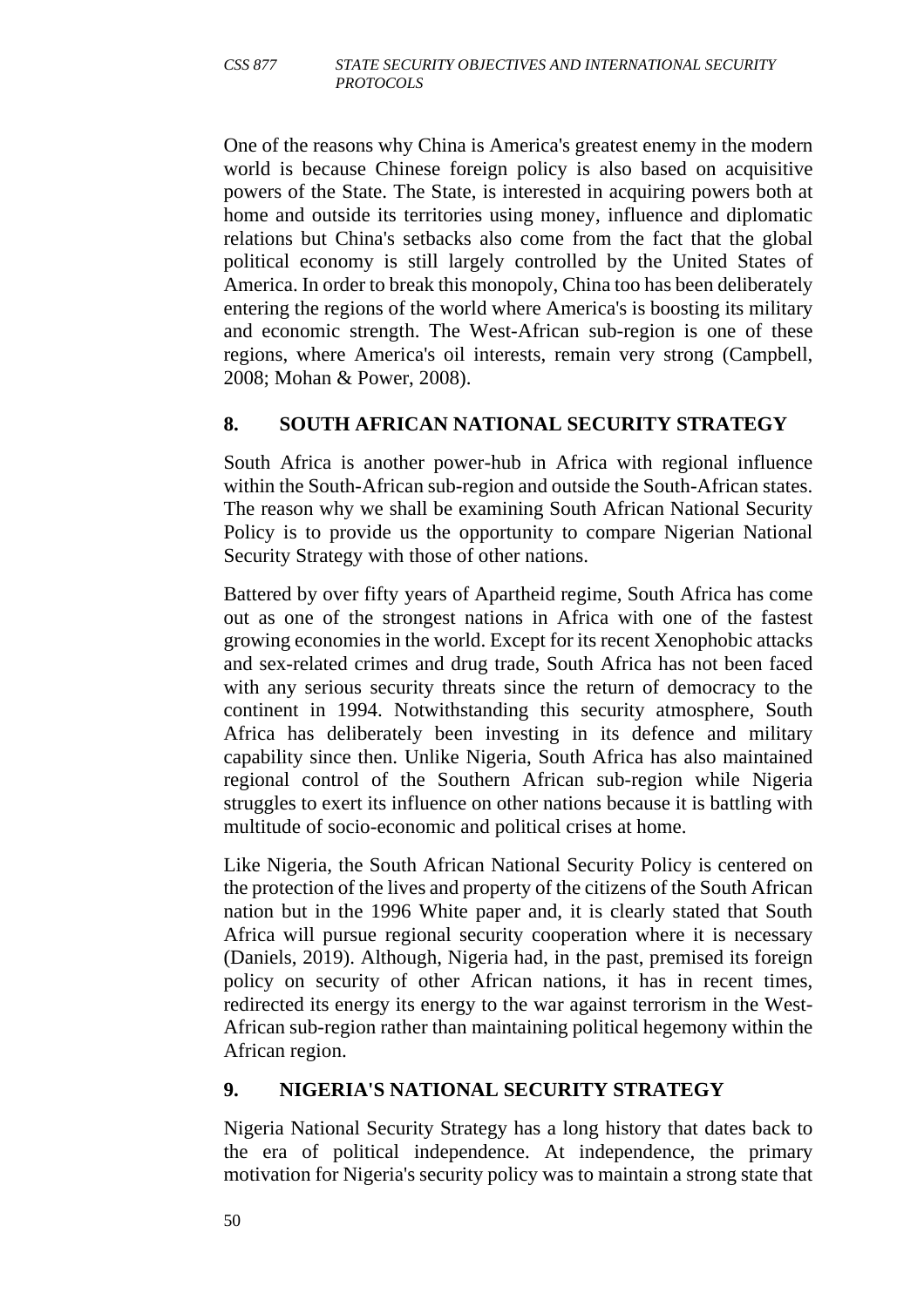One of the reasons why China is America's greatest enemy in the modern world is because Chinese foreign policy is also based on acquisitive powers of the State. The State, is interested in acquiring powers both at home and outside its territories using money, influence and diplomatic relations but China's setbacks also come from the fact that the global political economy is still largely controlled by the United States of America. In order to break this monopoly, China too has been deliberately entering the regions of the world where America's is boosting its military and economic strength. The West-African sub-region is one of these regions, where America's oil interests, remain very strong (Campbell, 2008; Mohan & Power, 2008).

## 8. SOUTH AFRICAN NATIONAL SECURITY STRATEGY

South Africa is another power-hub in Africa with regional influence within the South-African sub-region and outside the South-African states. The reason why we shall be examining South African National Security Policy is to provide us the opportunity to compare Nigerian National Security Strategy with those of other nations.

Battered by over fifty years of Apartheid regime, South Africa has come out as one of the strongest nations in Africa with one of the fastest growing economies in the world. Except for its recent Xenophobic attacks and sex-related crimes and drug trade, South Africa has not been faced with any serious security threats since the return of democracy to the continent in 1994. Notwithstanding this security atmosphere, South Africa has deliberately been investing in its defence and military capability since then. Unlike Nigeria, South Africa has also maintained regional control of the Southern African sub-region while Nigeria struggles to exert its influence on other nations because it is battling with multitude of socio-economic and political crises at home.

Like Nigeria, the South African National Security Policy is centered on the protection of the lives and property of the citizens of the South African nation but in the 1996 White paper and, it is clearly stated that South Africa will pursue regional security cooperation where it is necessary (Daniels, 2019). Although, Nigeria had, in the past, premised its foreign policy on security of other African nations, it has in recent times, redirected its energy its energy to the war against terrorism in the West-African sub-region rather than maintaining political hegemony within the African region.

## 9. NIGERIA'S NATIONAL SECURITY STRATEGY

Nigeria National Security Strategy has a long history that dates back to the era of political independence. At independence, the primary motivation for Nigeria's security policy was to maintain a strong state that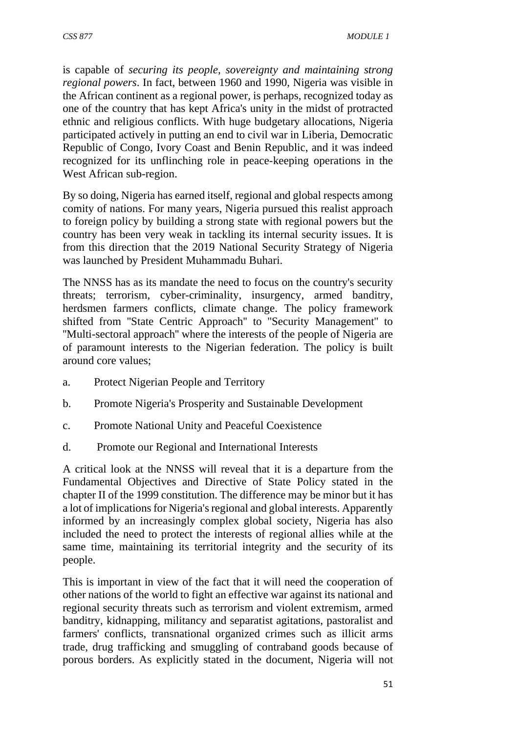is capable of *securing its people, sovereignty and maintaining strong regional powers*. In fact, between 1960 and 1990, Nigeria was visible in the African continent as a regional power, is perhaps, recognized today as one of the country that has kept Africa's unity in the midst of protracted ethnic and religious conflicts. With huge budgetary allocations, Nigeria participated actively in putting an end to civil war in Liberia, Democratic Republic of Congo, Ivory Coast and Benin Republic, and it was indeed recognized for its unflinching role in peace-keeping operations in the West African sub-region.

By so doing, Nigeria has earned itself, regional and global respects among comity of nations. For many years, Nigeria pursued this realist approach to foreign policy by building a strong state with regional powers but the country has been very weak in tackling its internal security issues. It is from this direction that the 2019 National Security Strategy of Nigeria was launched by President Muhammadu Buhari.

The NNSS has as its mandate the need to focus on the country's security threats; terrorism, cyber-criminality, insurgency, armed banditry, herdsmen farmers conflicts, climate change. The policy framework shifted from "State Centric Approach" to "Security Management" to "Multi-sectoral approach" where the interests of the people of Nigeria are of paramount interests to the Nigerian federation. The policy is built around core values;

a. Protect Nigerian People and Territory

b. Promote Nigeria's Prosperity and Sustainable Development

c. Promote National Unity and Peaceful Coexistence

d. Promote our Regional and International Interests

A critical look at the NNSS will reveal that it is a departure from the Fundamental Objectives and Directive of State Policy stated in the chapter II of the 1999 constitution. The difference may be minor but it has a lot of implications for Nigeria's regional and global interests. Apparently informed by an increasingly complex global society, Nigeria has also included the need to protect the interests of regional allies while at the same time, maintaining its territorial integrity and the security of its people.

This is important in view of the fact that it will need the cooperation of other nations of the world to fight an effective war against its national and regional security threats such as terrorism and violent extremism, armed banditry, kidnapping, militancy and separatist agitations, pastoralist and farmers' conflicts, transnational organized crimes such as illicit arms trade, drug trafficking and smuggling of contraband goods because of porous borders. As explicitly stated in the document, Nigeria will not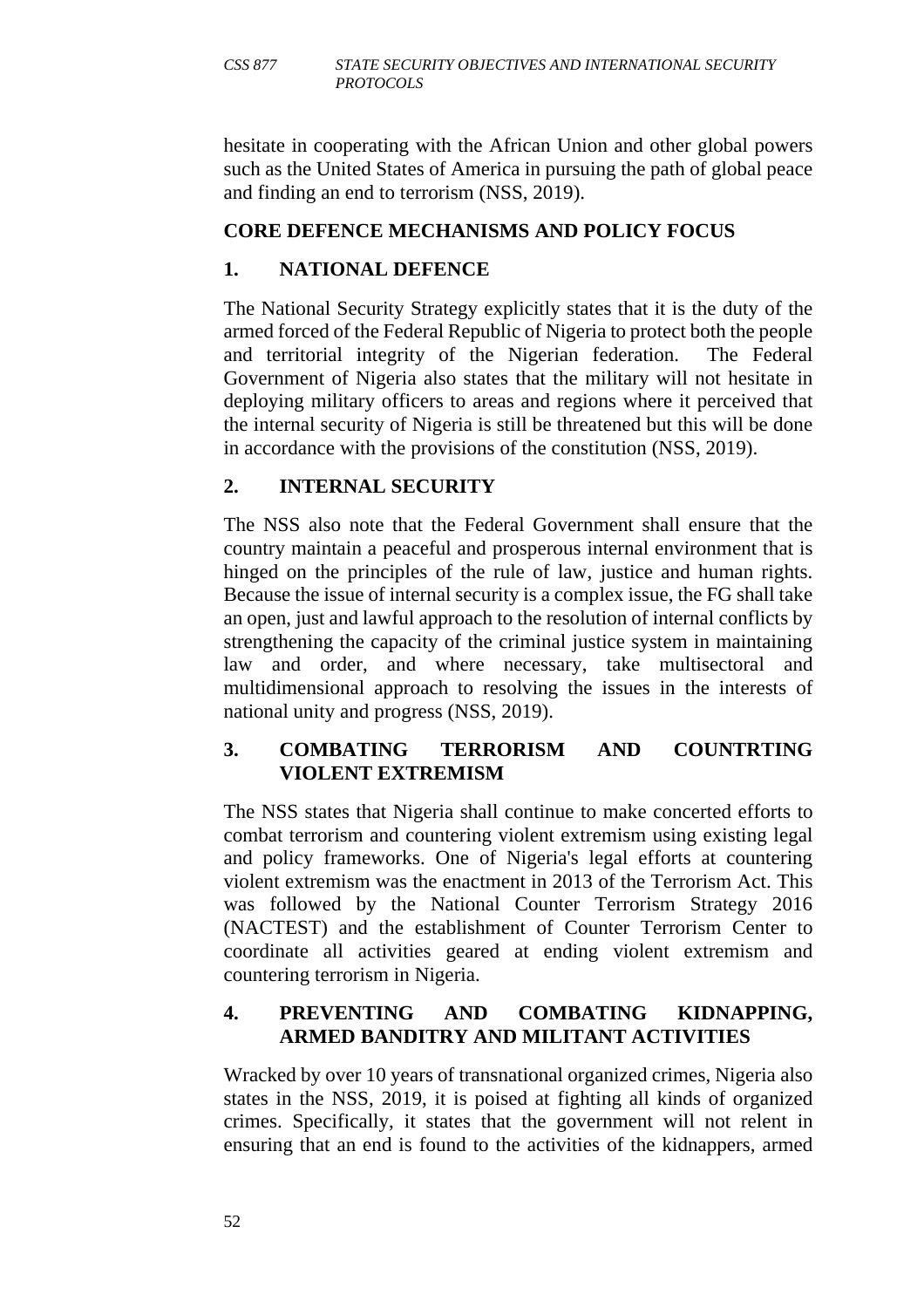hesitate in cooperating with the African Union and other global powers such as the United States of America in pursuing the path of global peace and finding an end to terrorism (NSS, 2019).

## CORE DEFENCE MECHANISMS AND POLICY FOCUS

### 1. NATIONAL DEFENCE

The National Security Strategy explicitly states that it is the duty of the armed forced of the Federal Republic of Nigeria to protect both the people and territorial integrity of the Nigerian federation. The Federal Government of Nigeria also states that the military will not hesitate in deploying military officers to areas and regions where it perceived that the internal security of Nigeria is still be threatened but this will be done in accordance with the provisions of the constitution (NSS, 2019).

### 2. INTERNAL SECURITY

The NSS also note that the Federal Government shall ensure that the country maintain a peaceful and prosperous internal environment that is hinged on the principles of the rule of law, justice and human rights. Because the issue of internal security is a complex issue, the FG shall take an open, just and lawful approach to the resolution of internal conflicts by strengthening the capacity of the criminal justice system in maintaining law and order, and where necessary, take multisectoral and multidimensional approach to resolving the issues in the interests of national unity and progress (NSS, 2019).

### 3. COMBATING TERRORISM AND COUNTRTING VIOLENT EXTREMISM

The NSS states that Nigeria shall continue to make concerted efforts to combat terrorism and countering violent extremism using existing legal and policy frameworks. One of Nigeria's legal efforts at countering violent extremism was the enactment in 2013 of the Terrorism Act. This was followed by the National Counter Terrorism Strategy 2016 (NACTEST) and the establishment of Counter Terrorism Center to coordinate all activities geared at ending violent extremism and countering terrorism in Nigeria.

### 4. PREVENTING AND COMBATING KIDNAPPING, ARMED BANDITRY AND MILITANT ACTIVITIES

Wracked by over 10 years of transnational organized crimes, Nigeria also states in the NSS, 2019, it is poised at fighting all kinds of organized crimes. Specifically, it states that the government will not relent in ensuring that an end is found to the activities of the kidnappers, armed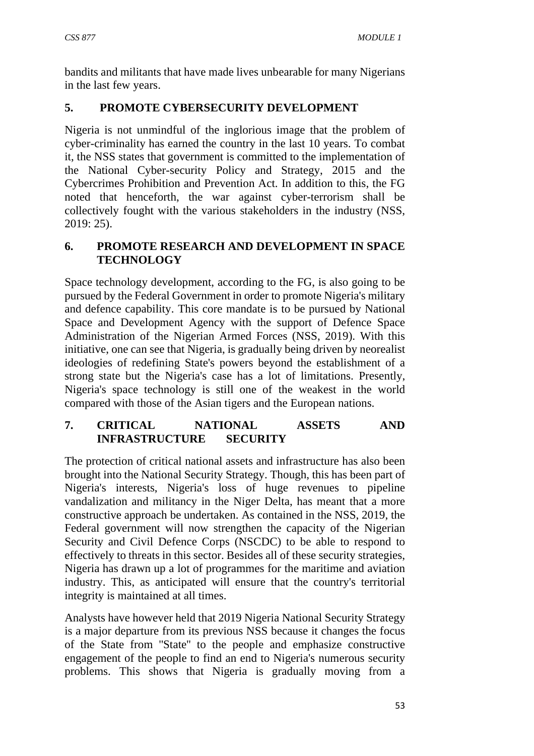bandits and militants that have made lives unbearable for many Nigerians in the last few years.

## 5. PROMOTE CYBERSECURITY DEVELOPMENT

Nigeria is not unmindful of the inglorious image that the problem of cyber-criminality has earned the country in the last 10 years. To combat it, the NSS states that government is committed to the implementation of the National Cyber-security Policy and Strategy, 2015 and the Cybercrimes Prohibition and Prevention Act. In addition to this, the FG noted that henceforth, the war against cyber-terrorism shall be collectively fought with the various stakeholders in the industry (NSS, 2019: 25).

## 6. PROMOTE RESEARCH AND DEVELOPMENT IN SPACE TECHNOLOGY

Space technology development, according to the FG, is also going to be pursued by the Federal Government in order to promote Nigeria's military and defence capability. This core mandate is to be pursued by National Space and Development Agency with the support of Defence Space Administration of the Nigerian Armed Forces (NSS, 2019). With this initiative, one can see that Nigeria, is gradually being driven by neorealist ideologies of redefining State's powers beyond the establishment of a strong state but the Nigeria's case has a lot of limitations. Presently, Nigeria's space technology is still one of the weakest in the world compared with those of the Asian tigers and the European nations.

## 7. CRITICAL NATIONAL ASSETS AND INFRASTRUCTURE SECURITY

The protection of critical national assets and infrastructure has also been brought into the National Security Strategy. Though, this has been part of Nigeria's interests, Nigeria's loss of huge revenues to pipeline vandalization and militancy in the Niger Delta, has meant that a more constructive approach be undertaken. As contained in the NSS, 2019, the Federal government will now strengthen the capacity of the Nigerian Security and Civil Defence Corps (NSCDC) to be able to respond to effectively to threats in this sector. Besides all of these security strategies, Nigeria has drawn up a lot of programmes for the maritime and aviation industry. This, as anticipated will ensure that the country's territorial integrity is maintained at all times.

Analysts have however held that 2019 Nigeria National Security Strategy is a major departure from its previous NSS because it changes the focus of the State from "State" to the people and emphasize constructive engagement of the people to find an end to Nigeria's numerous security problems. This shows that Nigeria is gradually moving from a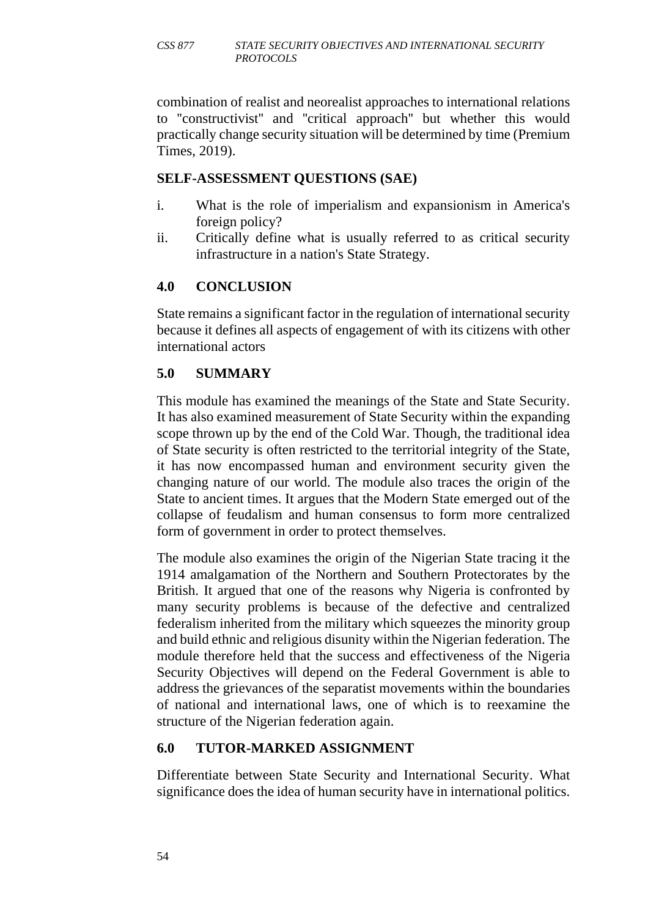combination of realist and neorealist approaches to international relations to "constructivist" and "critical approach" but whether this would practically change security situation will be determined by time (Premium Times, 2019).

### SELF-ASSESSMENT QUESTIONS (SAE)

i. What is the role of imperialism and expansionism in America's foreign policy?
ii. Critically define what is usually referred to as critical security infrastructure in a nation's State Strategy.

## 4.0 CONCLUSION

State remains a significant factor in the regulation of international security because it defines all aspects of engagement of with its citizens with other international actors

## 5.0 SUMMARY

This module has examined the meanings of the State and State Security. It has also examined measurement of State Security within the expanding scope thrown up by the end of the Cold War. Though, the traditional idea of State security is often restricted to the territorial integrity of the State, it has now encompassed human and environment security given the changing nature of our world. The module also traces the origin of the State to ancient times. It argues that the Modern State emerged out of the collapse of feudalism and human consensus to form more centralized form of government in order to protect themselves.

The module also examines the origin of the Nigerian State tracing it the 1914 amalgamation of the Northern and Southern Protectorates by the British. It argued that one of the reasons why Nigeria is confronted by many security problems is because of the defective and centralized federalism inherited from the military which squeezes the minority group and build ethnic and religious disunity within the Nigerian federation. The module therefore held that the success and effectiveness of the Nigeria Security Objectives will depend on the Federal Government is able to address the grievances of the separatist movements within the boundaries of national and international laws, one of which is to reexamine the structure of the Nigerian federation again.

## 6.0 TUTOR-MARKED ASSIGNMENT

Differentiate between State Security and International Security. What significance does the idea of human security have in international politics.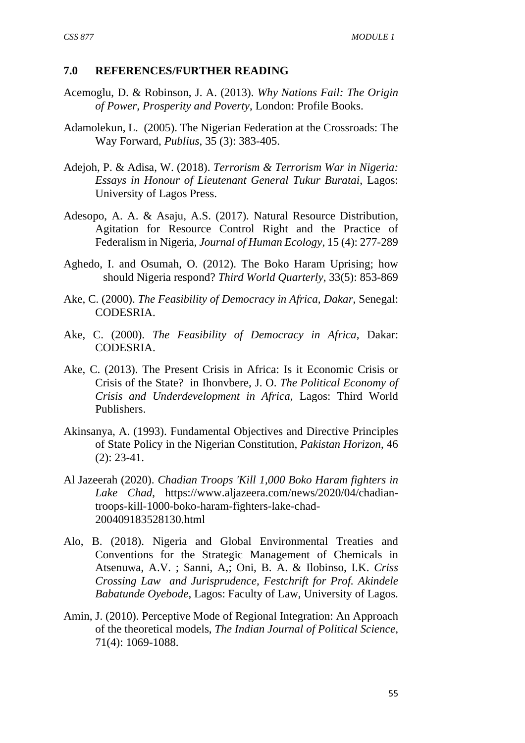## 7.0 REFERENCES/FURTHER READING

Acemoglu, D. & Robinson, J. A. (2013). *Why Nations Fail: The Origin of Power, Prosperity and Poverty*, London: Profile Books.

Adamolekun, L. (2005). The Nigerian Federation at the Crossroads: The Way Forward, *Publius*, 35 (3): 383-405.

Adejoh, P. & Adisa, W. (2018). *Terrorism & Terrorism War in Nigeria: Essays in Honour of Lieutenant General Tukur Buratai*, Lagos: University of Lagos Press.

Adesopo, A. A. & Asaju, A.S. (2017). Natural Resource Distribution, Agitation for Resource Control Right and the Practice of Federalism in Nigeria, *Journal of Human Ecology*, 15 (4): 277-289

Aghedo, I. and Osumah, O. (2012). The Boko Haram Uprising; how should Nigeria respond? *Third World Quarterly*, 33(5): 853-869

Ake, C. (2000). *The Feasibility of Democracy in Africa, Dakar*, Senegal: CODESRIA.

Ake, C. (2000). *The Feasibility of Democracy in Africa*, Dakar: CODESRIA.

Ake, C. (2013). The Present Crisis in Africa: Is it Economic Crisis or Crisis of the State? in Ihonvbere, J. O. *The Political Economy of Crisis and Underdevelopment in Africa*, Lagos: Third World Publishers.

Akinsanya, A. (1993). Fundamental Objectives and Directive Principles of State Policy in the Nigerian Constitution, *Pakistan Horizon*, 46 (2): 23-41.

Al Jazeerah (2020). *Chadian Troops 'Kill 1,000 Boko Haram fighters in Lake Chad*, https://www.aljazeera.com/news/2020/04/chadian-troops-kill-1000-boko-haram-fighters-lake-chad-200409183528130.html

Alo, B. (2018). Nigeria and Global Environmental Treaties and Conventions for the Strategic Management of Chemicals in Atsenuwa, A.V. ; Sanni, A,; Oni, B. A. & Ilobinso, I.K. *Criss Crossing Law and Jurisprudence, Festchrift for Prof. Akindele Babatunde Oyebode*, Lagos: Faculty of Law, University of Lagos.

Amin, J. (2010). Perceptive Mode of Regional Integration: An Approach of the theoretical models, *The Indian Journal of Political Science*, 71(4): 1069-1088.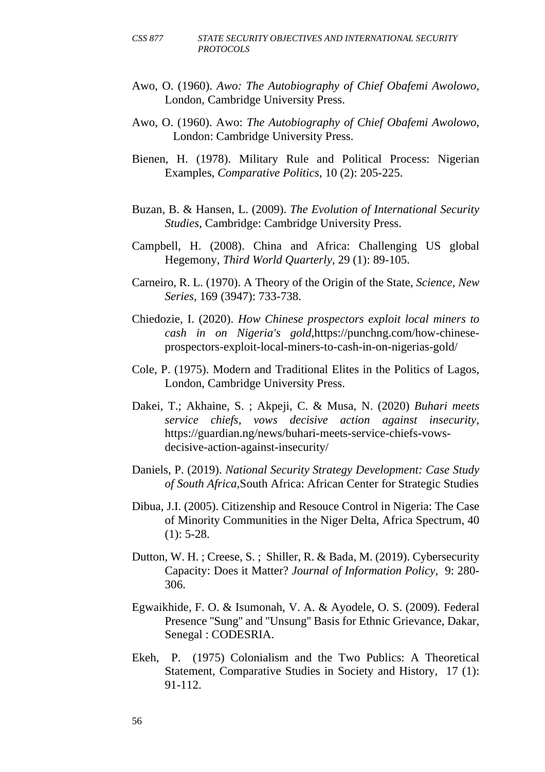Awo, O. (1960). *Awo: The Autobiography of Chief Obafemi Awolowo,* London, Cambridge University Press.

Awo, O. (1960). Awo: *The Autobiography of Chief Obafemi Awolowo*, London: Cambridge University Press.

Bienen, H. (1978). Military Rule and Political Process: Nigerian Examples, *Comparative Politics*, 10 (2): 205-225.

Buzan, B. & Hansen, L. (2009). *The Evolution of International Security Studies*, Cambridge: Cambridge University Press.

Campbell, H. (2008). China and Africa: Challenging US global Hegemony, *Third World Quarterly*, 29 (1): 89-105.

Carneiro, R. L. (1970). A Theory of the Origin of the State, *Science, New Series*, 169 (3947): 733-738.

Chiedozie, I. (2020). *How Chinese prospectors exploit local miners to cash in on Nigeria's gold*,https://punchng.com/how-chinese-prospectors-exploit-local-miners-to-cash-in-on-nigerias-gold/

Cole, P. (1975). Modern and Traditional Elites in the Politics of Lagos, London, Cambridge University Press.

Dakei, T.; Akhaine, S. ; Akpeji, C. & Musa, N. (2020) *Buhari meets service chiefs, vows decisive action against insecurity*, https://guardian.ng/news/buhari-meets-service-chiefs-vows-decisive-action-against-insecurity/

Daniels, P. (2019). *National Security Strategy Development: Case Study of South Africa,*South Africa: African Center for Strategic Studies

Dibua, J.I. (2005). Citizenship and Resouce Control in Nigeria: The Case of Minority Communities in the Niger Delta, Africa Spectrum, 40 (1): 5-28.

Dutton, W. H. ; Creese, S. ; Shiller, R. & Bada, M. (2019). Cybersecurity Capacity: Does it Matter? *Journal of Information Policy*, 9: 280-306.

Egwaikhide, F. O. & Isumonah, V. A. & Ayodele, O. S. (2009). Federal Presence "Sung" and "Unsung" Basis for Ethnic Grievance, Dakar, Senegal : CODESRIA.

Ekeh, P. (1975) Colonialism and the Two Publics: A Theoretical Statement, Comparative Studies in Society and History, 17 (1): 91-112.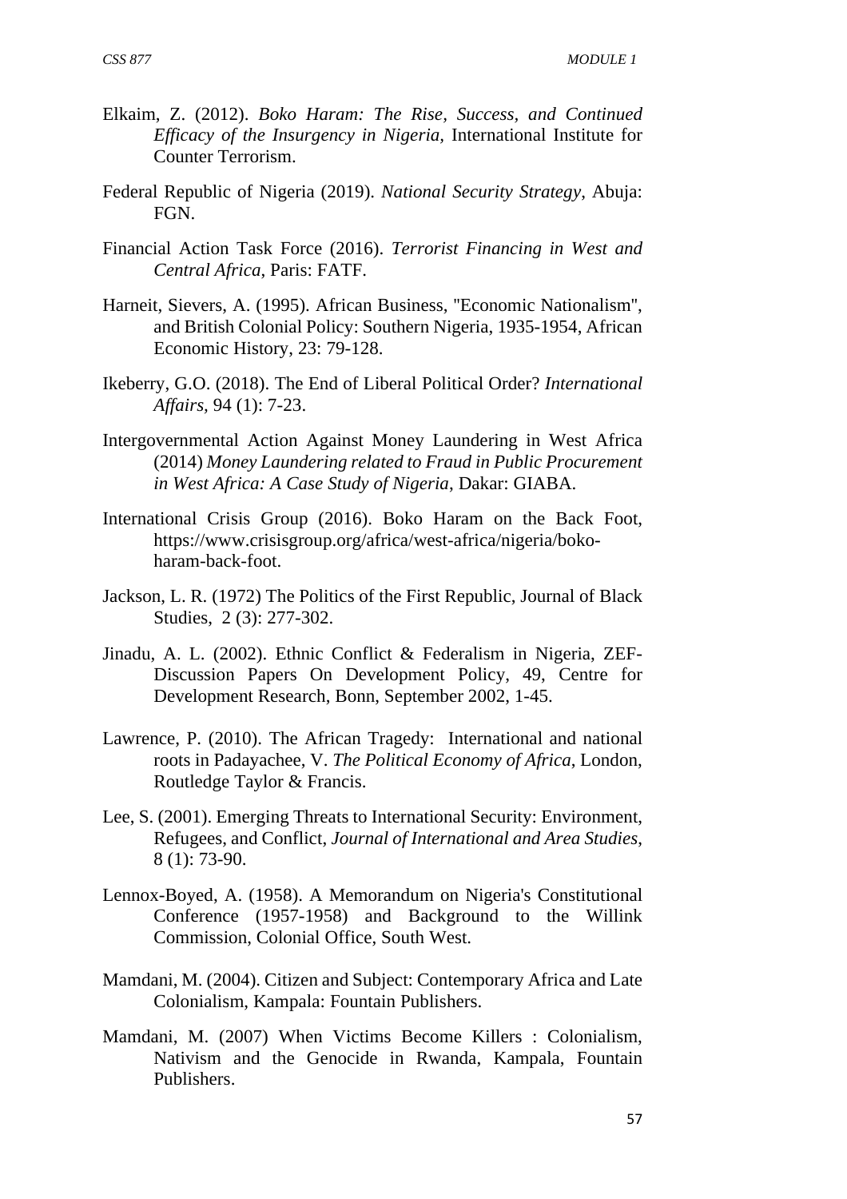Elkaim, Z. (2012). *Boko Haram: The Rise, Success, and Continued Efficacy of the Insurgency in Nigeria,* International Institute for Counter Terrorism.

Federal Republic of Nigeria (2019). *National Security Strategy*, Abuja: FGN.

Financial Action Task Force (2016). *Terrorist Financing in West and Central Africa*, Paris: FATF.

Harneit, Sievers, A. (1995). African Business, "Economic Nationalism", and British Colonial Policy: Southern Nigeria, 1935-1954, African Economic History, 23: 79-128.

Ikeberry, G.O. (2018). The End of Liberal Political Order? *International Affairs*, 94 (1): 7-23.

Intergovernmental Action Against Money Laundering in West Africa (2014) *Money Laundering related to Fraud in Public Procurement in West Africa: A Case Study of Nigeria*, Dakar: GIABA.

International Crisis Group (2016). Boko Haram on the Back Foot, https://www.crisisgroup.org/africa/west-africa/nigeria/boko-haram-back-foot.

Jackson, L. R. (1972) The Politics of the First Republic, Journal of Black Studies, 2 (3): 277-302.

Jinadu, A. L. (2002). Ethnic Conflict & Federalism in Nigeria, ZEF-Discussion Papers On Development Policy, 49, Centre for Development Research, Bonn, September 2002, 1-45.

Lawrence, P. (2010). The African Tragedy: International and national roots in Padayachee, V. *The Political Economy of Africa*, London, Routledge Taylor & Francis.

Lee, S. (2001). Emerging Threats to International Security: Environment, Refugees, and Conflict, *Journal of International and Area Studies*, 8 (1): 73-90.

Lennox-Boyed, A. (1958). A Memorandum on Nigeria's Constitutional Conference (1957-1958) and Background to the Willink Commission, Colonial Office, South West.

Mamdani, M. (2004). Citizen and Subject: Contemporary Africa and Late Colonialism, Kampala: Fountain Publishers.

Mamdani, M. (2007) When Victims Become Killers : Colonialism, Nativism and the Genocide in Rwanda, Kampala, Fountain Publishers.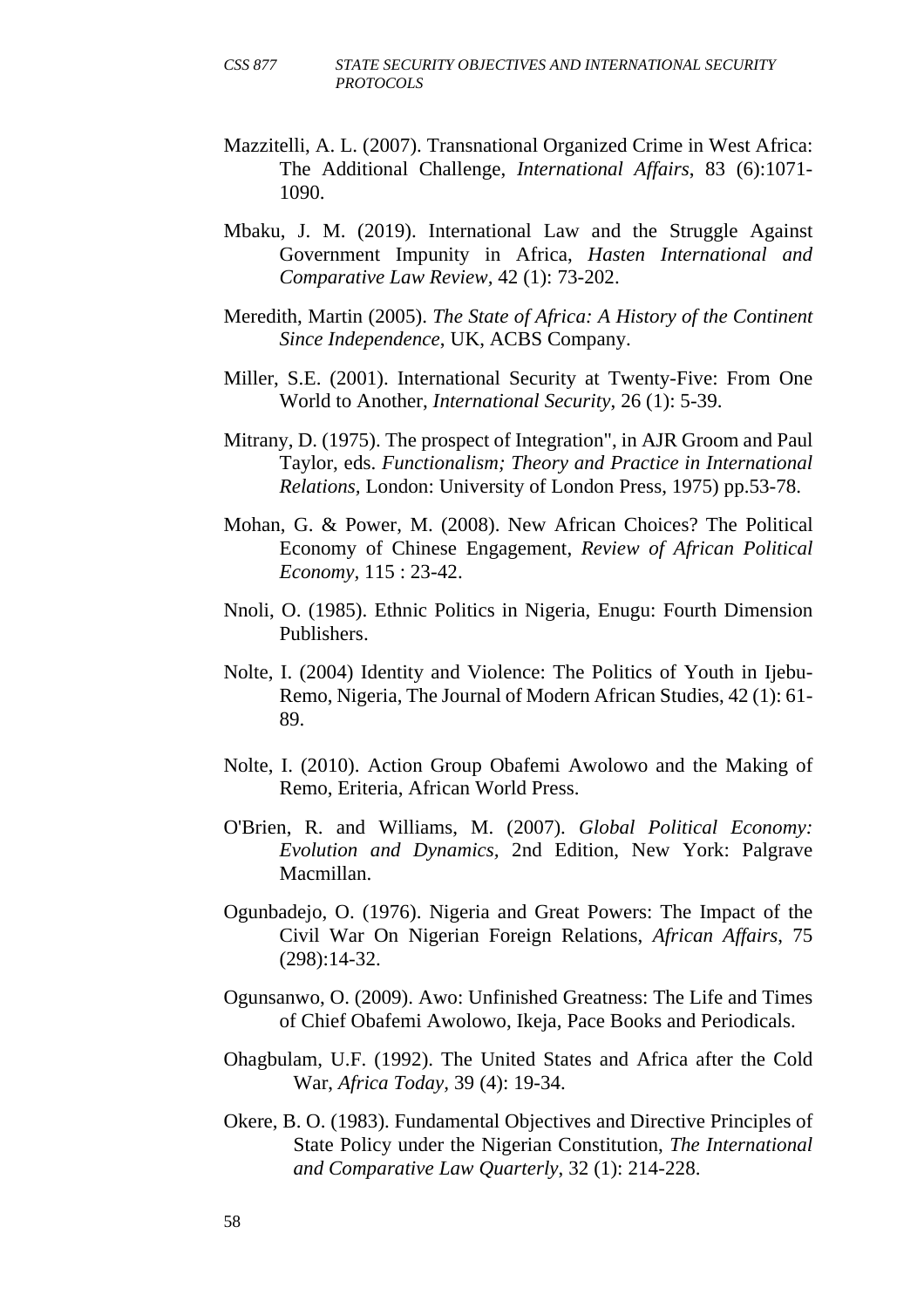Mazzitelli, A. L. (2007). Transnational Organized Crime in West Africa: The Additional Challenge, *International Affairs*, 83 (6):1071-1090.

Mbaku, J. M. (2019). International Law and the Struggle Against Government Impunity in Africa, *Hasten International and Comparative Law Review*, 42 (1): 73-202.

Meredith, Martin (2005). *The State of Africa: A History of the Continent Since Independence*, UK, ACBS Company.

Miller, S.E. (2001). International Security at Twenty-Five: From One World to Another, *International Security*, 26 (1): 5-39.

Mitrany, D. (1975). The prospect of Integration", in AJR Groom and Paul Taylor, eds. *Functionalism; Theory and Practice in International Relations*, London: University of London Press, 1975) pp.53-78.

Mohan, G. & Power, M. (2008). New African Choices? The Political Economy of Chinese Engagement, *Review of African Political Economy*, 115 : 23-42.

Nnoli, O. (1985). Ethnic Politics in Nigeria, Enugu: Fourth Dimension Publishers.

Nolte, I. (2004) Identity and Violence: The Politics of Youth in Ijebu-Remo, Nigeria, The Journal of Modern African Studies, 42 (1): 61-89.

Nolte, I. (2010). Action Group Obafemi Awolowo and the Making of Remo, Eriteria, African World Press.

O'Brien, R. and Williams, M. (2007). *Global Political Economy: Evolution and Dynamics*, 2nd Edition, New York: Palgrave Macmillan.

Ogunbadejo, O. (1976). Nigeria and Great Powers: The Impact of the Civil War On Nigerian Foreign Relations, *African Affairs*, 75 (298):14-32.

Ogunsanwo, O. (2009). Awo: Unfinished Greatness: The Life and Times of Chief Obafemi Awolowo, Ikeja, Pace Books and Periodicals.

Ohagbulam, U.F. (1992). The United States and Africa after the Cold War, *Africa Today*, 39 (4): 19-34.

Okere, B. O. (1983). Fundamental Objectives and Directive Principles of State Policy under the Nigerian Constitution, *The International and Comparative Law Quarterly*, 32 (1): 214-228.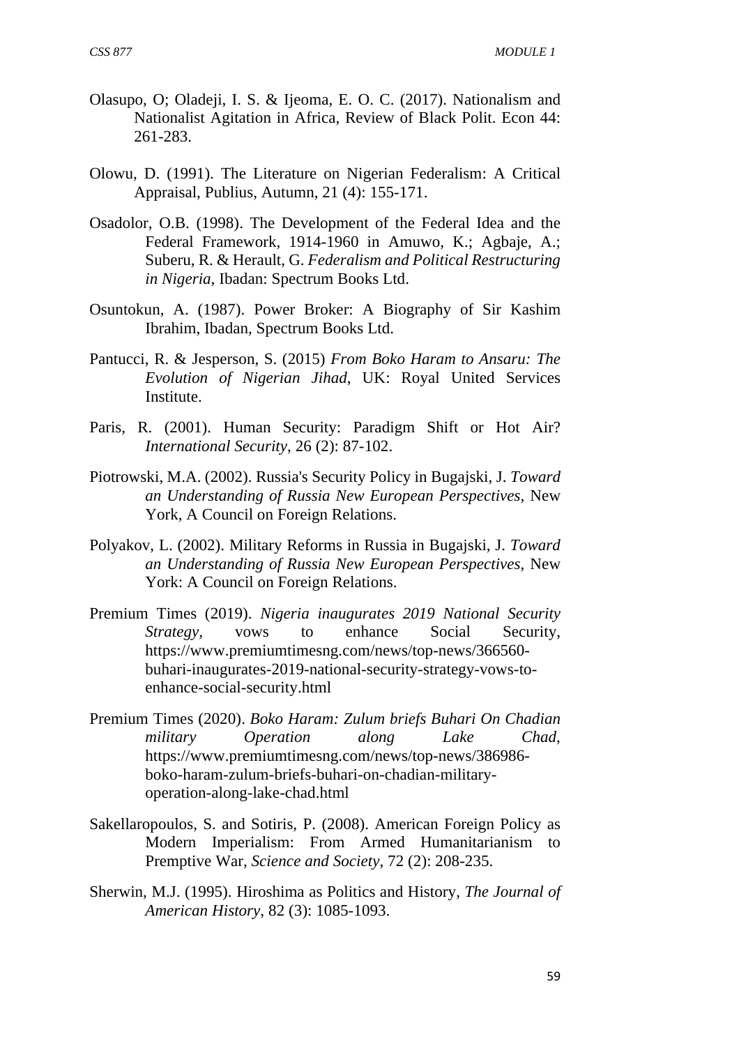Olasupo, O; Oladeji, I. S. & Ijeoma, E. O. C. (2017). Nationalism and Nationalist Agitation in Africa, Review of Black Polit. Econ 44: 261-283.

Olowu, D. (1991). The Literature on Nigerian Federalism: A Critical Appraisal, Publius, Autumn, 21 (4): 155-171.

Osadolor, O.B. (1998). The Development of the Federal Idea and the Federal Framework, 1914-1960 in Amuwo, K.; Agbaje, A.; Suberu, R. & Herault, G. *Federalism and Political Restructuring in Nigeria*, Ibadan: Spectrum Books Ltd.

Osuntokun, A. (1987). Power Broker: A Biography of Sir Kashim Ibrahim, Ibadan, Spectrum Books Ltd.

Pantucci, R. & Jesperson, S. (2015) *From Boko Haram to Ansaru: The Evolution of Nigerian Jihad*, UK: Royal United Services Institute.

Paris, R. (2001). Human Security: Paradigm Shift or Hot Air? *International Security*, 26 (2): 87-102.

Piotrowski, M.A. (2002). Russia's Security Policy in Bugajski, J. *Toward an Understanding of Russia New European Perspectives*, New York, A Council on Foreign Relations.

Polyakov, L. (2002). Military Reforms in Russia in Bugajski, J. *Toward an Understanding of Russia New European Perspectives*, New York: A Council on Foreign Relations.

Premium Times (2019). *Nigeria inaugurates 2019 National Security Strategy*, vows to enhance Social Security, https://www.premiumtimesng.com/news/top-news/366560-buhari-inaugurates-2019-national-security-strategy-vows-to-enhance-social-security.html

Premium Times (2020). *Boko Haram: Zulum briefs Buhari On Chadian military Operation along Lake Chad*, https://www.premiumtimesng.com/news/top-news/386986-boko-haram-zulum-briefs-buhari-on-chadian-military-operation-along-lake-chad.html

Sakellaropoulos, S. and Sotiris, P. (2008). American Foreign Policy as Modern Imperialism: From Armed Humanitarianism to Premptive War, *Science and Society*, 72 (2): 208-235.

Sherwin, M.J. (1995). Hiroshima as Politics and History, *The Journal of American History*, 82 (3): 1085-1093.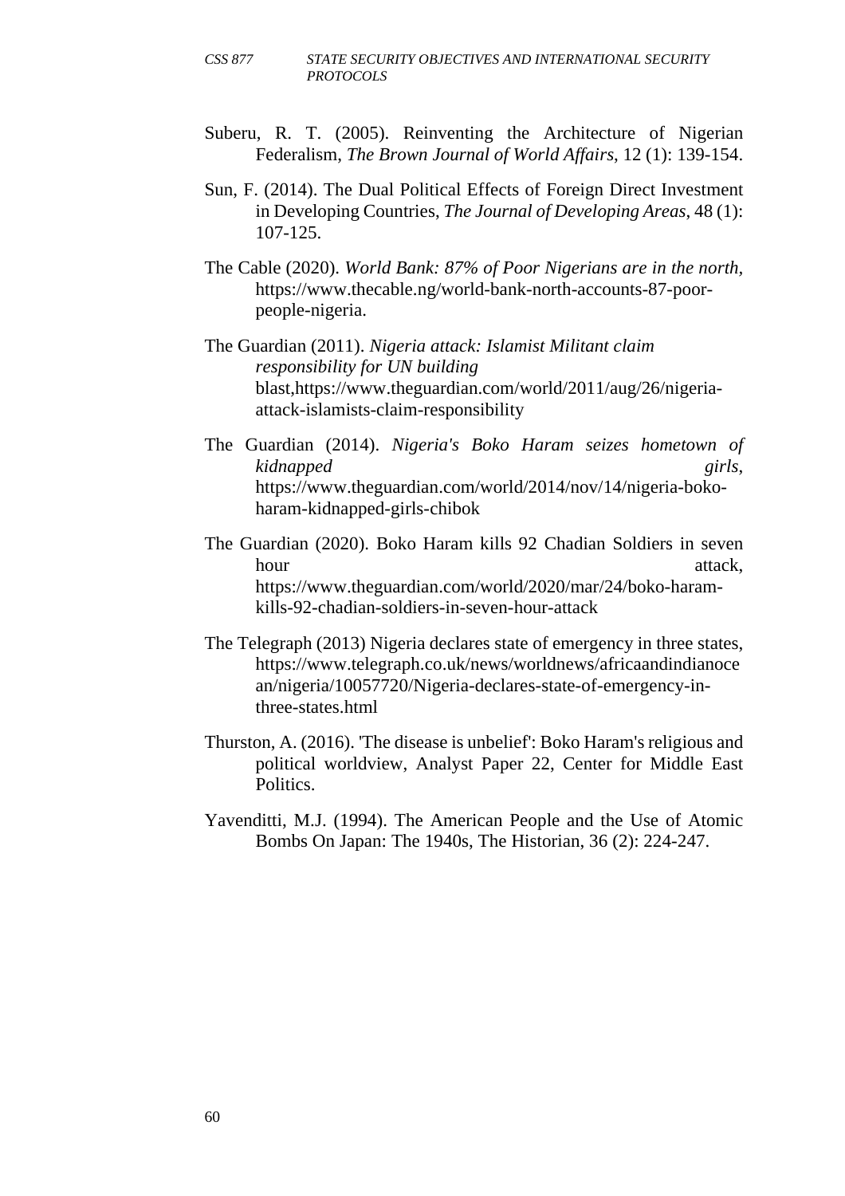Suberu, R. T. (2005). Reinventing the Architecture of Nigerian Federalism, *The Brown Journal of World Affairs*, 12 (1): 139-154.

Sun, F. (2014). The Dual Political Effects of Foreign Direct Investment in Developing Countries, *The Journal of Developing Areas*, 48 (1): 107-125.

The Cable (2020). *World Bank: 87% of Poor Nigerians are in the north*, https://www.thecable.ng/world-bank-north-accounts-87-poor-people-nigeria.

The Guardian (2011). *Nigeria attack: Islamist Militant claim responsibility for UN building* blast,https://www.theguardian.com/world/2011/aug/26/nigeria-attack-islamists-claim-responsibility

The Guardian (2014). *Nigeria's Boko Haram seizes hometown of kidnapped girls*, https://www.theguardian.com/world/2014/nov/14/nigeria-boko-haram-kidnapped-girls-chibok

The Guardian (2020). Boko Haram kills 92 Chadian Soldiers in seven hour attack, https://www.theguardian.com/world/2020/mar/24/boko-haram-kills-92-chadian-soldiers-in-seven-hour-attack

The Telegraph (2013) Nigeria declares state of emergency in three states, https://www.telegraph.co.uk/news/worldnews/africaandindianocean/nigeria/10057720/Nigeria-declares-state-of-emergency-in-three-states.html

Thurston, A. (2016). 'The disease is unbelief': Boko Haram's religious and political worldview, Analyst Paper 22, Center for Middle East Politics.

Yavenditti, M.J. (1994). The American People and the Use of Atomic Bombs On Japan: The 1940s, The Historian, 36 (2): 224-247.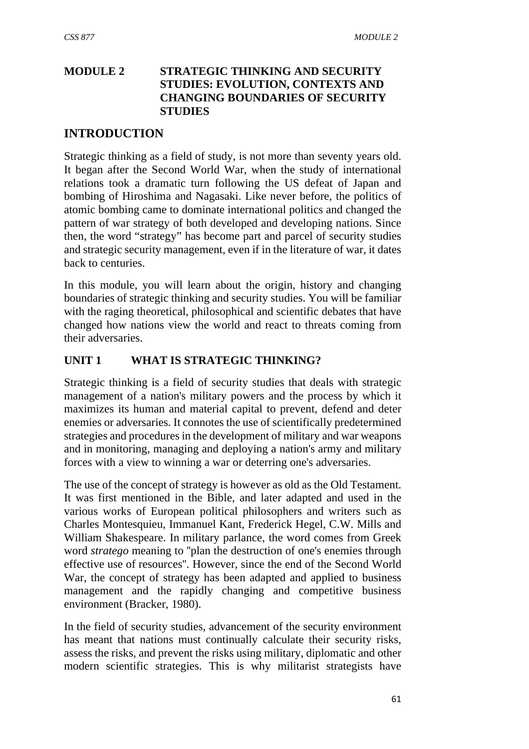# MODULE 2 STRATEGIC THINKING AND SECURITY STUDIES: EVOLUTION, CONTEXTS AND CHANGING BOUNDARIES OF SECURITY STUDIES

## INTRODUCTION

Strategic thinking as a field of study, is not more than seventy years old. It began after the Second World War, when the study of international relations took a dramatic turn following the US defeat of Japan and bombing of Hiroshima and Nagasaki. Like never before, the politics of atomic bombing came to dominate international politics and changed the pattern of war strategy of both developed and developing nations. Since then, the word "strategy" has become part and parcel of security studies and strategic security management, even if in the literature of war, it dates back to centuries.

In this module, you will learn about the origin, history and changing boundaries of strategic thinking and security studies. You will be familiar with the raging theoretical, philosophical and scientific debates that have changed how nations view the world and react to threats coming from their adversaries.

## UNIT 1 WHAT IS STRATEGIC THINKING?

Strategic thinking is a field of security studies that deals with strategic management of a nation's military powers and the process by which it maximizes its human and material capital to prevent, defend and deter enemies or adversaries. It connotes the use of scientifically predetermined strategies and procedures in the development of military and war weapons and in monitoring, managing and deploying a nation's army and military forces with a view to winning a war or deterring one's adversaries.

The use of the concept of strategy is however as old as the Old Testament. It was first mentioned in the Bible, and later adapted and used in the various works of European political philosophers and writers such as Charles Montesquieu, Immanuel Kant, Frederick Hegel, C.W. Mills and William Shakespeare. In military parlance, the word comes from Greek word *stratego* meaning to "plan the destruction of one's enemies through effective use of resources". However, since the end of the Second World War, the concept of strategy has been adapted and applied to business management and the rapidly changing and competitive business environment (Bracker, 1980).

In the field of security studies, advancement of the security environment has meant that nations must continually calculate their security risks, assess the risks, and prevent the risks using military, diplomatic and other modern scientific strategies. This is why militarist strategists have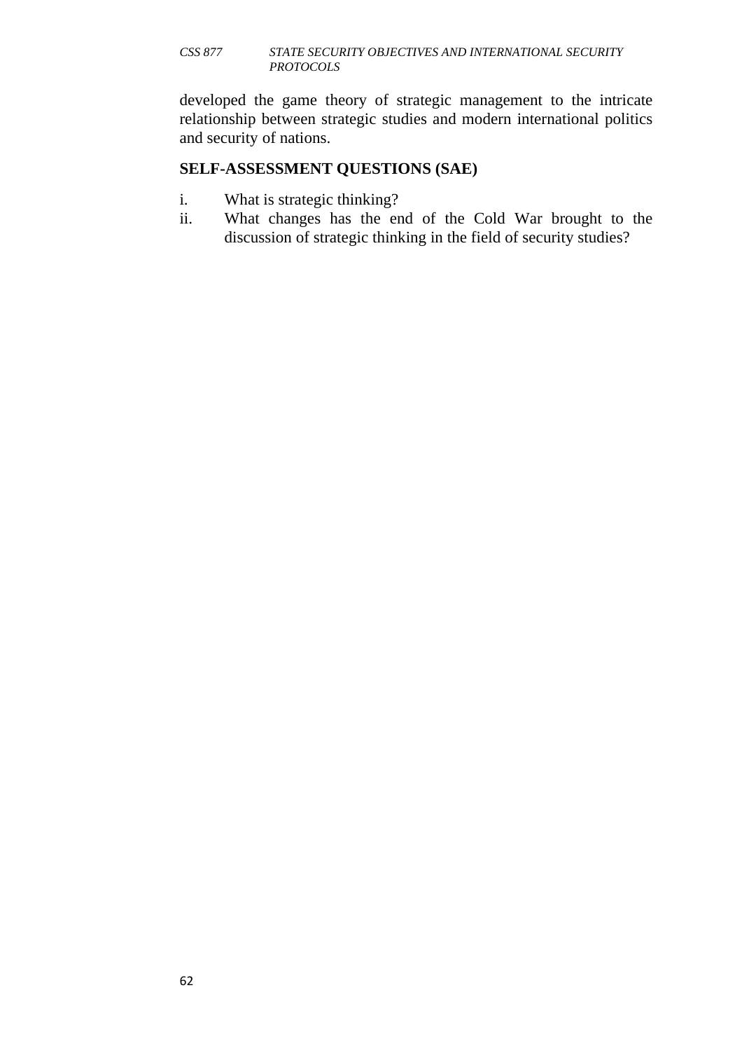developed the game theory of strategic management to the intricate relationship between strategic studies and modern international politics and security of nations.

**SELF-ASSESSMENT QUESTIONS (SAE)**

i. What is strategic thinking?
ii. What changes has the end of the Cold War brought to the discussion of strategic thinking in the field of security studies?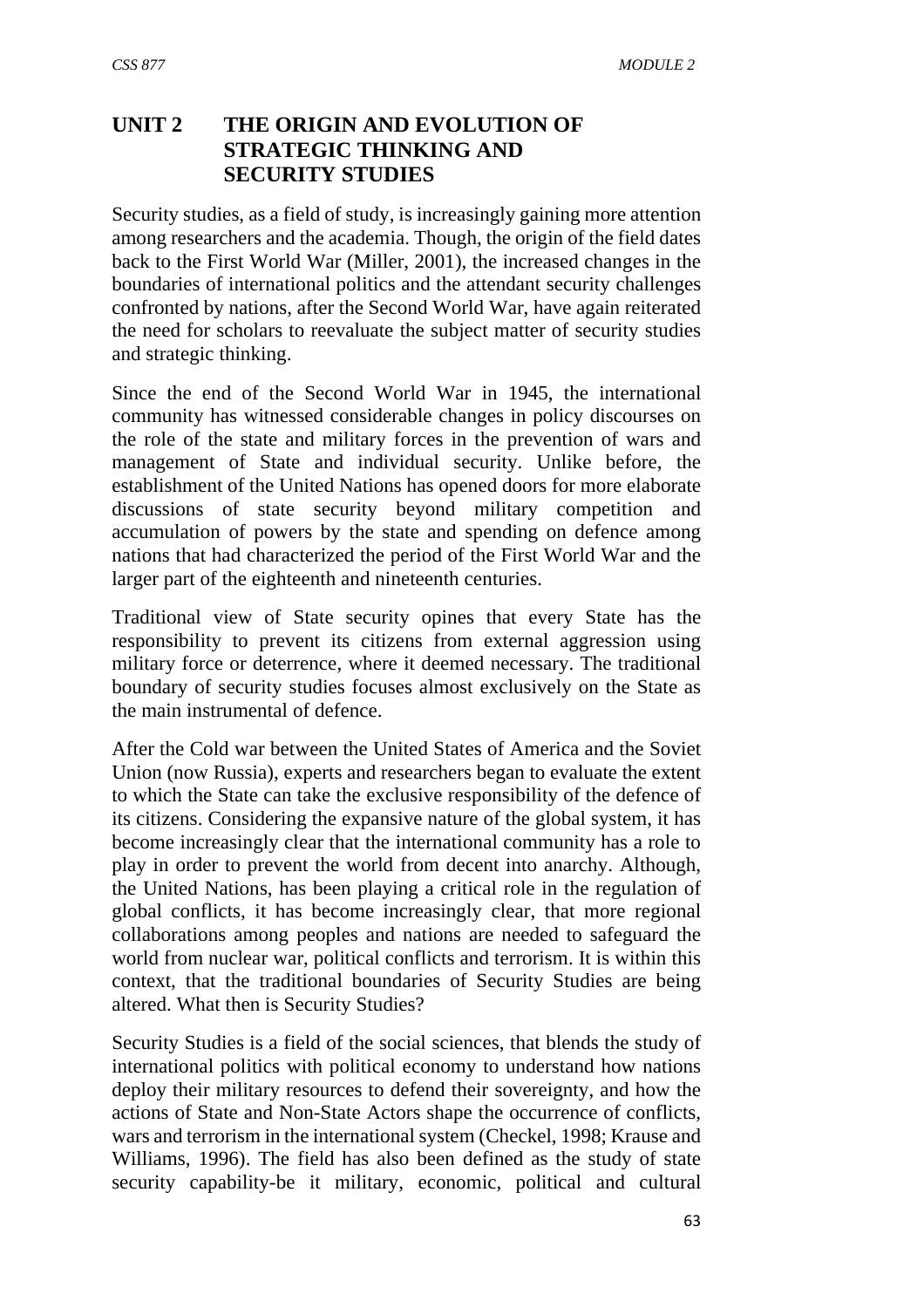## UNIT 2 THE ORIGIN AND EVOLUTION OF STRATEGIC THINKING AND SECURITY STUDIES

Security studies, as a field of study, is increasingly gaining more attention among researchers and the academia. Though, the origin of the field dates back to the First World War (Miller, 2001), the increased changes in the boundaries of international politics and the attendant security challenges confronted by nations, after the Second World War, have again reiterated the need for scholars to reevaluate the subject matter of security studies and strategic thinking.

Since the end of the Second World War in 1945, the international community has witnessed considerable changes in policy discourses on the role of the state and military forces in the prevention of wars and management of State and individual security. Unlike before, the establishment of the United Nations has opened doors for more elaborate discussions of state security beyond military competition and accumulation of powers by the state and spending on defence among nations that had characterized the period of the First World War and the larger part of the eighteenth and nineteenth centuries.

Traditional view of State security opines that every State has the responsibility to prevent its citizens from external aggression using military force or deterrence, where it deemed necessary. The traditional boundary of security studies focuses almost exclusively on the State as the main instrumental of defence.

After the Cold war between the United States of America and the Soviet Union (now Russia), experts and researchers began to evaluate the extent to which the State can take the exclusive responsibility of the defence of its citizens. Considering the expansive nature of the global system, it has become increasingly clear that the international community has a role to play in order to prevent the world from decent into anarchy. Although, the United Nations, has been playing a critical role in the regulation of global conflicts, it has become increasingly clear, that more regional collaborations among peoples and nations are needed to safeguard the world from nuclear war, political conflicts and terrorism. It is within this context, that the traditional boundaries of Security Studies are being altered. What then is Security Studies?

Security Studies is a field of the social sciences, that blends the study of international politics with political economy to understand how nations deploy their military resources to defend their sovereignty, and how the actions of State and Non-State Actors shape the occurrence of conflicts, wars and terrorism in the international system (Checkel, 1998; Krause and Williams, 1996). The field has also been defined as the study of state security capability-be it military, economic, political and cultural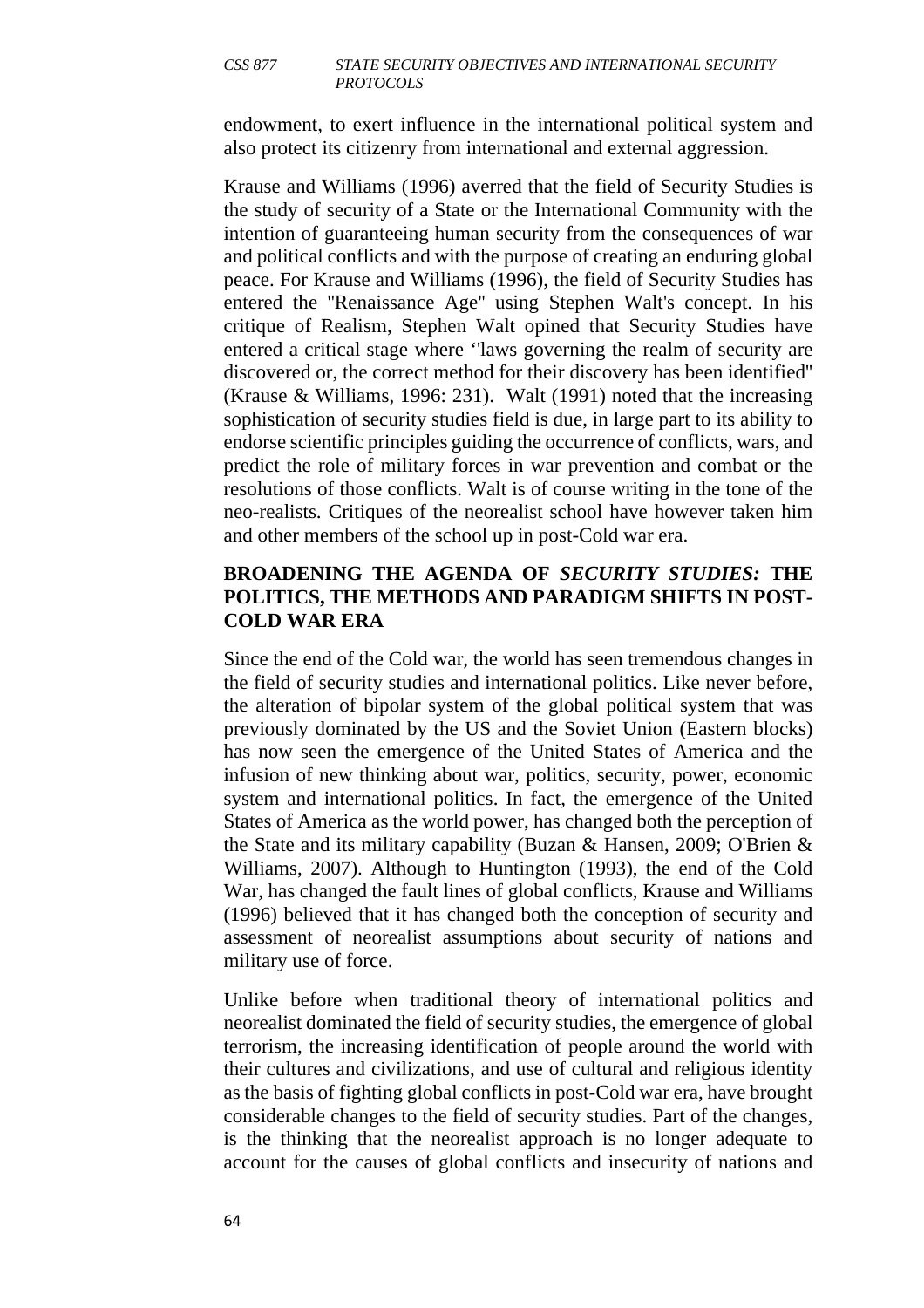endowment, to exert influence in the international political system and also protect its citizenry from international and external aggression.

Krause and Williams (1996) averred that the field of Security Studies is the study of security of a State or the International Community with the intention of guaranteeing human security from the consequences of war and political conflicts and with the purpose of creating an enduring global peace. For Krause and Williams (1996), the field of Security Studies has entered the "Renaissance Age" using Stephen Walt's concept. In his critique of Realism, Stephen Walt opined that Security Studies have entered a critical stage where ''laws governing the realm of security are discovered or, the correct method for their discovery has been identified" (Krause & Williams, 1996: 231). Walt (1991) noted that the increasing sophistication of security studies field is due, in large part to its ability to endorse scientific principles guiding the occurrence of conflicts, wars, and predict the role of military forces in war prevention and combat or the resolutions of those conflicts. Walt is of course writing in the tone of the neo-realists. Critiques of the neorealist school have however taken him and other members of the school up in post-Cold war era.

**BROADENING THE AGENDA OF *SECURITY STUDIES:* THE POLITICS, THE METHODS AND PARADIGM SHIFTS IN POST-COLD WAR ERA**

Since the end of the Cold war, the world has seen tremendous changes in the field of security studies and international politics. Like never before, the alteration of bipolar system of the global political system that was previously dominated by the US and the Soviet Union (Eastern blocks) has now seen the emergence of the United States of America and the infusion of new thinking about war, politics, security, power, economic system and international politics. In fact, the emergence of the United States of America as the world power, has changed both the perception of the State and its military capability (Buzan & Hansen, 2009; O'Brien & Williams, 2007). Although to Huntington (1993), the end of the Cold War, has changed the fault lines of global conflicts, Krause and Williams (1996) believed that it has changed both the conception of security and assessment of neorealist assumptions about security of nations and military use of force.

Unlike before when traditional theory of international politics and neorealist dominated the field of security studies, the emergence of global terrorism, the increasing identification of people around the world with their cultures and civilizations, and use of cultural and religious identity as the basis of fighting global conflicts in post-Cold war era, have brought considerable changes to the field of security studies. Part of the changes, is the thinking that the neorealist approach is no longer adequate to account for the causes of global conflicts and insecurity of nations and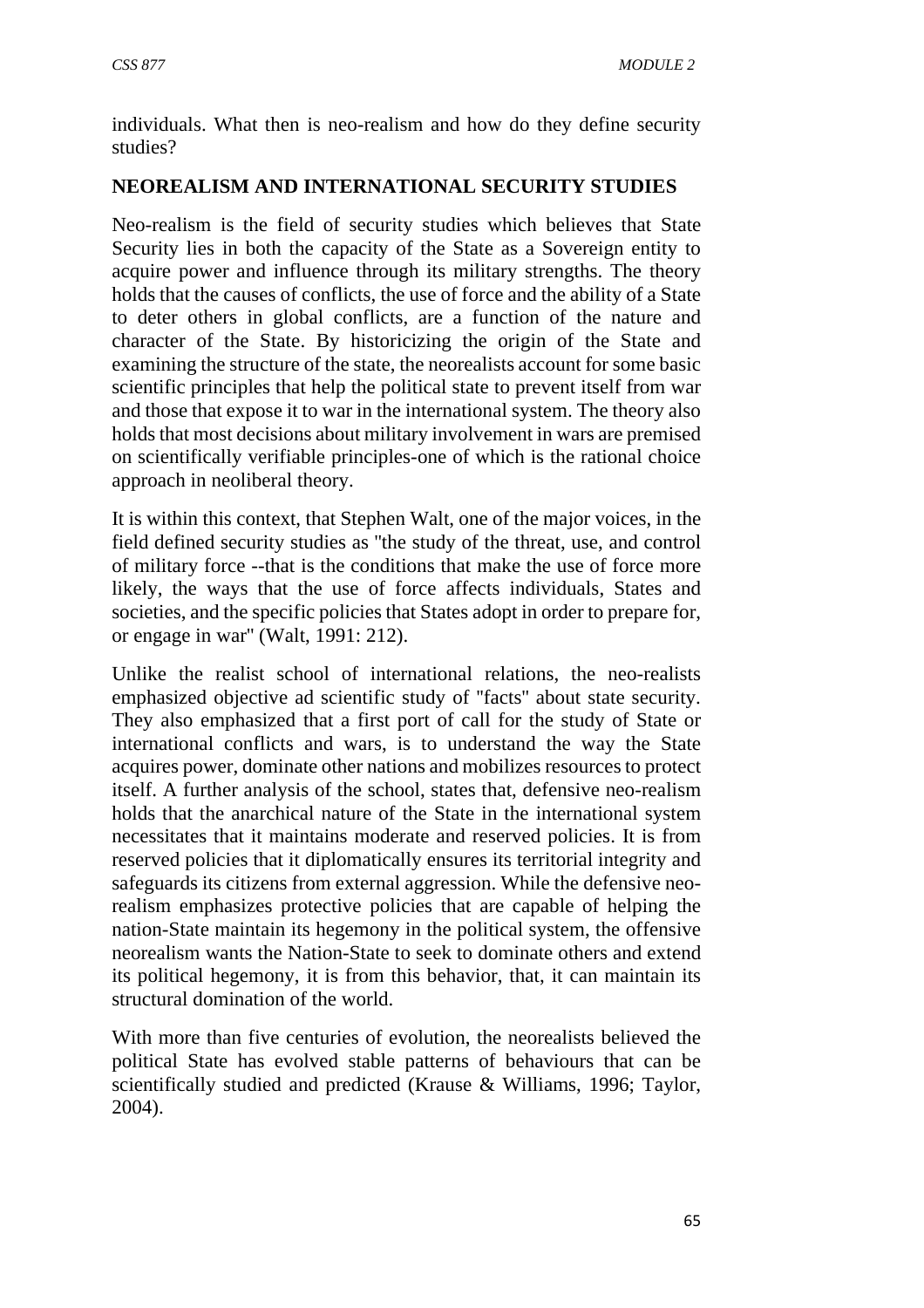individuals. What then is neo-realism and how do they define security studies?

## NEOREALISM AND INTERNATIONAL SECURITY STUDIES

Neo-realism is the field of security studies which believes that State Security lies in both the capacity of the State as a Sovereign entity to acquire power and influence through its military strengths. The theory holds that the causes of conflicts, the use of force and the ability of a State to deter others in global conflicts, are a function of the nature and character of the State. By historicizing the origin of the State and examining the structure of the state, the neorealists account for some basic scientific principles that help the political state to prevent itself from war and those that expose it to war in the international system. The theory also holds that most decisions about military involvement in wars are premised on scientifically verifiable principles-one of which is the rational choice approach in neoliberal theory.

It is within this context, that Stephen Walt, one of the major voices, in the field defined security studies as "the study of the threat, use, and control of military force --that is the conditions that make the use of force more likely, the ways that the use of force affects individuals, States and societies, and the specific policies that States adopt in order to prepare for, or engage in war" (Walt, 1991: 212).

Unlike the realist school of international relations, the neo-realists emphasized objective ad scientific study of "facts" about state security. They also emphasized that a first port of call for the study of State or international conflicts and wars, is to understand the way the State acquires power, dominate other nations and mobilizes resources to protect itself. A further analysis of the school, states that, defensive neo-realism holds that the anarchical nature of the State in the international system necessitates that it maintains moderate and reserved policies. It is from reserved policies that it diplomatically ensures its territorial integrity and safeguards its citizens from external aggression. While the defensive neo-realism emphasizes protective policies that are capable of helping the nation-State maintain its hegemony in the political system, the offensive neorealism wants the Nation-State to seek to dominate others and extend its political hegemony, it is from this behavior, that, it can maintain its structural domination of the world.

With more than five centuries of evolution, the neorealists believed the political State has evolved stable patterns of behaviours that can be scientifically studied and predicted (Krause & Williams, 1996; Taylor, 2004).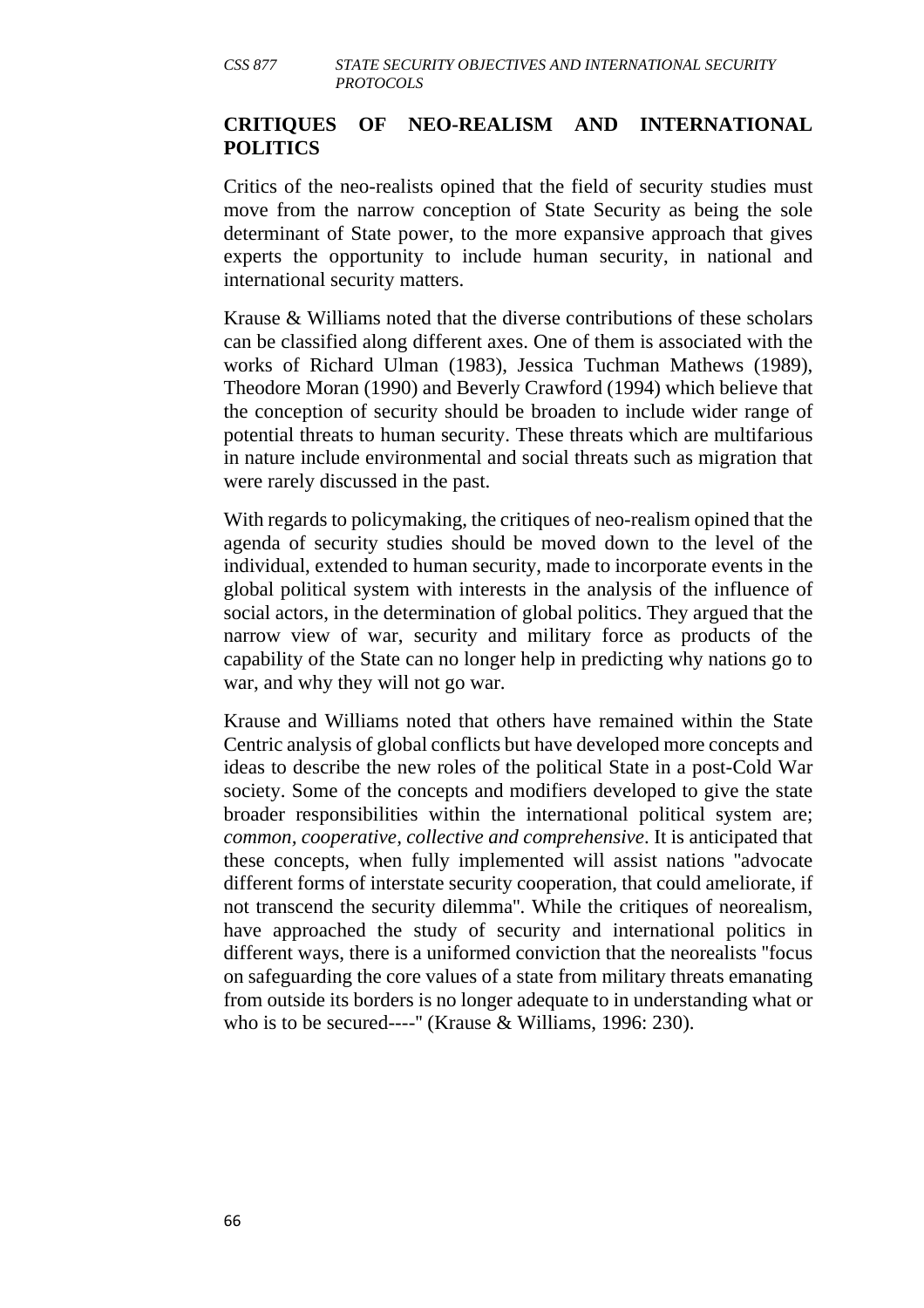## CRITIQUES OF NEO-REALISM AND INTERNATIONAL POLITICS

Critics of the neo-realists opined that the field of security studies must move from the narrow conception of State Security as being the sole determinant of State power, to the more expansive approach that gives experts the opportunity to include human security, in national and international security matters.

Krause & Williams noted that the diverse contributions of these scholars can be classified along different axes. One of them is associated with the works of Richard Ulman (1983), Jessica Tuchman Mathews (1989), Theodore Moran (1990) and Beverly Crawford (1994) which believe that the conception of security should be broaden to include wider range of potential threats to human security. These threats which are multifarious in nature include environmental and social threats such as migration that were rarely discussed in the past.

With regards to policymaking, the critiques of neo-realism opined that the agenda of security studies should be moved down to the level of the individual, extended to human security, made to incorporate events in the global political system with interests in the analysis of the influence of social actors, in the determination of global politics. They argued that the narrow view of war, security and military force as products of the capability of the State can no longer help in predicting why nations go to war, and why they will not go war.

Krause and Williams noted that others have remained within the State Centric analysis of global conflicts but have developed more concepts and ideas to describe the new roles of the political State in a post-Cold War society. Some of the concepts and modifiers developed to give the state broader responsibilities within the international political system are; *common, cooperative, collective and comprehensive*. It is anticipated that these concepts, when fully implemented will assist nations "advocate different forms of interstate security cooperation, that could ameliorate, if not transcend the security dilemma". While the critiques of neorealism, have approached the study of security and international politics in different ways, there is a uniformed conviction that the neorealists "focus on safeguarding the core values of a state from military threats emanating from outside its borders is no longer adequate to in understanding what or who is to be secured----" (Krause & Williams, 1996: 230).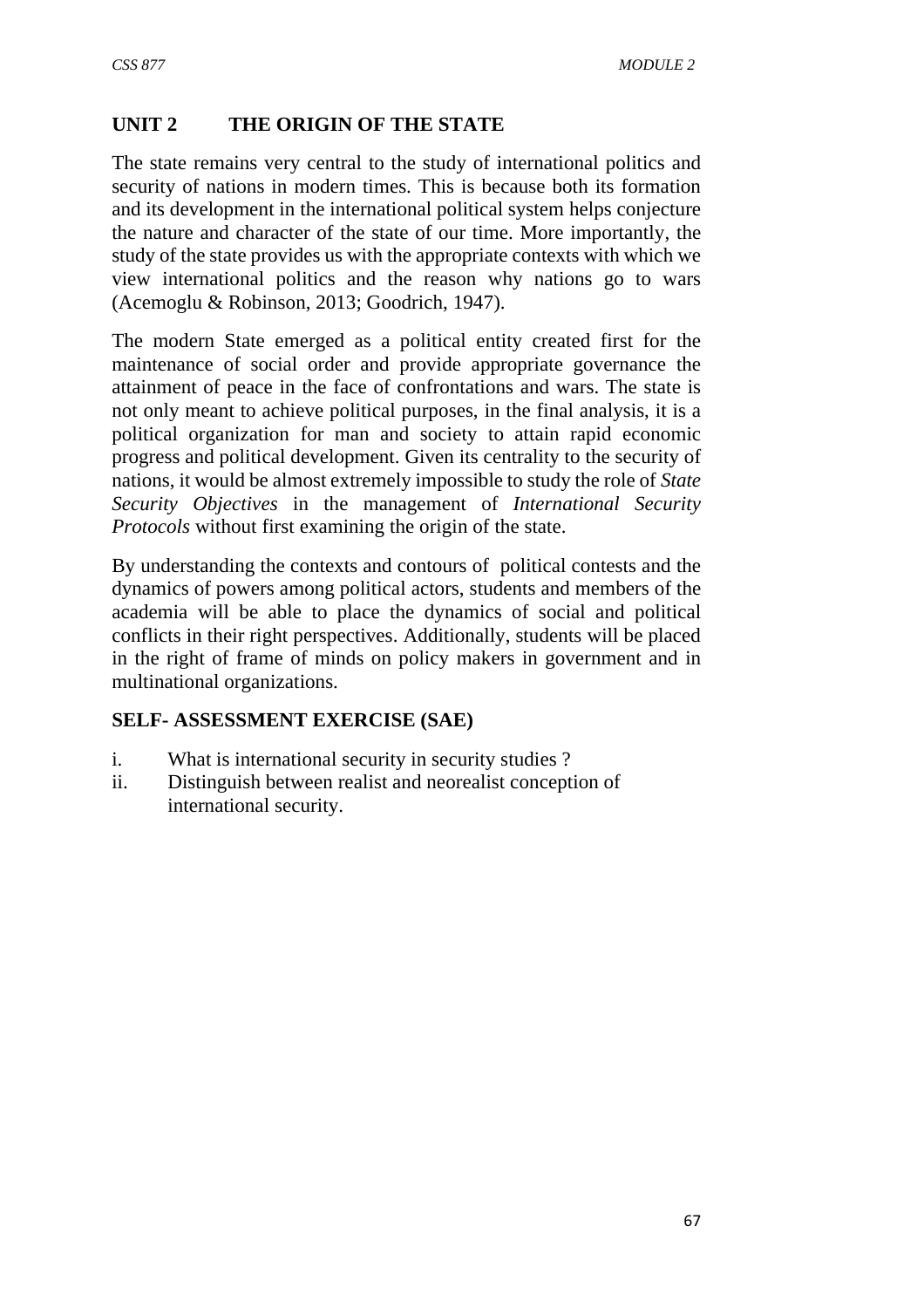## UNIT 2 THE ORIGIN OF THE STATE

The state remains very central to the study of international politics and security of nations in modern times. This is because both its formation and its development in the international political system helps conjecture the nature and character of the state of our time. More importantly, the study of the state provides us with the appropriate contexts with which we view international politics and the reason why nations go to wars (Acemoglu & Robinson, 2013; Goodrich, 1947).

The modern State emerged as a political entity created first for the maintenance of social order and provide appropriate governance the attainment of peace in the face of confrontations and wars. The state is not only meant to achieve political purposes, in the final analysis, it is a political organization for man and society to attain rapid economic progress and political development. Given its centrality to the security of nations, it would be almost extremely impossible to study the role of *State Security Objectives* in the management of *International Security Protocols* without first examining the origin of the state.

By understanding the contexts and contours of political contests and the dynamics of powers among political actors, students and members of the academia will be able to place the dynamics of social and political conflicts in their right perspectives. Additionally, students will be placed in the right of frame of minds on policy makers in government and in multinational organizations.

### SELF- ASSESSMENT EXERCISE (SAE)

i. What is international security in security studies ?
ii. Distinguish between realist and neorealist conception of international security.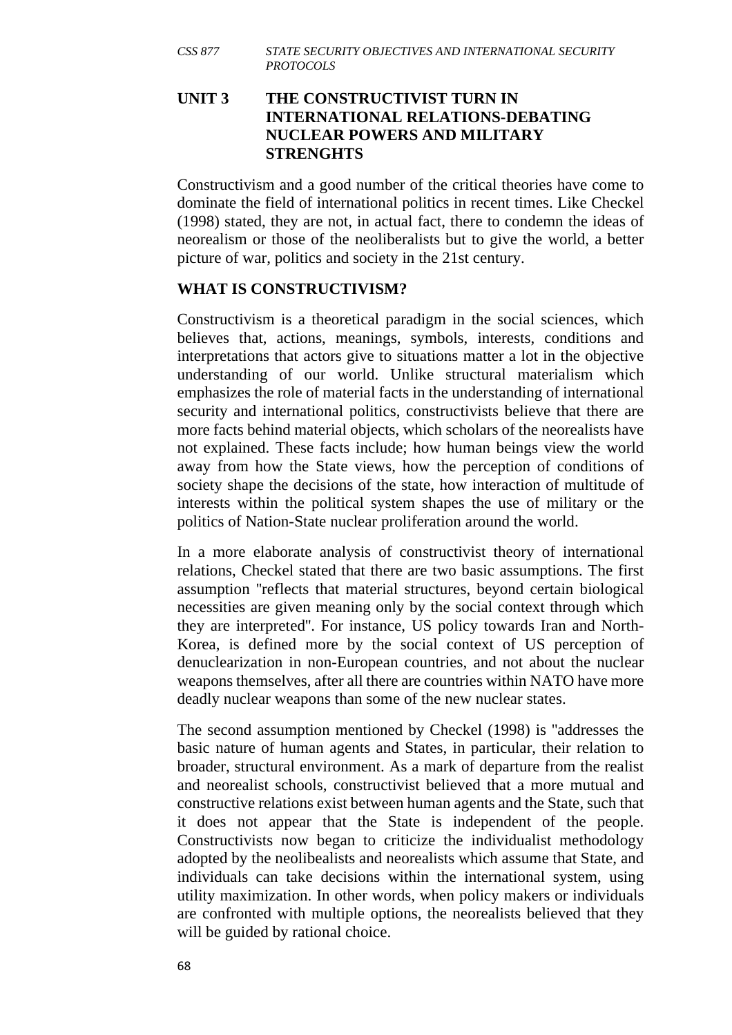## UNIT 3 THE CONSTRUCTIVIST TURN IN INTERNATIONAL RELATIONS-DEBATING NUCLEAR POWERS AND MILITARY STRENGHTS

Constructivism and a good number of the critical theories have come to dominate the field of international politics in recent times. Like Checkel (1998) stated, they are not, in actual fact, there to condemn the ideas of neorealism or those of the neoliberalists but to give the world, a better picture of war, politics and society in the 21st century.

### WHAT IS CONSTRUCTIVISM?

Constructivism is a theoretical paradigm in the social sciences, which believes that, actions, meanings, symbols, interests, conditions and interpretations that actors give to situations matter a lot in the objective understanding of our world. Unlike structural materialism which emphasizes the role of material facts in the understanding of international security and international politics, constructivists believe that there are more facts behind material objects, which scholars of the neorealists have not explained. These facts include; how human beings view the world away from how the State views, how the perception of conditions of society shape the decisions of the state, how interaction of multitude of interests within the political system shapes the use of military or the politics of Nation-State nuclear proliferation around the world.

In a more elaborate analysis of constructivist theory of international relations, Checkel stated that there are two basic assumptions. The first assumption "reflects that material structures, beyond certain biological necessities are given meaning only by the social context through which they are interpreted". For instance, US policy towards Iran and North-Korea, is defined more by the social context of US perception of denuclearization in non-European countries, and not about the nuclear weapons themselves, after all there are countries within NATO have more deadly nuclear weapons than some of the new nuclear states.

The second assumption mentioned by Checkel (1998) is "addresses the basic nature of human agents and States, in particular, their relation to broader, structural environment. As a mark of departure from the realist and neorealist schools, constructivist believed that a more mutual and constructive relations exist between human agents and the State, such that it does not appear that the State is independent of the people. Constructivists now began to criticize the individualist methodology adopted by the neolibealists and neorealists which assume that State, and individuals can take decisions within the international system, using utility maximization. In other words, when policy makers or individuals are confronted with multiple options, the neorealists believed that they will be guided by rational choice.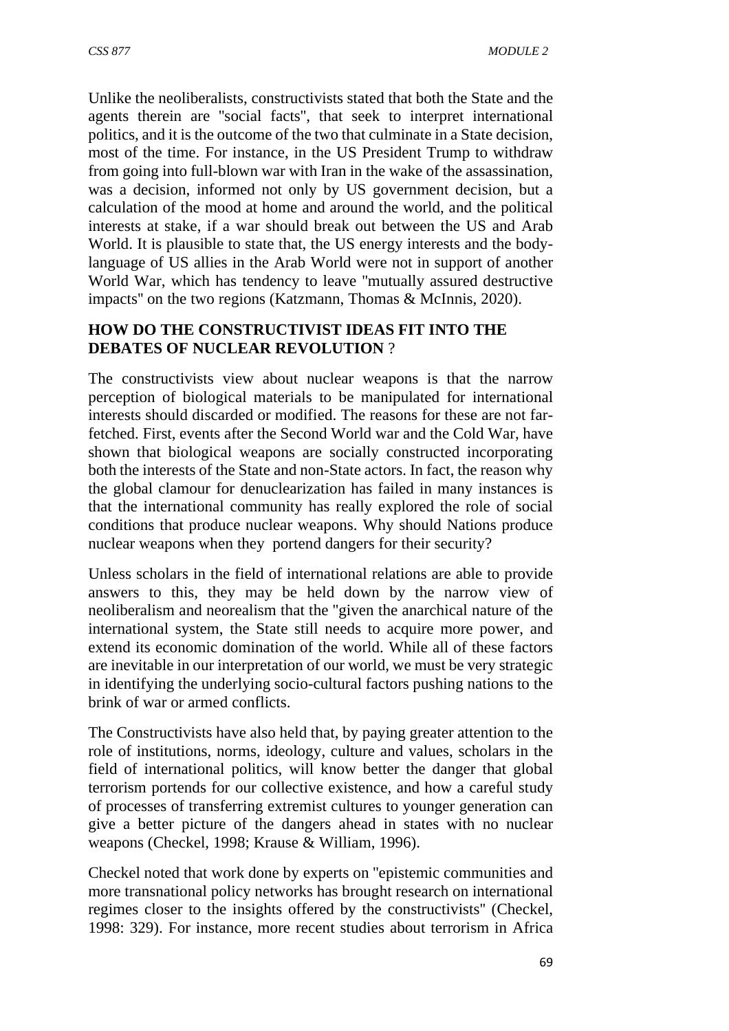Unlike the neoliberalists, constructivists stated that both the State and the agents therein are "social facts", that seek to interpret international politics, and it is the outcome of the two that culminate in a State decision, most of the time. For instance, in the US President Trump to withdraw from going into full-blown war with Iran in the wake of the assassination, was a decision, informed not only by US government decision, but a calculation of the mood at home and around the world, and the political interests at stake, if a war should break out between the US and Arab World. It is plausible to state that, the US energy interests and the body-language of US allies in the Arab World were not in support of another World War, which has tendency to leave "mutually assured destructive impacts" on the two regions (Katzmann, Thomas & McInnis, 2020).

## HOW DO THE CONSTRUCTIVIST IDEAS FIT INTO THE DEBATES OF NUCLEAR REVOLUTION ?

The constructivists view about nuclear weapons is that the narrow perception of biological materials to be manipulated for international interests should discarded or modified. The reasons for these are not far-fetched. First, events after the Second World war and the Cold War, have shown that biological weapons are socially constructed incorporating both the interests of the State and non-State actors. In fact, the reason why the global clamour for denuclearization has failed in many instances is that the international community has really explored the role of social conditions that produce nuclear weapons. Why should Nations produce nuclear weapons when they portend dangers for their security?

Unless scholars in the field of international relations are able to provide answers to this, they may be held down by the narrow view of neoliberalism and neorealism that the "given the anarchical nature of the international system, the State still needs to acquire more power, and extend its economic domination of the world. While all of these factors are inevitable in our interpretation of our world, we must be very strategic in identifying the underlying socio-cultural factors pushing nations to the brink of war or armed conflicts.

The Constructivists have also held that, by paying greater attention to the role of institutions, norms, ideology, culture and values, scholars in the field of international politics, will know better the danger that global terrorism portends for our collective existence, and how a careful study of processes of transferring extremist cultures to younger generation can give a better picture of the dangers ahead in states with no nuclear weapons (Checkel, 1998; Krause & William, 1996).

Checkel noted that work done by experts on "epistemic communities and more transnational policy networks has brought research on international regimes closer to the insights offered by the constructivists" (Checkel, 1998: 329). For instance, more recent studies about terrorism in Africa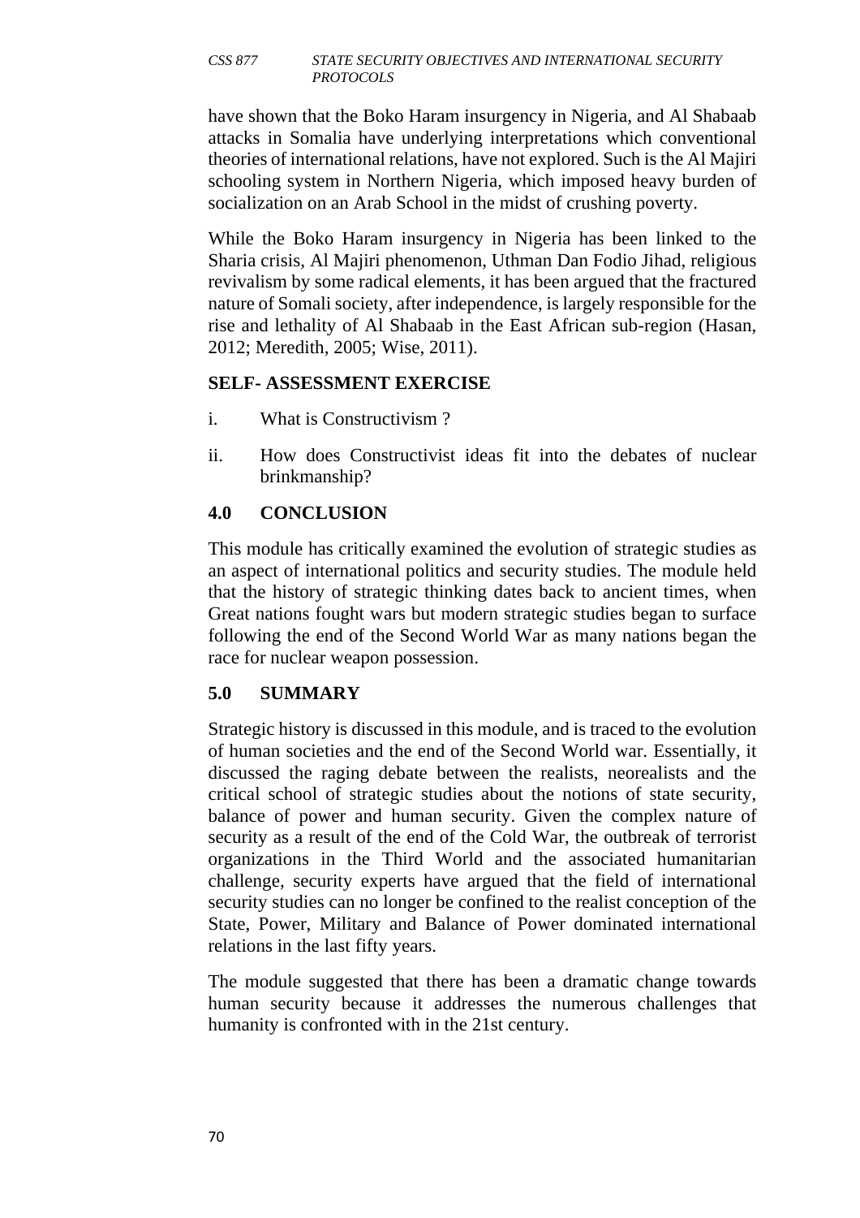have shown that the Boko Haram insurgency in Nigeria, and Al Shabaab attacks in Somalia have underlying interpretations which conventional theories of international relations, have not explored. Such is the Al Majiri schooling system in Northern Nigeria, which imposed heavy burden of socialization on an Arab School in the midst of crushing poverty.

While the Boko Haram insurgency in Nigeria has been linked to the Sharia crisis, Al Majiri phenomenon, Uthman Dan Fodio Jihad, religious revivalism by some radical elements, it has been argued that the fractured nature of Somali society, after independence, is largely responsible for the rise and lethality of Al Shabaab in the East African sub-region (Hasan, 2012; Meredith, 2005; Wise, 2011).

**SELF- ASSESSMENT EXERCISE**

i. What is Constructivism ?

ii. How does Constructivist ideas fit into the debates of nuclear brinkmanship?

## 4.0 CONCLUSION

This module has critically examined the evolution of strategic studies as an aspect of international politics and security studies. The module held that the history of strategic thinking dates back to ancient times, when Great nations fought wars but modern strategic studies began to surface following the end of the Second World War as many nations began the race for nuclear weapon possession.

## 5.0 SUMMARY

Strategic history is discussed in this module, and is traced to the evolution of human societies and the end of the Second World war. Essentially, it discussed the raging debate between the realists, neorealists and the critical school of strategic studies about the notions of state security, balance of power and human security. Given the complex nature of security as a result of the end of the Cold War, the outbreak of terrorist organizations in the Third World and the associated humanitarian challenge, security experts have argued that the field of international security studies can no longer be confined to the realist conception of the State, Power, Military and Balance of Power dominated international relations in the last fifty years.

The module suggested that there has been a dramatic change towards human security because it addresses the numerous challenges that humanity is confronted with in the 21st century.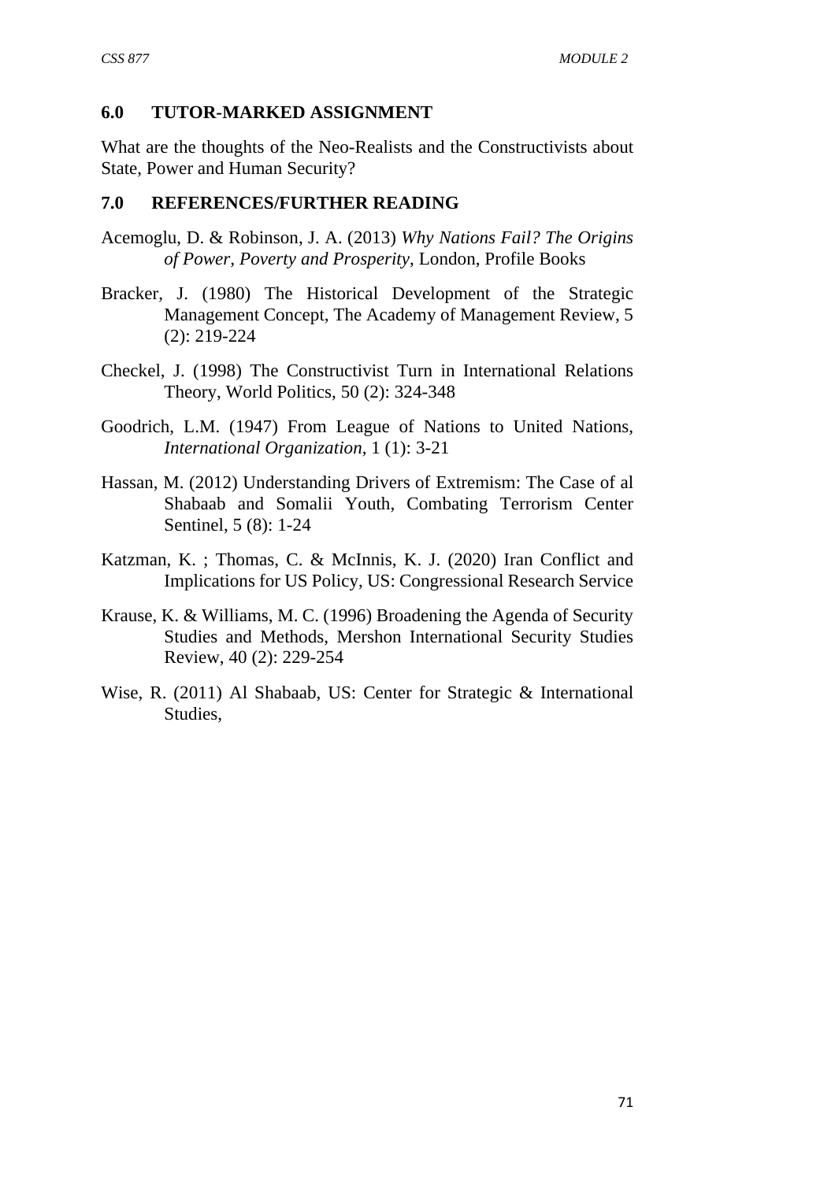## 6.0 TUTOR-MARKED ASSIGNMENT

What are the thoughts of the Neo-Realists and the Constructivists about State, Power and Human Security?

## 7.0 REFERENCES/FURTHER READING

Acemoglu, D. & Robinson, J. A. (2013) *Why Nations Fail? The Origins of Power, Poverty and Prosperity*, London, Profile Books

Bracker, J. (1980) The Historical Development of the Strategic Management Concept, The Academy of Management Review, 5 (2): 219-224

Checkel, J. (1998) The Constructivist Turn in International Relations Theory, World Politics, 50 (2): 324-348

Goodrich, L.M. (1947) From League of Nations to United Nations, *International Organization*, 1 (1): 3-21

Hassan, M. (2012) Understanding Drivers of Extremism: The Case of al Shabaab and Somalii Youth, Combating Terrorism Center Sentinel, 5 (8): 1-24

Katzman, K. ; Thomas, C. & McInnis, K. J. (2020) Iran Conflict and Implications for US Policy, US: Congressional Research Service

Krause, K. & Williams, M. C. (1996) Broadening the Agenda of Security Studies and Methods, Mershon International Security Studies Review, 40 (2): 229-254

Wise, R. (2011) Al Shabaab, US: Center for Strategic & International Studies,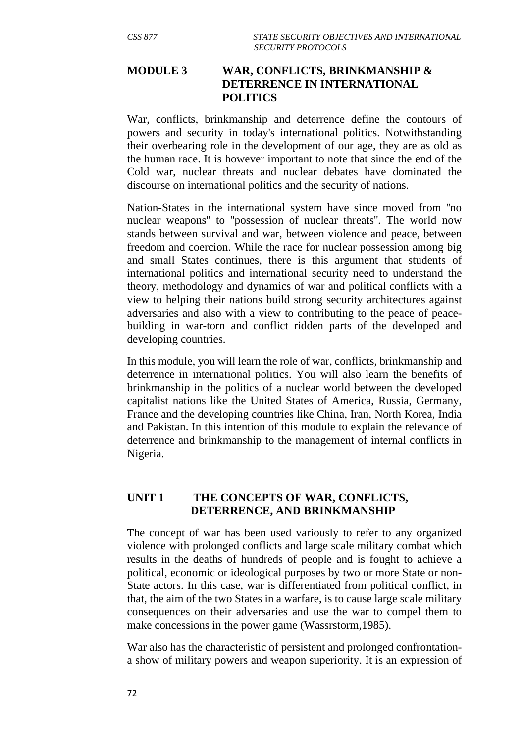## MODULE 3 WAR, CONFLICTS, BRINKMANSHIP & DETERRENCE IN INTERNATIONAL POLITICS

War, conflicts, brinkmanship and deterrence define the contours of powers and security in today's international politics. Notwithstanding their overbearing role in the development of our age, they are as old as the human race. It is however important to note that since the end of the Cold war, nuclear threats and nuclear debates have dominated the discourse on international politics and the security of nations.

Nation-States in the international system have since moved from "no nuclear weapons" to "possession of nuclear threats". The world now stands between survival and war, between violence and peace, between freedom and coercion. While the race for nuclear possession among big and small States continues, there is this argument that students of international politics and international security need to understand the theory, methodology and dynamics of war and political conflicts with a view to helping their nations build strong security architectures against adversaries and also with a view to contributing to the peace of peace-building in war-torn and conflict ridden parts of the developed and developing countries.

In this module, you will learn the role of war, conflicts, brinkmanship and deterrence in international politics. You will also learn the benefits of brinkmanship in the politics of a nuclear world between the developed capitalist nations like the United States of America, Russia, Germany, France and the developing countries like China, Iran, North Korea, India and Pakistan. In this intention of this module to explain the relevance of deterrence and brinkmanship to the management of internal conflicts in Nigeria.

### UNIT 1 THE CONCEPTS OF WAR, CONFLICTS, DETERRENCE, AND BRINKMANSHIP

The concept of war has been used variously to refer to any organized violence with prolonged conflicts and large scale military combat which results in the deaths of hundreds of people and is fought to achieve a political, economic or ideological purposes by two or more State or non-State actors. In this case, war is differentiated from political conflict, in that, the aim of the two States in a warfare, is to cause large scale military consequences on their adversaries and use the war to compel them to make concessions in the power game (Wassrstorm,1985).

War also has the characteristic of persistent and prolonged confrontation-a show of military powers and weapon superiority. It is an expression of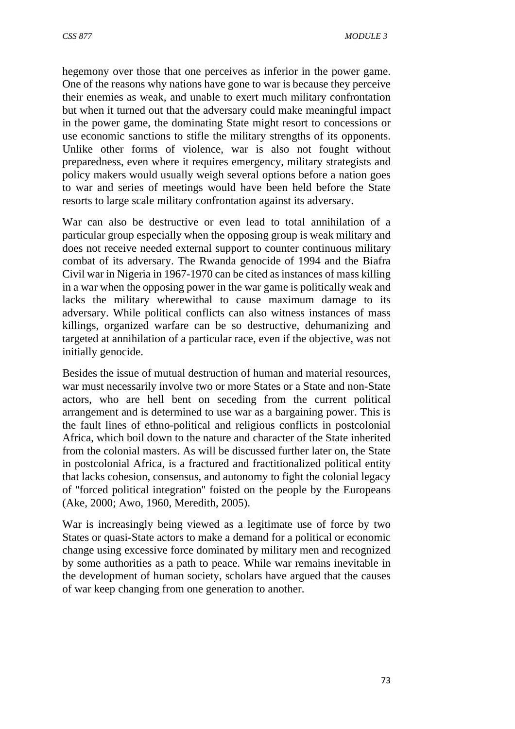hegemony over those that one perceives as inferior in the power game. One of the reasons why nations have gone to war is because they perceive their enemies as weak, and unable to exert much military confrontation but when it turned out that the adversary could make meaningful impact in the power game, the dominating State might resort to concessions or use economic sanctions to stifle the military strengths of its opponents. Unlike other forms of violence, war is also not fought without preparedness, even where it requires emergency, military strategists and policy makers would usually weigh several options before a nation goes to war and series of meetings would have been held before the State resorts to large scale military confrontation against its adversary.

War can also be destructive or even lead to total annihilation of a particular group especially when the opposing group is weak military and does not receive needed external support to counter continuous military combat of its adversary. The Rwanda genocide of 1994 and the Biafra Civil war in Nigeria in 1967-1970 can be cited as instances of mass killing in a war when the opposing power in the war game is politically weak and lacks the military wherewithal to cause maximum damage to its adversary. While political conflicts can also witness instances of mass killings, organized warfare can be so destructive, dehumanizing and targeted at annihilation of a particular race, even if the objective, was not initially genocide.

Besides the issue of mutual destruction of human and material resources, war must necessarily involve two or more States or a State and non-State actors, who are hell bent on seceding from the current political arrangement and is determined to use war as a bargaining power. This is the fault lines of ethno-political and religious conflicts in postcolonial Africa, which boil down to the nature and character of the State inherited from the colonial masters. As will be discussed further later on, the State in postcolonial Africa, is a fractured and fractitionalized political entity that lacks cohesion, consensus, and autonomy to fight the colonial legacy of "forced political integration" foisted on the people by the Europeans (Ake, 2000; Awo, 1960, Meredith, 2005).

War is increasingly being viewed as a legitimate use of force by two States or quasi-State actors to make a demand for a political or economic change using excessive force dominated by military men and recognized by some authorities as a path to peace. While war remains inevitable in the development of human society, scholars have argued that the causes of war keep changing from one generation to another.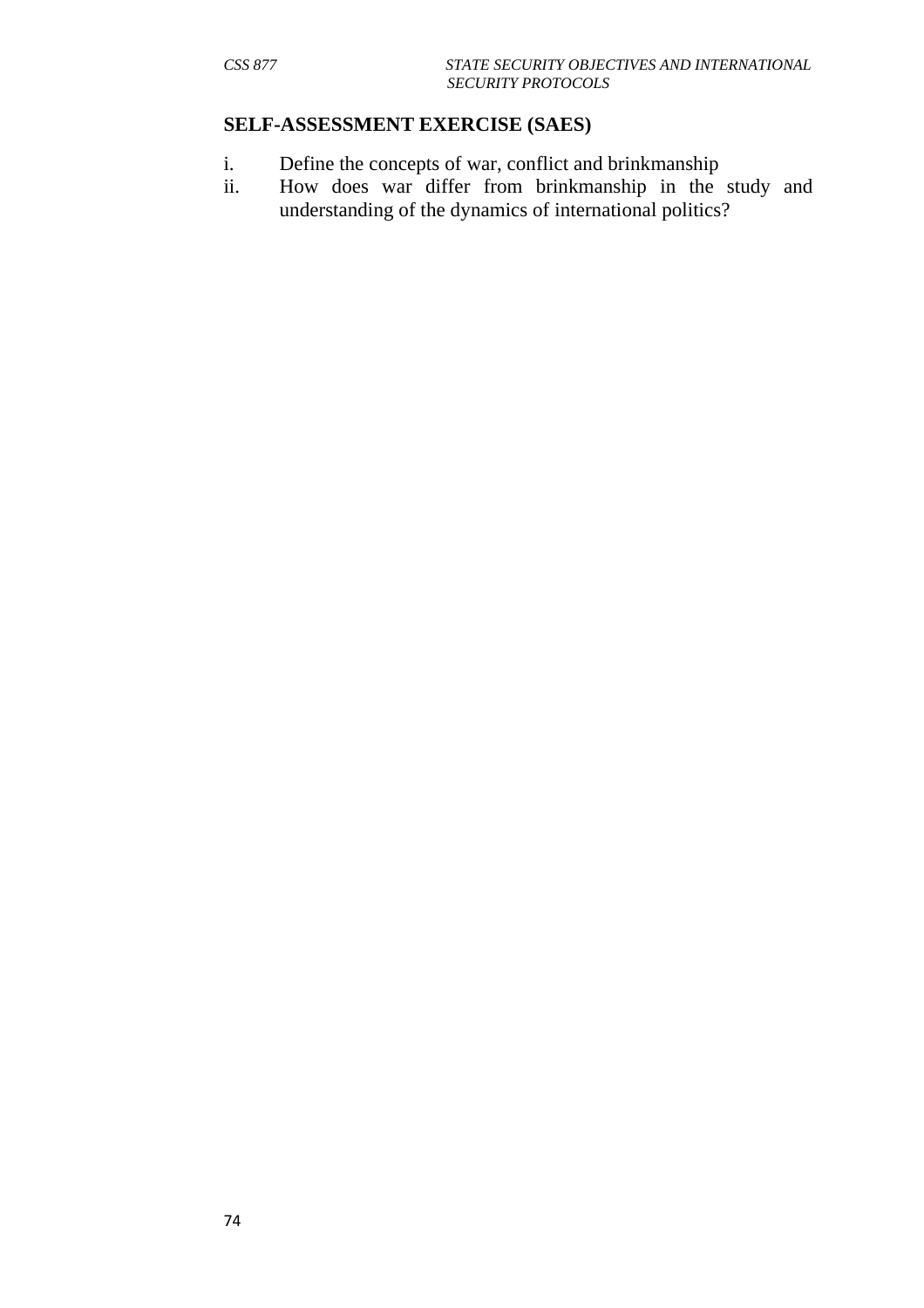**SELF-ASSESSMENT EXERCISE (SAES)**

i. Define the concepts of war, conflict and brinkmanship
ii. How does war differ from brinkmanship in the study and understanding of the dynamics of international politics?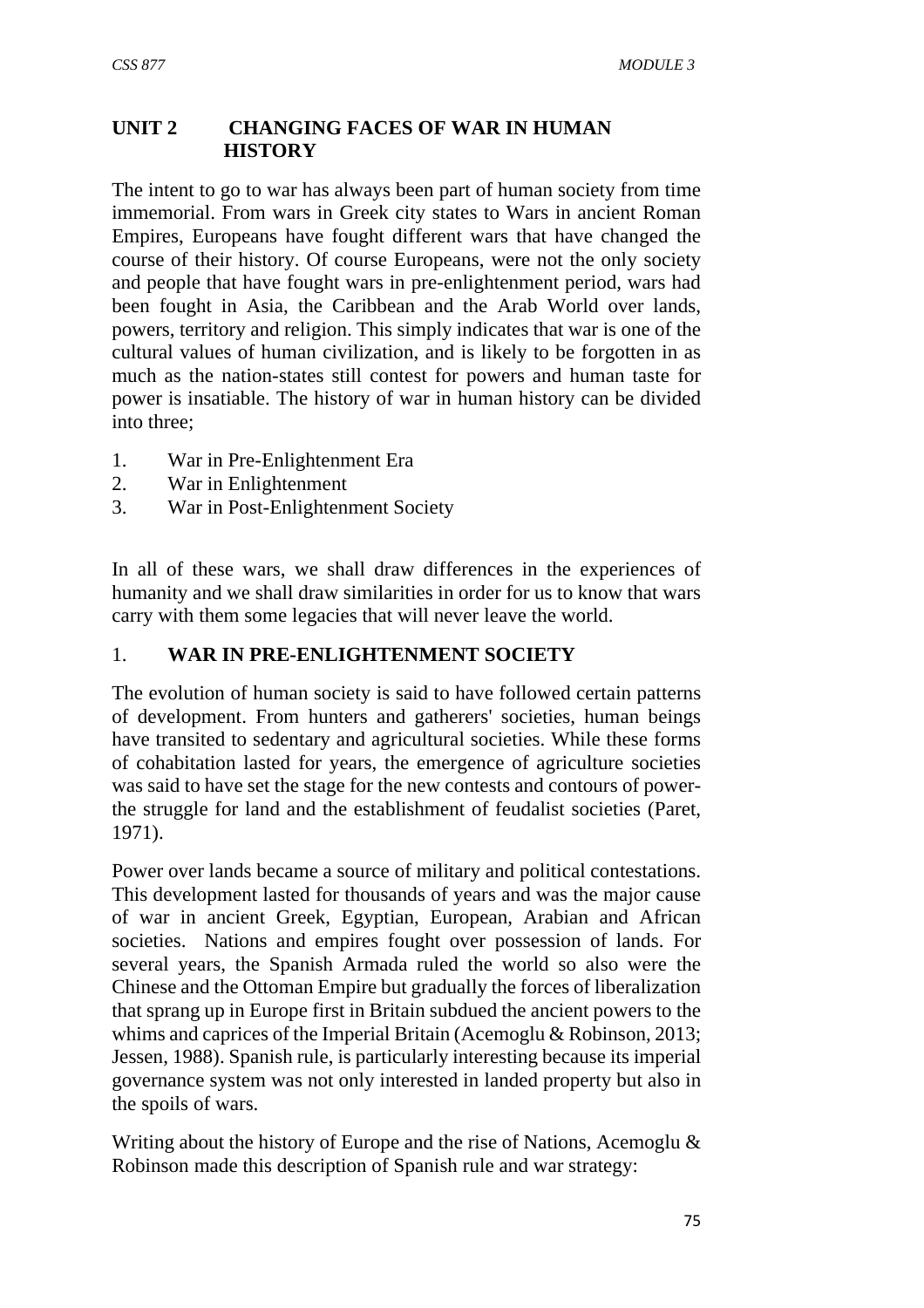## UNIT 2 CHANGING FACES OF WAR IN HUMAN HISTORY

The intent to go to war has always been part of human society from time immemorial. From wars in Greek city states to Wars in ancient Roman Empires, Europeans have fought different wars that have changed the course of their history. Of course Europeans, were not the only society and people that have fought wars in pre-enlightenment period, wars had been fought in Asia, the Caribbean and the Arab World over lands, powers, territory and religion. This simply indicates that war is one of the cultural values of human civilization, and is likely to be forgotten in as much as the nation-states still contest for powers and human taste for power is insatiable. The history of war in human history can be divided into three;

1. War in Pre-Enlightenment Era
2. War in Enlightenment
3. War in Post-Enlightenment Society

In all of these wars, we shall draw differences in the experiences of humanity and we shall draw similarities in order for us to know that wars carry with them some legacies that will never leave the world.

### 1. WAR IN PRE-ENLIGHTENMENT SOCIETY

The evolution of human society is said to have followed certain patterns of development. From hunters and gatherers' societies, human beings have transited to sedentary and agricultural societies. While these forms of cohabitation lasted for years, the emergence of agriculture societies was said to have set the stage for the new contests and contours of power-the struggle for land and the establishment of feudalist societies (Paret, 1971).

Power over lands became a source of military and political contestations. This development lasted for thousands of years and was the major cause of war in ancient Greek, Egyptian, European, Arabian and African societies. Nations and empires fought over possession of lands. For several years, the Spanish Armada ruled the world so also were the Chinese and the Ottoman Empire but gradually the forces of liberalization that sprang up in Europe first in Britain subdued the ancient powers to the whims and caprices of the Imperial Britain (Acemoglu & Robinson, 2013; Jessen, 1988). Spanish rule, is particularly interesting because its imperial governance system was not only interested in landed property but also in the spoils of wars.

Writing about the history of Europe and the rise of Nations, Acemoglu & Robinson made this description of Spanish rule and war strategy: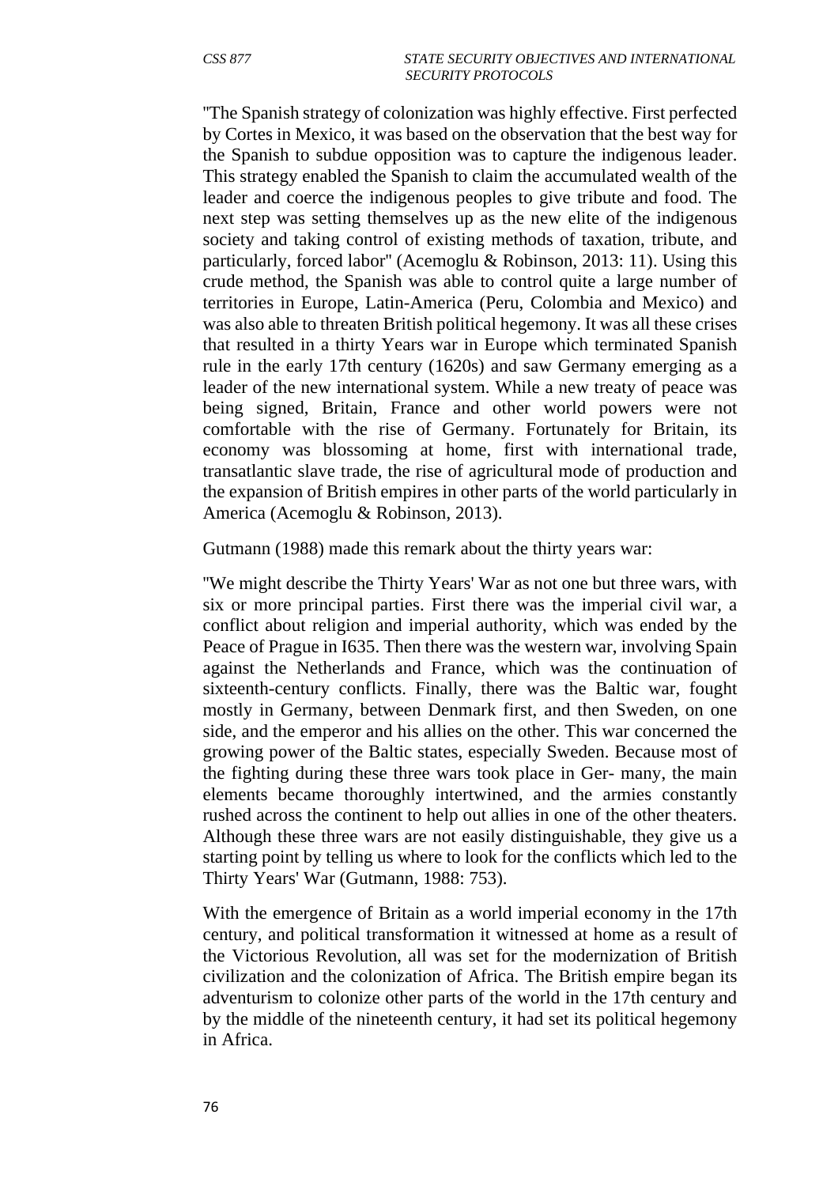"The Spanish strategy of colonization was highly effective. First perfected by Cortes in Mexico, it was based on the observation that the best way for the Spanish to subdue opposition was to capture the indigenous leader. This strategy enabled the Spanish to claim the accumulated wealth of the leader and coerce the indigenous peoples to give tribute and food. The next step was setting themselves up as the new elite of the indigenous society and taking control of existing methods of taxation, tribute, and particularly, forced labor" (Acemoglu & Robinson, 2013: 11). Using this crude method, the Spanish was able to control quite a large number of territories in Europe, Latin-America (Peru, Colombia and Mexico) and was also able to threaten British political hegemony. It was all these crises that resulted in a thirty Years war in Europe which terminated Spanish rule in the early 17th century (1620s) and saw Germany emerging as a leader of the new international system. While a new treaty of peace was being signed, Britain, France and other world powers were not comfortable with the rise of Germany. Fortunately for Britain, its economy was blossoming at home, first with international trade, transatlantic slave trade, the rise of agricultural mode of production and the expansion of British empires in other parts of the world particularly in America (Acemoglu & Robinson, 2013).

Gutmann (1988) made this remark about the thirty years war:

"We might describe the Thirty Years' War as not one but three wars, with six or more principal parties. First there was the imperial civil war, a conflict about religion and imperial authority, which was ended by the Peace of Prague in I635. Then there was the western war, involving Spain against the Netherlands and France, which was the continuation of sixteenth-century conflicts. Finally, there was the Baltic war, fought mostly in Germany, between Denmark first, and then Sweden, on one side, and the emperor and his allies on the other. This war concerned the growing power of the Baltic states, especially Sweden. Because most of the fighting during these three wars took place in Ger- many, the main elements became thoroughly intertwined, and the armies constantly rushed across the continent to help out allies in one of the other theaters. Although these three wars are not easily distinguishable, they give us a starting point by telling us where to look for the conflicts which led to the Thirty Years' War (Gutmann, 1988: 753).

With the emergence of Britain as a world imperial economy in the 17th century, and political transformation it witnessed at home as a result of the Victorious Revolution, all was set for the modernization of British civilization and the colonization of Africa. The British empire began its adventurism to colonize other parts of the world in the 17th century and by the middle of the nineteenth century, it had set its political hegemony in Africa.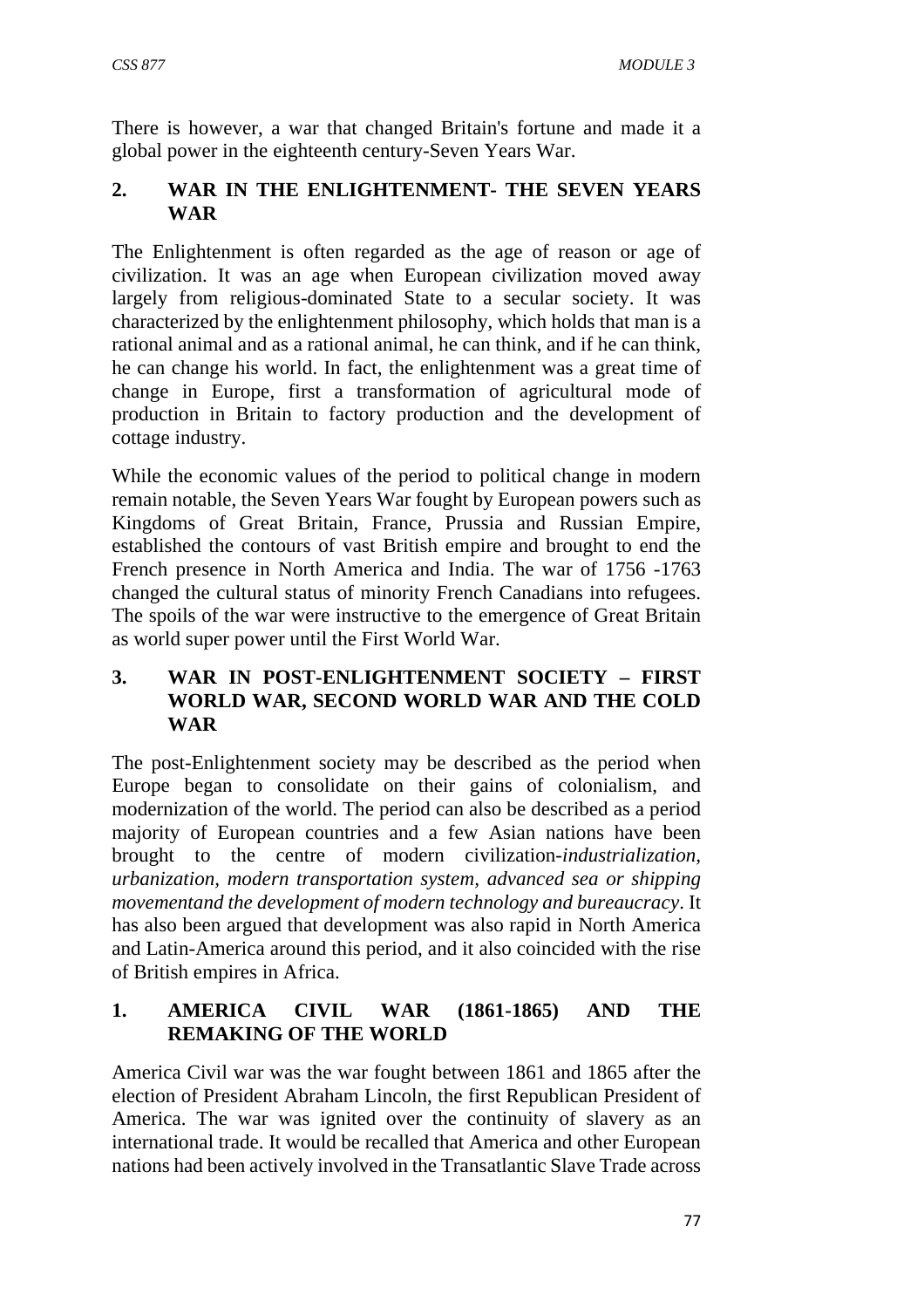There is however, a war that changed Britain's fortune and made it a global power in the eighteenth century-Seven Years War.

## 2. WAR IN THE ENLIGHTENMENT- THE SEVEN YEARS WAR

The Enlightenment is often regarded as the age of reason or age of civilization. It was an age when European civilization moved away largely from religious-dominated State to a secular society. It was characterized by the enlightenment philosophy, which holds that man is a rational animal and as a rational animal, he can think, and if he can think, he can change his world. In fact, the enlightenment was a great time of change in Europe, first a transformation of agricultural mode of production in Britain to factory production and the development of cottage industry.

While the economic values of the period to political change in modern remain notable, the Seven Years War fought by European powers such as Kingdoms of Great Britain, France, Prussia and Russian Empire, established the contours of vast British empire and brought to end the French presence in North America and India. The war of 1756 -1763 changed the cultural status of minority French Canadians into refugees. The spoils of the war were instructive to the emergence of Great Britain as world super power until the First World War.

## 3. WAR IN POST-ENLIGHTENMENT SOCIETY – FIRST WORLD WAR, SECOND WORLD WAR AND THE COLD WAR

The post-Enlightenment society may be described as the period when Europe began to consolidate on their gains of colonialism, and modernization of the world. The period can also be described as a period majority of European countries and a few Asian nations have been brought to the centre of modern civilization-*industrialization, urbanization, modern transportation system, advanced sea or shipping movementand the development of modern technology and bureaucracy*. It has also been argued that development was also rapid in North America and Latin-America around this period, and it also coincided with the rise of British empires in Africa.

## 1. AMERICA CIVIL WAR (1861-1865) AND THE REMAKING OF THE WORLD

America Civil war was the war fought between 1861 and 1865 after the election of President Abraham Lincoln, the first Republican President of America. The war was ignited over the continuity of slavery as an international trade. It would be recalled that America and other European nations had been actively involved in the Transatlantic Slave Trade across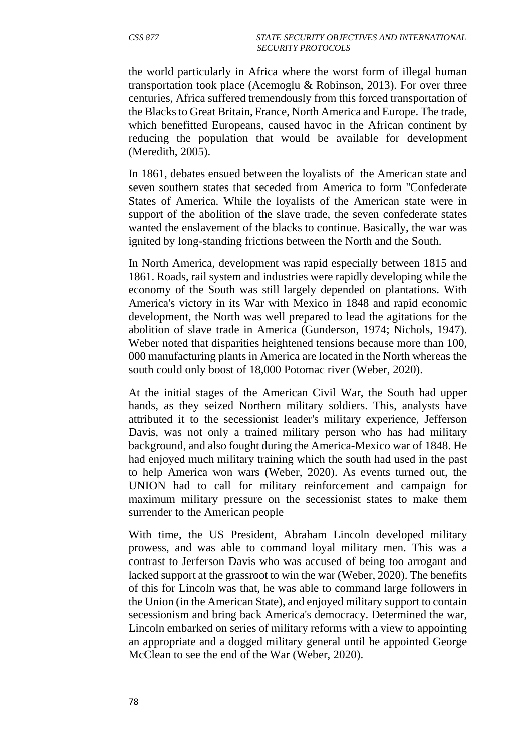the world particularly in Africa where the worst form of illegal human transportation took place (Acemoglu & Robinson, 2013). For over three centuries, Africa suffered tremendously from this forced transportation of the Blacks to Great Britain, France, North America and Europe. The trade, which benefitted Europeans, caused havoc in the African continent by reducing the population that would be available for development (Meredith, 2005).

In 1861, debates ensued between the loyalists of the American state and seven southern states that seceded from America to form "Confederate States of America. While the loyalists of the American state were in support of the abolition of the slave trade, the seven confederate states wanted the enslavement of the blacks to continue. Basically, the war was ignited by long-standing frictions between the North and the South.

In North America, development was rapid especially between 1815 and 1861. Roads, rail system and industries were rapidly developing while the economy of the South was still largely depended on plantations. With America's victory in its War with Mexico in 1848 and rapid economic development, the North was well prepared to lead the agitations for the abolition of slave trade in America (Gunderson, 1974; Nichols, 1947). Weber noted that disparities heightened tensions because more than 100, 000 manufacturing plants in America are located in the North whereas the south could only boost of 18,000 Potomac river (Weber, 2020).

At the initial stages of the American Civil War, the South had upper hands, as they seized Northern military soldiers. This, analysts have attributed it to the secessionist leader's military experience, Jefferson Davis, was not only a trained military person who has had military background, and also fought during the America-Mexico war of 1848. He had enjoyed much military training which the south had used in the past to help America won wars (Weber, 2020). As events turned out, the UNION had to call for military reinforcement and campaign for maximum military pressure on the secessionist states to make them surrender to the American people

With time, the US President, Abraham Lincoln developed military prowess, and was able to command loyal military men. This was a contrast to Jerferson Davis who was accused of being too arrogant and lacked support at the grassroot to win the war (Weber, 2020). The benefits of this for Lincoln was that, he was able to command large followers in the Union (in the American State), and enjoyed military support to contain secessionism and bring back America's democracy. Determined the war, Lincoln embarked on series of military reforms with a view to appointing an appropriate and a dogged military general until he appointed George McClean to see the end of the War (Weber, 2020).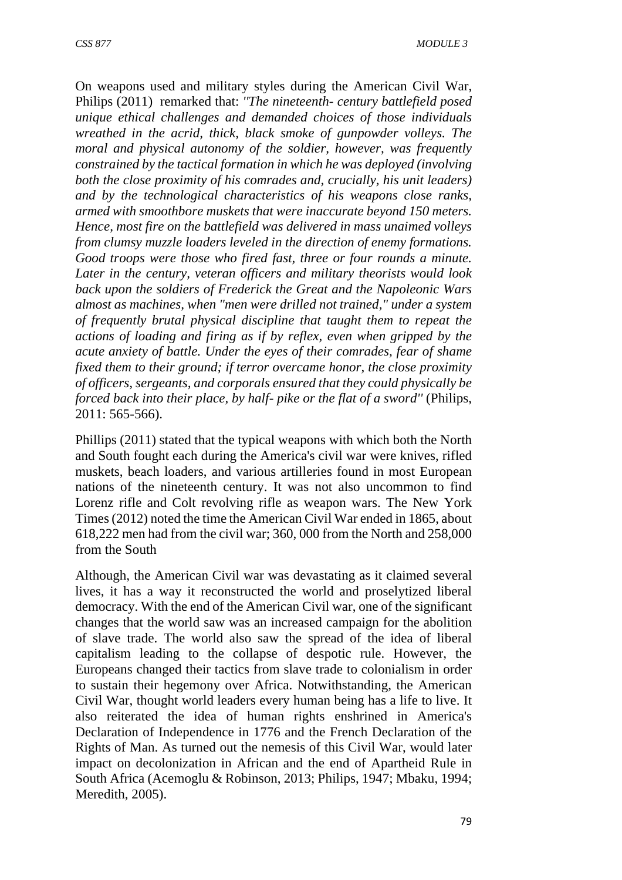On weapons used and military styles during the American Civil War, Philips (2011) remarked that: *"The nineteenth- century battlefield posed unique ethical challenges and demanded choices of those individuals wreathed in the acrid, thick, black smoke of gunpowder volleys. The moral and physical autonomy of the soldier, however, was frequently constrained by the tactical formation in which he was deployed (involving both the close proximity of his comrades and, crucially, his unit leaders) and by the technological characteristics of his weapons close ranks, armed with smoothbore muskets that were inaccurate beyond 150 meters. Hence, most fire on the battlefield was delivered in mass unaimed volleys from clumsy muzzle loaders leveled in the direction of enemy formations. Good troops were those who fired fast, three or four rounds a minute. Later in the century, veteran officers and military theorists would look back upon the soldiers of Frederick the Great and the Napoleonic Wars almost as machines, when "men were drilled not trained," under a system of frequently brutal physical discipline that taught them to repeat the actions of loading and firing as if by reflex, even when gripped by the acute anxiety of battle. Under the eyes of their comrades, fear of shame fixed them to their ground; if terror overcame honor, the close proximity of officers, sergeants, and corporals ensured that they could physically be forced back into their place, by half- pike or the flat of a sword"* (Philips, 2011: 565-566).

Phillips (2011) stated that the typical weapons with which both the North and South fought each during the America's civil war were knives, rifled muskets, beach loaders, and various artilleries found in most European nations of the nineteenth century. It was not also uncommon to find Lorenz rifle and Colt revolving rifle as weapon wars. The New York Times (2012) noted the time the American Civil War ended in 1865, about 618,222 men had from the civil war; 360, 000 from the North and 258,000 from the South

Although, the American Civil war was devastating as it claimed several lives, it has a way it reconstructed the world and proselytized liberal democracy. With the end of the American Civil war, one of the significant changes that the world saw was an increased campaign for the abolition of slave trade. The world also saw the spread of the idea of liberal capitalism leading to the collapse of despotic rule. However, the Europeans changed their tactics from slave trade to colonialism in order to sustain their hegemony over Africa. Notwithstanding, the American Civil War, thought world leaders every human being has a life to live. It also reiterated the idea of human rights enshrined in America's Declaration of Independence in 1776 and the French Declaration of the Rights of Man. As turned out the nemesis of this Civil War, would later impact on decolonization in African and the end of Apartheid Rule in South Africa (Acemoglu & Robinson, 2013; Philips, 1947; Mbaku, 1994; Meredith, 2005).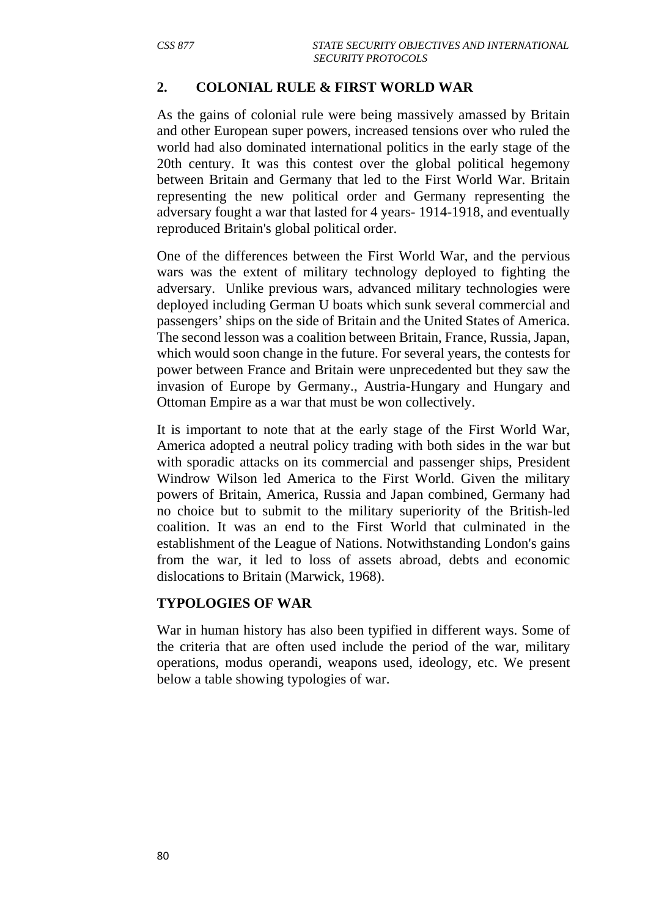## 2. COLONIAL RULE & FIRST WORLD WAR

As the gains of colonial rule were being massively amassed by Britain and other European super powers, increased tensions over who ruled the world had also dominated international politics in the early stage of the 20th century. It was this contest over the global political hegemony between Britain and Germany that led to the First World War. Britain representing the new political order and Germany representing the adversary fought a war that lasted for 4 years- 1914-1918, and eventually reproduced Britain's global political order.

One of the differences between the First World War, and the pervious wars was the extent of military technology deployed to fighting the adversary. Unlike previous wars, advanced military technologies were deployed including German U boats which sunk several commercial and passengers' ships on the side of Britain and the United States of America. The second lesson was a coalition between Britain, France, Russia, Japan, which would soon change in the future. For several years, the contests for power between France and Britain were unprecedented but they saw the invasion of Europe by Germany., Austria-Hungary and Hungary and Ottoman Empire as a war that must be won collectively.

It is important to note that at the early stage of the First World War, America adopted a neutral policy trading with both sides in the war but with sporadic attacks on its commercial and passenger ships, President Windrow Wilson led America to the First World. Given the military powers of Britain, America, Russia and Japan combined, Germany had no choice but to submit to the military superiority of the British-led coalition. It was an end to the First World that culminated in the establishment of the League of Nations. Notwithstanding London's gains from the war, it led to loss of assets abroad, debts and economic dislocations to Britain (Marwick, 1968).

## TYPOLOGIES OF WAR

War in human history has also been typified in different ways. Some of the criteria that are often used include the period of the war, military operations, modus operandi, weapons used, ideology, etc. We present below a table showing typologies of war.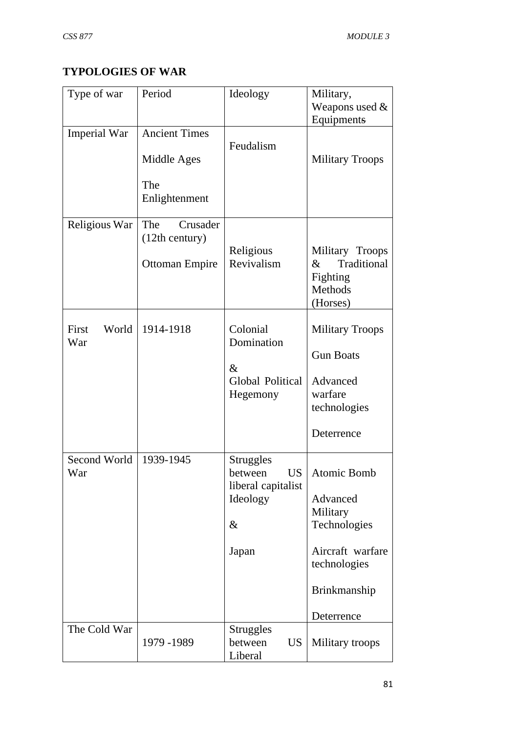## TYPOLOGIES OF WAR

| Type of war | Period | Ideology | Military, Weapons used & Equipments |
|---|---|---|---|
| Imperial War | Ancient Times<br><br>Middle Ages<br><br>The Enlightenment | Feudalism | Military Troops |
| Religious War | The Crusader (12th century)<br><br>Ottoman Empire | Religious Revivalism | Military Troops & Traditional Fighting Methods (Horses) |
| First World War | 1914-1918 | Colonial Domination<br><br>&<br><br>Global Political Hegemony | Military Troops<br><br>Gun Boats<br><br>Advanced warfare technologies<br><br>Deterrence |
| Second World War | 1939-1945 | Struggles between US liberal capitalist Ideology<br><br>&<br><br>Japan | Atomic Bomb<br><br>Advanced Military Technologies<br><br>Aircraft warfare technologies<br><br>Brinkmanship<br><br>Deterrence |
| The Cold War | 1979 -1989 | Struggles between US Liberal | Military troops |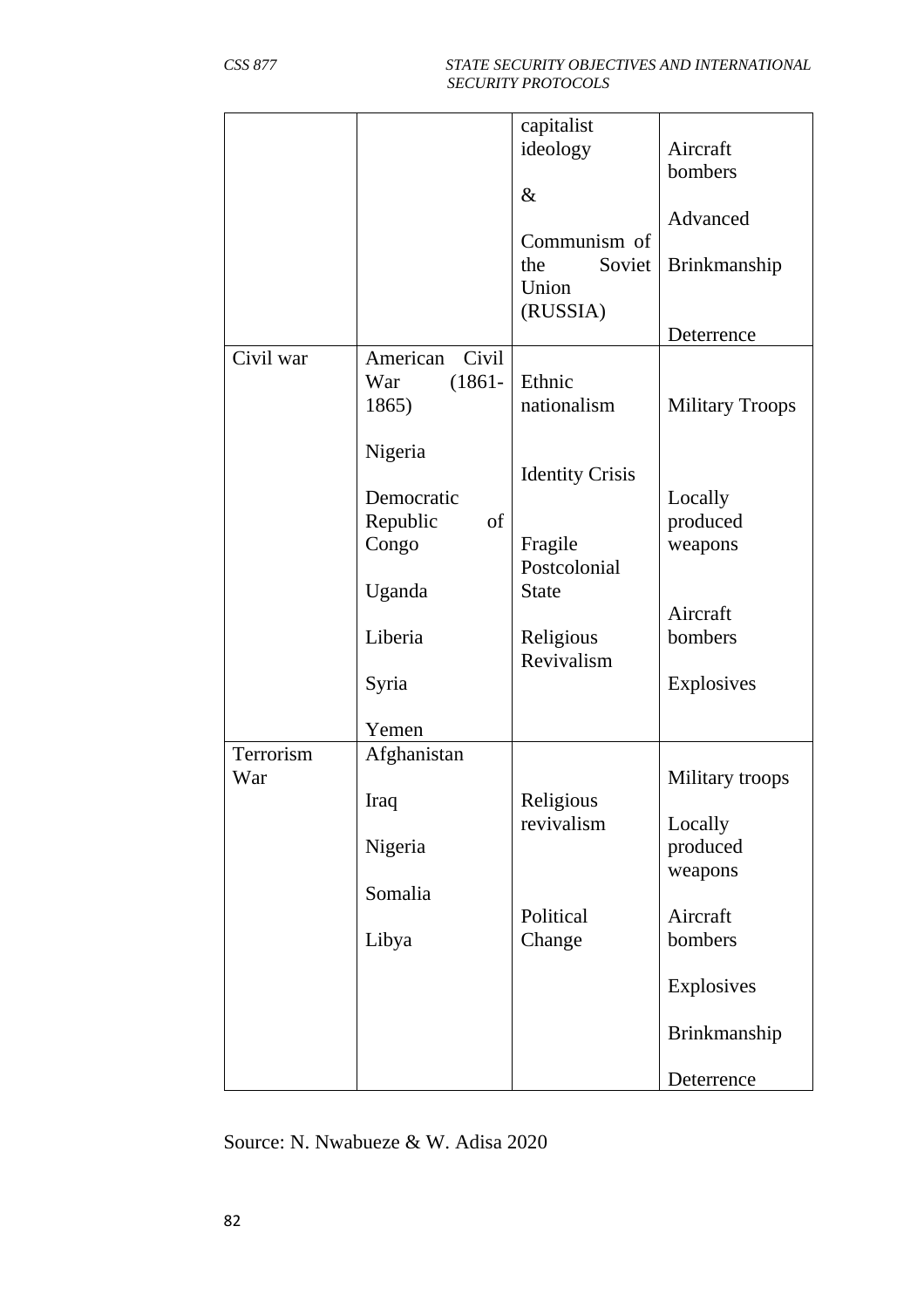| | | capitalist ideology & Communism of the Soviet Union (RUSSIA) | Aircraft bombers Advanced Brinkmanship Deterrence |
|---|---|---|---|
| Civil war | American Civil War (1861-1865) Nigeria Democratic Republic of Congo Uganda Liberia Syria Yemen | Ethnic nationalism Identity Crisis Fragile Postcolonial State Religious Revivalism | Military Troops Locally produced weapons Aircraft bombers Explosives |
| Terrorism War | Afghanistan Iraq Nigeria Somalia Libya | Religious revivalism Political Change | Military troops Locally produced weapons Aircraft bombers Explosives Brinkmanship Deterrence |

Source: N. Nwabueze & W. Adisa 2020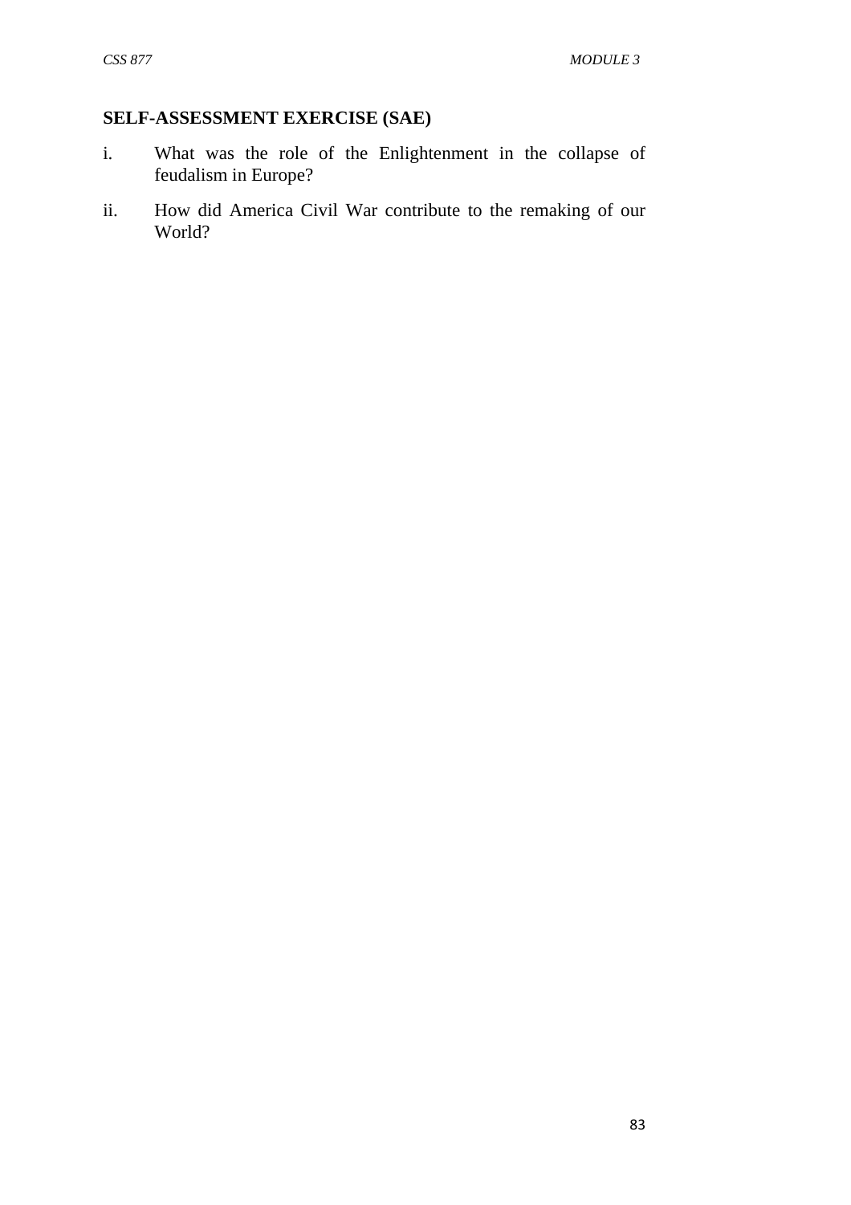## SELF-ASSESSMENT EXERCISE (SAE)

i. What was the role of the Enlightenment in the collapse of feudalism in Europe?

ii. How did America Civil War contribute to the remaking of our World?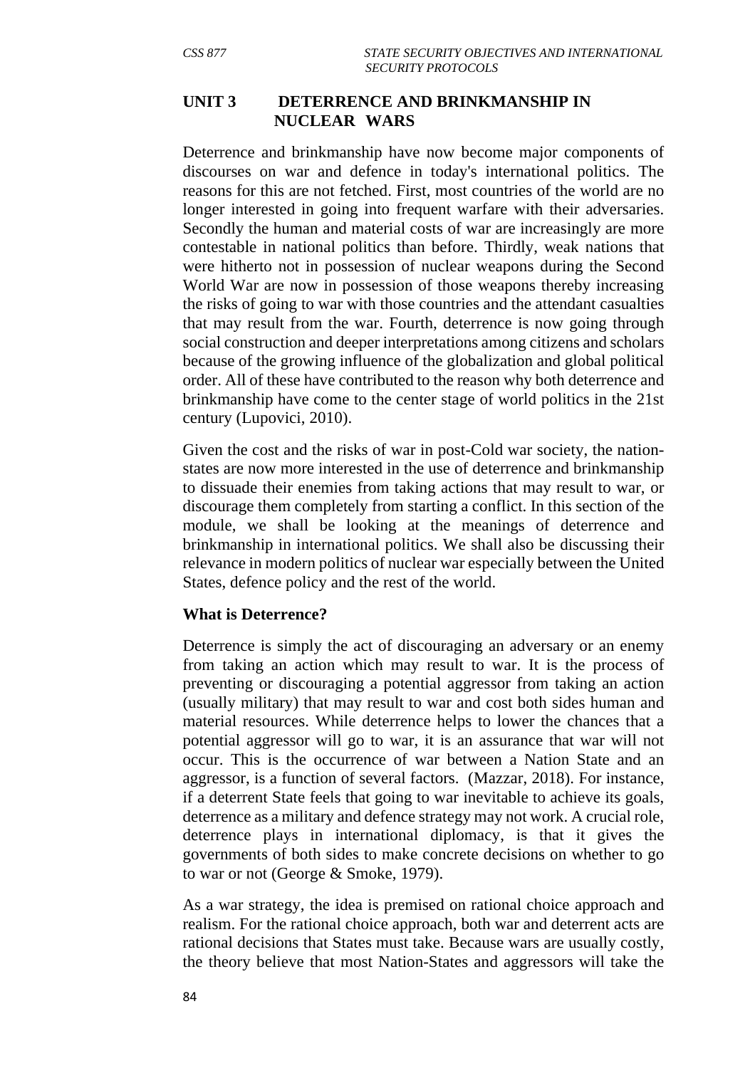## UNIT 3 DETERRENCE AND BRINKMANSHIP IN NUCLEAR WARS

Deterrence and brinkmanship have now become major components of discourses on war and defence in today's international politics. The reasons for this are not fetched. First, most countries of the world are no longer interested in going into frequent warfare with their adversaries. Secondly the human and material costs of war are increasingly are more contestable in national politics than before. Thirdly, weak nations that were hitherto not in possession of nuclear weapons during the Second World War are now in possession of those weapons thereby increasing the risks of going to war with those countries and the attendant casualties that may result from the war. Fourth, deterrence is now going through social construction and deeper interpretations among citizens and scholars because of the growing influence of the globalization and global political order. All of these have contributed to the reason why both deterrence and brinkmanship have come to the center stage of world politics in the 21st century (Lupovici, 2010).

Given the cost and the risks of war in post-Cold war society, the nation-states are now more interested in the use of deterrence and brinkmanship to dissuade their enemies from taking actions that may result to war, or discourage them completely from starting a conflict. In this section of the module, we shall be looking at the meanings of deterrence and brinkmanship in international politics. We shall also be discussing their relevance in modern politics of nuclear war especially between the United States, defence policy and the rest of the world.

### What is Deterrence?

Deterrence is simply the act of discouraging an adversary or an enemy from taking an action which may result to war. It is the process of preventing or discouraging a potential aggressor from taking an action (usually military) that may result to war and cost both sides human and material resources. While deterrence helps to lower the chances that a potential aggressor will go to war, it is an assurance that war will not occur. This is the occurrence of war between a Nation State and an aggressor, is a function of several factors. (Mazzar, 2018). For instance, if a deterrent State feels that going to war inevitable to achieve its goals, deterrence as a military and defence strategy may not work. A crucial role, deterrence plays in international diplomacy, is that it gives the governments of both sides to make concrete decisions on whether to go to war or not (George & Smoke, 1979).

As a war strategy, the idea is premised on rational choice approach and realism. For the rational choice approach, both war and deterrent acts are rational decisions that States must take. Because wars are usually costly, the theory believe that most Nation-States and aggressors will take the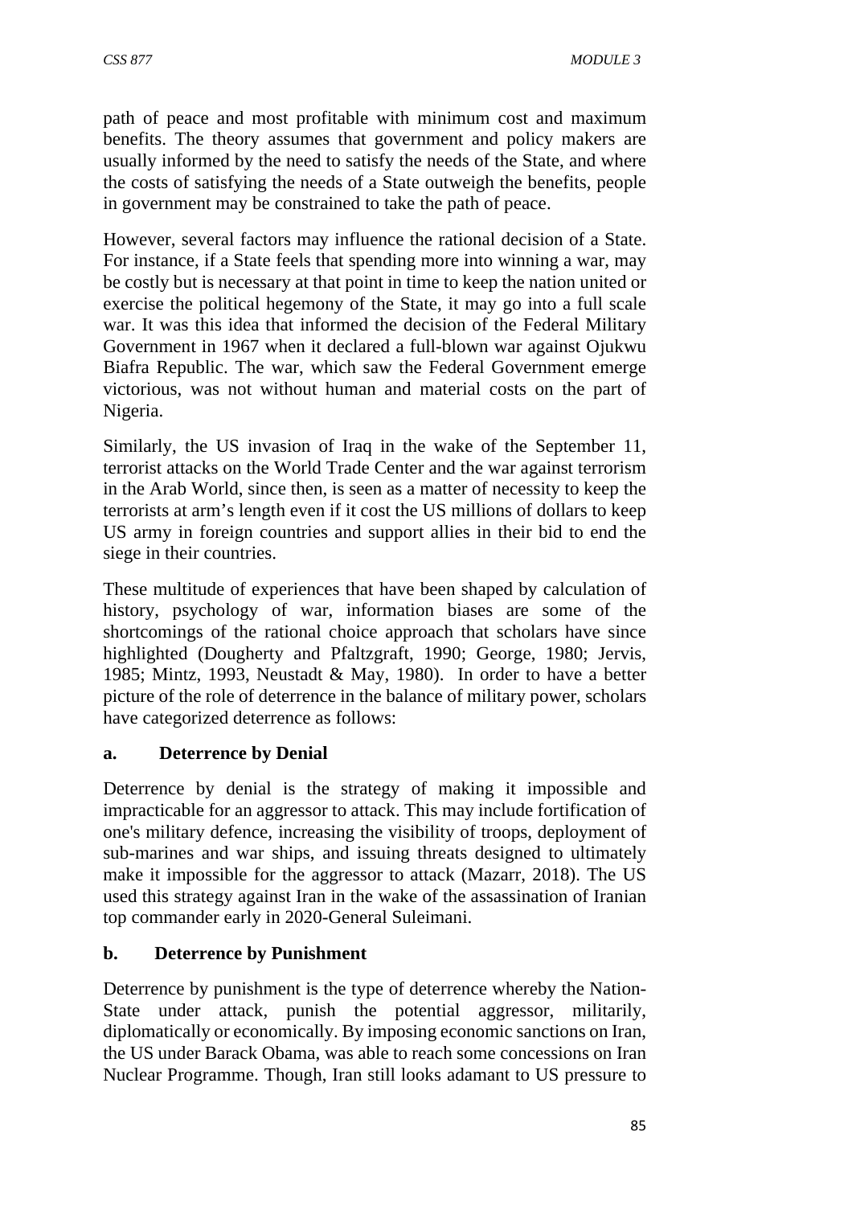path of peace and most profitable with minimum cost and maximum benefits. The theory assumes that government and policy makers are usually informed by the need to satisfy the needs of the State, and where the costs of satisfying the needs of a State outweigh the benefits, people in government may be constrained to take the path of peace.

However, several factors may influence the rational decision of a State. For instance, if a State feels that spending more into winning a war, may be costly but is necessary at that point in time to keep the nation united or exercise the political hegemony of the State, it may go into a full scale war. It was this idea that informed the decision of the Federal Military Government in 1967 when it declared a full-blown war against Ojukwu Biafra Republic. The war, which saw the Federal Government emerge victorious, was not without human and material costs on the part of Nigeria.

Similarly, the US invasion of Iraq in the wake of the September 11, terrorist attacks on the World Trade Center and the war against terrorism in the Arab World, since then, is seen as a matter of necessity to keep the terrorists at arm's length even if it cost the US millions of dollars to keep US army in foreign countries and support allies in their bid to end the siege in their countries.

These multitude of experiences that have been shaped by calculation of history, psychology of war, information biases are some of the shortcomings of the rational choice approach that scholars have since highlighted (Dougherty and Pfaltzgraft, 1990; George, 1980; Jervis, 1985; Mintz, 1993, Neustadt & May, 1980). In order to have a better picture of the role of deterrence in the balance of military power, scholars have categorized deterrence as follows:

**a. Deterrence by Denial**

Deterrence by denial is the strategy of making it impossible and impracticable for an aggressor to attack. This may include fortification of one's military defence, increasing the visibility of troops, deployment of sub-marines and war ships, and issuing threats designed to ultimately make it impossible for the aggressor to attack (Mazarr, 2018). The US used this strategy against Iran in the wake of the assassination of Iranian top commander early in 2020-General Suleimani.

**b. Deterrence by Punishment**

Deterrence by punishment is the type of deterrence whereby the Nation-State under attack, punish the potential aggressor, militarily, diplomatically or economically. By imposing economic sanctions on Iran, the US under Barack Obama, was able to reach some concessions on Iran Nuclear Programme. Though, Iran still looks adamant to US pressure to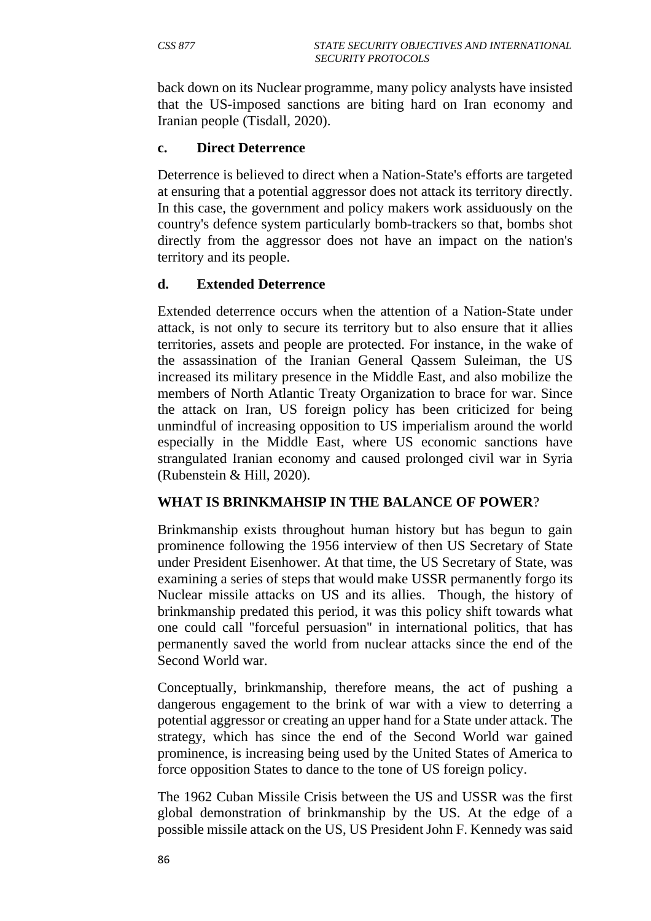back down on its Nuclear programme, many policy analysts have insisted that the US-imposed sanctions are biting hard on Iran economy and Iranian people (Tisdall, 2020).

**c. Direct Deterrence**

Deterrence is believed to direct when a Nation-State's efforts are targeted at ensuring that a potential aggressor does not attack its territory directly. In this case, the government and policy makers work assiduously on the country's defence system particularly bomb-trackers so that, bombs shot directly from the aggressor does not have an impact on the nation's territory and its people.

**d. Extended Deterrence**

Extended deterrence occurs when the attention of a Nation-State under attack, is not only to secure its territory but to also ensure that it allies territories, assets and people are protected. For instance, in the wake of the assassination of the Iranian General Qassem Suleiman, the US increased its military presence in the Middle East, and also mobilize the members of North Atlantic Treaty Organization to brace for war. Since the attack on Iran, US foreign policy has been criticized for being unmindful of increasing opposition to US imperialism around the world especially in the Middle East, where US economic sanctions have strangulated Iranian economy and caused prolonged civil war in Syria (Rubenstein & Hill, 2020).

**WHAT IS BRINKMAHSIP IN THE BALANCE OF POWER?**

Brinkmanship exists throughout human history but has begun to gain prominence following the 1956 interview of then US Secretary of State under President Eisenhower. At that time, the US Secretary of State, was examining a series of steps that would make USSR permanently forgo its Nuclear missile attacks on US and its allies. Though, the history of brinkmanship predated this period, it was this policy shift towards what one could call "forceful persuasion" in international politics, that has permanently saved the world from nuclear attacks since the end of the Second World war.

Conceptually, brinkmanship, therefore means, the act of pushing a dangerous engagement to the brink of war with a view to deterring a potential aggressor or creating an upper hand for a State under attack. The strategy, which has since the end of the Second World war gained prominence, is increasing being used by the United States of America to force opposition States to dance to the tone of US foreign policy.

The 1962 Cuban Missile Crisis between the US and USSR was the first global demonstration of brinkmanship by the US. At the edge of a possible missile attack on the US, US President John F. Kennedy was said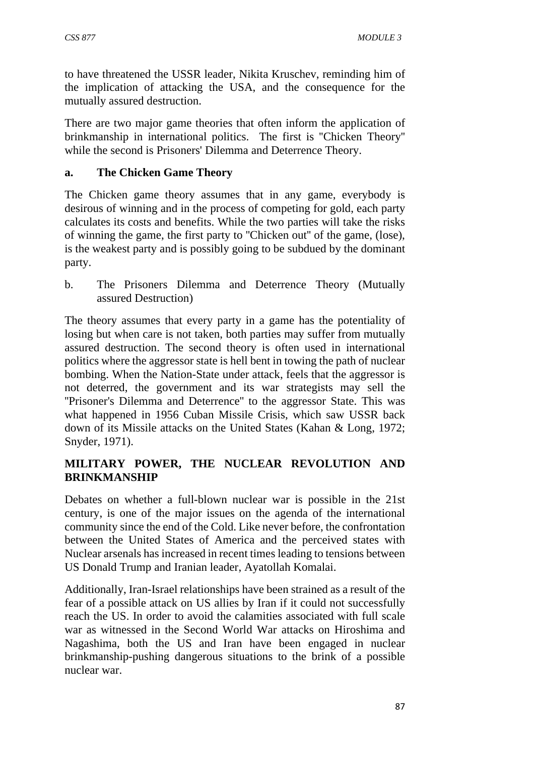to have threatened the USSR leader, Nikita Kruschev, reminding him of the implication of attacking the USA, and the consequence for the mutually assured destruction.

There are two major game theories that often inform the application of brinkmanship in international politics. The first is "Chicken Theory" while the second is Prisoners' Dilemma and Deterrence Theory.

**a. The Chicken Game Theory**

The Chicken game theory assumes that in any game, everybody is desirous of winning and in the process of competing for gold, each party calculates its costs and benefits. While the two parties will take the risks of winning the game, the first party to "Chicken out" of the game, (lose), is the weakest party and is possibly going to be subdued by the dominant party.

b. The Prisoners Dilemma and Deterrence Theory (Mutually assured Destruction)

The theory assumes that every party in a game has the potentiality of losing but when care is not taken, both parties may suffer from mutually assured destruction. The second theory is often used in international politics where the aggressor state is hell bent in towing the path of nuclear bombing. When the Nation-State under attack, feels that the aggressor is not deterred, the government and its war strategists may sell the "Prisoner's Dilemma and Deterrence" to the aggressor State. This was what happened in 1956 Cuban Missile Crisis, which saw USSR back down of its Missile attacks on the United States (Kahan & Long, 1972; Snyder, 1971).

**MILITARY POWER, THE NUCLEAR REVOLUTION AND BRINKMANSHIP**

Debates on whether a full-blown nuclear war is possible in the 21st century, is one of the major issues on the agenda of the international community since the end of the Cold. Like never before, the confrontation between the United States of America and the perceived states with Nuclear arsenals has increased in recent times leading to tensions between US Donald Trump and Iranian leader, Ayatollah Komalai.

Additionally, Iran-Israel relationships have been strained as a result of the fear of a possible attack on US allies by Iran if it could not successfully reach the US. In order to avoid the calamities associated with full scale war as witnessed in the Second World War attacks on Hiroshima and Nagashima, both the US and Iran have been engaged in nuclear brinkmanship-pushing dangerous situations to the brink of a possible nuclear war.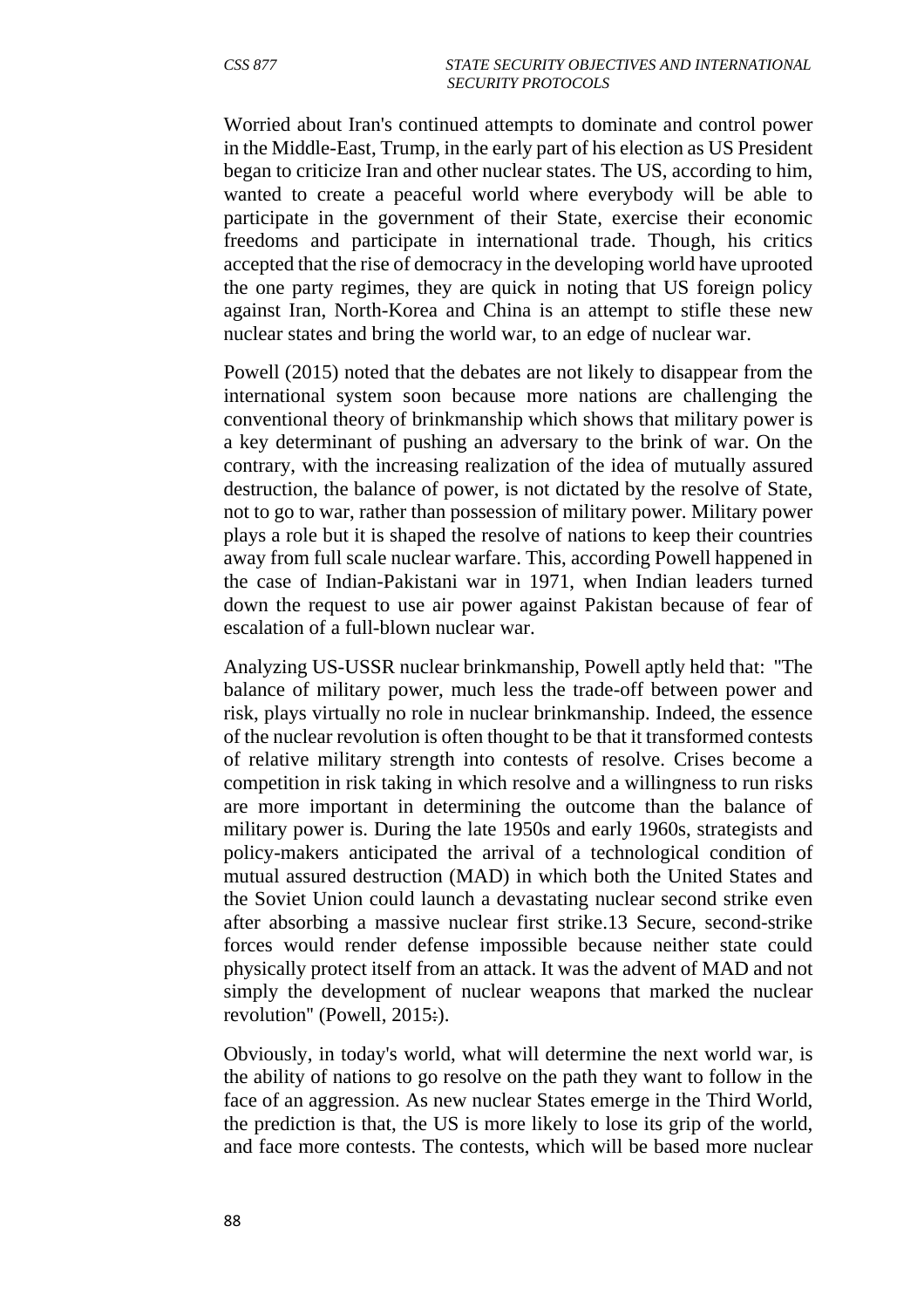Worried about Iran's continued attempts to dominate and control power in the Middle-East, Trump, in the early part of his election as US President began to criticize Iran and other nuclear states. The US, according to him, wanted to create a peaceful world where everybody will be able to participate in the government of their State, exercise their economic freedoms and participate in international trade. Though, his critics accepted that the rise of democracy in the developing world have uprooted the one party regimes, they are quick in noting that US foreign policy against Iran, North-Korea and China is an attempt to stifle these new nuclear states and bring the world war, to an edge of nuclear war.

Powell (2015) noted that the debates are not likely to disappear from the international system soon because more nations are challenging the conventional theory of brinkmanship which shows that military power is a key determinant of pushing an adversary to the brink of war. On the contrary, with the increasing realization of the idea of mutually assured destruction, the balance of power, is not dictated by the resolve of State, not to go to war, rather than possession of military power. Military power plays a role but it is shaped the resolve of nations to keep their countries away from full scale nuclear warfare. This, according Powell happened in the case of Indian-Pakistani war in 1971, when Indian leaders turned down the request to use air power against Pakistan because of fear of escalation of a full-blown nuclear war.

Analyzing US-USSR nuclear brinkmanship, Powell aptly held that: "The balance of military power, much less the trade-off between power and risk, plays virtually no role in nuclear brinkmanship. Indeed, the essence of the nuclear revolution is often thought to be that it transformed contests of relative military strength into contests of resolve. Crises become a competition in risk taking in which resolve and a willingness to run risks are more important in determining the outcome than the balance of military power is. During the late 1950s and early 1960s, strategists and policy-makers anticipated the arrival of a technological condition of mutual assured destruction (MAD) in which both the United States and the Soviet Union could launch a devastating nuclear second strike even after absorbing a massive nuclear first strike.13 Secure, second-strike forces would render defense impossible because neither state could physically protect itself from an attack. It was the advent of MAD and not simply the development of nuclear weapons that marked the nuclear revolution" (Powell, 2015:).

Obviously, in today's world, what will determine the next world war, is the ability of nations to go resolve on the path they want to follow in the face of an aggression. As new nuclear States emerge in the Third World, the prediction is that, the US is more likely to lose its grip of the world, and face more contests. The contests, which will be based more nuclear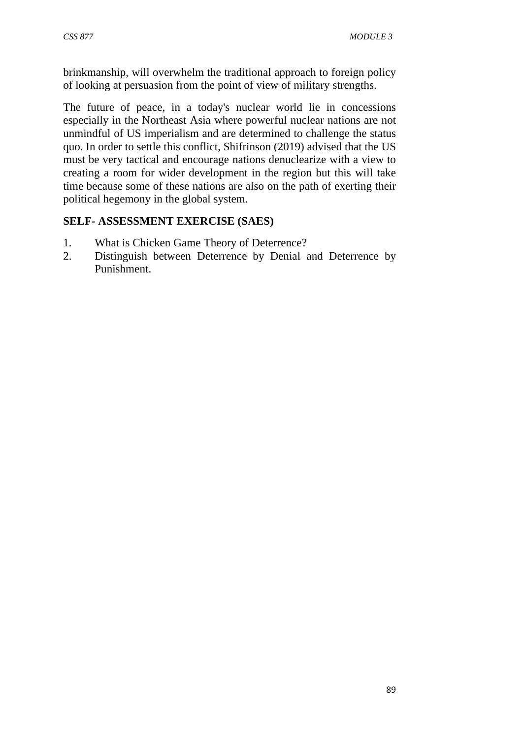brinkmanship, will overwhelm the traditional approach to foreign policy of looking at persuasion from the point of view of military strengths.

The future of peace, in a today's nuclear world lie in concessions especially in the Northeast Asia where powerful nuclear nations are not unmindful of US imperialism and are determined to challenge the status quo. In order to settle this conflict, Shifrinson (2019) advised that the US must be very tactical and encourage nations denuclearize with a view to creating a room for wider development in the region but this will take time because some of these nations are also on the path of exerting their political hegemony in the global system.

**SELF- ASSESSMENT EXERCISE (SAES)**

1. What is Chicken Game Theory of Deterrence?
2. Distinguish between Deterrence by Denial and Deterrence by Punishment.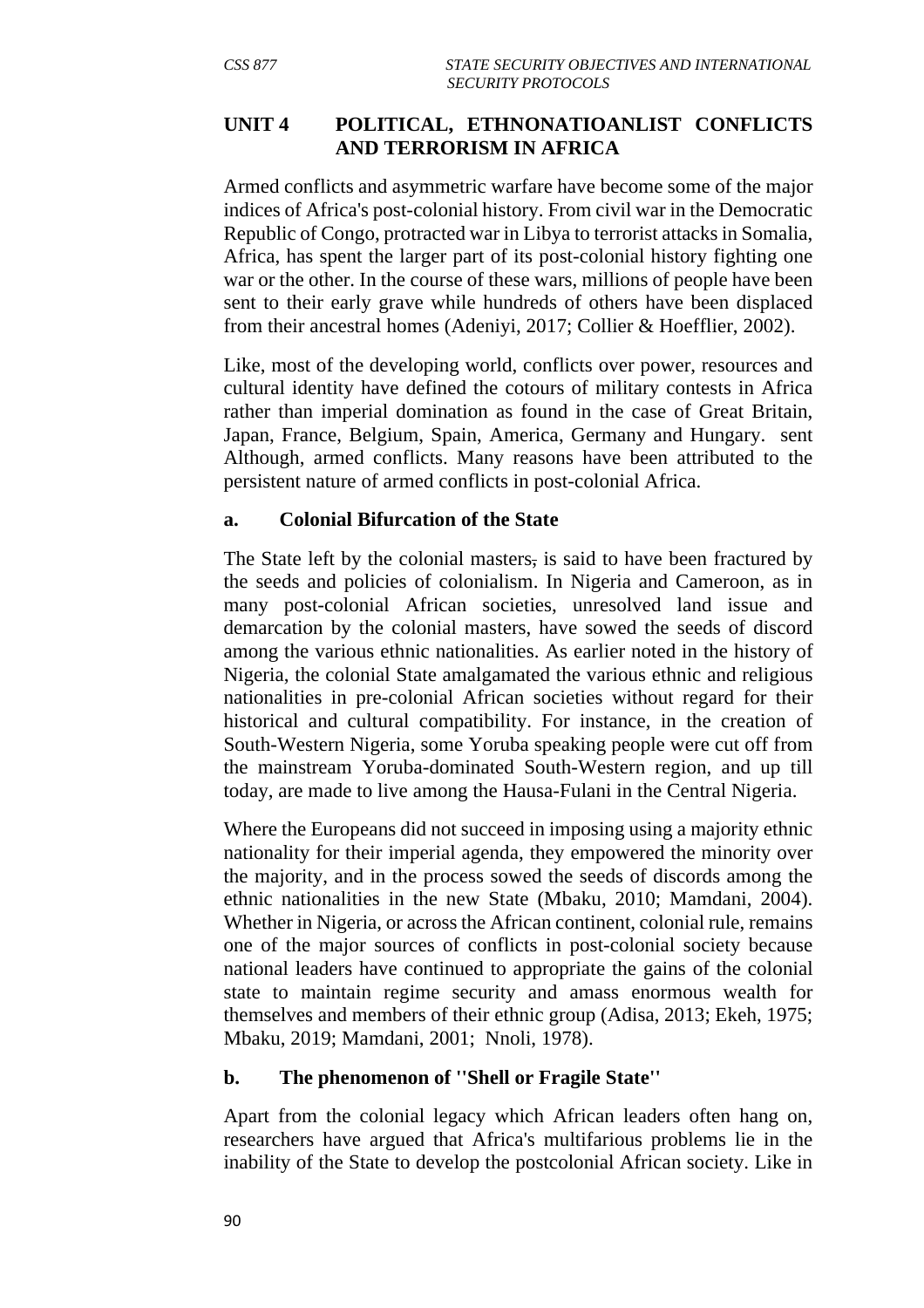## UNIT 4 POLITICAL, ETHNONATIOANLIST CONFLICTS AND TERRORISM IN AFRICA

Armed conflicts and asymmetric warfare have become some of the major indices of Africa's post-colonial history. From civil war in the Democratic Republic of Congo, protracted war in Libya to terrorist attacks in Somalia, Africa, has spent the larger part of its post-colonial history fighting one war or the other. In the course of these wars, millions of people have been sent to their early grave while hundreds of others have been displaced from their ancestral homes (Adeniyi, 2017; Collier & Hoefflier, 2002).

Like, most of the developing world, conflicts over power, resources and cultural identity have defined the cotours of military contests in Africa rather than imperial domination as found in the case of Great Britain, Japan, France, Belgium, Spain, America, Germany and Hungary. sent Although, armed conflicts. Many reasons have been attributed to the persistent nature of armed conflicts in post-colonial Africa.

### a. Colonial Bifurcation of the State

The State left by the colonial masters, is said to have been fractured by the seeds and policies of colonialism. In Nigeria and Cameroon, as in many post-colonial African societies, unresolved land issue and demarcation by the colonial masters, have sowed the seeds of discord among the various ethnic nationalities. As earlier noted in the history of Nigeria, the colonial State amalgamated the various ethnic and religious nationalities in pre-colonial African societies without regard for their historical and cultural compatibility. For instance, in the creation of South-Western Nigeria, some Yoruba speaking people were cut off from the mainstream Yoruba-dominated South-Western region, and up till today, are made to live among the Hausa-Fulani in the Central Nigeria.

Where the Europeans did not succeed in imposing using a majority ethnic nationality for their imperial agenda, they empowered the minority over the majority, and in the process sowed the seeds of discords among the ethnic nationalities in the new State (Mbaku, 2010; Mamdani, 2004). Whether in Nigeria, or across the African continent, colonial rule, remains one of the major sources of conflicts in post-colonial society because national leaders have continued to appropriate the gains of the colonial state to maintain regime security and amass enormous wealth for themselves and members of their ethnic group (Adisa, 2013; Ekeh, 1975; Mbaku, 2019; Mamdani, 2001; Nnoli, 1978).

### b. The phenomenon of ''Shell or Fragile State''

Apart from the colonial legacy which African leaders often hang on, researchers have argued that Africa's multifarious problems lie in the inability of the State to develop the postcolonial African society. Like in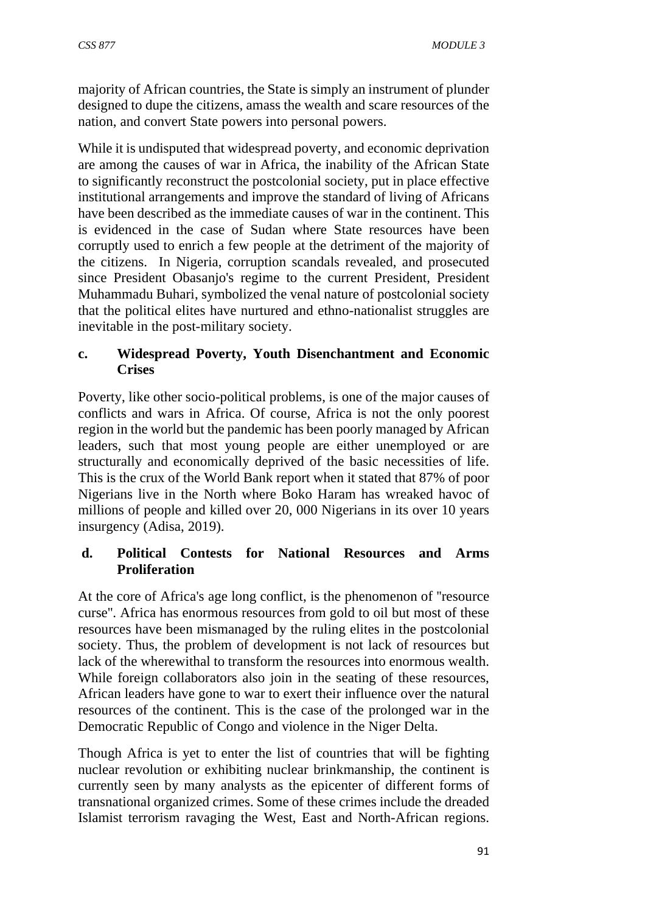majority of African countries, the State is simply an instrument of plunder designed to dupe the citizens, amass the wealth and scare resources of the nation, and convert State powers into personal powers.

While it is undisputed that widespread poverty, and economic deprivation are among the causes of war in Africa, the inability of the African State to significantly reconstruct the postcolonial society, put in place effective institutional arrangements and improve the standard of living of Africans have been described as the immediate causes of war in the continent. This is evidenced in the case of Sudan where State resources have been corruptly used to enrich a few people at the detriment of the majority of the citizens. In Nigeria, corruption scandals revealed, and prosecuted since President Obasanjo's regime to the current President, President Muhammadu Buhari, symbolized the venal nature of postcolonial society that the political elites have nurtured and ethno-nationalist struggles are inevitable in the post-military society.

### c. Widespread Poverty, Youth Disenchantment and Economic Crises

Poverty, like other socio-political problems, is one of the major causes of conflicts and wars in Africa. Of course, Africa is not the only poorest region in the world but the pandemic has been poorly managed by African leaders, such that most young people are either unemployed or are structurally and economically deprived of the basic necessities of life. This is the crux of the World Bank report when it stated that 87% of poor Nigerians live in the North where Boko Haram has wreaked havoc of millions of people and killed over 20, 000 Nigerians in its over 10 years insurgency (Adisa, 2019).

### d. Political Contests for National Resources and Arms Proliferation

At the core of Africa's age long conflict, is the phenomenon of "resource curse". Africa has enormous resources from gold to oil but most of these resources have been mismanaged by the ruling elites in the postcolonial society. Thus, the problem of development is not lack of resources but lack of the wherewithal to transform the resources into enormous wealth. While foreign collaborators also join in the seating of these resources, African leaders have gone to war to exert their influence over the natural resources of the continent. This is the case of the prolonged war in the Democratic Republic of Congo and violence in the Niger Delta.

Though Africa is yet to enter the list of countries that will be fighting nuclear revolution or exhibiting nuclear brinkmanship, the continent is currently seen by many analysts as the epicenter of different forms of transnational organized crimes. Some of these crimes include the dreaded Islamist terrorism ravaging the West, East and North-African regions.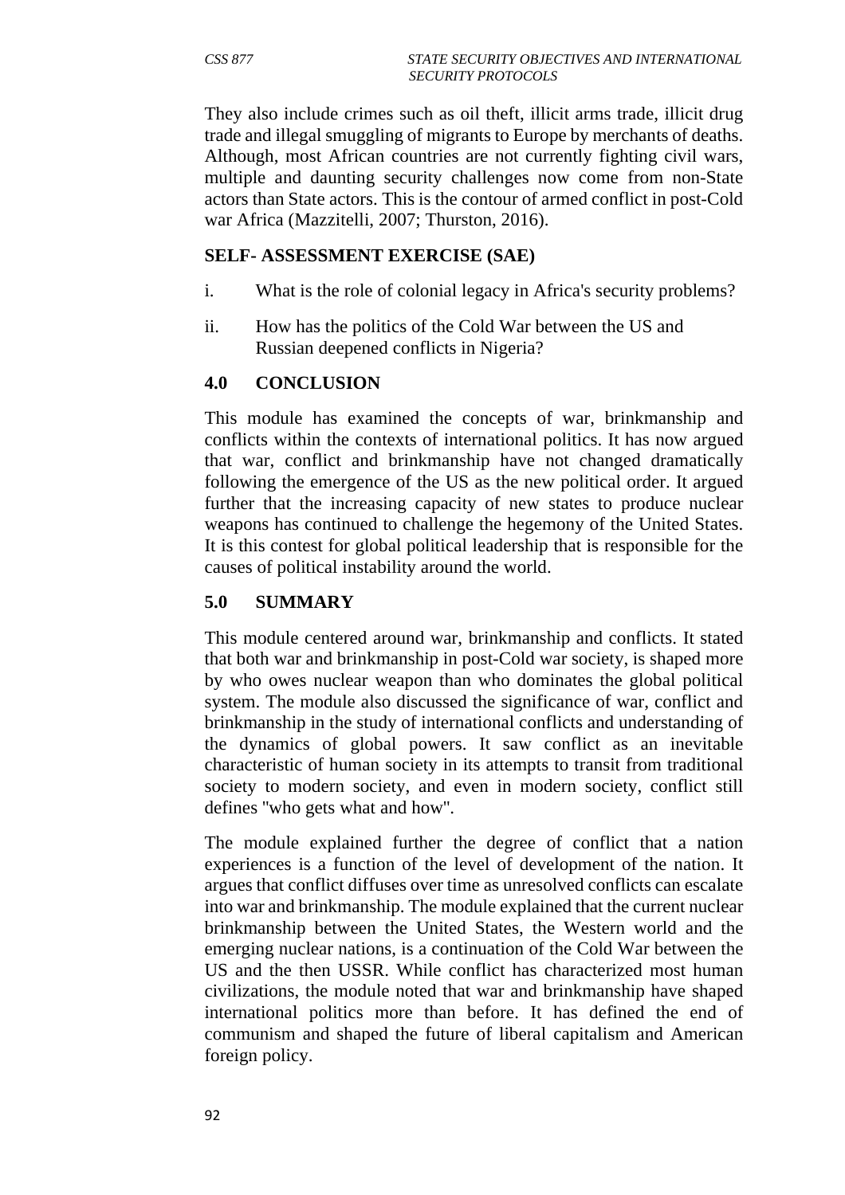They also include crimes such as oil theft, illicit arms trade, illicit drug trade and illegal smuggling of migrants to Europe by merchants of deaths. Although, most African countries are not currently fighting civil wars, multiple and daunting security challenges now come from non-State actors than State actors. This is the contour of armed conflict in post-Cold war Africa (Mazzitelli, 2007; Thurston, 2016).

**SELF- ASSESSMENT EXERCISE (SAE)**

i. What is the role of colonial legacy in Africa's security problems?

ii. How has the politics of the Cold War between the US and Russian deepened conflicts in Nigeria?

## 4.0 CONCLUSION

This module has examined the concepts of war, brinkmanship and conflicts within the contexts of international politics. It has now argued that war, conflict and brinkmanship have not changed dramatically following the emergence of the US as the new political order. It argued further that the increasing capacity of new states to produce nuclear weapons has continued to challenge the hegemony of the United States. It is this contest for global political leadership that is responsible for the causes of political instability around the world.

## 5.0 SUMMARY

This module centered around war, brinkmanship and conflicts. It stated that both war and brinkmanship in post-Cold war society, is shaped more by who owes nuclear weapon than who dominates the global political system. The module also discussed the significance of war, conflict and brinkmanship in the study of international conflicts and understanding of the dynamics of global powers. It saw conflict as an inevitable characteristic of human society in its attempts to transit from traditional society to modern society, and even in modern society, conflict still defines "who gets what and how".

The module explained further the degree of conflict that a nation experiences is a function of the level of development of the nation. It argues that conflict diffuses over time as unresolved conflicts can escalate into war and brinkmanship. The module explained that the current nuclear brinkmanship between the United States, the Western world and the emerging nuclear nations, is a continuation of the Cold War between the US and the then USSR. While conflict has characterized most human civilizations, the module noted that war and brinkmanship have shaped international politics more than before. It has defined the end of communism and shaped the future of liberal capitalism and American foreign policy.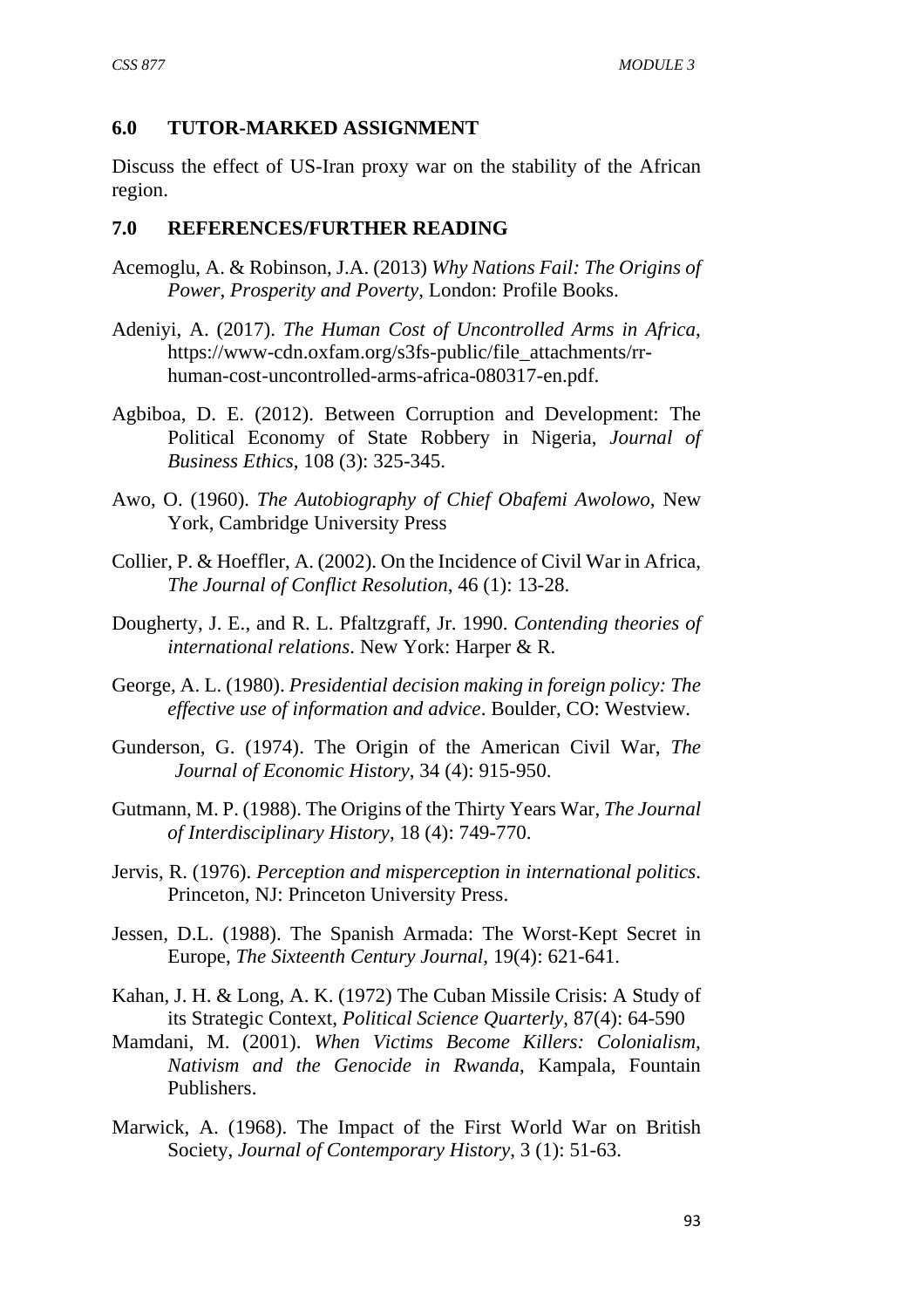## 6.0 TUTOR-MARKED ASSIGNMENT

Discuss the effect of US-Iran proxy war on the stability of the African region.

## 7.0 REFERENCES/FURTHER READING

Acemoglu, A. & Robinson, J.A. (2013) *Why Nations Fail: The Origins of Power, Prosperity and Poverty*, London: Profile Books.

Adeniyi, A. (2017). *The Human Cost of Uncontrolled Arms in Africa*, https://www-cdn.oxfam.org/s3fs-public/file_attachments/rr-human-cost-uncontrolled-arms-africa-080317-en.pdf.

Agbiboa, D. E. (2012). Between Corruption and Development: The Political Economy of State Robbery in Nigeria, *Journal of Business Ethics*, 108 (3): 325-345.

Awo, O. (1960). *The Autobiography of Chief Obafemi Awolowo*, New York, Cambridge University Press

Collier, P. & Hoeffler, A. (2002). On the Incidence of Civil War in Africa, *The Journal of Conflict Resolution*, 46 (1): 13-28.

Dougherty, J. E., and R. L. Pfaltzgraff, Jr. 1990. *Contending theories of international relations*. New York: Harper & R.

George, A. L. (1980). *Presidential decision making in foreign policy: The effective use of information and advice*. Boulder, CO: Westview.

Gunderson, G. (1974). The Origin of the American Civil War, *The Journal of Economic History*, 34 (4): 915-950.

Gutmann, M. P. (1988). The Origins of the Thirty Years War, *The Journal of Interdisciplinary History*, 18 (4): 749-770.

Jervis, R. (1976). *Perception and misperception in international politics*. Princeton, NJ: Princeton University Press.

Jessen, D.L. (1988). The Spanish Armada: The Worst-Kept Secret in Europe, *The Sixteenth Century Journal*, 19(4): 621-641.

Kahan, J. H. & Long, A. K. (1972) The Cuban Missile Crisis: A Study of its Strategic Context, *Political Science Quarterly*, 87(4): 64-590

Mamdani, M. (2001). *When Victims Become Killers: Colonialism, Nativism and the Genocide in Rwanda*, Kampala, Fountain Publishers.

Marwick, A. (1968). The Impact of the First World War on British Society, *Journal of Contemporary History*, 3 (1): 51-63.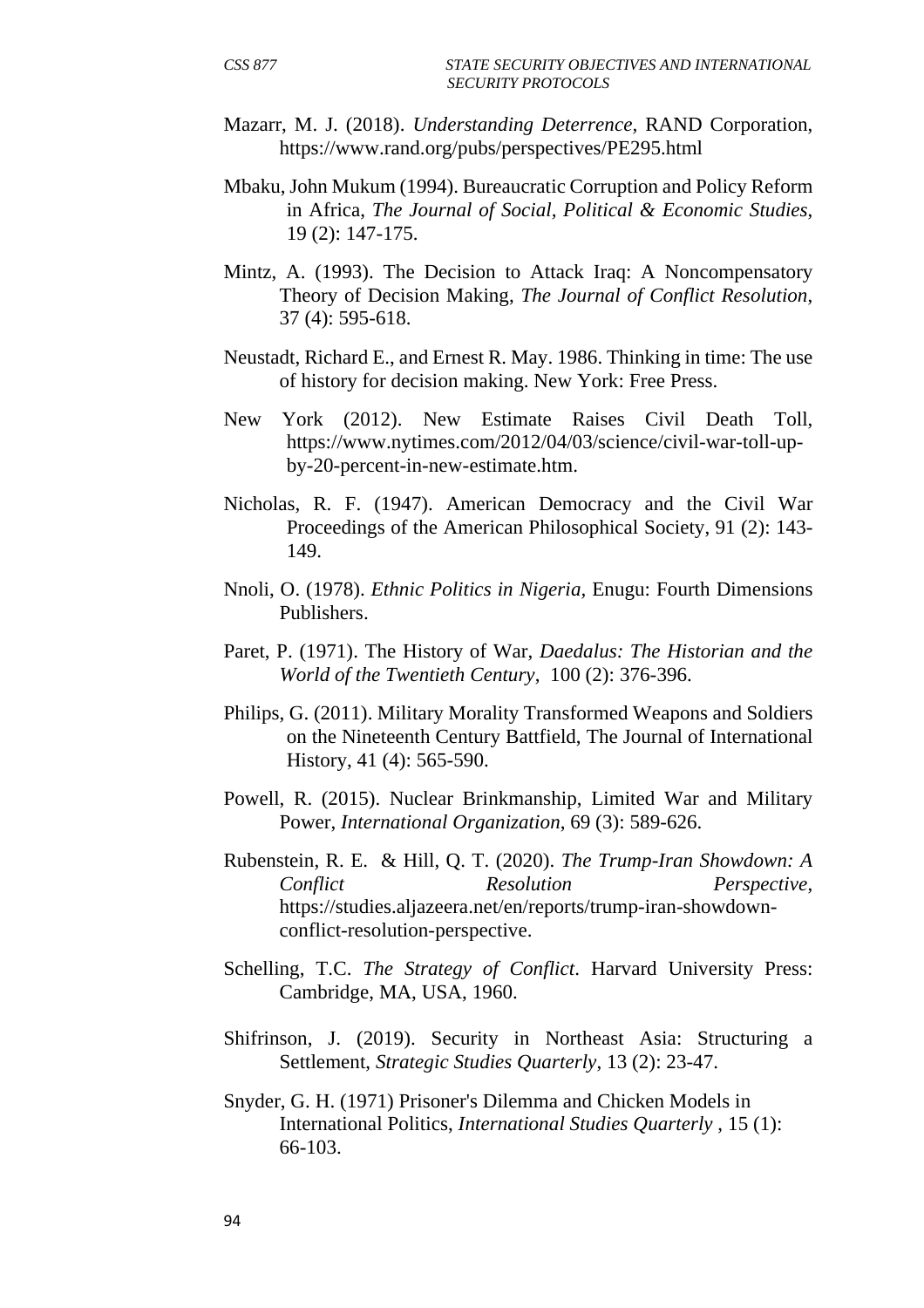Mazarr, M. J. (2018). *Understanding Deterrence*, RAND Corporation, https://www.rand.org/pubs/perspectives/PE295.html

Mbaku, John Mukum (1994). Bureaucratic Corruption and Policy Reform in Africa, *The Journal of Social, Political & Economic Studies*, 19 (2): 147-175.

Mintz, A. (1993). The Decision to Attack Iraq: A Noncompensatory Theory of Decision Making, *The Journal of Conflict Resolution*, 37 (4): 595-618.

Neustadt, Richard E., and Ernest R. May. 1986. Thinking in time: The use of history for decision making. New York: Free Press.

New York (2012). New Estimate Raises Civil Death Toll, https://www.nytimes.com/2012/04/03/science/civil-war-toll-up-by-20-percent-in-new-estimate.htm.

Nicholas, R. F. (1947). American Democracy and the Civil War Proceedings of the American Philosophical Society, 91 (2): 143-149.

Nnoli, O. (1978). *Ethnic Politics in Nigeria*, Enugu: Fourth Dimensions Publishers.

Paret, P. (1971). The History of War, *Daedalus: The Historian and the World of the Twentieth Century*, 100 (2): 376-396.

Philips, G. (2011). Military Morality Transformed Weapons and Soldiers on the Nineteenth Century Battfield, The Journal of International History, 41 (4): 565-590.

Powell, R. (2015). Nuclear Brinkmanship, Limited War and Military Power, *International Organization*, 69 (3): 589-626.

Rubenstein, R. E. & Hill, Q. T. (2020). *The Trump-Iran Showdown: A Conflict Resolution Perspective*, https://studies.aljazeera.net/en/reports/trump-iran-showdown-conflict-resolution-perspective.

Schelling, T.C. *The Strategy of Conflict*. Harvard University Press: Cambridge, MA, USA, 1960.

Shifrinson, J. (2019). Security in Northeast Asia: Structuring a Settlement, *Strategic Studies Quarterly*, 13 (2): 23-47.

Snyder, G. H. (1971) Prisoner's Dilemma and Chicken Models in International Politics, *International Studies Quarterly* , 15 (1): 66-103.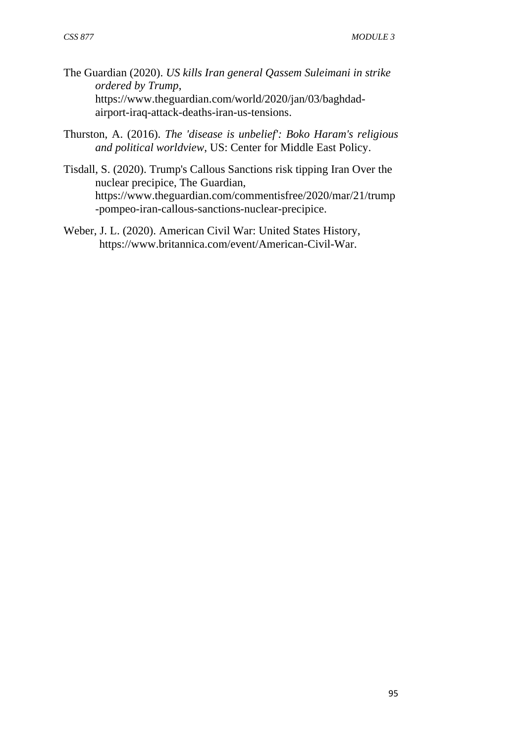The Guardian (2020). *US kills Iran general Qassem Suleimani in strike ordered by Trump*, https://www.theguardian.com/world/2020/jan/03/baghdad-airport-iraq-attack-deaths-iran-us-tensions.

Thurston, A. (2016). *The 'disease is unbelief': Boko Haram's religious and political worldview*, US: Center for Middle East Policy.

Tisdall, S. (2020). Trump's Callous Sanctions risk tipping Iran Over the nuclear precipice, The Guardian, https://www.theguardian.com/commentisfree/2020/mar/21/trump-pompeo-iran-callous-sanctions-nuclear-precipice.

Weber, J. L. (2020). American Civil War: United States History, https://www.britannica.com/event/American-Civil-War.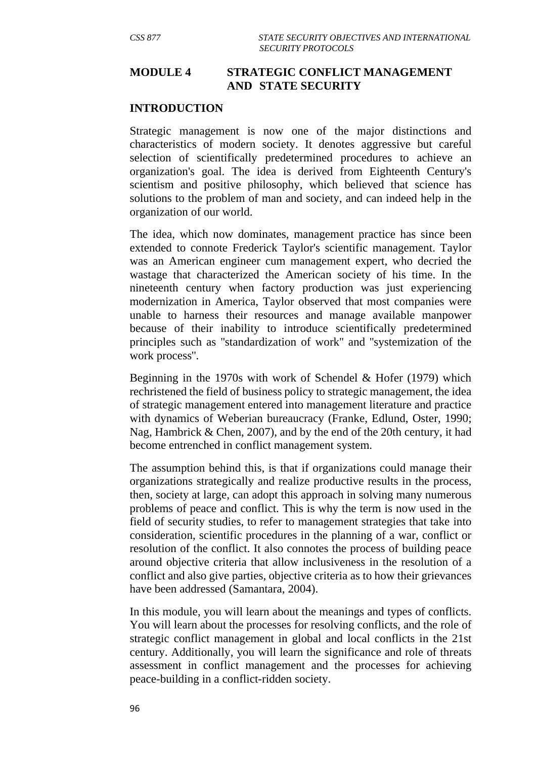# MODULE 4 STRATEGIC CONFLICT MANAGEMENT AND STATE SECURITY

## INTRODUCTION

Strategic management is now one of the major distinctions and characteristics of modern society. It denotes aggressive but careful selection of scientifically predetermined procedures to achieve an organization's goal. The idea is derived from Eighteenth Century's scientism and positive philosophy, which believed that science has solutions to the problem of man and society, and can indeed help in the organization of our world.

The idea, which now dominates, management practice has since been extended to connote Frederick Taylor's scientific management. Taylor was an American engineer cum management expert, who decried the wastage that characterized the American society of his time. In the nineteenth century when factory production was just experiencing modernization in America, Taylor observed that most companies were unable to harness their resources and manage available manpower because of their inability to introduce scientifically predetermined principles such as "standardization of work" and "systemization of the work process".

Beginning in the 1970s with work of Schendel & Hofer (1979) which rechristened the field of business policy to strategic management, the idea of strategic management entered into management literature and practice with dynamics of Weberian bureaucracy (Franke, Edlund, Oster, 1990; Nag, Hambrick & Chen, 2007), and by the end of the 20th century, it had become entrenched in conflict management system.

The assumption behind this, is that if organizations could manage their organizations strategically and realize productive results in the process, then, society at large, can adopt this approach in solving many numerous problems of peace and conflict. This is why the term is now used in the field of security studies, to refer to management strategies that take into consideration, scientific procedures in the planning of a war, conflict or resolution of the conflict. It also connotes the process of building peace around objective criteria that allow inclusiveness in the resolution of a conflict and also give parties, objective criteria as to how their grievances have been addressed (Samantara, 2004).

In this module, you will learn about the meanings and types of conflicts. You will learn about the processes for resolving conflicts, and the role of strategic conflict management in global and local conflicts in the 21st century. Additionally, you will learn the significance and role of threats assessment in conflict management and the processes for achieving peace-building in a conflict-ridden society.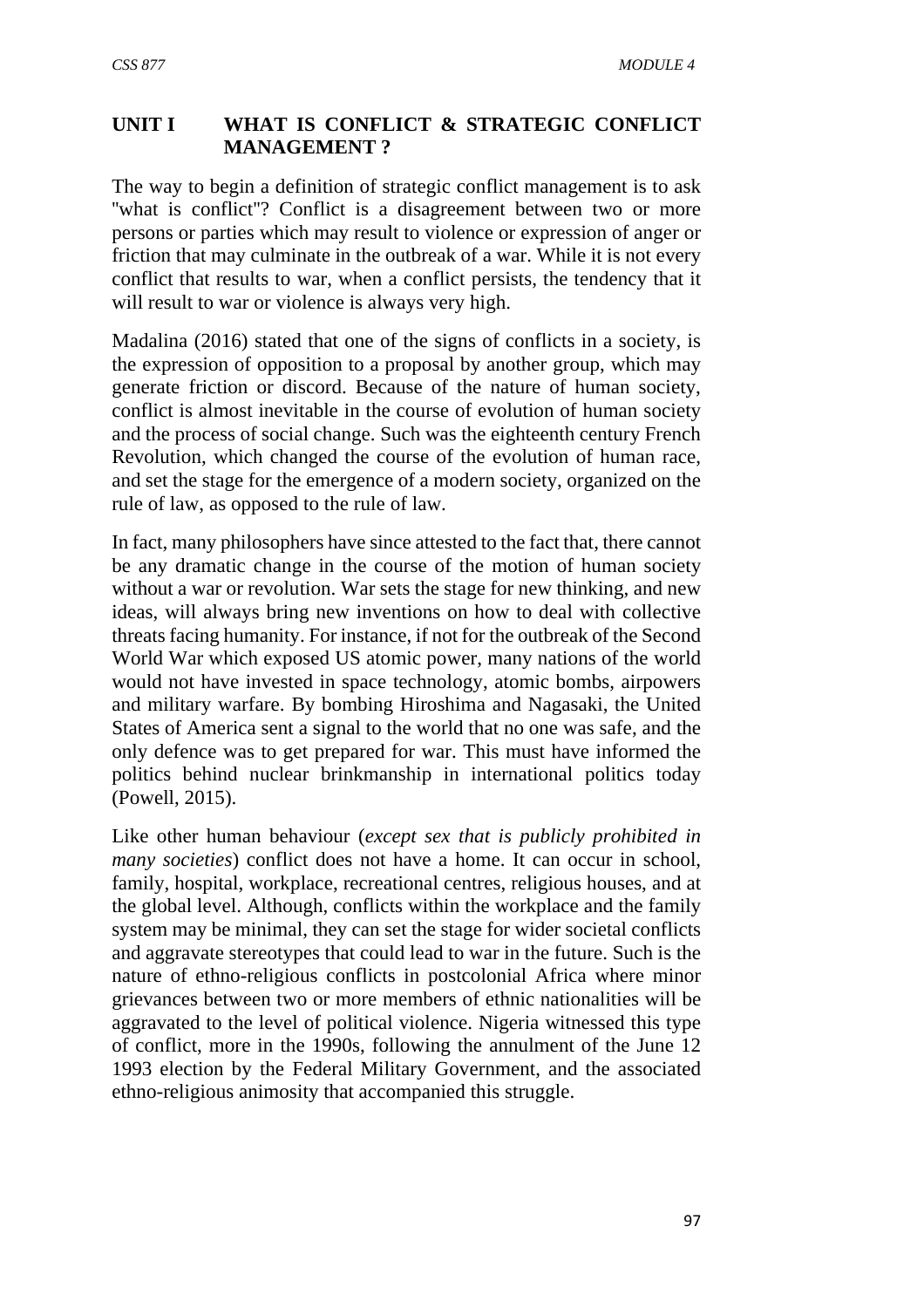## UNIT I WHAT IS CONFLICT & STRATEGIC CONFLICT MANAGEMENT ?

The way to begin a definition of strategic conflict management is to ask "what is conflict"? Conflict is a disagreement between two or more persons or parties which may result to violence or expression of anger or friction that may culminate in the outbreak of a war. While it is not every conflict that results to war, when a conflict persists, the tendency that it will result to war or violence is always very high.

Madalina (2016) stated that one of the signs of conflicts in a society, is the expression of opposition to a proposal by another group, which may generate friction or discord. Because of the nature of human society, conflict is almost inevitable in the course of evolution of human society and the process of social change. Such was the eighteenth century French Revolution, which changed the course of the evolution of human race, and set the stage for the emergence of a modern society, organized on the rule of law, as opposed to the rule of law.

In fact, many philosophers have since attested to the fact that, there cannot be any dramatic change in the course of the motion of human society without a war or revolution. War sets the stage for new thinking, and new ideas, will always bring new inventions on how to deal with collective threats facing humanity. For instance, if not for the outbreak of the Second World War which exposed US atomic power, many nations of the world would not have invested in space technology, atomic bombs, airpowers and military warfare. By bombing Hiroshima and Nagasaki, the United States of America sent a signal to the world that no one was safe, and the only defence was to get prepared for war. This must have informed the politics behind nuclear brinkmanship in international politics today (Powell, 2015).

Like other human behaviour (*except sex that is publicly prohibited in many societies*) conflict does not have a home. It can occur in school, family, hospital, workplace, recreational centres, religious houses, and at the global level. Although, conflicts within the workplace and the family system may be minimal, they can set the stage for wider societal conflicts and aggravate stereotypes that could lead to war in the future. Such is the nature of ethno-religious conflicts in postcolonial Africa where minor grievances between two or more members of ethnic nationalities will be aggravated to the level of political violence. Nigeria witnessed this type of conflict, more in the 1990s, following the annulment of the June 12 1993 election by the Federal Military Government, and the associated ethno-religious animosity that accompanied this struggle.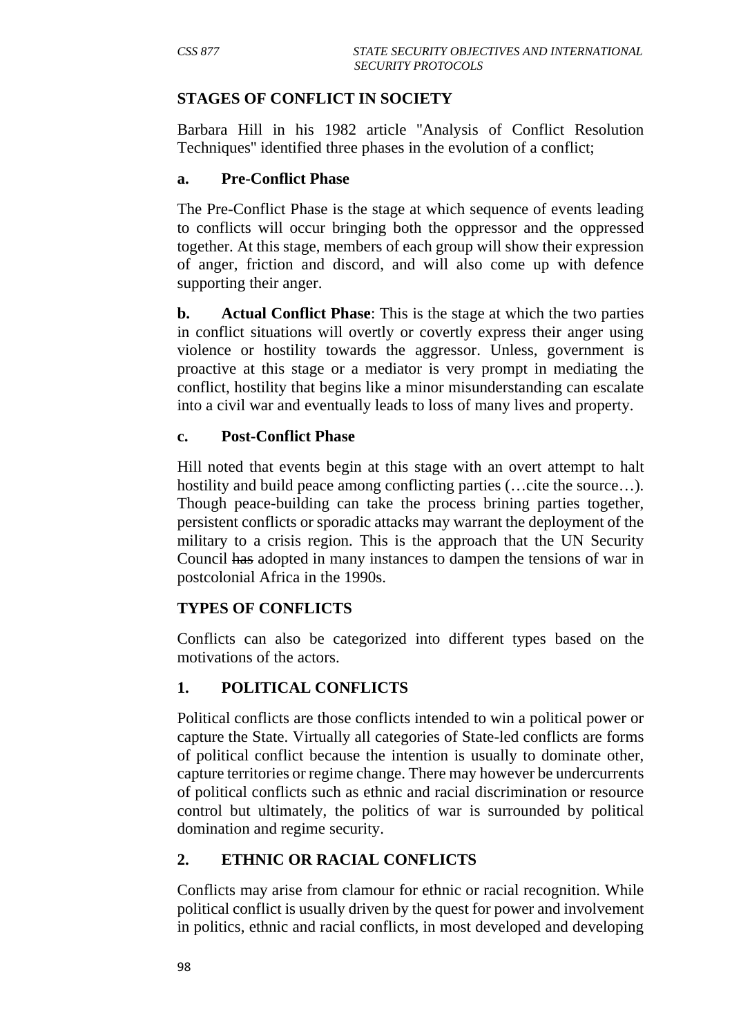## STAGES OF CONFLICT IN SOCIETY

Barbara Hill in his 1982 article "Analysis of Conflict Resolution Techniques" identified three phases in the evolution of a conflict;

### a. Pre-Conflict Phase

The Pre-Conflict Phase is the stage at which sequence of events leading to conflicts will occur bringing both the oppressor and the oppressed together. At this stage, members of each group will show their expression of anger, friction and discord, and will also come up with defence supporting their anger.

**b. Actual Conflict Phase**: This is the stage at which the two parties in conflict situations will overtly or covertly express their anger using violence or hostility towards the aggressor. Unless, government is proactive at this stage or a mediator is very prompt in mediating the conflict, hostility that begins like a minor misunderstanding can escalate into a civil war and eventually leads to loss of many lives and property.

### c. Post-Conflict Phase

Hill noted that events begin at this stage with an overt attempt to halt hostility and build peace among conflicting parties (…cite the source…). Though peace-building can take the process brining parties together, persistent conflicts or sporadic attacks may warrant the deployment of the military to a crisis region. This is the approach that the UN Security Council ~~has~~ adopted in many instances to dampen the tensions of war in postcolonial Africa in the 1990s.

## TYPES OF CONFLICTS

Conflicts can also be categorized into different types based on the motivations of the actors.

### 1. POLITICAL CONFLICTS

Political conflicts are those conflicts intended to win a political power or capture the State. Virtually all categories of State-led conflicts are forms of political conflict because the intention is usually to dominate other, capture territories or regime change. There may however be undercurrents of political conflicts such as ethnic and racial discrimination or resource control but ultimately, the politics of war is surrounded by political domination and regime security.

### 2. ETHNIC OR RACIAL CONFLICTS

Conflicts may arise from clamour for ethnic or racial recognition. While political conflict is usually driven by the quest for power and involvement in politics, ethnic and racial conflicts, in most developed and developing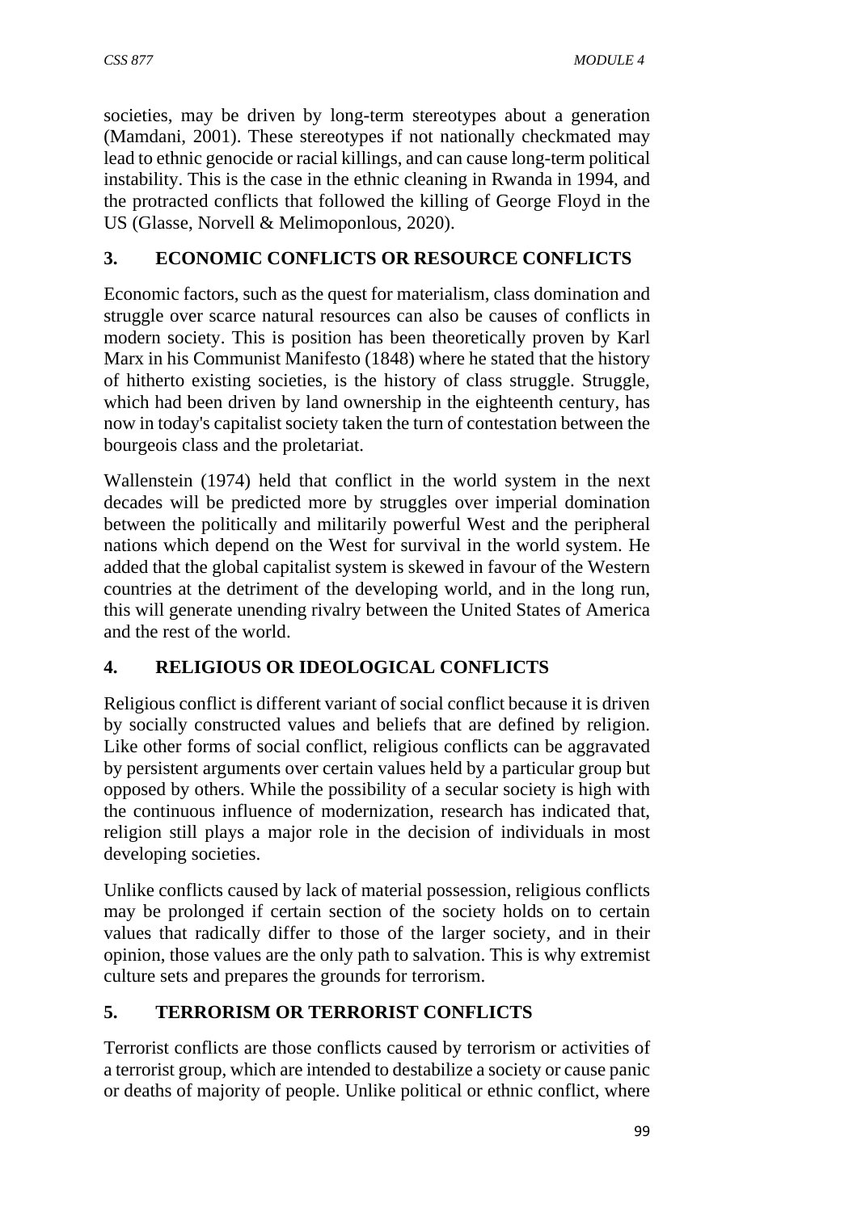societies, may be driven by long-term stereotypes about a generation (Mamdani, 2001). These stereotypes if not nationally checkmated may lead to ethnic genocide or racial killings, and can cause long-term political instability. This is the case in the ethnic cleaning in Rwanda in 1994, and the protracted conflicts that followed the killing of George Floyd in the US (Glasse, Norvell & Melimoponlous, 2020).

## 3. ECONOMIC CONFLICTS OR RESOURCE CONFLICTS

Economic factors, such as the quest for materialism, class domination and struggle over scarce natural resources can also be causes of conflicts in modern society. This is position has been theoretically proven by Karl Marx in his Communist Manifesto (1848) where he stated that the history of hitherto existing societies, is the history of class struggle. Struggle, which had been driven by land ownership in the eighteenth century, has now in today's capitalist society taken the turn of contestation between the bourgeois class and the proletariat.

Wallenstein (1974) held that conflict in the world system in the next decades will be predicted more by struggles over imperial domination between the politically and militarily powerful West and the peripheral nations which depend on the West for survival in the world system. He added that the global capitalist system is skewed in favour of the Western countries at the detriment of the developing world, and in the long run, this will generate unending rivalry between the United States of America and the rest of the world.

## 4. RELIGIOUS OR IDEOLOGICAL CONFLICTS

Religious conflict is different variant of social conflict because it is driven by socially constructed values and beliefs that are defined by religion. Like other forms of social conflict, religious conflicts can be aggravated by persistent arguments over certain values held by a particular group but opposed by others. While the possibility of a secular society is high with the continuous influence of modernization, research has indicated that, religion still plays a major role in the decision of individuals in most developing societies.

Unlike conflicts caused by lack of material possession, religious conflicts may be prolonged if certain section of the society holds on to certain values that radically differ to those of the larger society, and in their opinion, those values are the only path to salvation. This is why extremist culture sets and prepares the grounds for terrorism.

## 5. TERRORISM OR TERRORIST CONFLICTS

Terrorist conflicts are those conflicts caused by terrorism or activities of a terrorist group, which are intended to destabilize a society or cause panic or deaths of majority of people. Unlike political or ethnic conflict, where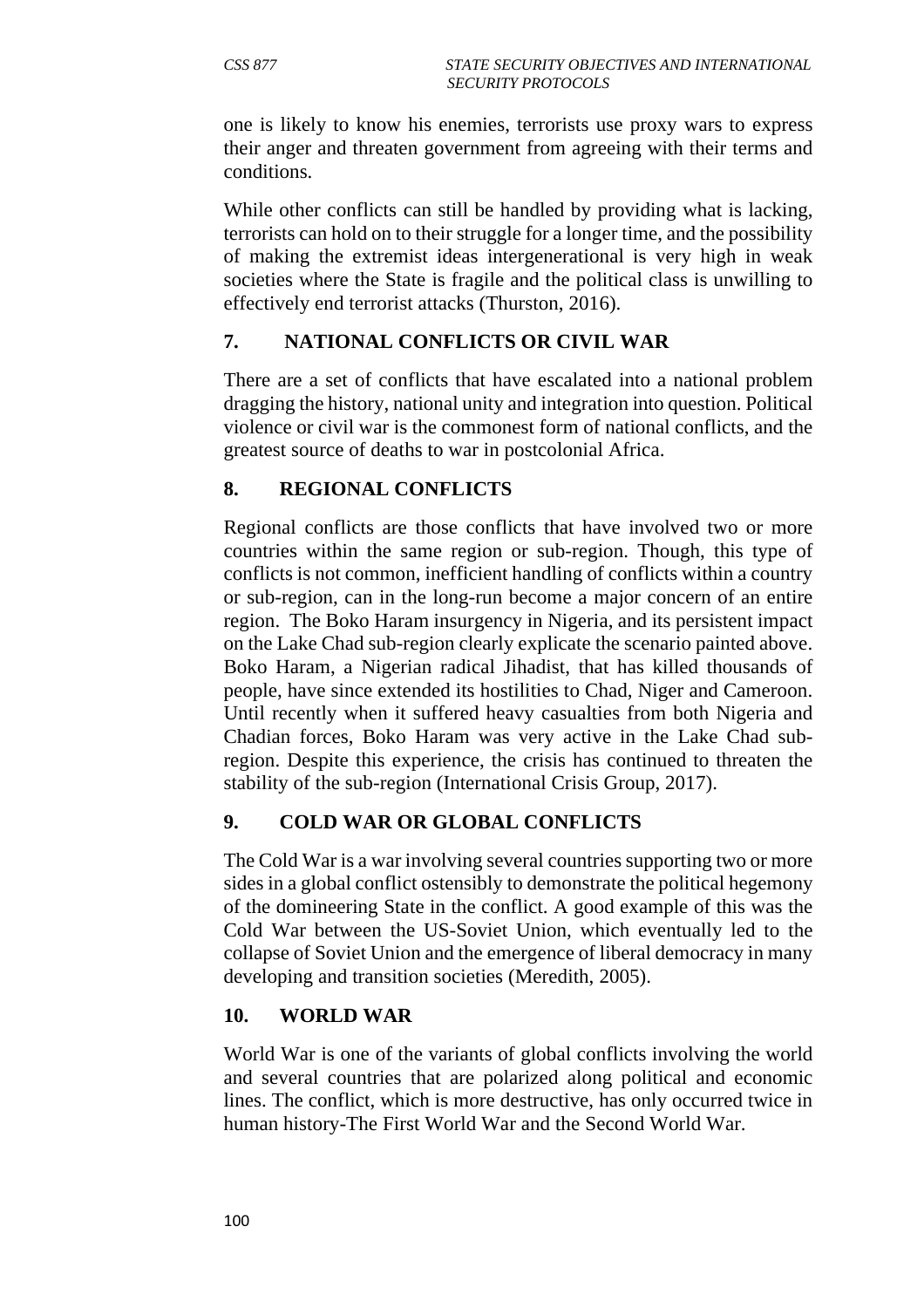one is likely to know his enemies, terrorists use proxy wars to express their anger and threaten government from agreeing with their terms and conditions.

While other conflicts can still be handled by providing what is lacking, terrorists can hold on to their struggle for a longer time, and the possibility of making the extremist ideas intergenerational is very high in weak societies where the State is fragile and the political class is unwilling to effectively end terrorist attacks (Thurston, 2016).

## 7. NATIONAL CONFLICTS OR CIVIL WAR

There are a set of conflicts that have escalated into a national problem dragging the history, national unity and integration into question. Political violence or civil war is the commonest form of national conflicts, and the greatest source of deaths to war in postcolonial Africa.

## 8. REGIONAL CONFLICTS

Regional conflicts are those conflicts that have involved two or more countries within the same region or sub-region. Though, this type of conflicts is not common, inefficient handling of conflicts within a country or sub-region, can in the long-run become a major concern of an entire region. The Boko Haram insurgency in Nigeria, and its persistent impact on the Lake Chad sub-region clearly explicate the scenario painted above. Boko Haram, a Nigerian radical Jihadist, that has killed thousands of people, have since extended its hostilities to Chad, Niger and Cameroon. Until recently when it suffered heavy casualties from both Nigeria and Chadian forces, Boko Haram was very active in the Lake Chad sub-region. Despite this experience, the crisis has continued to threaten the stability of the sub-region (International Crisis Group, 2017).

## 9. COLD WAR OR GLOBAL CONFLICTS

The Cold War is a war involving several countries supporting two or more sides in a global conflict ostensibly to demonstrate the political hegemony of the domineering State in the conflict. A good example of this was the Cold War between the US-Soviet Union, which eventually led to the collapse of Soviet Union and the emergence of liberal democracy in many developing and transition societies (Meredith, 2005).

## 10. WORLD WAR

World War is one of the variants of global conflicts involving the world and several countries that are polarized along political and economic lines. The conflict, which is more destructive, has only occurred twice in human history-The First World War and the Second World War.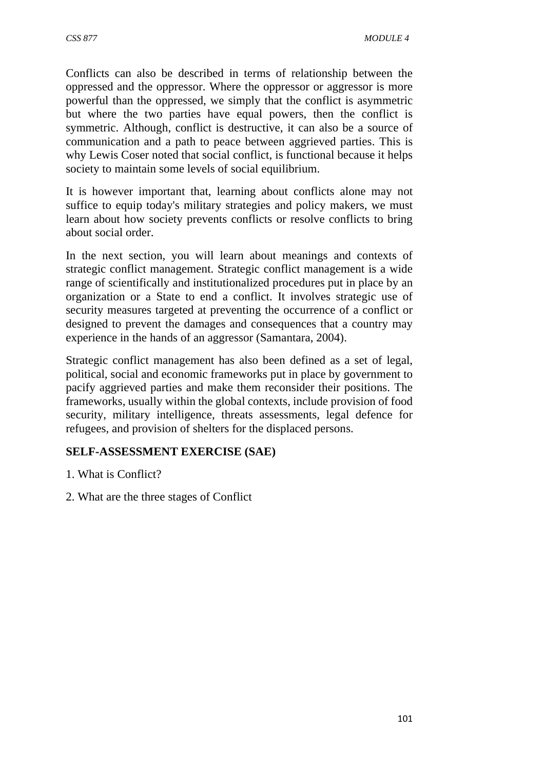Conflicts can also be described in terms of relationship between the oppressed and the oppressor. Where the oppressor or aggressor is more powerful than the oppressed, we simply that the conflict is asymmetric but where the two parties have equal powers, then the conflict is symmetric. Although, conflict is destructive, it can also be a source of communication and a path to peace between aggrieved parties. This is why Lewis Coser noted that social conflict, is functional because it helps society to maintain some levels of social equilibrium.

It is however important that, learning about conflicts alone may not suffice to equip today's military strategies and policy makers, we must learn about how society prevents conflicts or resolve conflicts to bring about social order.

In the next section, you will learn about meanings and contexts of strategic conflict management. Strategic conflict management is a wide range of scientifically and institutionalized procedures put in place by an organization or a State to end a conflict. It involves strategic use of security measures targeted at preventing the occurrence of a conflict or designed to prevent the damages and consequences that a country may experience in the hands of an aggressor (Samantara, 2004).

Strategic conflict management has also been defined as a set of legal, political, social and economic frameworks put in place by government to pacify aggrieved parties and make them reconsider their positions. The frameworks, usually within the global contexts, include provision of food security, military intelligence, threats assessments, legal defence for refugees, and provision of shelters for the displaced persons.

**SELF-ASSESSMENT EXERCISE (SAE)**

1. What is Conflict?

2. What are the three stages of Conflict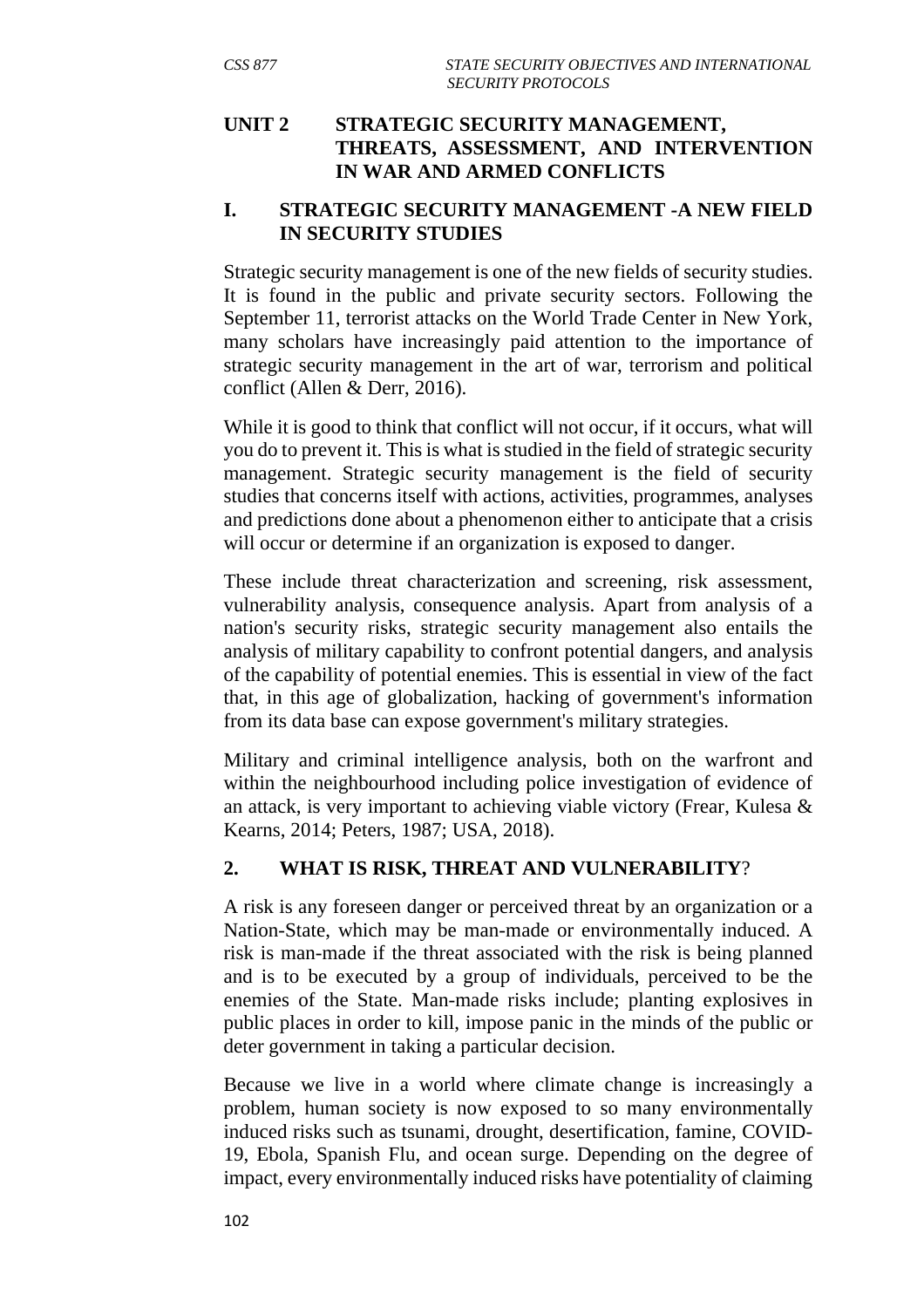## UNIT 2 STRATEGIC SECURITY MANAGEMENT, THREATS, ASSESSMENT, AND INTERVENTION IN WAR AND ARMED CONFLICTS

### I. STRATEGIC SECURITY MANAGEMENT -A NEW FIELD IN SECURITY STUDIES

Strategic security management is one of the new fields of security studies. It is found in the public and private security sectors. Following the September 11, terrorist attacks on the World Trade Center in New York, many scholars have increasingly paid attention to the importance of strategic security management in the art of war, terrorism and political conflict (Allen & Derr, 2016).

While it is good to think that conflict will not occur, if it occurs, what will you do to prevent it. This is what is studied in the field of strategic security management. Strategic security management is the field of security studies that concerns itself with actions, activities, programmes, analyses and predictions done about a phenomenon either to anticipate that a crisis will occur or determine if an organization is exposed to danger.

These include threat characterization and screening, risk assessment, vulnerability analysis, consequence analysis. Apart from analysis of a nation's security risks, strategic security management also entails the analysis of military capability to confront potential dangers, and analysis of the capability of potential enemies. This is essential in view of the fact that, in this age of globalization, hacking of government's information from its data base can expose government's military strategies.

Military and criminal intelligence analysis, both on the warfront and within the neighbourhood including police investigation of evidence of an attack, is very important to achieving viable victory (Frear, Kulesa & Kearns, 2014; Peters, 1987; USA, 2018).

### 2. WHAT IS RISK, THREAT AND VULNERABILITY?

A risk is any foreseen danger or perceived threat by an organization or a Nation-State, which may be man-made or environmentally induced. A risk is man-made if the threat associated with the risk is being planned and is to be executed by a group of individuals, perceived to be the enemies of the State. Man-made risks include; planting explosives in public places in order to kill, impose panic in the minds of the public or deter government in taking a particular decision.

Because we live in a world where climate change is increasingly a problem, human society is now exposed to so many environmentally induced risks such as tsunami, drought, desertification, famine, COVID-19, Ebola, Spanish Flu, and ocean surge. Depending on the degree of impact, every environmentally induced risks have potentiality of claiming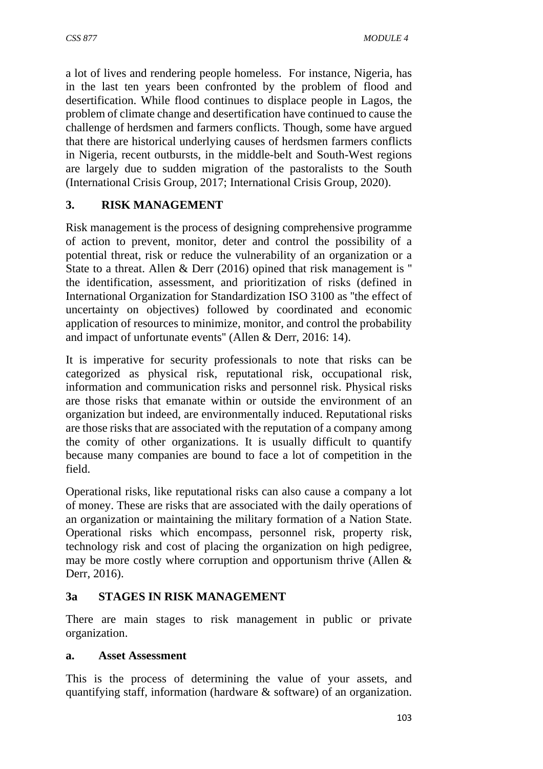a lot of lives and rendering people homeless. For instance, Nigeria, has in the last ten years been confronted by the problem of flood and desertification. While flood continues to displace people in Lagos, the problem of climate change and desertification have continued to cause the challenge of herdsmen and farmers conflicts. Though, some have argued that there are historical underlying causes of herdsmen farmers conflicts in Nigeria, recent outbursts, in the middle-belt and South-West regions are largely due to sudden migration of the pastoralists to the South (International Crisis Group, 2017; International Crisis Group, 2020).

## 3. RISK MANAGEMENT

Risk management is the process of designing comprehensive programme of action to prevent, monitor, deter and control the possibility of a potential threat, risk or reduce the vulnerability of an organization or a State to a threat. Allen & Derr (2016) opined that risk management is " the identification, assessment, and prioritization of risks (defined in International Organization for Standardization ISO 3100 as "the effect of uncertainty on objectives) followed by coordinated and economic application of resources to minimize, monitor, and control the probability and impact of unfortunate events" (Allen & Derr, 2016: 14).

It is imperative for security professionals to note that risks can be categorized as physical risk, reputational risk, occupational risk, information and communication risks and personnel risk. Physical risks are those risks that emanate within or outside the environment of an organization but indeed, are environmentally induced. Reputational risks are those risks that are associated with the reputation of a company among the comity of other organizations. It is usually difficult to quantify because many companies are bound to face a lot of competition in the field.

Operational risks, like reputational risks can also cause a company a lot of money. These are risks that are associated with the daily operations of an organization or maintaining the military formation of a Nation State. Operational risks which encompass, personnel risk, property risk, technology risk and cost of placing the organization on high pedigree, may be more costly where corruption and opportunism thrive (Allen & Derr, 2016).

### 3a STAGES IN RISK MANAGEMENT

There are main stages to risk management in public or private organization.

#### a. Asset Assessment

This is the process of determining the value of your assets, and quantifying staff, information (hardware & software) of an organization.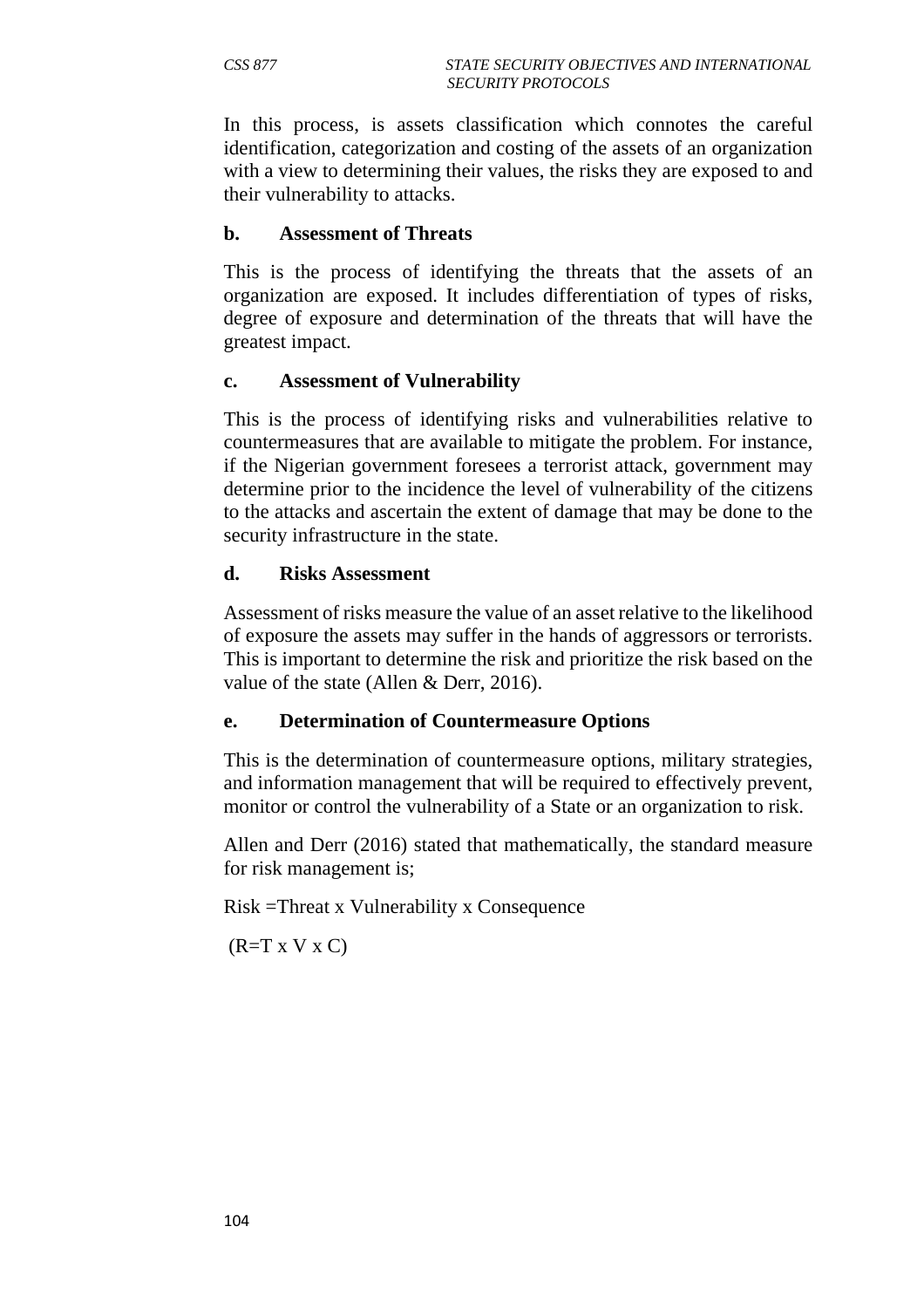In this process, is assets classification which connotes the careful identification, categorization and costing of the assets of an organization with a view to determining their values, the risks they are exposed to and their vulnerability to attacks.

**b. Assessment of Threats**

This is the process of identifying the threats that the assets of an organization are exposed. It includes differentiation of types of risks, degree of exposure and determination of the threats that will have the greatest impact.

**c. Assessment of Vulnerability**

This is the process of identifying risks and vulnerabilities relative to countermeasures that are available to mitigate the problem. For instance, if the Nigerian government foresees a terrorist attack, government may determine prior to the incidence the level of vulnerability of the citizens to the attacks and ascertain the extent of damage that may be done to the security infrastructure in the state.

**d. Risks Assessment**

Assessment of risks measure the value of an asset relative to the likelihood of exposure the assets may suffer in the hands of aggressors or terrorists. This is important to determine the risk and prioritize the risk based on the value of the state (Allen & Derr, 2016).

**e. Determination of Countermeasure Options**

This is the determination of countermeasure options, military strategies, and information management that will be required to effectively prevent, monitor or control the vulnerability of a State or an organization to risk.

Allen and Derr (2016) stated that mathematically, the standard measure for risk management is;

Risk =Threat x Vulnerability x Consequence

$(R = T \times V \times C)$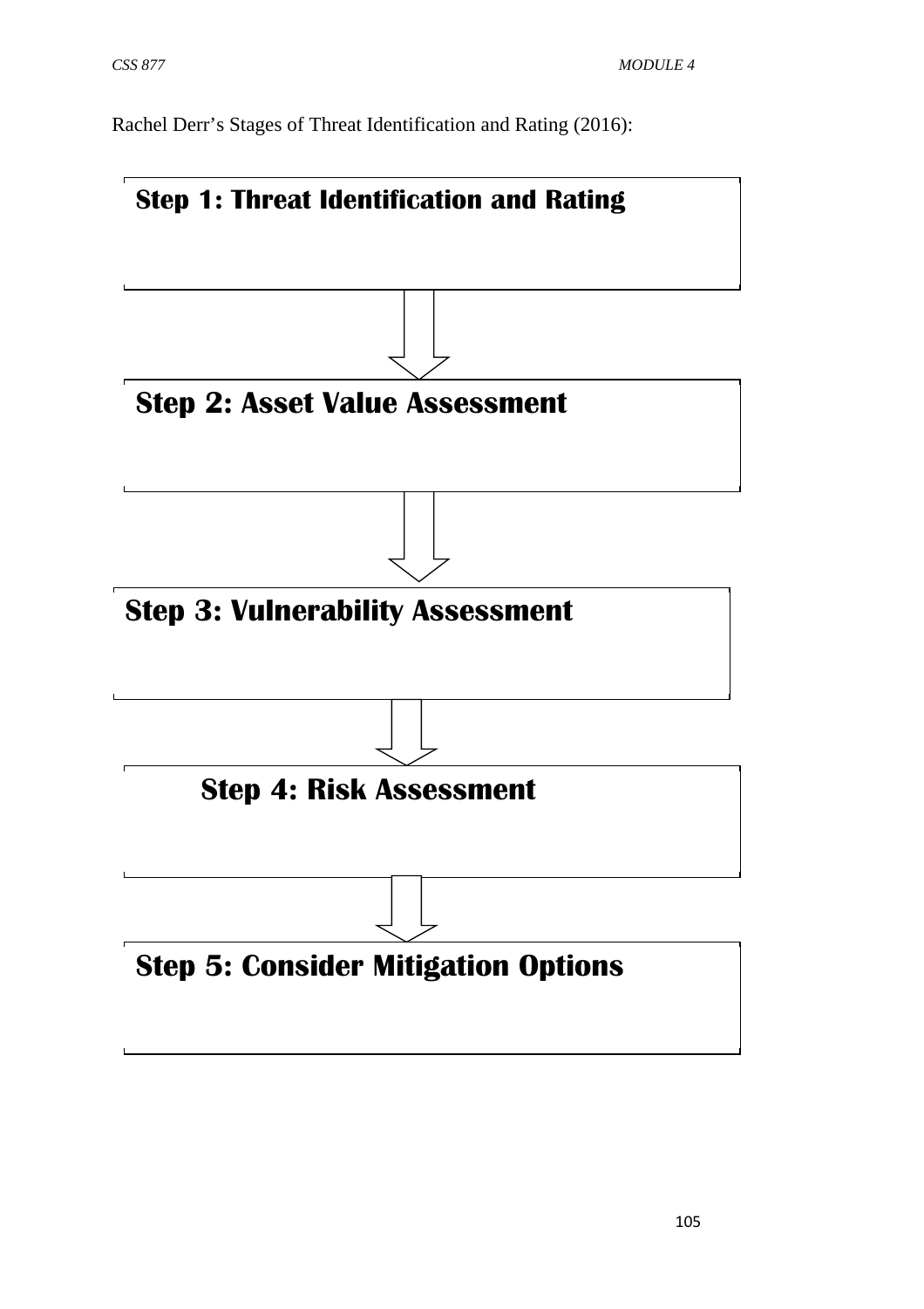Rachel Derr's Stages of Threat Identification and Rating (2016):

**Step 1: Threat Identification and Rating**

↓

**Step 2: Asset Value Assessment**

↓

**Step 3: Vulnerability Assessment**

↓

**Step 4: Risk Assessment**

↓

**Step 5: Consider Mitigation Options**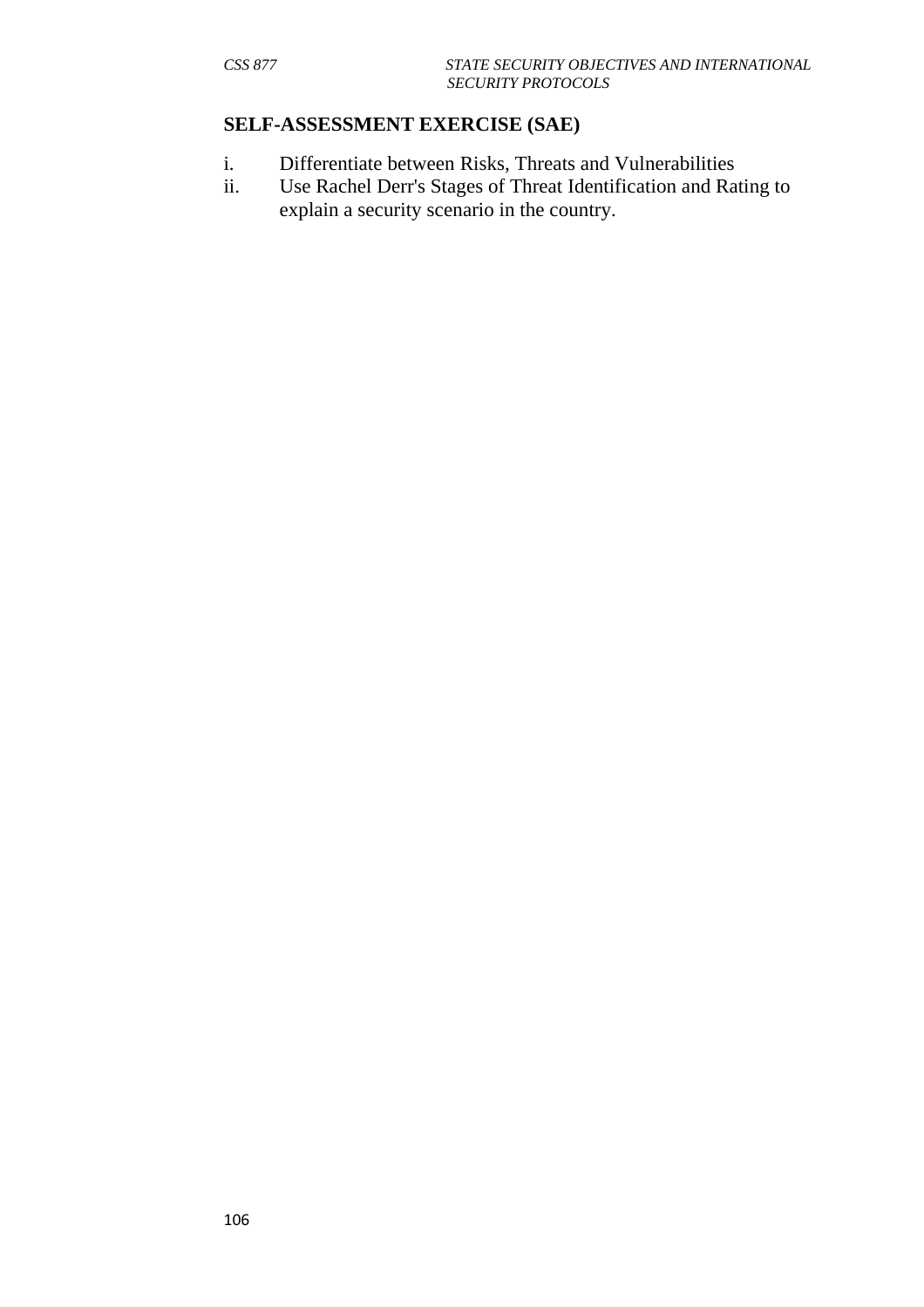## SELF-ASSESSMENT EXERCISE (SAE)

i. Differentiate between Risks, Threats and Vulnerabilities
ii. Use Rachel Derr's Stages of Threat Identification and Rating to explain a security scenario in the country.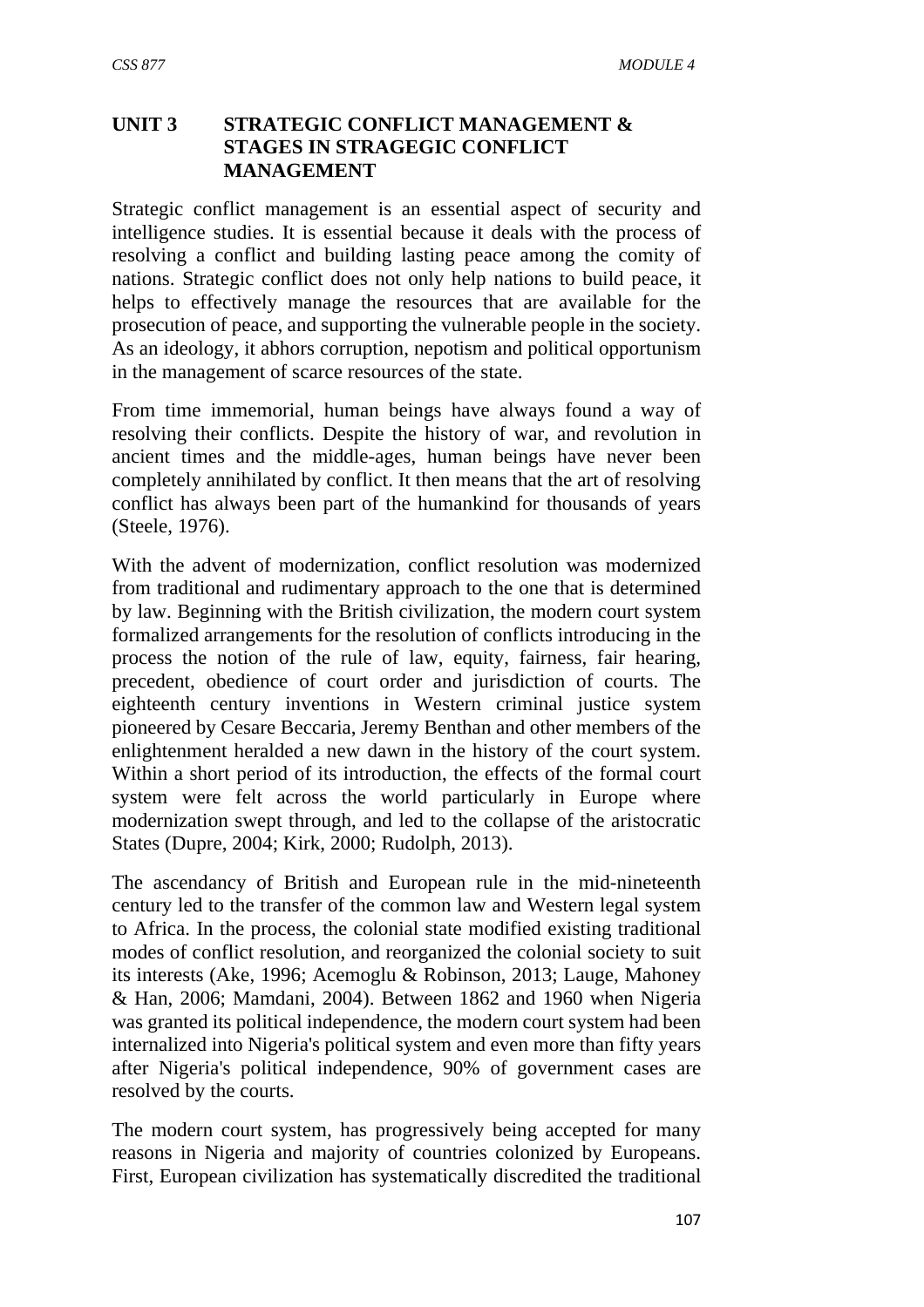## UNIT 3 STRATEGIC CONFLICT MANAGEMENT & STAGES IN STRAGEGIC CONFLICT MANAGEMENT

Strategic conflict management is an essential aspect of security and intelligence studies. It is essential because it deals with the process of resolving a conflict and building lasting peace among the comity of nations. Strategic conflict does not only help nations to build peace, it helps to effectively manage the resources that are available for the prosecution of peace, and supporting the vulnerable people in the society. As an ideology, it abhors corruption, nepotism and political opportunism in the management of scarce resources of the state.

From time immemorial, human beings have always found a way of resolving their conflicts. Despite the history of war, and revolution in ancient times and the middle-ages, human beings have never been completely annihilated by conflict. It then means that the art of resolving conflict has always been part of the humankind for thousands of years (Steele, 1976).

With the advent of modernization, conflict resolution was modernized from traditional and rudimentary approach to the one that is determined by law. Beginning with the British civilization, the modern court system formalized arrangements for the resolution of conflicts introducing in the process the notion of the rule of law, equity, fairness, fair hearing, precedent, obedience of court order and jurisdiction of courts. The eighteenth century inventions in Western criminal justice system pioneered by Cesare Beccaria, Jeremy Benthan and other members of the enlightenment heralded a new dawn in the history of the court system. Within a short period of its introduction, the effects of the formal court system were felt across the world particularly in Europe where modernization swept through, and led to the collapse of the aristocratic States (Dupre, 2004; Kirk, 2000; Rudolph, 2013).

The ascendancy of British and European rule in the mid-nineteenth century led to the transfer of the common law and Western legal system to Africa. In the process, the colonial state modified existing traditional modes of conflict resolution, and reorganized the colonial society to suit its interests (Ake, 1996; Acemoglu & Robinson, 2013; Lauge, Mahoney & Han, 2006; Mamdani, 2004). Between 1862 and 1960 when Nigeria was granted its political independence, the modern court system had been internalized into Nigeria's political system and even more than fifty years after Nigeria's political independence, 90% of government cases are resolved by the courts.

The modern court system, has progressively being accepted for many reasons in Nigeria and majority of countries colonized by Europeans. First, European civilization has systematically discredited the traditional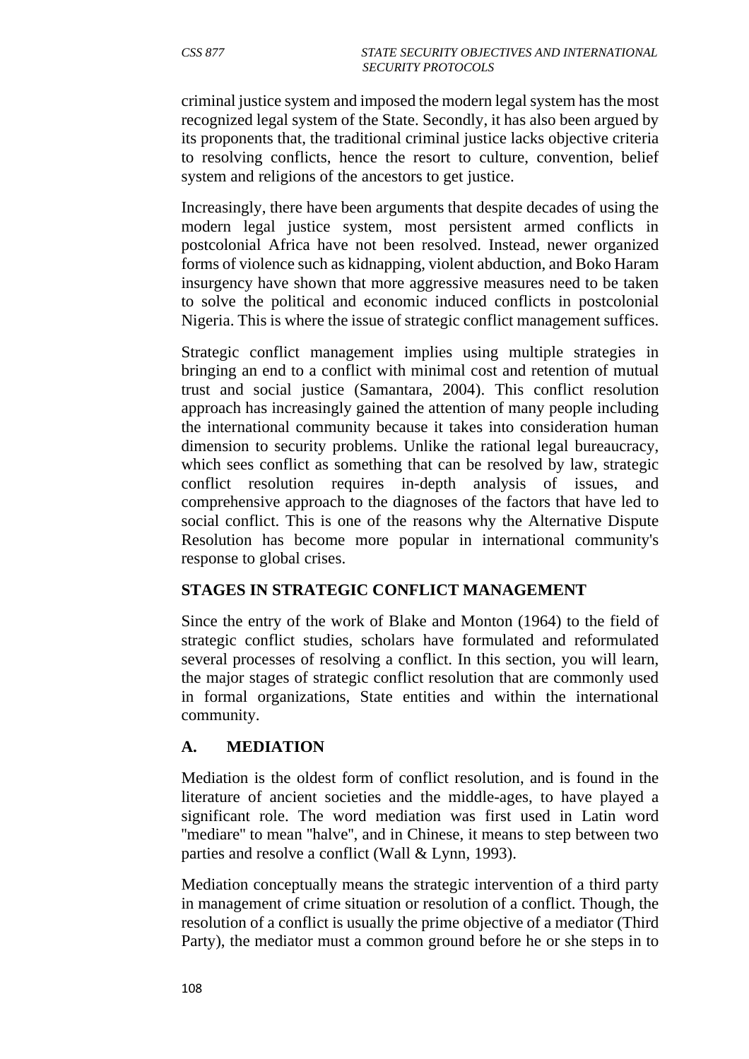criminal justice system and imposed the modern legal system has the most recognized legal system of the State. Secondly, it has also been argued by its proponents that, the traditional criminal justice lacks objective criteria to resolving conflicts, hence the resort to culture, convention, belief system and religions of the ancestors to get justice.

Increasingly, there have been arguments that despite decades of using the modern legal justice system, most persistent armed conflicts in postcolonial Africa have not been resolved. Instead, newer organized forms of violence such as kidnapping, violent abduction, and Boko Haram insurgency have shown that more aggressive measures need to be taken to solve the political and economic induced conflicts in postcolonial Nigeria. This is where the issue of strategic conflict management suffices.

Strategic conflict management implies using multiple strategies in bringing an end to a conflict with minimal cost and retention of mutual trust and social justice (Samantara, 2004). This conflict resolution approach has increasingly gained the attention of many people including the international community because it takes into consideration human dimension to security problems. Unlike the rational legal bureaucracy, which sees conflict as something that can be resolved by law, strategic conflict resolution requires in-depth analysis of issues, and comprehensive approach to the diagnoses of the factors that have led to social conflict. This is one of the reasons why the Alternative Dispute Resolution has become more popular in international community's response to global crises.

## STAGES IN STRATEGIC CONFLICT MANAGEMENT

Since the entry of the work of Blake and Monton (1964) to the field of strategic conflict studies, scholars have formulated and reformulated several processes of resolving a conflict. In this section, you will learn, the major stages of strategic conflict resolution that are commonly used in formal organizations, State entities and within the international community.

### A. MEDIATION

Mediation is the oldest form of conflict resolution, and is found in the literature of ancient societies and the middle-ages, to have played a significant role. The word mediation was first used in Latin word "mediare" to mean "halve", and in Chinese, it means to step between two parties and resolve a conflict (Wall & Lynn, 1993).

Mediation conceptually means the strategic intervention of a third party in management of crime situation or resolution of a conflict. Though, the resolution of a conflict is usually the prime objective of a mediator (Third Party), the mediator must a common ground before he or she steps in to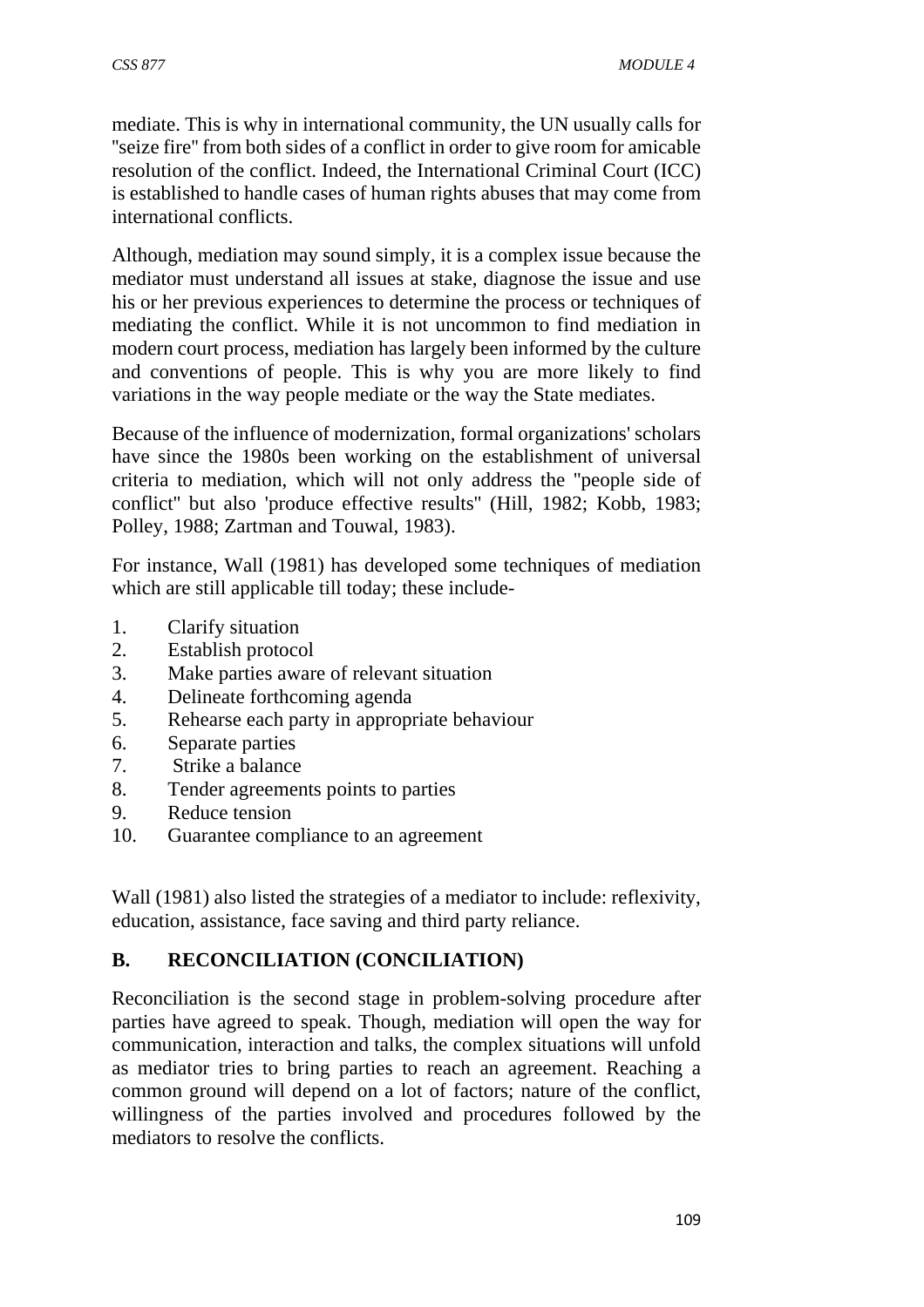mediate. This is why in international community, the UN usually calls for "seize fire" from both sides of a conflict in order to give room for amicable resolution of the conflict. Indeed, the International Criminal Court (ICC) is established to handle cases of human rights abuses that may come from international conflicts.

Although, mediation may sound simply, it is a complex issue because the mediator must understand all issues at stake, diagnose the issue and use his or her previous experiences to determine the process or techniques of mediating the conflict. While it is not uncommon to find mediation in modern court process, mediation has largely been informed by the culture and conventions of people. This is why you are more likely to find variations in the way people mediate or the way the State mediates.

Because of the influence of modernization, formal organizations' scholars have since the 1980s been working on the establishment of universal criteria to mediation, which will not only address the "people side of conflict" but also 'produce effective results" (Hill, 1982; Kobb, 1983; Polley, 1988; Zartman and Touwal, 1983).

For instance, Wall (1981) has developed some techniques of mediation which are still applicable till today; these include-

1. Clarify situation
2. Establish protocol
3. Make parties aware of relevant situation
4. Delineate forthcoming agenda
5. Rehearse each party in appropriate behaviour
6. Separate parties
7. Strike a balance
8. Tender agreements points to parties
9. Reduce tension
10. Guarantee compliance to an agreement

Wall (1981) also listed the strategies of a mediator to include: reflexivity, education, assistance, face saving and third party reliance.

## B. RECONCILIATION (CONCILIATION)

Reconciliation is the second stage in problem-solving procedure after parties have agreed to speak. Though, mediation will open the way for communication, interaction and talks, the complex situations will unfold as mediator tries to bring parties to reach an agreement. Reaching a common ground will depend on a lot of factors; nature of the conflict, willingness of the parties involved and procedures followed by the mediators to resolve the conflicts.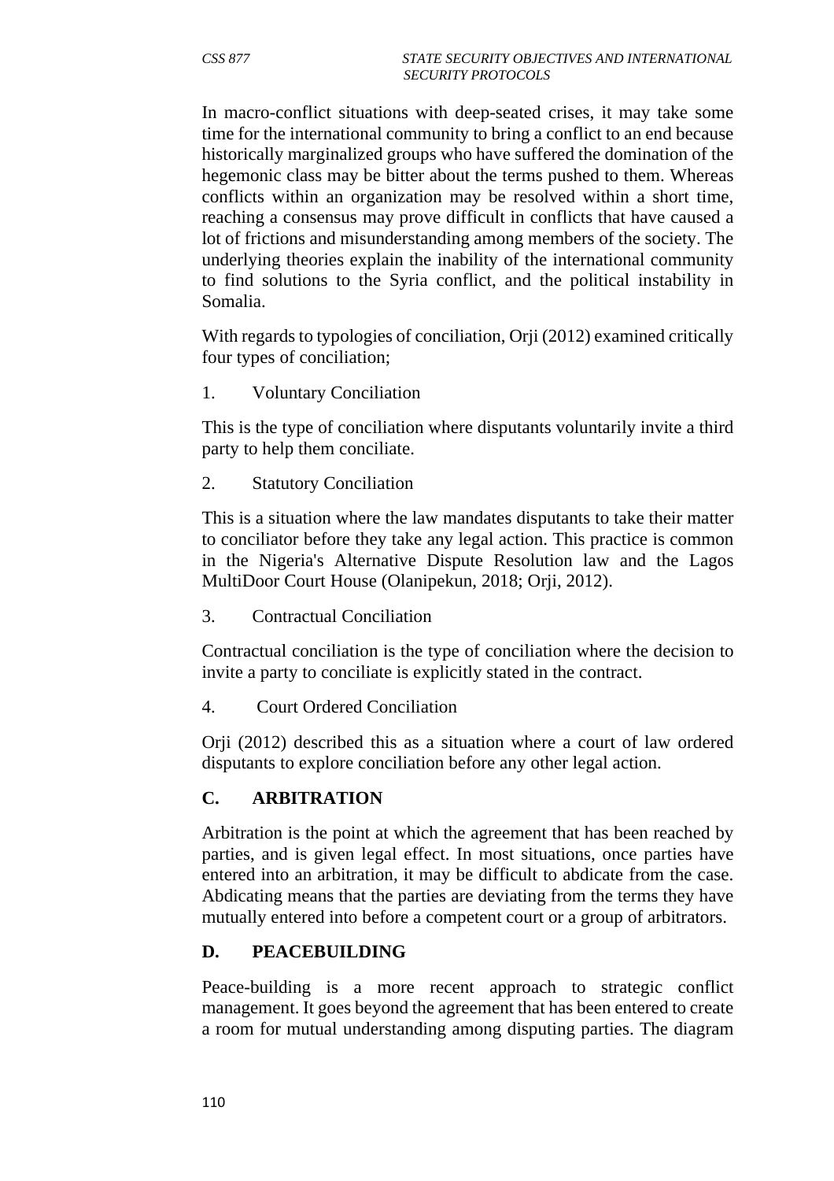In macro-conflict situations with deep-seated crises, it may take some time for the international community to bring a conflict to an end because historically marginalized groups who have suffered the domination of the hegemonic class may be bitter about the terms pushed to them. Whereas conflicts within an organization may be resolved within a short time, reaching a consensus may prove difficult in conflicts that have caused a lot of frictions and misunderstanding among members of the society. The underlying theories explain the inability of the international community to find solutions to the Syria conflict, and the political instability in Somalia.

With regards to typologies of conciliation, Orji (2012) examined critically four types of conciliation;

1. Voluntary Conciliation

This is the type of conciliation where disputants voluntarily invite a third party to help them conciliate.

2. Statutory Conciliation

This is a situation where the law mandates disputants to take their matter to conciliator before they take any legal action. This practice is common in the Nigeria's Alternative Dispute Resolution law and the Lagos MultiDoor Court House (Olanipekun, 2018; Orji, 2012).

3. Contractual Conciliation

Contractual conciliation is the type of conciliation where the decision to invite a party to conciliate is explicitly stated in the contract.

4. Court Ordered Conciliation

Orji (2012) described this as a situation where a court of law ordered disputants to explore conciliation before any other legal action.

## C. ARBITRATION

Arbitration is the point at which the agreement that has been reached by parties, and is given legal effect. In most situations, once parties have entered into an arbitration, it may be difficult to abdicate from the case. Abdicating means that the parties are deviating from the terms they have mutually entered into before a competent court or a group of arbitrators.

## D. PEACEBUILDING

Peace-building is a more recent approach to strategic conflict management. It goes beyond the agreement that has been entered to create a room for mutual understanding among disputing parties. The diagram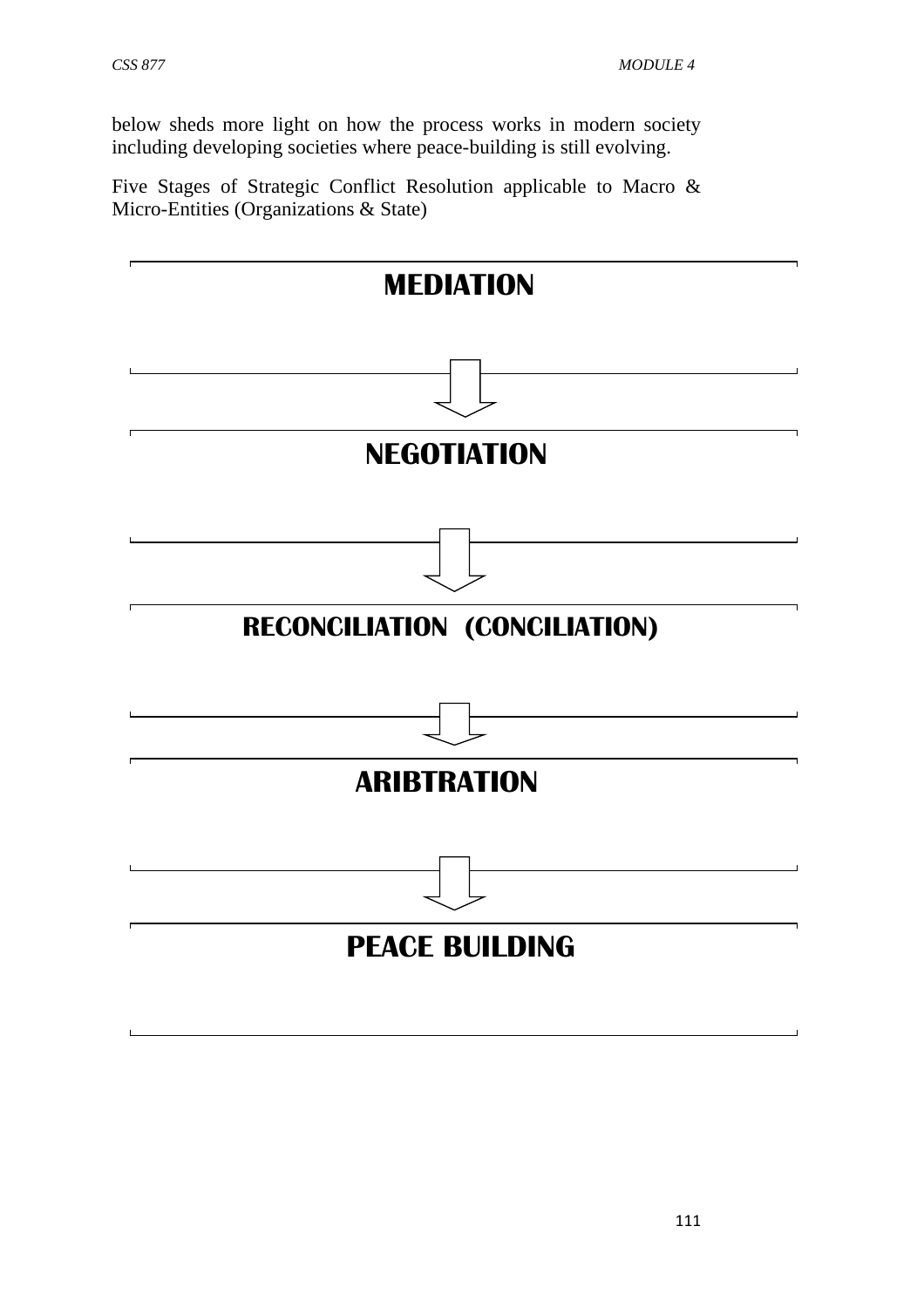below sheds more light on how the process works in modern society including developing societies where peace-building is still evolving.

Five Stages of Strategic Conflict Resolution applicable to Macro & Micro-Entities (Organizations & State)

**MEDIATION**

↓

**NEGOTIATION**

↓

**RECONCILIATION (CONCILIATION)**

↓

**ARIBTRATION**

↓

**PEACE BUILDING**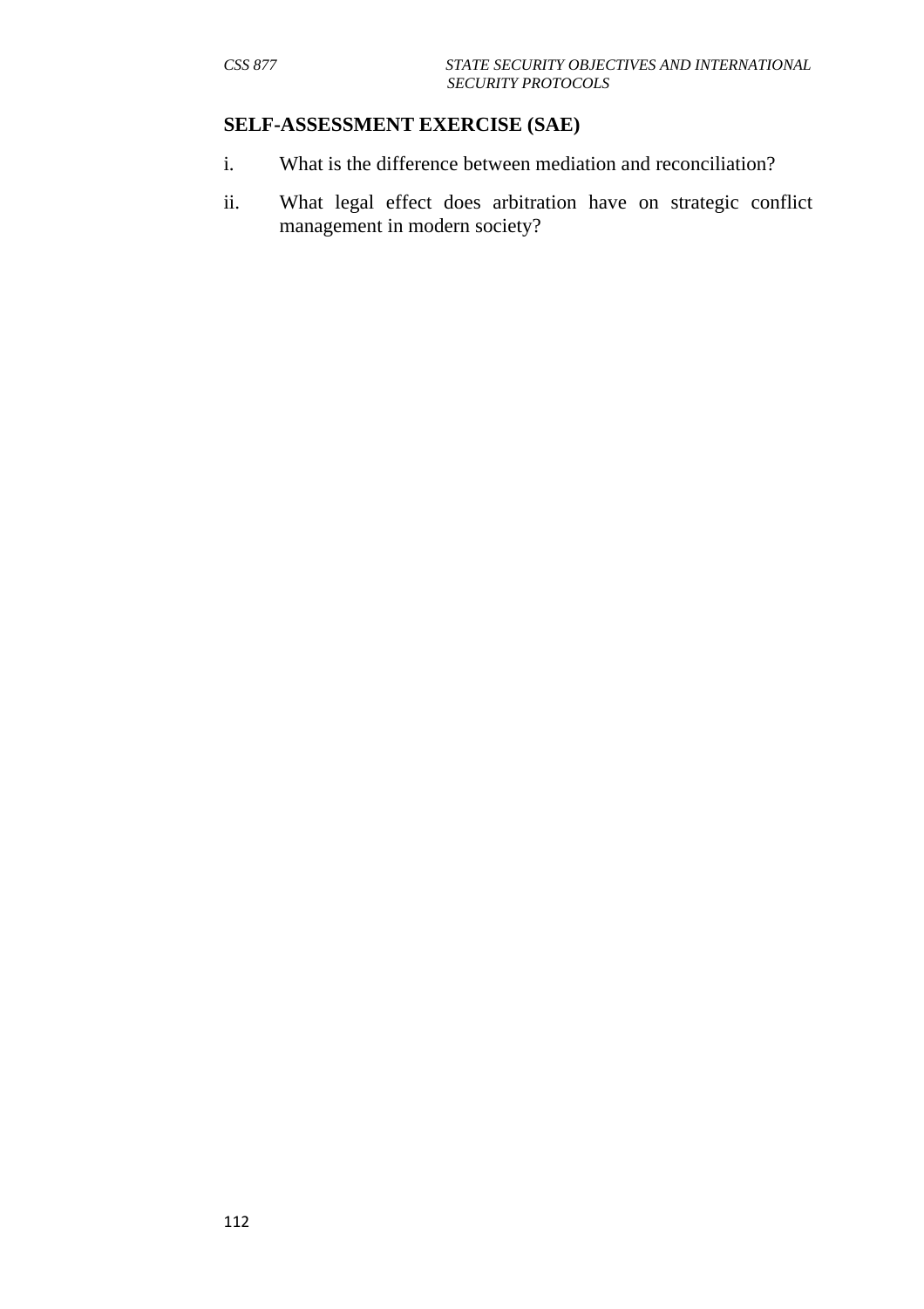**SELF-ASSESSMENT EXERCISE (SAE)**

i. What is the difference between mediation and reconciliation?

ii. What legal effect does arbitration have on strategic conflict management in modern society?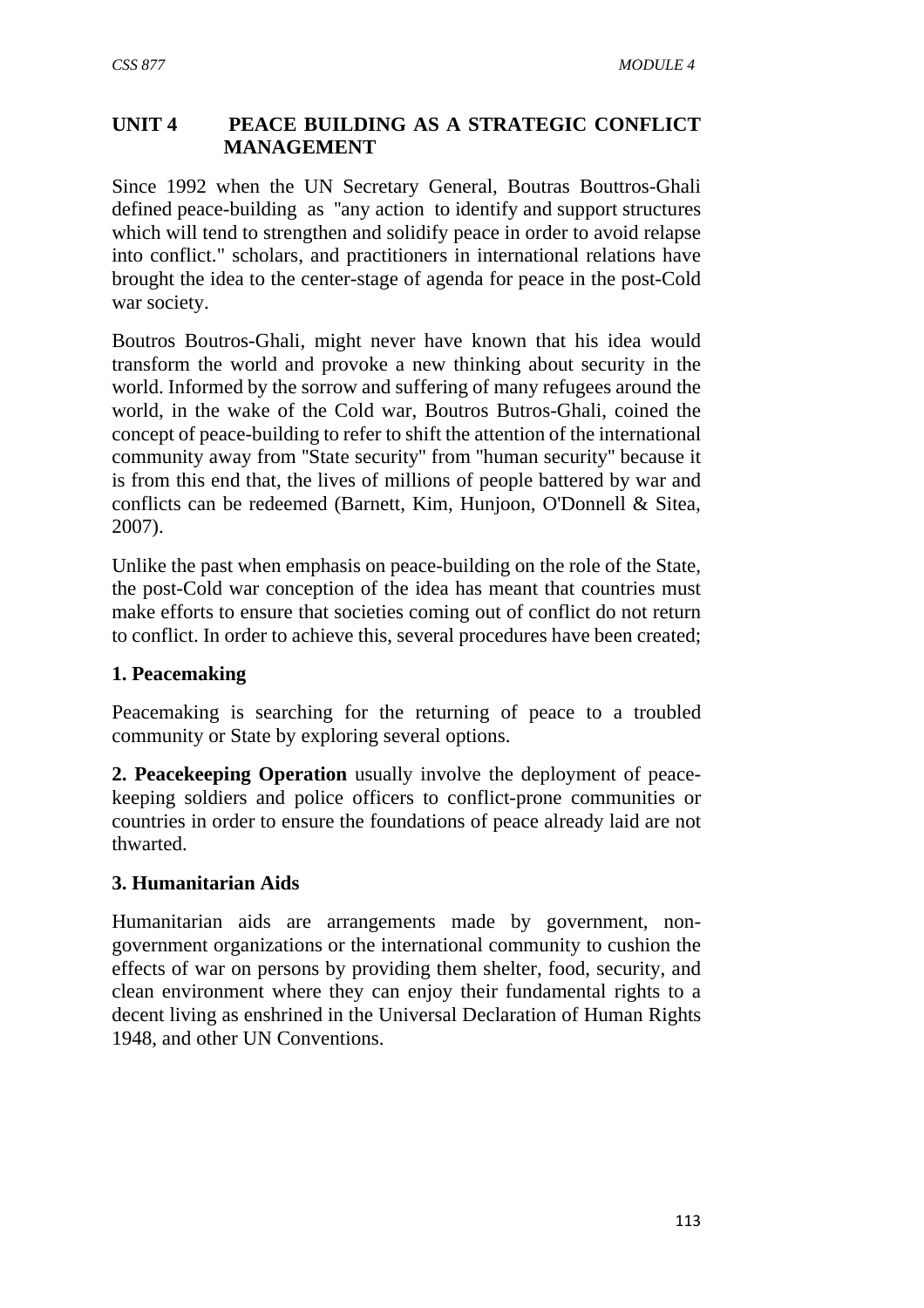## UNIT 4 PEACE BUILDING AS A STRATEGIC CONFLICT MANAGEMENT

Since 1992 when the UN Secretary General, Boutras Bouttros-Ghali defined peace-building as "any action to identify and support structures which will tend to strengthen and solidify peace in order to avoid relapse into conflict." scholars, and practitioners in international relations have brought the idea to the center-stage of agenda for peace in the post-Cold war society.

Boutros Boutros-Ghali, might never have known that his idea would transform the world and provoke a new thinking about security in the world. Informed by the sorrow and suffering of many refugees around the world, in the wake of the Cold war, Boutros Butros-Ghali, coined the concept of peace-building to refer to shift the attention of the international community away from "State security" from "human security" because it is from this end that, the lives of millions of people battered by war and conflicts can be redeemed (Barnett, Kim, Hunjoon, O'Donnell & Sitea, 2007).

Unlike the past when emphasis on peace-building on the role of the State, the post-Cold war conception of the idea has meant that countries must make efforts to ensure that societies coming out of conflict do not return to conflict. In order to achieve this, several procedures have been created;

**1. Peacemaking**

Peacemaking is searching for the returning of peace to a troubled community or State by exploring several options.

**2. Peacekeeping Operation** usually involve the deployment of peace-keeping soldiers and police officers to conflict-prone communities or countries in order to ensure the foundations of peace already laid are not thwarted.

**3. Humanitarian Aids**

Humanitarian aids are arrangements made by government, non-government organizations or the international community to cushion the effects of war on persons by providing them shelter, food, security, and clean environment where they can enjoy their fundamental rights to a decent living as enshrined in the Universal Declaration of Human Rights 1948, and other UN Conventions.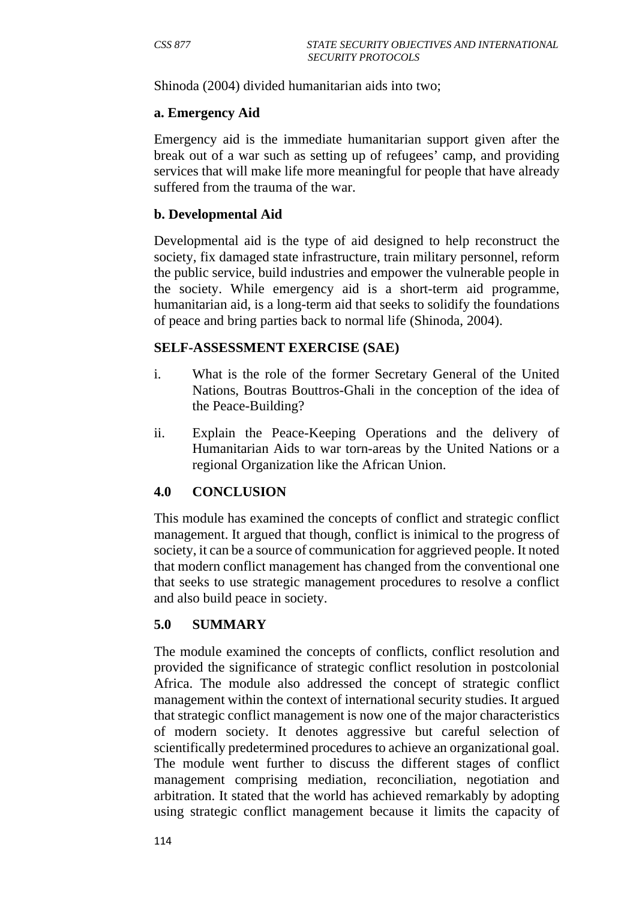Shinoda (2004) divided humanitarian aids into two;

**a. Emergency Aid**

Emergency aid is the immediate humanitarian support given after the break out of a war such as setting up of refugees' camp, and providing services that will make life more meaningful for people that have already suffered from the trauma of the war.

**b. Developmental Aid**

Developmental aid is the type of aid designed to help reconstruct the society, fix damaged state infrastructure, train military personnel, reform the public service, build industries and empower the vulnerable people in the society. While emergency aid is a short-term aid programme, humanitarian aid, is a long-term aid that seeks to solidify the foundations of peace and bring parties back to normal life (Shinoda, 2004).

**SELF-ASSESSMENT EXERCISE (SAE)**

i. What is the role of the former Secretary General of the United Nations, Boutras Bouttros-Ghali in the conception of the idea of the Peace-Building?

ii. Explain the Peace-Keeping Operations and the delivery of Humanitarian Aids to war torn-areas by the United Nations or a regional Organization like the African Union.

## 4.0 CONCLUSION

This module has examined the concepts of conflict and strategic conflict management. It argued that though, conflict is inimical to the progress of society, it can be a source of communication for aggrieved people. It noted that modern conflict management has changed from the conventional one that seeks to use strategic management procedures to resolve a conflict and also build peace in society.

## 5.0 SUMMARY

The module examined the concepts of conflicts, conflict resolution and provided the significance of strategic conflict resolution in postcolonial Africa. The module also addressed the concept of strategic conflict management within the context of international security studies. It argued that strategic conflict management is now one of the major characteristics of modern society. It denotes aggressive but careful selection of scientifically predetermined procedures to achieve an organizational goal. The module went further to discuss the different stages of conflict management comprising mediation, reconciliation, negotiation and arbitration. It stated that the world has achieved remarkably by adopting using strategic conflict management because it limits the capacity of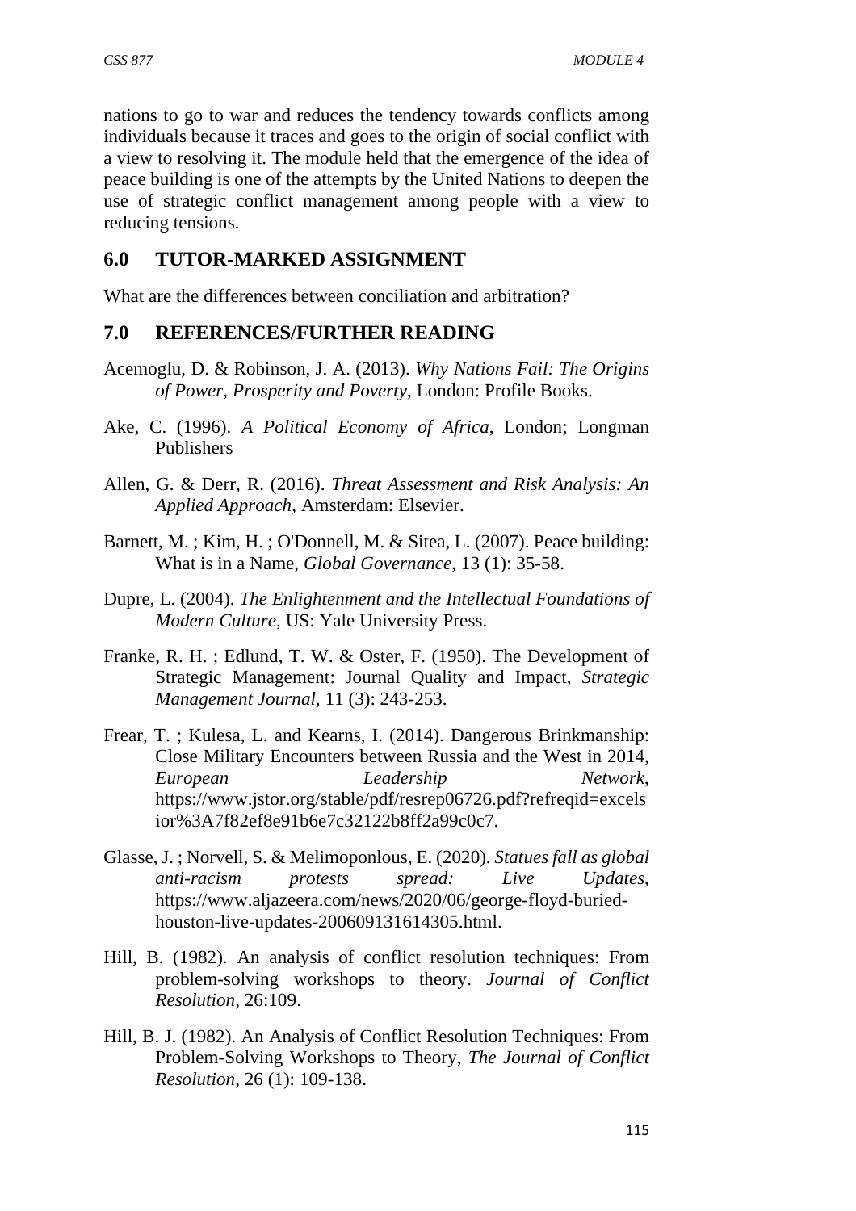nations to go to war and reduces the tendency towards conflicts among individuals because it traces and goes to the origin of social conflict with a view to resolving it. The module held that the emergence of the idea of peace building is one of the attempts by the United Nations to deepen the use of strategic conflict management among people with a view to reducing tensions.

## 6.0 TUTOR-MARKED ASSIGNMENT

What are the differences between conciliation and arbitration?

## 7.0 REFERENCES/FURTHER READING

Acemoglu, D. & Robinson, J. A. (2013). *Why Nations Fail: The Origins of Power, Prosperity and Poverty*, London: Profile Books.

Ake, C. (1996). *A Political Economy of Africa*, London; Longman Publishers

Allen, G. & Derr, R. (2016). *Threat Assessment and Risk Analysis: An Applied Approach*, Amsterdam: Elsevier.

Barnett, M. ; Kim, H. ; O'Donnell, M. & Sitea, L. (2007). Peace building: What is in a Name, *Global Governance*, 13 (1): 35-58.

Dupre, L. (2004). *The Enlightenment and the Intellectual Foundations of Modern Culture*, US: Yale University Press.

Franke, R. H. ; Edlund, T. W. & Oster, F. (1950). The Development of Strategic Management: Journal Quality and Impact, *Strategic Management Journal*, 11 (3): 243-253.

Frear, T. ; Kulesa, L. and Kearns, I. (2014). Dangerous Brinkmanship: Close Military Encounters between Russia and the West in 2014, *European Leadership Network*, https://www.jstor.org/stable/pdf/resrep06726.pdf?refreqid=excelsior%3A7f82ef8e91b6e7c32122b8ff2a99c0c7.

Glasse, J. ; Norvell, S. & Melimoponlous, E. (2020). *Statues fall as global anti-racism protests spread: Live Updates*, https://www.aljazeera.com/news/2020/06/george-floyd-buried-houston-live-updates-200609131614305.html.

Hill, B. (1982). An analysis of conflict resolution techniques: From problem-solving workshops to theory. *Journal of Conflict Resolution*, 26:109.

Hill, B. J. (1982). An Analysis of Conflict Resolution Techniques: From Problem-Solving Workshops to Theory, *The Journal of Conflict Resolution*, 26 (1): 109-138.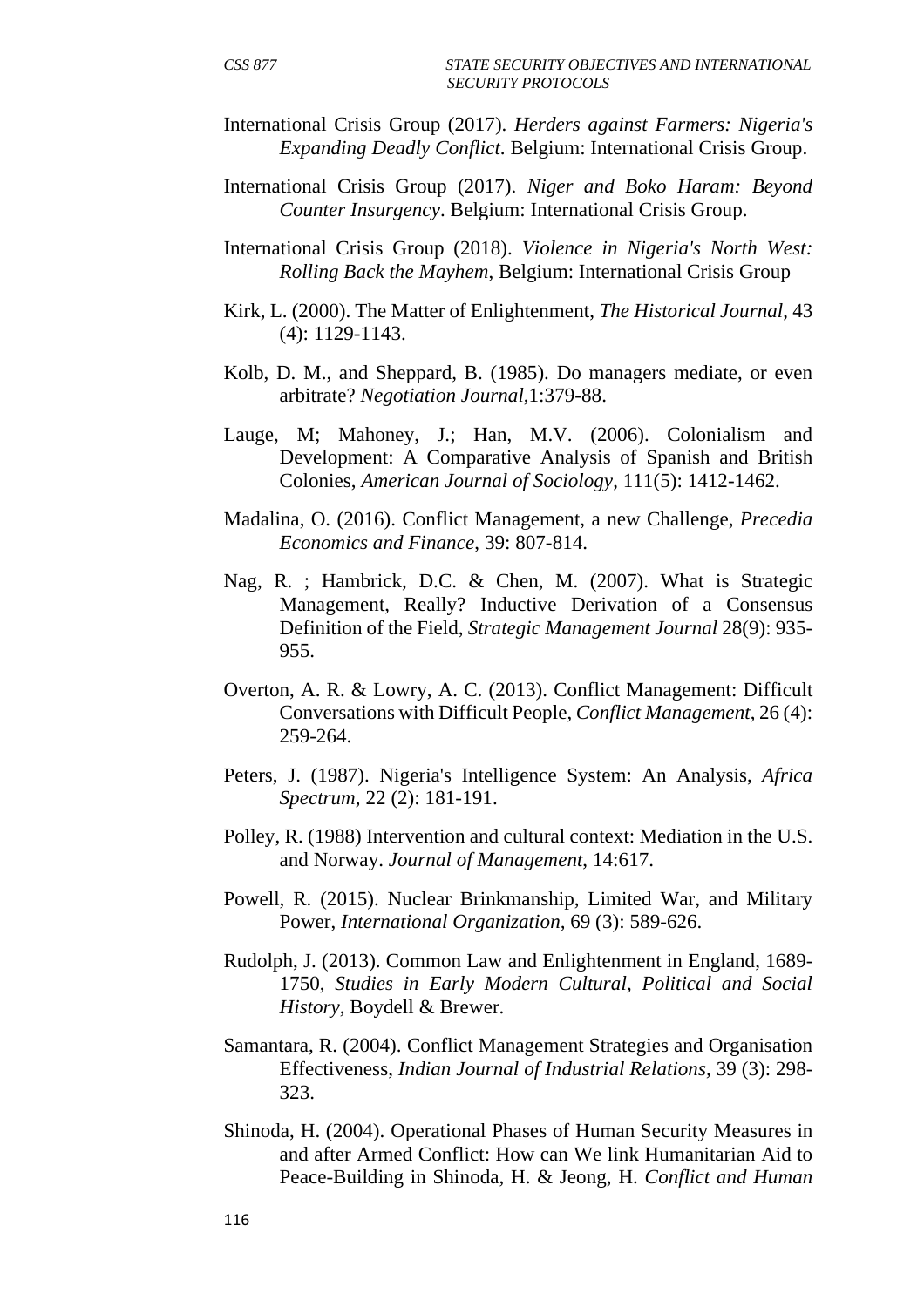International Crisis Group (2017). *Herders against Farmers: Nigeria's Expanding Deadly Conflict*. Belgium: International Crisis Group.

International Crisis Group (2017). *Niger and Boko Haram: Beyond Counter Insurgency*. Belgium: International Crisis Group.

International Crisis Group (2018). *Violence in Nigeria's North West: Rolling Back the Mayhem*, Belgium: International Crisis Group

Kirk, L. (2000). The Matter of Enlightenment, *The Historical Journal*, 43 (4): 1129-1143.

Kolb, D. M., and Sheppard, B. (1985). Do managers mediate, or even arbitrate? *Negotiation Journal*,1:379-88.

Lauge, M; Mahoney, J.; Han, M.V. (2006). Colonialism and Development: A Comparative Analysis of Spanish and British Colonies, *American Journal of Sociology*, 111(5): 1412-1462.

Madalina, O. (2016). Conflict Management, a new Challenge, *Precedia Economics and Finance*, 39: 807-814.

Nag, R. ; Hambrick, D.C. & Chen, M. (2007). What is Strategic Management, Really? Inductive Derivation of a Consensus Definition of the Field, *Strategic Management Journal* 28(9): 935-955.

Overton, A. R. & Lowry, A. C. (2013). Conflict Management: Difficult Conversations with Difficult People, *Conflict Management*, 26 (4): 259-264.

Peters, J. (1987). Nigeria's Intelligence System: An Analysis, *Africa Spectrum*, 22 (2): 181-191.

Polley, R. (1988) Intervention and cultural context: Mediation in the U.S. and Norway. *Journal of Management*, 14:617.

Powell, R. (2015). Nuclear Brinkmanship, Limited War, and Military Power, *International Organization*, 69 (3): 589-626.

Rudolph, J. (2013). Common Law and Enlightenment in England, 1689-1750, *Studies in Early Modern Cultural, Political and Social History*, Boydell & Brewer.

Samantara, R. (2004). Conflict Management Strategies and Organisation Effectiveness, *Indian Journal of Industrial Relations*, 39 (3): 298-323.

Shinoda, H. (2004). Operational Phases of Human Security Measures in and after Armed Conflict: How can We link Humanitarian Aid to Peace-Building in Shinoda, H. & Jeong, H. *Conflict and Human*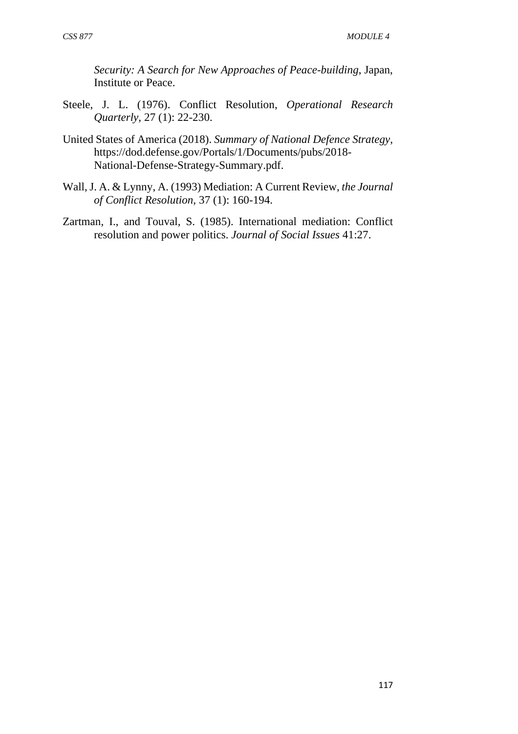*Security: A Search for New Approaches of Peace-building*, Japan, Institute or Peace.

Steele, J. L. (1976). Conflict Resolution, *Operational Research Quarterly*, 27 (1): 22-230.

United States of America (2018). *Summary of National Defence Strategy*, https://dod.defense.gov/Portals/1/Documents/pubs/2018-National-Defense-Strategy-Summary.pdf.

Wall, J. A. & Lynny, A. (1993) Mediation: A Current Review, *the Journal of Conflict Resolution*, 37 (1): 160-194.

Zartman, I., and Touval, S. (1985). International mediation: Conflict resolution and power politics. *Journal of Social Issues* 41:27.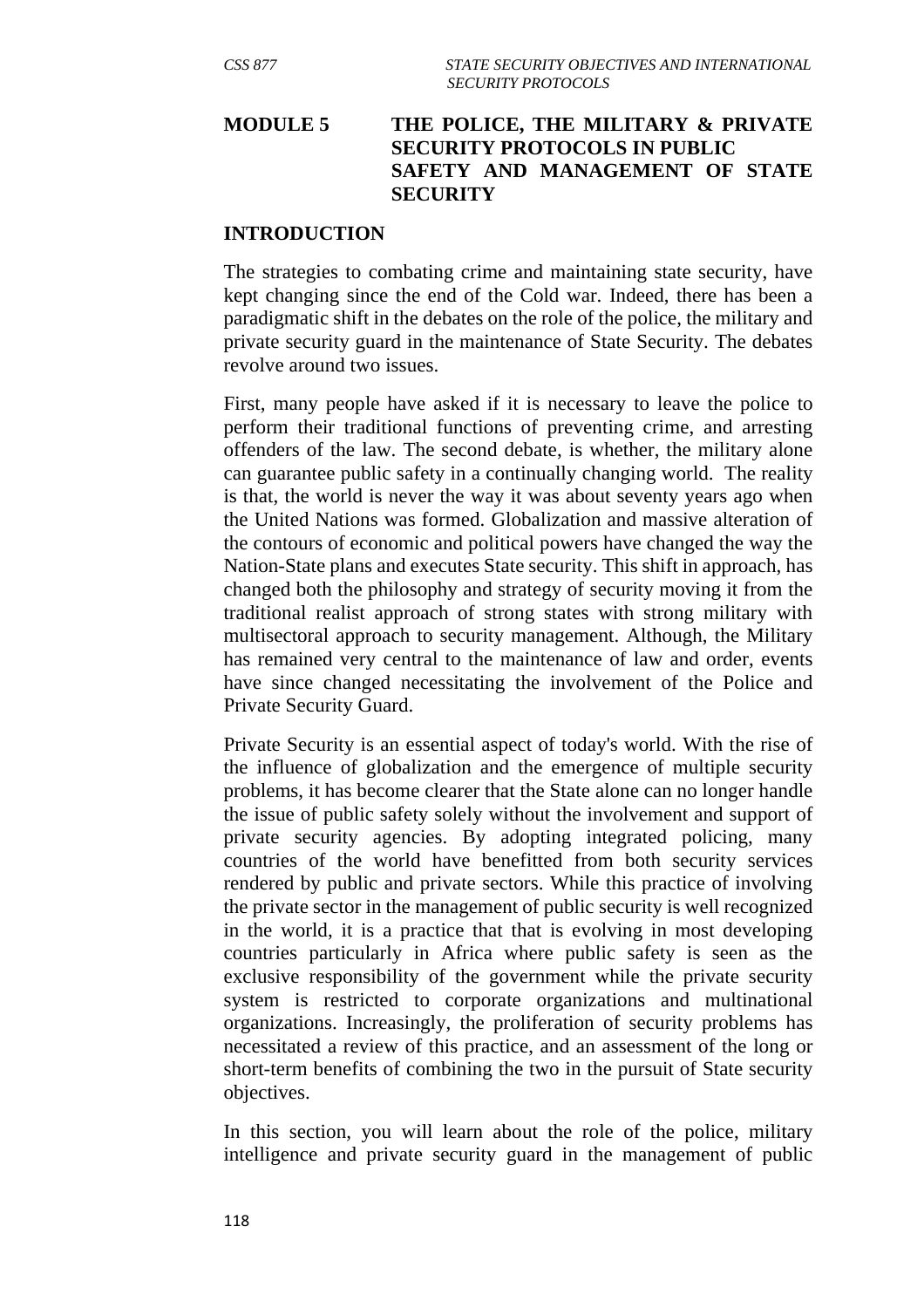# MODULE 5 THE POLICE, THE MILITARY & PRIVATE SECURITY PROTOCOLS IN PUBLIC SAFETY AND MANAGEMENT OF STATE SECURITY

## INTRODUCTION

The strategies to combating crime and maintaining state security, have kept changing since the end of the Cold war. Indeed, there has been a paradigmatic shift in the debates on the role of the police, the military and private security guard in the maintenance of State Security. The debates revolve around two issues.

First, many people have asked if it is necessary to leave the police to perform their traditional functions of preventing crime, and arresting offenders of the law. The second debate, is whether, the military alone can guarantee public safety in a continually changing world. The reality is that, the world is never the way it was about seventy years ago when the United Nations was formed. Globalization and massive alteration of the contours of economic and political powers have changed the way the Nation-State plans and executes State security. This shift in approach, has changed both the philosophy and strategy of security moving it from the traditional realist approach of strong states with strong military with multisectoral approach to security management. Although, the Military has remained very central to the maintenance of law and order, events have since changed necessitating the involvement of the Police and Private Security Guard.

Private Security is an essential aspect of today's world. With the rise of the influence of globalization and the emergence of multiple security problems, it has become clearer that the State alone can no longer handle the issue of public safety solely without the involvement and support of private security agencies. By adopting integrated policing, many countries of the world have benefitted from both security services rendered by public and private sectors. While this practice of involving the private sector in the management of public security is well recognized in the world, it is a practice that that is evolving in most developing countries particularly in Africa where public safety is seen as the exclusive responsibility of the government while the private security system is restricted to corporate organizations and multinational organizations. Increasingly, the proliferation of security problems has necessitated a review of this practice, and an assessment of the long or short-term benefits of combining the two in the pursuit of State security objectives.

In this section, you will learn about the role of the police, military intelligence and private security guard in the management of public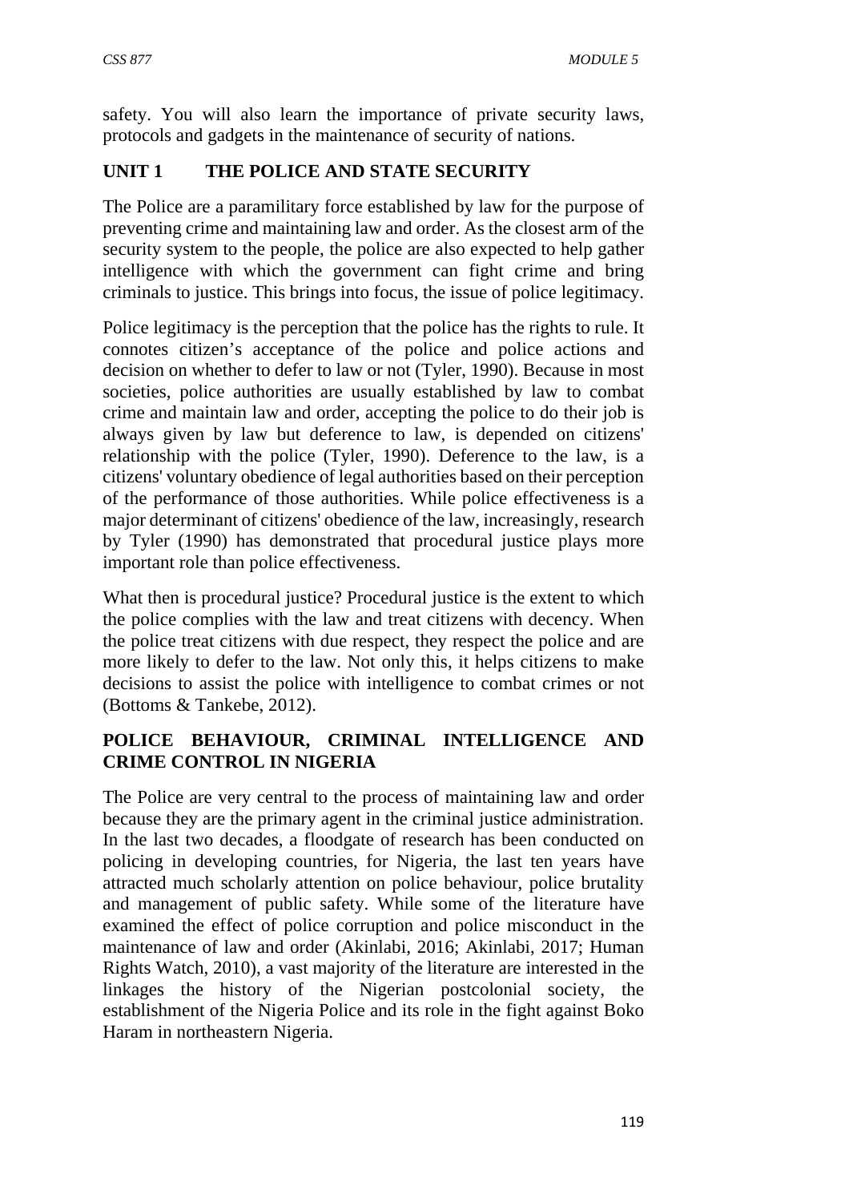safety. You will also learn the importance of private security laws, protocols and gadgets in the maintenance of security of nations.

## UNIT 1 THE POLICE AND STATE SECURITY

The Police are a paramilitary force established by law for the purpose of preventing crime and maintaining law and order. As the closest arm of the security system to the people, the police are also expected to help gather intelligence with which the government can fight crime and bring criminals to justice. This brings into focus, the issue of police legitimacy.

Police legitimacy is the perception that the police has the rights to rule. It connotes citizen's acceptance of the police and police actions and decision on whether to defer to law or not (Tyler, 1990). Because in most societies, police authorities are usually established by law to combat crime and maintain law and order, accepting the police to do their job is always given by law but deference to law, is depended on citizens' relationship with the police (Tyler, 1990). Deference to the law, is a citizens' voluntary obedience of legal authorities based on their perception of the performance of those authorities. While police effectiveness is a major determinant of citizens' obedience of the law, increasingly, research by Tyler (1990) has demonstrated that procedural justice plays more important role than police effectiveness.

What then is procedural justice? Procedural justice is the extent to which the police complies with the law and treat citizens with decency. When the police treat citizens with due respect, they respect the police and are more likely to defer to the law. Not only this, it helps citizens to make decisions to assist the police with intelligence to combat crimes or not (Bottoms & Tankebe, 2012).

### POLICE BEHAVIOUR, CRIMINAL INTELLIGENCE AND CRIME CONTROL IN NIGERIA

The Police are very central to the process of maintaining law and order because they are the primary agent in the criminal justice administration. In the last two decades, a floodgate of research has been conducted on policing in developing countries, for Nigeria, the last ten years have attracted much scholarly attention on police behaviour, police brutality and management of public safety. While some of the literature have examined the effect of police corruption and police misconduct in the maintenance of law and order (Akinlabi, 2016; Akinlabi, 2017; Human Rights Watch, 2010), a vast majority of the literature are interested in the linkages the history of the Nigerian postcolonial society, the establishment of the Nigeria Police and its role in the fight against Boko Haram in northeastern Nigeria.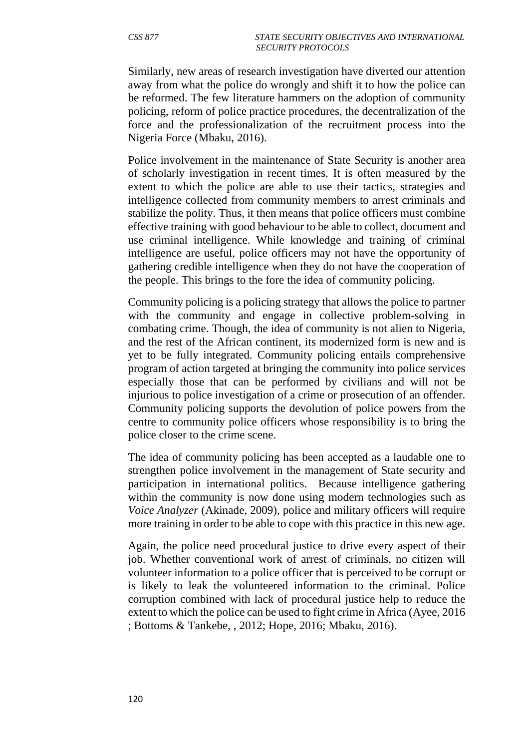Similarly, new areas of research investigation have diverted our attention away from what the police do wrongly and shift it to how the police can be reformed. The few literature hammers on the adoption of community policing, reform of police practice procedures, the decentralization of the force and the professionalization of the recruitment process into the Nigeria Force (Mbaku, 2016).

Police involvement in the maintenance of State Security is another area of scholarly investigation in recent times. It is often measured by the extent to which the police are able to use their tactics, strategies and intelligence collected from community members to arrest criminals and stabilize the polity. Thus, it then means that police officers must combine effective training with good behaviour to be able to collect, document and use criminal intelligence. While knowledge and training of criminal intelligence are useful, police officers may not have the opportunity of gathering credible intelligence when they do not have the cooperation of the people. This brings to the fore the idea of community policing.

Community policing is a policing strategy that allows the police to partner with the community and engage in collective problem-solving in combating crime. Though, the idea of community is not alien to Nigeria, and the rest of the African continent, its modernized form is new and is yet to be fully integrated. Community policing entails comprehensive program of action targeted at bringing the community into police services especially those that can be performed by civilians and will not be injurious to police investigation of a crime or prosecution of an offender. Community policing supports the devolution of police powers from the centre to community police officers whose responsibility is to bring the police closer to the crime scene.

The idea of community policing has been accepted as a laudable one to strengthen police involvement in the management of State security and participation in international politics. Because intelligence gathering within the community is now done using modern technologies such as *Voice Analyzer* (Akinade, 2009), police and military officers will require more training in order to be able to cope with this practice in this new age.

Again, the police need procedural justice to drive every aspect of their job. Whether conventional work of arrest of criminals, no citizen will volunteer information to a police officer that is perceived to be corrupt or is likely to leak the volunteered information to the criminal. Police corruption combined with lack of procedural justice help to reduce the extent to which the police can be used to fight crime in Africa (Ayee, 2016 ; Bottoms & Tankebe, , 2012; Hope, 2016; Mbaku, 2016).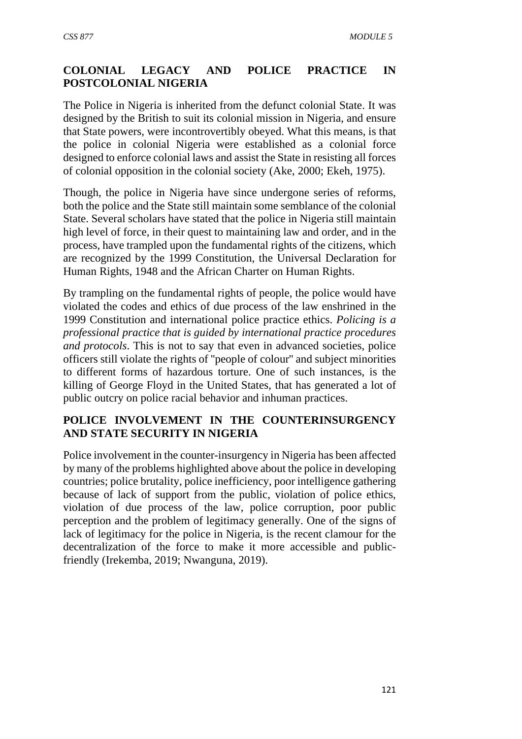## COLONIAL LEGACY AND POLICE PRACTICE IN POSTCOLONIAL NIGERIA

The Police in Nigeria is inherited from the defunct colonial State. It was designed by the British to suit its colonial mission in Nigeria, and ensure that State powers, were incontrovertibly obeyed. What this means, is that the police in colonial Nigeria were established as a colonial force designed to enforce colonial laws and assist the State in resisting all forces of colonial opposition in the colonial society (Ake, 2000; Ekeh, 1975).

Though, the police in Nigeria have since undergone series of reforms, both the police and the State still maintain some semblance of the colonial State. Several scholars have stated that the police in Nigeria still maintain high level of force, in their quest to maintaining law and order, and in the process, have trampled upon the fundamental rights of the citizens, which are recognized by the 1999 Constitution, the Universal Declaration for Human Rights, 1948 and the African Charter on Human Rights.

By trampling on the fundamental rights of people, the police would have violated the codes and ethics of due process of the law enshrined in the 1999 Constitution and international police practice ethics. *Policing is a professional practice that is guided by international practice procedures and protocols*. This is not to say that even in advanced societies, police officers still violate the rights of "people of colour" and subject minorities to different forms of hazardous torture. One of such instances, is the killing of George Floyd in the United States, that has generated a lot of public outcry on police racial behavior and inhuman practices.

## POLICE INVOLVEMENT IN THE COUNTERINSURGENCY AND STATE SECURITY IN NIGERIA

Police involvement in the counter-insurgency in Nigeria has been affected by many of the problems highlighted above about the police in developing countries; police brutality, police inefficiency, poor intelligence gathering because of lack of support from the public, violation of police ethics, violation of due process of the law, police corruption, poor public perception and the problem of legitimacy generally. One of the signs of lack of legitimacy for the police in Nigeria, is the recent clamour for the decentralization of the force to make it more accessible and public-friendly (Irekemba, 2019; Nwanguna, 2019).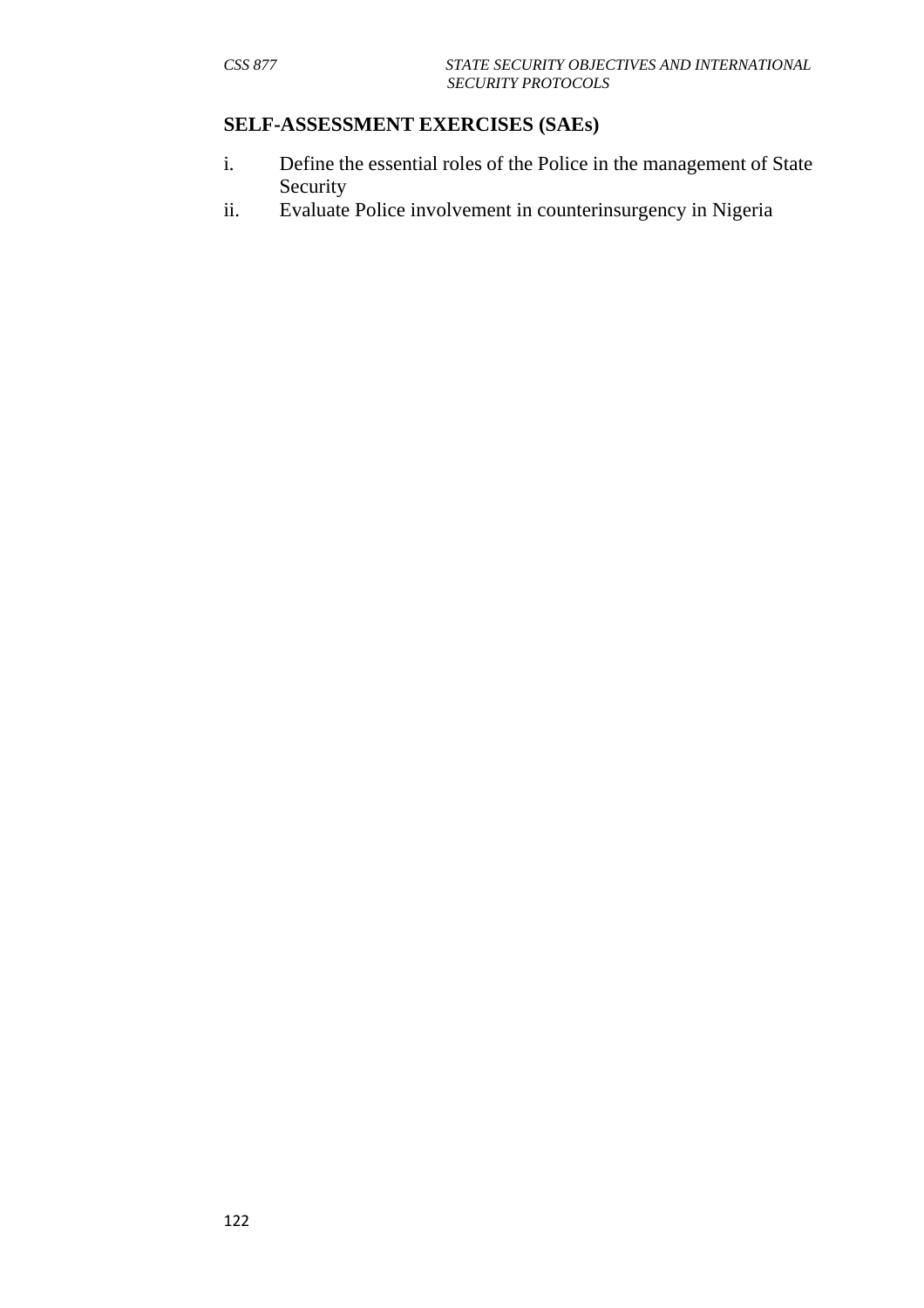## SELF-ASSESSMENT EXERCISES (SAEs)

i. Define the essential roles of the Police in the management of State Security
ii. Evaluate Police involvement in counterinsurgency in Nigeria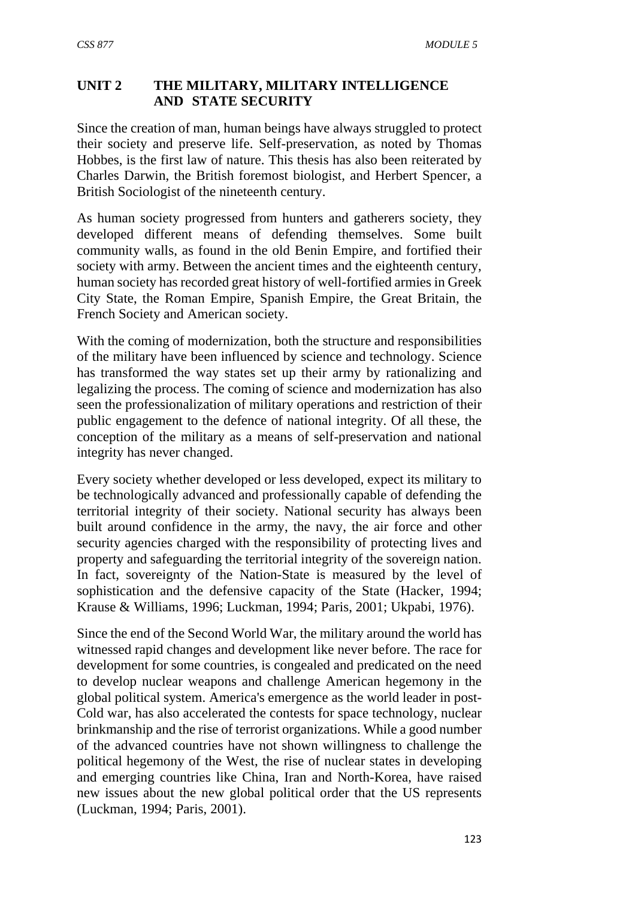## UNIT 2 THE MILITARY, MILITARY INTELLIGENCE AND STATE SECURITY

Since the creation of man, human beings have always struggled to protect their society and preserve life. Self-preservation, as noted by Thomas Hobbes, is the first law of nature. This thesis has also been reiterated by Charles Darwin, the British foremost biologist, and Herbert Spencer, a British Sociologist of the nineteenth century.

As human society progressed from hunters and gatherers society, they developed different means of defending themselves. Some built community walls, as found in the old Benin Empire, and fortified their society with army. Between the ancient times and the eighteenth century, human society has recorded great history of well-fortified armies in Greek City State, the Roman Empire, Spanish Empire, the Great Britain, the French Society and American society.

With the coming of modernization, both the structure and responsibilities of the military have been influenced by science and technology. Science has transformed the way states set up their army by rationalizing and legalizing the process. The coming of science and modernization has also seen the professionalization of military operations and restriction of their public engagement to the defence of national integrity. Of all these, the conception of the military as a means of self-preservation and national integrity has never changed.

Every society whether developed or less developed, expect its military to be technologically advanced and professionally capable of defending the territorial integrity of their society. National security has always been built around confidence in the army, the navy, the air force and other security agencies charged with the responsibility of protecting lives and property and safeguarding the territorial integrity of the sovereign nation. In fact, sovereignty of the Nation-State is measured by the level of sophistication and the defensive capacity of the State (Hacker, 1994; Krause & Williams, 1996; Luckman, 1994; Paris, 2001; Ukpabi, 1976).

Since the end of the Second World War, the military around the world has witnessed rapid changes and development like never before. The race for development for some countries, is congealed and predicated on the need to develop nuclear weapons and challenge American hegemony in the global political system. America's emergence as the world leader in post-Cold war, has also accelerated the contests for space technology, nuclear brinkmanship and the rise of terrorist organizations. While a good number of the advanced countries have not shown willingness to challenge the political hegemony of the West, the rise of nuclear states in developing and emerging countries like China, Iran and North-Korea, have raised new issues about the new global political order that the US represents (Luckman, 1994; Paris, 2001).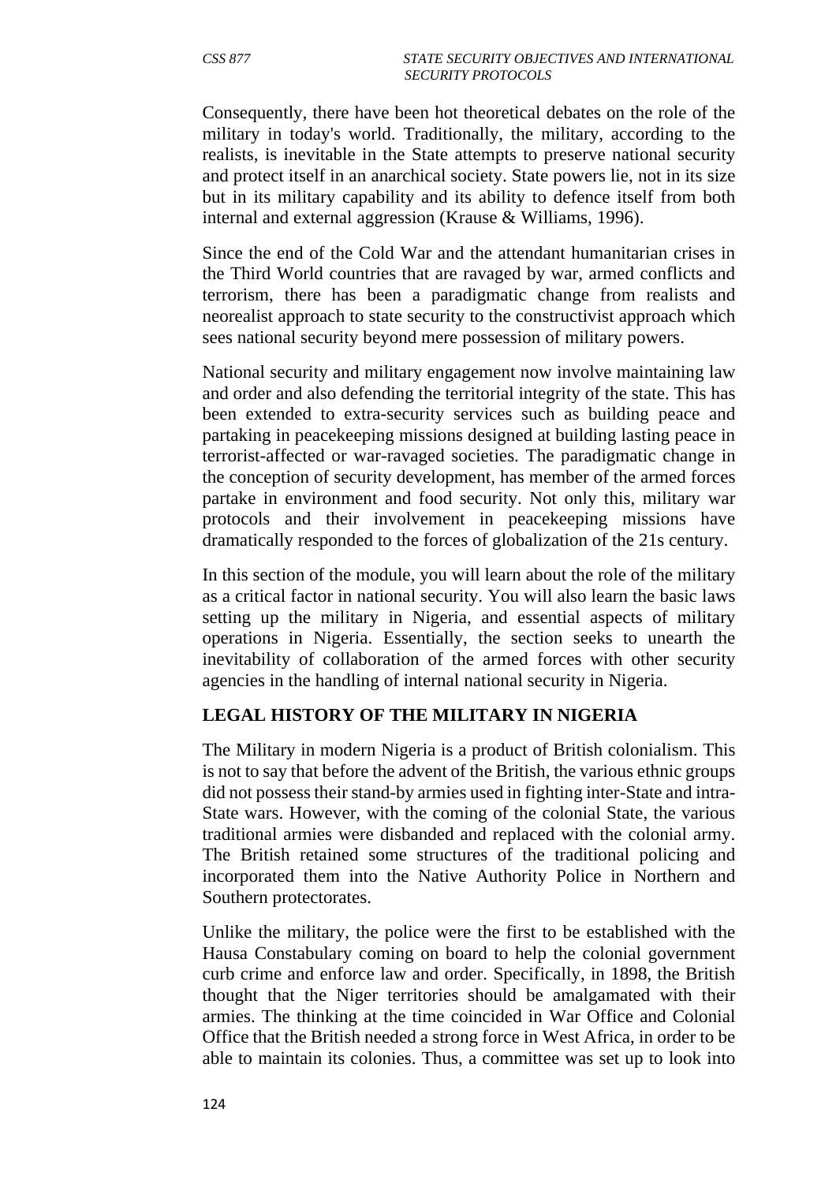Consequently, there have been hot theoretical debates on the role of the military in today's world. Traditionally, the military, according to the realists, is inevitable in the State attempts to preserve national security and protect itself in an anarchical society. State powers lie, not in its size but in its military capability and its ability to defence itself from both internal and external aggression (Krause & Williams, 1996).

Since the end of the Cold War and the attendant humanitarian crises in the Third World countries that are ravaged by war, armed conflicts and terrorism, there has been a paradigmatic change from realists and neorealist approach to state security to the constructivist approach which sees national security beyond mere possession of military powers.

National security and military engagement now involve maintaining law and order and also defending the territorial integrity of the state. This has been extended to extra-security services such as building peace and partaking in peacekeeping missions designed at building lasting peace in terrorist-affected or war-ravaged societies. The paradigmatic change in the conception of security development, has member of the armed forces partake in environment and food security. Not only this, military war protocols and their involvement in peacekeeping missions have dramatically responded to the forces of globalization of the 21s century.

In this section of the module, you will learn about the role of the military as a critical factor in national security. You will also learn the basic laws setting up the military in Nigeria, and essential aspects of military operations in Nigeria. Essentially, the section seeks to unearth the inevitability of collaboration of the armed forces with other security agencies in the handling of internal national security in Nigeria.

## LEGAL HISTORY OF THE MILITARY IN NIGERIA

The Military in modern Nigeria is a product of British colonialism. This is not to say that before the advent of the British, the various ethnic groups did not possess their stand-by armies used in fighting inter-State and intra-State wars. However, with the coming of the colonial State, the various traditional armies were disbanded and replaced with the colonial army. The British retained some structures of the traditional policing and incorporated them into the Native Authority Police in Northern and Southern protectorates.

Unlike the military, the police were the first to be established with the Hausa Constabulary coming on board to help the colonial government curb crime and enforce law and order. Specifically, in 1898, the British thought that the Niger territories should be amalgamated with their armies. The thinking at the time coincided in War Office and Colonial Office that the British needed a strong force in West Africa, in order to be able to maintain its colonies. Thus, a committee was set up to look into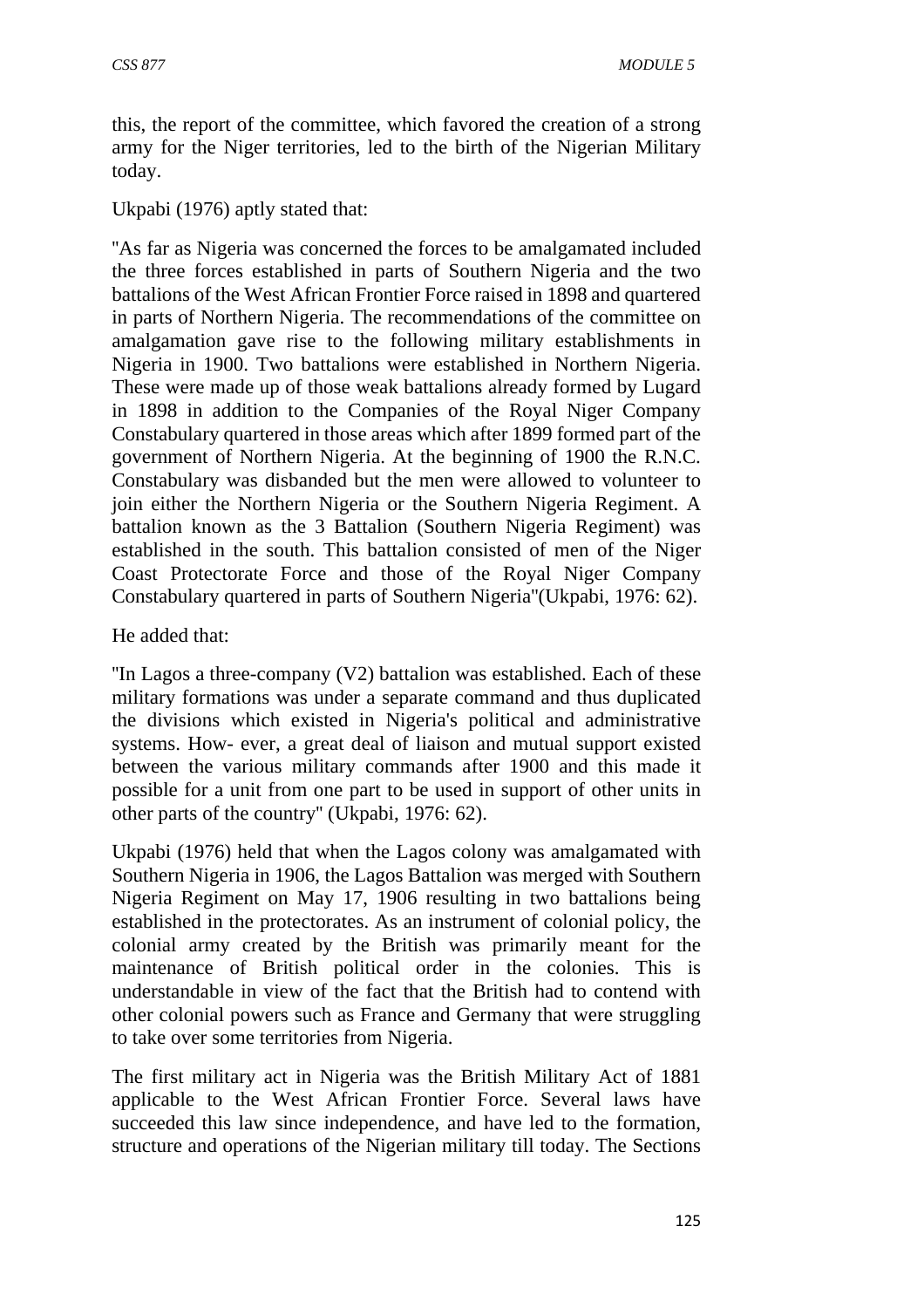this, the report of the committee, which favored the creation of a strong army for the Niger territories, led to the birth of the Nigerian Military today.

Ukpabi (1976) aptly stated that:

"As far as Nigeria was concerned the forces to be amalgamated included the three forces established in parts of Southern Nigeria and the two battalions of the West African Frontier Force raised in 1898 and quartered in parts of Northern Nigeria. The recommendations of the committee on amalgamation gave rise to the following military establishments in Nigeria in 1900. Two battalions were established in Northern Nigeria. These were made up of those weak battalions already formed by Lugard in 1898 in addition to the Companies of the Royal Niger Company Constabulary quartered in those areas which after 1899 formed part of the government of Northern Nigeria. At the beginning of 1900 the R.N.C. Constabulary was disbanded but the men were allowed to volunteer to join either the Northern Nigeria or the Southern Nigeria Regiment. A battalion known as the 3 Battalion (Southern Nigeria Regiment) was established in the south. This battalion consisted of men of the Niger Coast Protectorate Force and those of the Royal Niger Company Constabulary quartered in parts of Southern Nigeria"(Ukpabi, 1976: 62).

He added that:

"In Lagos a three-company (V2) battalion was established. Each of these military formations was under a separate command and thus duplicated the divisions which existed in Nigeria's political and administrative systems. How- ever, a great deal of liaison and mutual support existed between the various military commands after 1900 and this made it possible for a unit from one part to be used in support of other units in other parts of the country" (Ukpabi, 1976: 62).

Ukpabi (1976) held that when the Lagos colony was amalgamated with Southern Nigeria in 1906, the Lagos Battalion was merged with Southern Nigeria Regiment on May 17, 1906 resulting in two battalions being established in the protectorates. As an instrument of colonial policy, the colonial army created by the British was primarily meant for the maintenance of British political order in the colonies. This is understandable in view of the fact that the British had to contend with other colonial powers such as France and Germany that were struggling to take over some territories from Nigeria.

The first military act in Nigeria was the British Military Act of 1881 applicable to the West African Frontier Force. Several laws have succeeded this law since independence, and have led to the formation, structure and operations of the Nigerian military till today. The Sections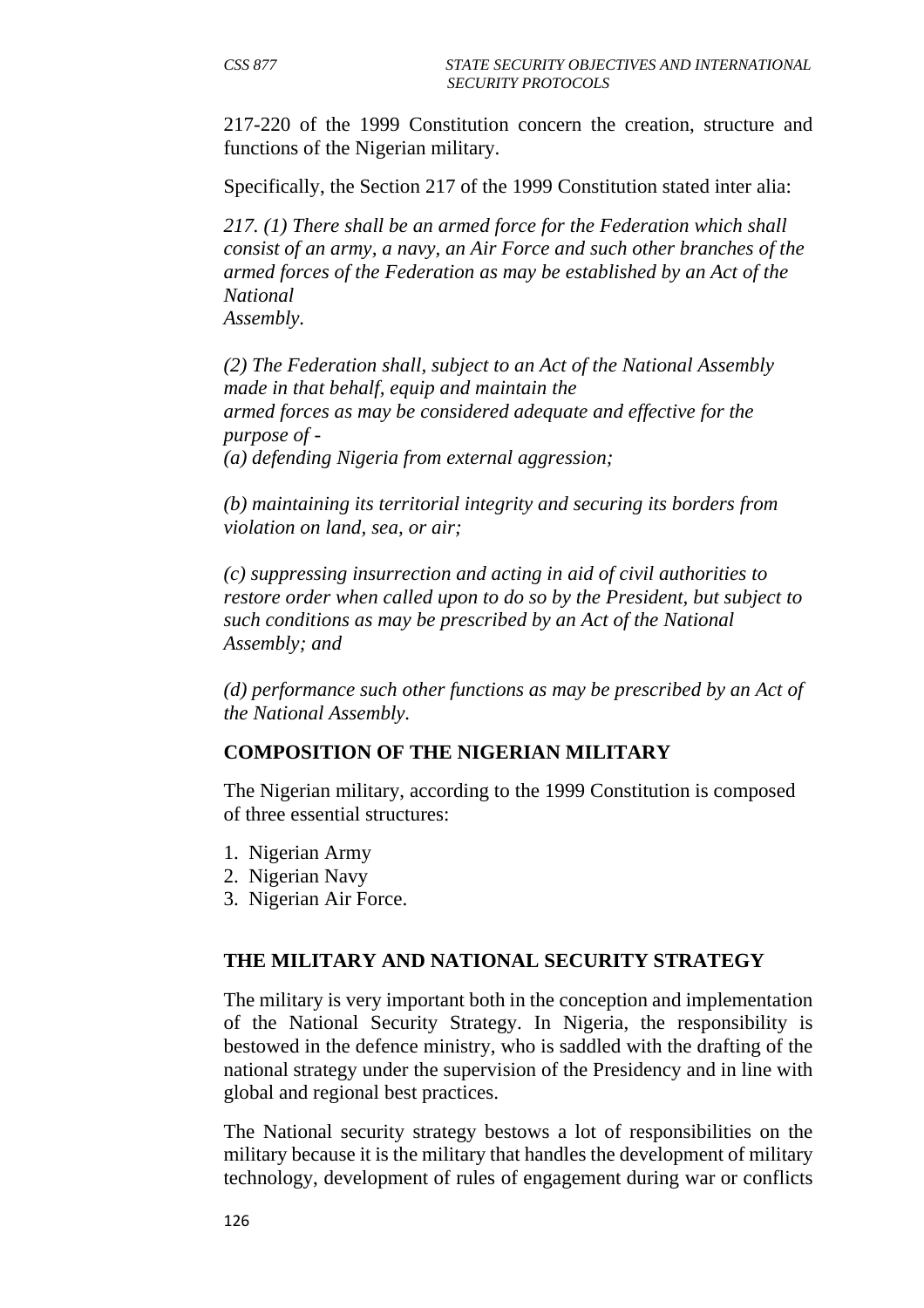217-220 of the 1999 Constitution concern the creation, structure and functions of the Nigerian military.

Specifically, the Section 217 of the 1999 Constitution stated inter alia:

*217. (1) There shall be an armed force for the Federation which shall consist of an army, a navy, an Air Force and such other branches of the armed forces of the Federation as may be established by an Act of the National Assembly.*

*(2) The Federation shall, subject to an Act of the National Assembly made in that behalf, equip and maintain the armed forces as may be considered adequate and effective for the purpose of -*

*(a) defending Nigeria from external aggression;*

*(b) maintaining its territorial integrity and securing its borders from violation on land, sea, or air;*

*(c) suppressing insurrection and acting in aid of civil authorities to restore order when called upon to do so by the President, but subject to such conditions as may be prescribed by an Act of the National Assembly; and*

*(d) performance such other functions as may be prescribed by an Act of the National Assembly.*

### COMPOSITION OF THE NIGERIAN MILITARY

The Nigerian military, according to the 1999 Constitution is composed of three essential structures:

1. Nigerian Army
2. Nigerian Navy
3. Nigerian Air Force.

### THE MILITARY AND NATIONAL SECURITY STRATEGY

The military is very important both in the conception and implementation of the National Security Strategy. In Nigeria, the responsibility is bestowed in the defence ministry, who is saddled with the drafting of the national strategy under the supervision of the Presidency and in line with global and regional best practices.

The National security strategy bestows a lot of responsibilities on the military because it is the military that handles the development of military technology, development of rules of engagement during war or conflicts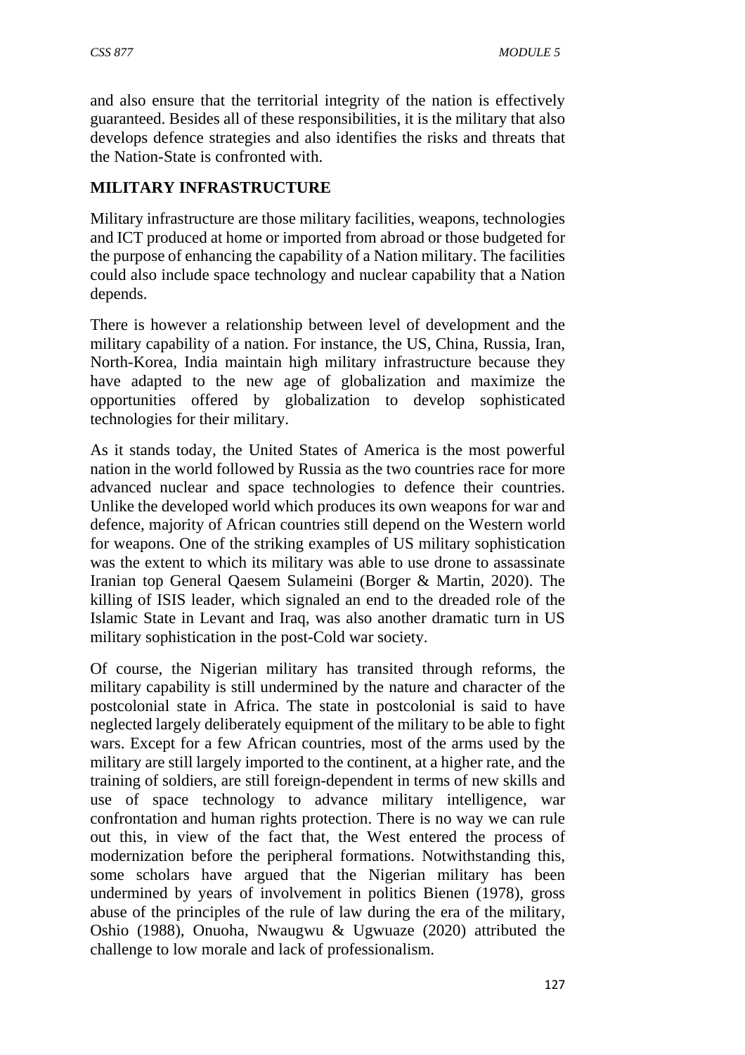and also ensure that the territorial integrity of the nation is effectively guaranteed. Besides all of these responsibilities, it is the military that also develops defence strategies and also identifies the risks and threats that the Nation-State is confronted with.

## MILITARY INFRASTRUCTURE

Military infrastructure are those military facilities, weapons, technologies and ICT produced at home or imported from abroad or those budgeted for the purpose of enhancing the capability of a Nation military. The facilities could also include space technology and nuclear capability that a Nation depends.

There is however a relationship between level of development and the military capability of a nation. For instance, the US, China, Russia, Iran, North-Korea, India maintain high military infrastructure because they have adapted to the new age of globalization and maximize the opportunities offered by globalization to develop sophisticated technologies for their military.

As it stands today, the United States of America is the most powerful nation in the world followed by Russia as the two countries race for more advanced nuclear and space technologies to defence their countries. Unlike the developed world which produces its own weapons for war and defence, majority of African countries still depend on the Western world for weapons. One of the striking examples of US military sophistication was the extent to which its military was able to use drone to assassinate Iranian top General Qaesem Sulameini (Borger & Martin, 2020). The killing of ISIS leader, which signaled an end to the dreaded role of the Islamic State in Levant and Iraq, was also another dramatic turn in US military sophistication in the post-Cold war society.

Of course, the Nigerian military has transited through reforms, the military capability is still undermined by the nature and character of the postcolonial state in Africa. The state in postcolonial is said to have neglected largely deliberately equipment of the military to be able to fight wars. Except for a few African countries, most of the arms used by the military are still largely imported to the continent, at a higher rate, and the training of soldiers, are still foreign-dependent in terms of new skills and use of space technology to advance military intelligence, war confrontation and human rights protection. There is no way we can rule out this, in view of the fact that, the West entered the process of modernization before the peripheral formations. Notwithstanding this, some scholars have argued that the Nigerian military has been undermined by years of involvement in politics Bienen (1978), gross abuse of the principles of the rule of law during the era of the military, Oshio (1988), Onuoha, Nwaugwu & Ugwuaze (2020) attributed the challenge to low morale and lack of professionalism.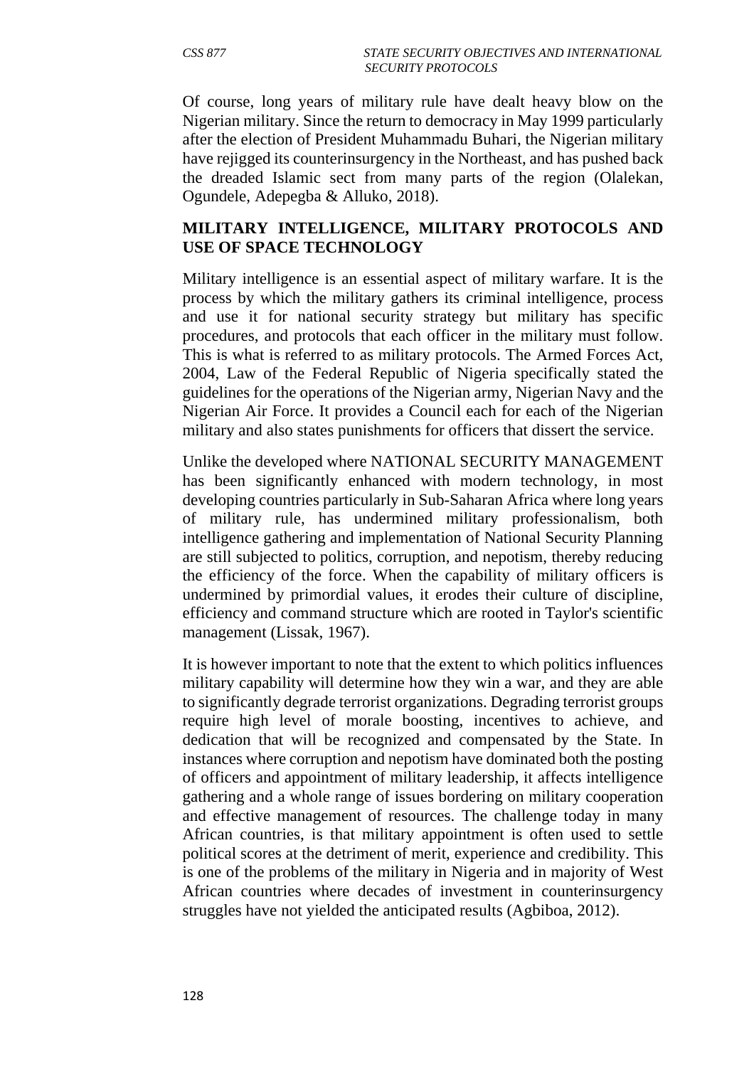Of course, long years of military rule have dealt heavy blow on the Nigerian military. Since the return to democracy in May 1999 particularly after the election of President Muhammadu Buhari, the Nigerian military have rejigged its counterinsurgency in the Northeast, and has pushed back the dreaded Islamic sect from many parts of the region (Olalekan, Ogundele, Adepegba & Alluko, 2018).

## MILITARY INTELLIGENCE, MILITARY PROTOCOLS AND USE OF SPACE TECHNOLOGY

Military intelligence is an essential aspect of military warfare. It is the process by which the military gathers its criminal intelligence, process and use it for national security strategy but military has specific procedures, and protocols that each officer in the military must follow. This is what is referred to as military protocols. The Armed Forces Act, 2004, Law of the Federal Republic of Nigeria specifically stated the guidelines for the operations of the Nigerian army, Nigerian Navy and the Nigerian Air Force. It provides a Council each for each of the Nigerian military and also states punishments for officers that dissert the service.

Unlike the developed where NATIONAL SECURITY MANAGEMENT has been significantly enhanced with modern technology, in most developing countries particularly in Sub-Saharan Africa where long years of military rule, has undermined military professionalism, both intelligence gathering and implementation of National Security Planning are still subjected to politics, corruption, and nepotism, thereby reducing the efficiency of the force. When the capability of military officers is undermined by primordial values, it erodes their culture of discipline, efficiency and command structure which are rooted in Taylor's scientific management (Lissak, 1967).

It is however important to note that the extent to which politics influences military capability will determine how they win a war, and they are able to significantly degrade terrorist organizations. Degrading terrorist groups require high level of morale boosting, incentives to achieve, and dedication that will be recognized and compensated by the State. In instances where corruption and nepotism have dominated both the posting of officers and appointment of military leadership, it affects intelligence gathering and a whole range of issues bordering on military cooperation and effective management of resources. The challenge today in many African countries, is that military appointment is often used to settle political scores at the detriment of merit, experience and credibility. This is one of the problems of the military in Nigeria and in majority of West African countries where decades of investment in counterinsurgency struggles have not yielded the anticipated results (Agbiboa, 2012).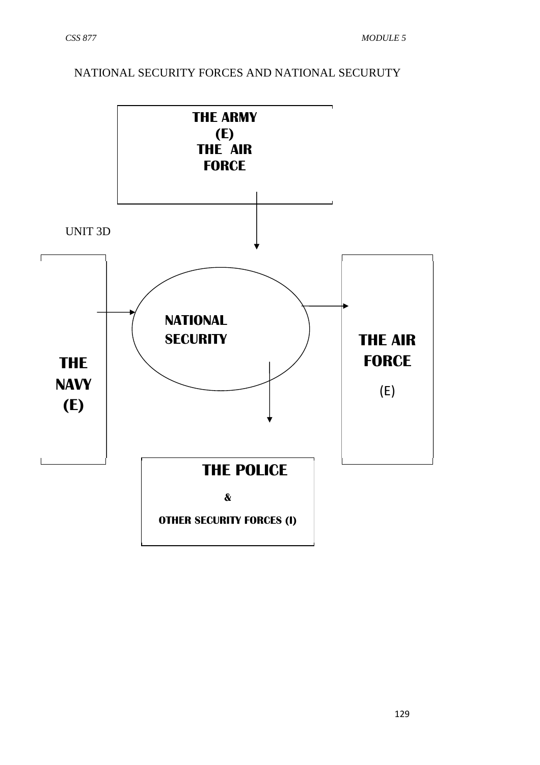NATIONAL SECURITY FORCES AND NATIONAL SECURUTY

**THE ARMY (E)**
**THE AIR FORCE**

UNIT 3D

**THE NAVY (E)**

**NATIONAL SECURITY**

**THE AIR FORCE**
(E)

**THE POLICE**
**&**
**OTHER SECURITY FORCES (I)**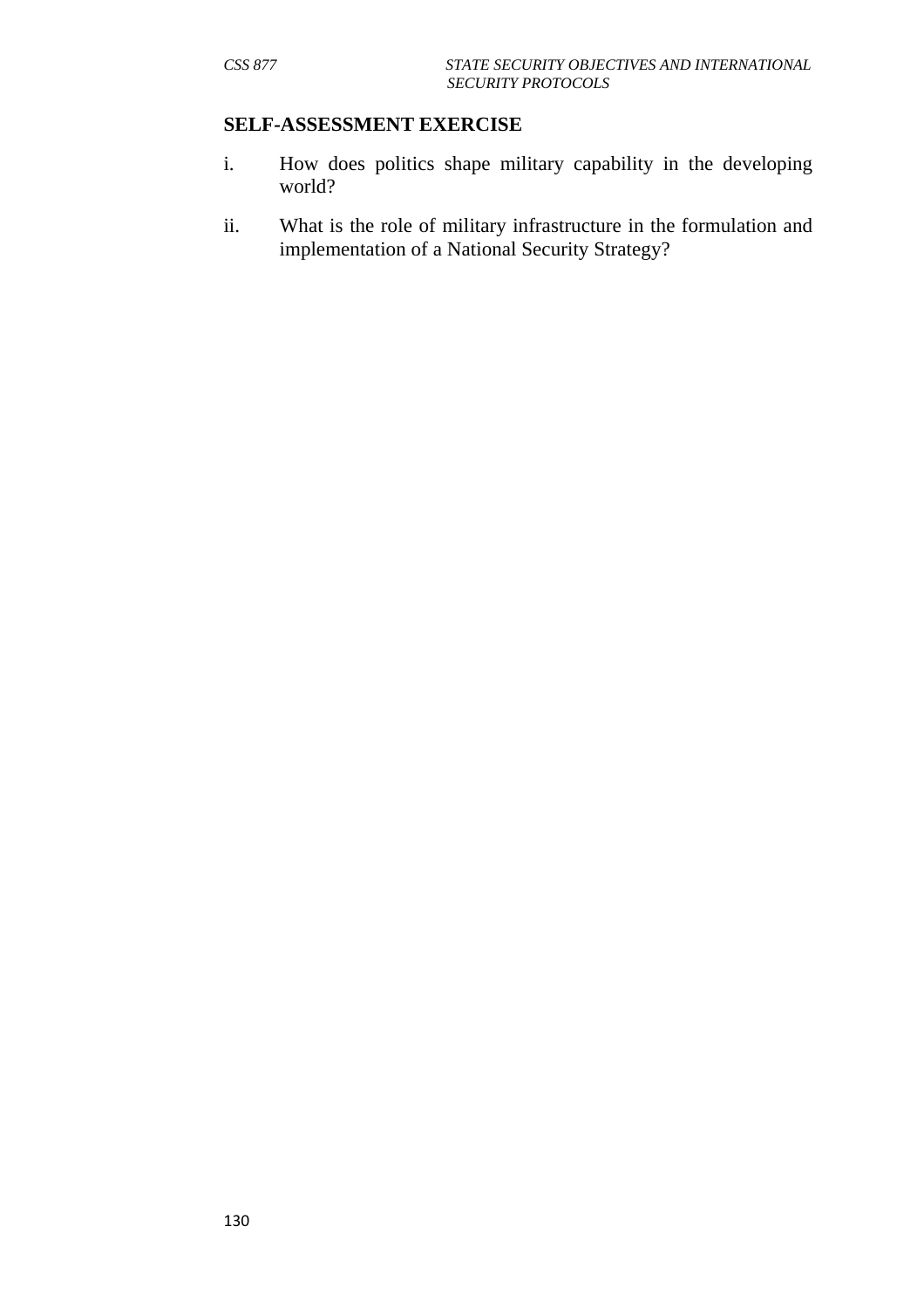## SELF-ASSESSMENT EXERCISE

i. How does politics shape military capability in the developing world?

ii. What is the role of military infrastructure in the formulation and implementation of a National Security Strategy?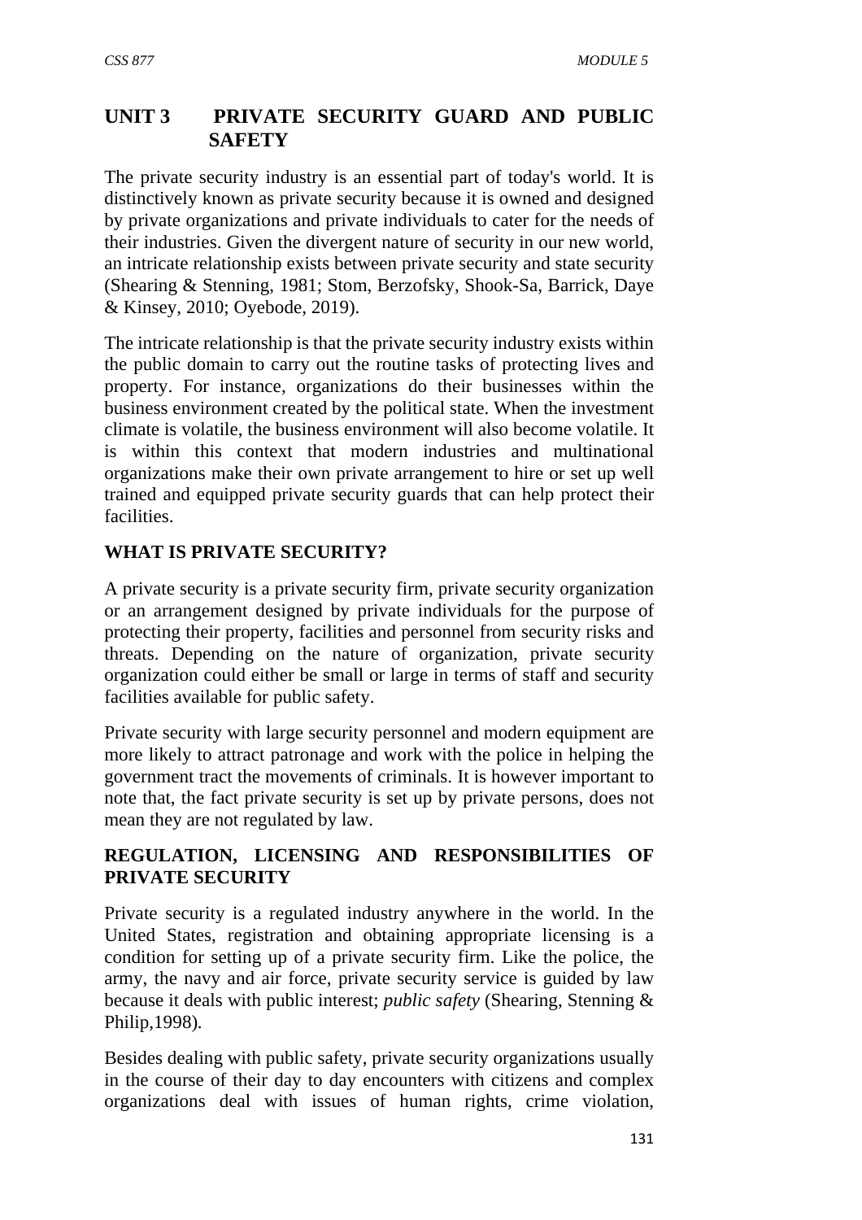## UNIT 3 PRIVATE SECURITY GUARD AND PUBLIC SAFETY

The private security industry is an essential part of today's world. It is distinctively known as private security because it is owned and designed by private organizations and private individuals to cater for the needs of their industries. Given the divergent nature of security in our new world, an intricate relationship exists between private security and state security (Shearing & Stenning, 1981; Stom, Berzofsky, Shook-Sa, Barrick, Daye & Kinsey, 2010; Oyebode, 2019).

The intricate relationship is that the private security industry exists within the public domain to carry out the routine tasks of protecting lives and property. For instance, organizations do their businesses within the business environment created by the political state. When the investment climate is volatile, the business environment will also become volatile. It is within this context that modern industries and multinational organizations make their own private arrangement to hire or set up well trained and equipped private security guards that can help protect their facilities.

### WHAT IS PRIVATE SECURITY?

A private security is a private security firm, private security organization or an arrangement designed by private individuals for the purpose of protecting their property, facilities and personnel from security risks and threats. Depending on the nature of organization, private security organization could either be small or large in terms of staff and security facilities available for public safety.

Private security with large security personnel and modern equipment are more likely to attract patronage and work with the police in helping the government tract the movements of criminals. It is however important to note that, the fact private security is set up by private persons, does not mean they are not regulated by law.

### REGULATION, LICENSING AND RESPONSIBILITIES OF PRIVATE SECURITY

Private security is a regulated industry anywhere in the world. In the United States, registration and obtaining appropriate licensing is a condition for setting up of a private security firm. Like the police, the army, the navy and air force, private security service is guided by law because it deals with public interest; *public safety* (Shearing, Stenning & Philip,1998).

Besides dealing with public safety, private security organizations usually in the course of their day to day encounters with citizens and complex organizations deal with issues of human rights, crime violation,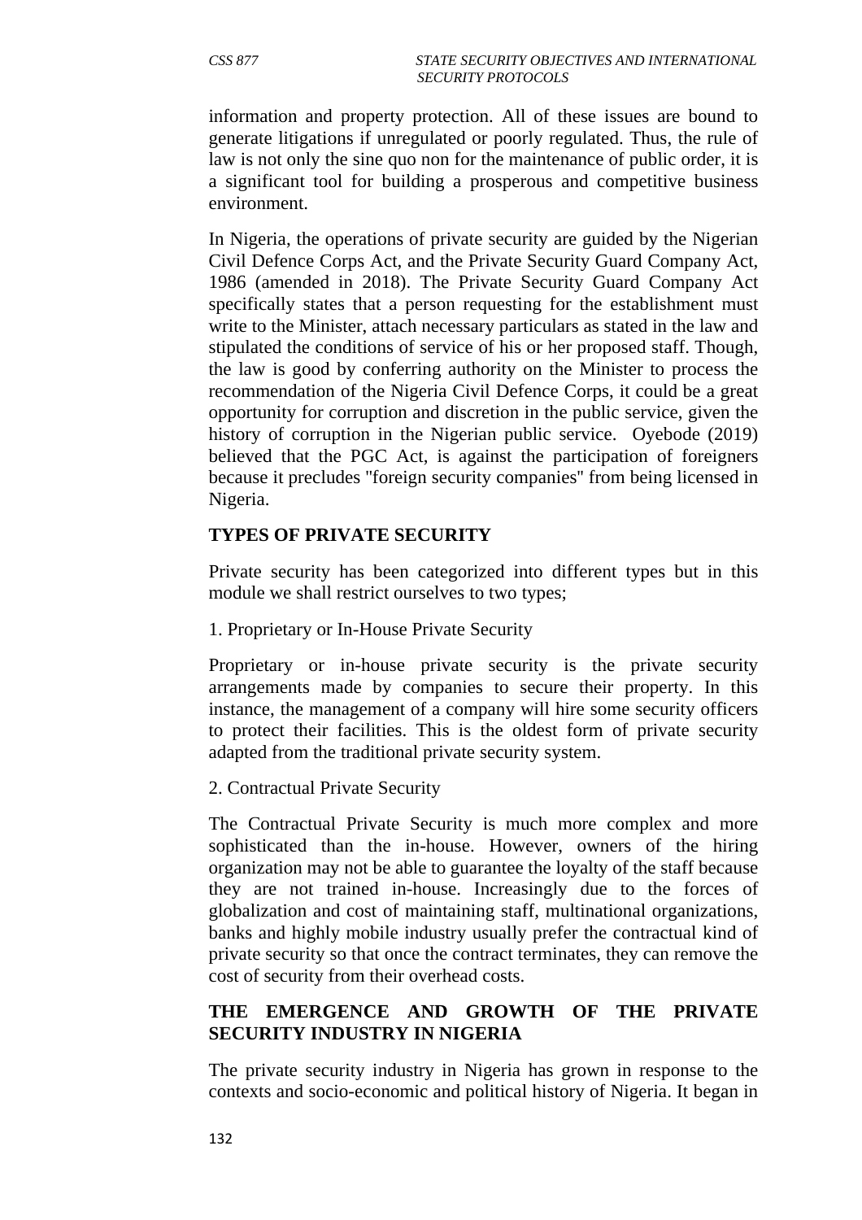information and property protection. All of these issues are bound to generate litigations if unregulated or poorly regulated. Thus, the rule of law is not only the sine quo non for the maintenance of public order, it is a significant tool for building a prosperous and competitive business environment.

In Nigeria, the operations of private security are guided by the Nigerian Civil Defence Corps Act, and the Private Security Guard Company Act, 1986 (amended in 2018). The Private Security Guard Company Act specifically states that a person requesting for the establishment must write to the Minister, attach necessary particulars as stated in the law and stipulated the conditions of service of his or her proposed staff. Though, the law is good by conferring authority on the Minister to process the recommendation of the Nigeria Civil Defence Corps, it could be a great opportunity for corruption and discretion in the public service, given the history of corruption in the Nigerian public service. Oyebode (2019) believed that the PGC Act, is against the participation of foreigners because it precludes "foreign security companies" from being licensed in Nigeria.

## TYPES OF PRIVATE SECURITY

Private security has been categorized into different types but in this module we shall restrict ourselves to two types;

1. Proprietary or In-House Private Security

Proprietary or in-house private security is the private security arrangements made by companies to secure their property. In this instance, the management of a company will hire some security officers to protect their facilities. This is the oldest form of private security adapted from the traditional private security system.

2. Contractual Private Security

The Contractual Private Security is much more complex and more sophisticated than the in-house. However, owners of the hiring organization may not be able to guarantee the loyalty of the staff because they are not trained in-house. Increasingly due to the forces of globalization and cost of maintaining staff, multinational organizations, banks and highly mobile industry usually prefer the contractual kind of private security so that once the contract terminates, they can remove the cost of security from their overhead costs.

## THE EMERGENCE AND GROWTH OF THE PRIVATE SECURITY INDUSTRY IN NIGERIA

The private security industry in Nigeria has grown in response to the contexts and socio-economic and political history of Nigeria. It began in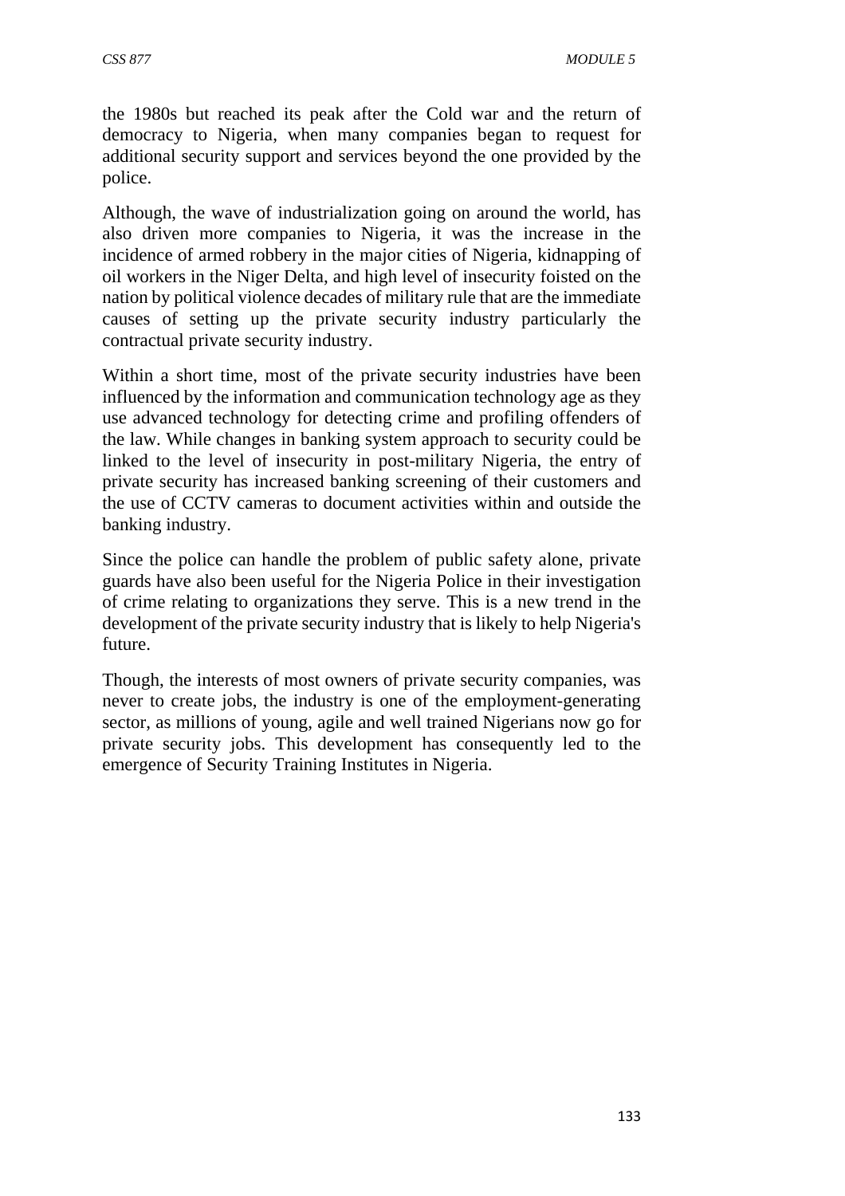the 1980s but reached its peak after the Cold war and the return of democracy to Nigeria, when many companies began to request for additional security support and services beyond the one provided by the police.

Although, the wave of industrialization going on around the world, has also driven more companies to Nigeria, it was the increase in the incidence of armed robbery in the major cities of Nigeria, kidnapping of oil workers in the Niger Delta, and high level of insecurity foisted on the nation by political violence decades of military rule that are the immediate causes of setting up the private security industry particularly the contractual private security industry.

Within a short time, most of the private security industries have been influenced by the information and communication technology age as they use advanced technology for detecting crime and profiling offenders of the law. While changes in banking system approach to security could be linked to the level of insecurity in post-military Nigeria, the entry of private security has increased banking screening of their customers and the use of CCTV cameras to document activities within and outside the banking industry.

Since the police can handle the problem of public safety alone, private guards have also been useful for the Nigeria Police in their investigation of crime relating to organizations they serve. This is a new trend in the development of the private security industry that is likely to help Nigeria's future.

Though, the interests of most owners of private security companies, was never to create jobs, the industry is one of the employment-generating sector, as millions of young, agile and well trained Nigerians now go for private security jobs. This development has consequently led to the emergence of Security Training Institutes in Nigeria.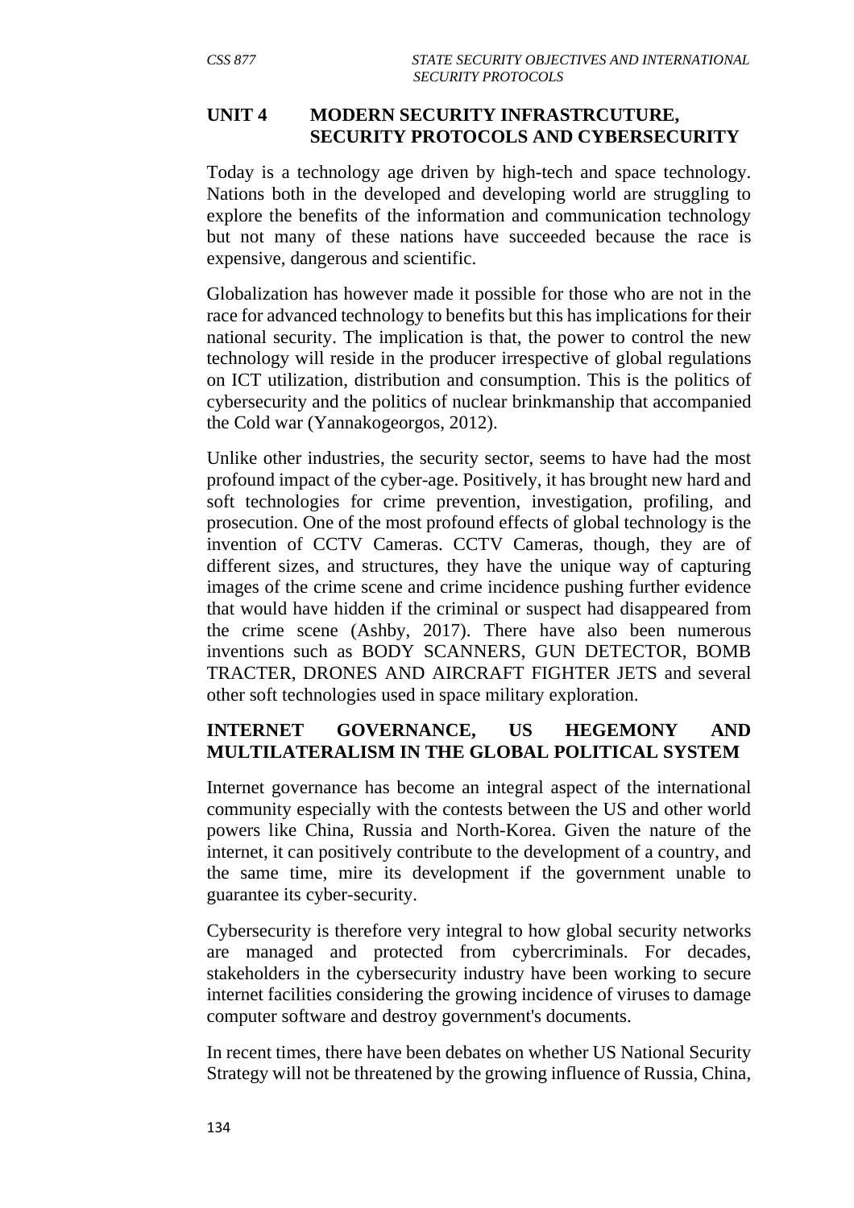## UNIT 4 MODERN SECURITY INFRASTRCUTURE, SECURITY PROTOCOLS AND CYBERSECURITY

Today is a technology age driven by high-tech and space technology. Nations both in the developed and developing world are struggling to explore the benefits of the information and communication technology but not many of these nations have succeeded because the race is expensive, dangerous and scientific.

Globalization has however made it possible for those who are not in the race for advanced technology to benefits but this has implications for their national security. The implication is that, the power to control the new technology will reside in the producer irrespective of global regulations on ICT utilization, distribution and consumption. This is the politics of cybersecurity and the politics of nuclear brinkmanship that accompanied the Cold war (Yannakogeorgos, 2012).

Unlike other industries, the security sector, seems to have had the most profound impact of the cyber-age. Positively, it has brought new hard and soft technologies for crime prevention, investigation, profiling, and prosecution. One of the most profound effects of global technology is the invention of CCTV Cameras. CCTV Cameras, though, they are of different sizes, and structures, they have the unique way of capturing images of the crime scene and crime incidence pushing further evidence that would have hidden if the criminal or suspect had disappeared from the crime scene (Ashby, 2017). There have also been numerous inventions such as BODY SCANNERS, GUN DETECTOR, BOMB TRACTER, DRONES AND AIRCRAFT FIGHTER JETS and several other soft technologies used in space military exploration.

### INTERNET GOVERNANCE, US HEGEMONY AND MULTILATERALISM IN THE GLOBAL POLITICAL SYSTEM

Internet governance has become an integral aspect of the international community especially with the contests between the US and other world powers like China, Russia and North-Korea. Given the nature of the internet, it can positively contribute to the development of a country, and the same time, mire its development if the government unable to guarantee its cyber-security.

Cybersecurity is therefore very integral to how global security networks are managed and protected from cybercriminals. For decades, stakeholders in the cybersecurity industry have been working to secure internet facilities considering the growing incidence of viruses to damage computer software and destroy government's documents.

In recent times, there have been debates on whether US National Security Strategy will not be threatened by the growing influence of Russia, China,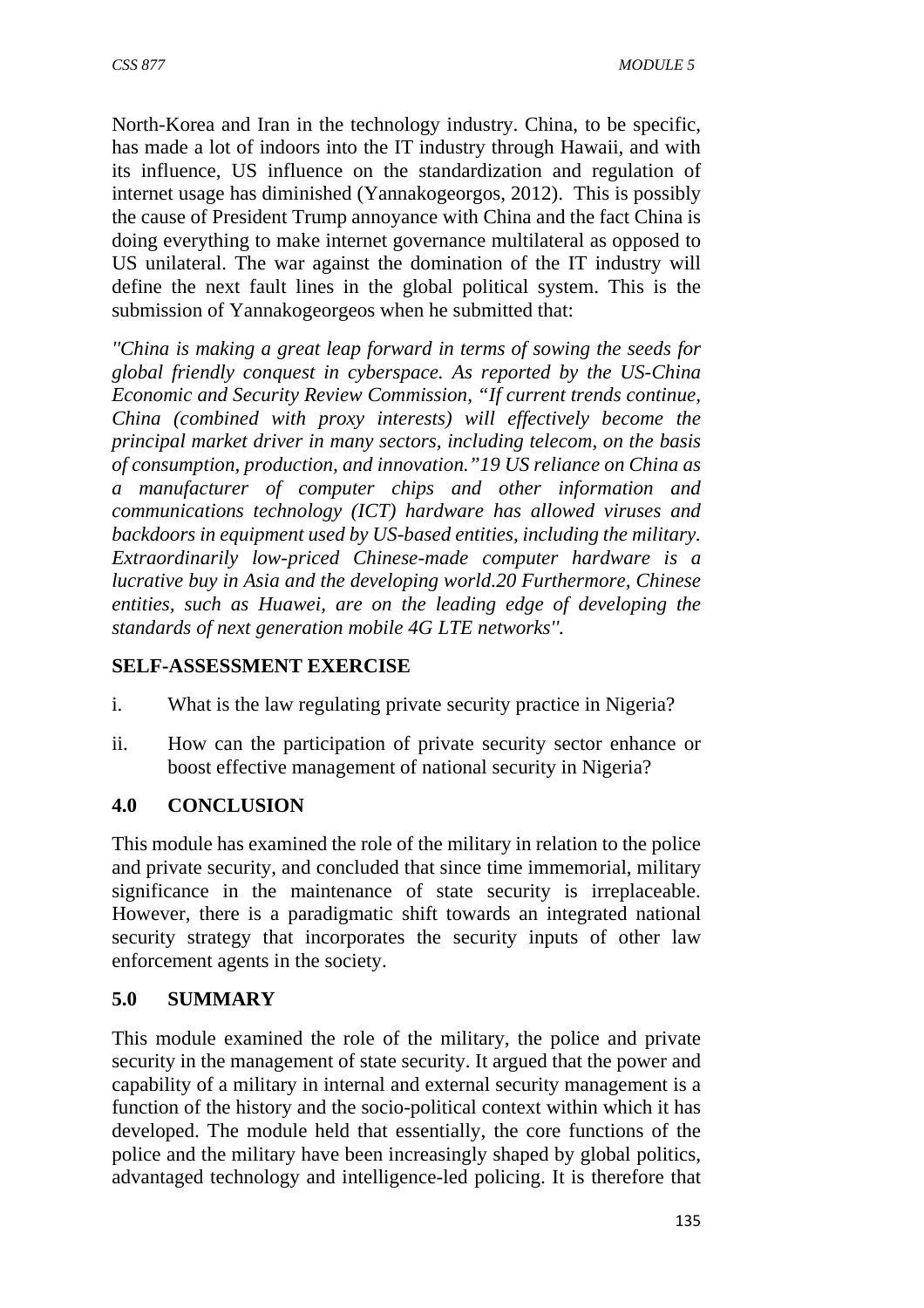North-Korea and Iran in the technology industry. China, to be specific, has made a lot of indoors into the IT industry through Hawaii, and with its influence, US influence on the standardization and regulation of internet usage has diminished (Yannakogeorgos, 2012). This is possibly the cause of President Trump annoyance with China and the fact China is doing everything to make internet governance multilateral as opposed to US unilateral. The war against the domination of the IT industry will define the next fault lines in the global political system. This is the submission of Yannakogeorgeos when he submitted that:

*"China is making a great leap forward in terms of sowing the seeds for global friendly conquest in cyberspace. As reported by the US-China Economic and Security Review Commission, "If current trends continue, China (combined with proxy interests) will effectively become the principal market driver in many sectors, including telecom, on the basis of consumption, production, and innovation."19 US reliance on China as a manufacturer of computer chips and other information and communications technology (ICT) hardware has allowed viruses and backdoors in equipment used by US-based entities, including the military. Extraordinarily low-priced Chinese-made computer hardware is a lucrative buy in Asia and the developing world.20 Furthermore, Chinese entities, such as Huawei, are on the leading edge of developing the standards of next generation mobile 4G LTE networks".*

**SELF-ASSESSMENT EXERCISE**

i. What is the law regulating private security practice in Nigeria?

ii. How can the participation of private security sector enhance or boost effective management of national security in Nigeria?

## 4.0 CONCLUSION

This module has examined the role of the military in relation to the police and private security, and concluded that since time immemorial, military significance in the maintenance of state security is irreplaceable. However, there is a paradigmatic shift towards an integrated national security strategy that incorporates the security inputs of other law enforcement agents in the society.

## 5.0 SUMMARY

This module examined the role of the military, the police and private security in the management of state security. It argued that the power and capability of a military in internal and external security management is a function of the history and the socio-political context within which it has developed. The module held that essentially, the core functions of the police and the military have been increasingly shaped by global politics, advantaged technology and intelligence-led policing. It is therefore that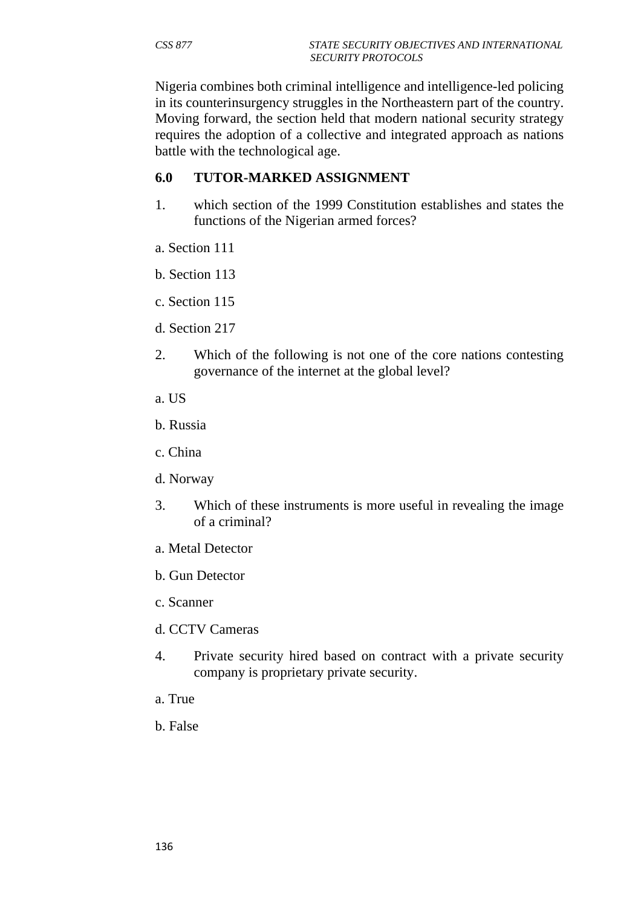Nigeria combines both criminal intelligence and intelligence-led policing in its counterinsurgency struggles in the Northeastern part of the country. Moving forward, the section held that modern national security strategy requires the adoption of a collective and integrated approach as nations battle with the technological age.

## 6.0 TUTOR-MARKED ASSIGNMENT

1. which section of the 1999 Constitution establishes and states the functions of the Nigerian armed forces?

a. Section 111

b. Section 113

c. Section 115

d. Section 217

2. Which of the following is not one of the core nations contesting governance of the internet at the global level?

a. US

b. Russia

c. China

d. Norway

3. Which of these instruments is more useful in revealing the image of a criminal?

a. Metal Detector

b. Gun Detector

c. Scanner

d. CCTV Cameras

4. Private security hired based on contract with a private security company is proprietary private security.

a. True

b. False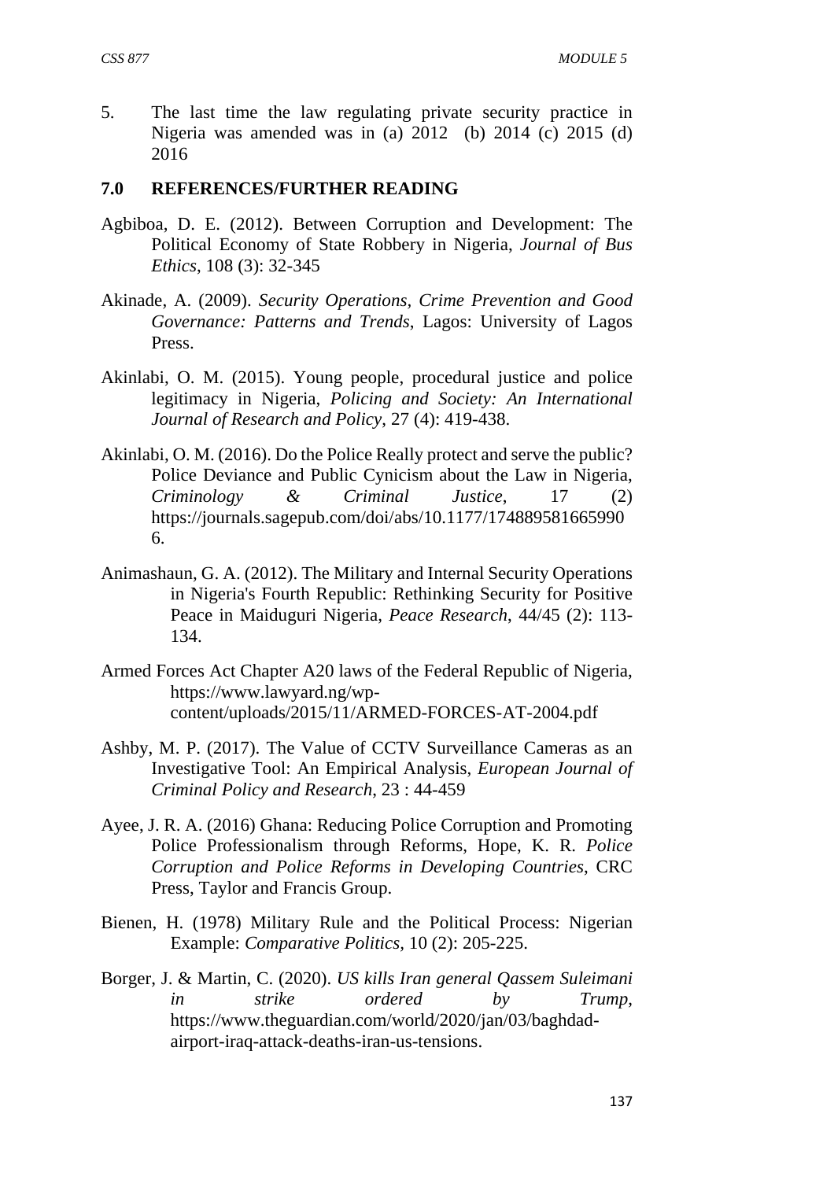5. The last time the law regulating private security practice in Nigeria was amended was in (a) 2012 (b) 2014 (c) 2015 (d) 2016

## 7.0 REFERENCES/FURTHER READING

Agbiboa, D. E. (2012). Between Corruption and Development: The Political Economy of State Robbery in Nigeria, *Journal of Bus Ethics*, 108 (3): 32-345

Akinade, A. (2009). *Security Operations, Crime Prevention and Good Governance: Patterns and Trends*, Lagos: University of Lagos Press.

Akinlabi, O. M. (2015). Young people, procedural justice and police legitimacy in Nigeria, *Policing and Society: An International Journal of Research and Policy*, 27 (4): 419-438.

Akinlabi, O. M. (2016). Do the Police Really protect and serve the public? Police Deviance and Public Cynicism about the Law in Nigeria, *Criminology & Criminal Justice*, 17 (2) https://journals.sagepub.com/doi/abs/10.1177/1748895816659906.

Animashaun, G. A. (2012). The Military and Internal Security Operations in Nigeria's Fourth Republic: Rethinking Security for Positive Peace in Maiduguri Nigeria, *Peace Research*, 44/45 (2): 113-134.

Armed Forces Act Chapter A20 laws of the Federal Republic of Nigeria, https://www.lawyard.ng/wp-content/uploads/2015/11/ARMED-FORCES-AT-2004.pdf

Ashby, M. P. (2017). The Value of CCTV Surveillance Cameras as an Investigative Tool: An Empirical Analysis, *European Journal of Criminal Policy and Research*, 23 : 44-459

Ayee, J. R. A. (2016) Ghana: Reducing Police Corruption and Promoting Police Professionalism through Reforms, Hope, K. R. *Police Corruption and Police Reforms in Developing Countries*, CRC Press, Taylor and Francis Group.

Bienen, H. (1978) Military Rule and the Political Process: Nigerian Example: *Comparative Politics*, 10 (2): 205-225.

Borger, J. & Martin, C. (2020). *US kills Iran general Qassem Suleimani in strike ordered by Trump*, https://www.theguardian.com/world/2020/jan/03/baghdad-airport-iraq-attack-deaths-iran-us-tensions.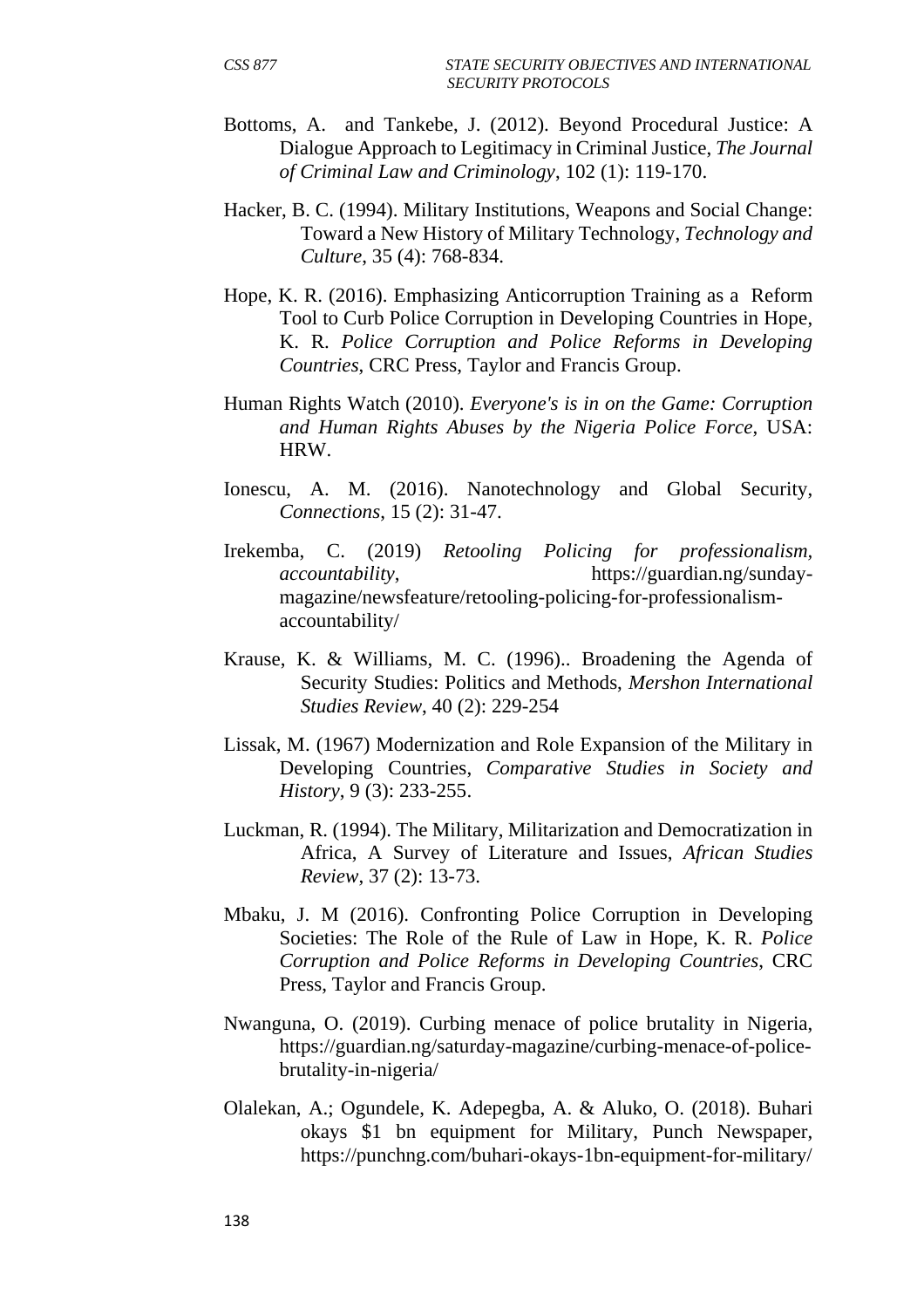Bottoms, A. and Tankebe, J. (2012). Beyond Procedural Justice: A Dialogue Approach to Legitimacy in Criminal Justice, *The Journal of Criminal Law and Criminology*, 102 (1): 119-170.

Hacker, B. C. (1994). Military Institutions, Weapons and Social Change: Toward a New History of Military Technology, *Technology and Culture*, 35 (4): 768-834.

Hope, K. R. (2016). Emphasizing Anticorruption Training as a Reform Tool to Curb Police Corruption in Developing Countries in Hope, K. R. *Police Corruption and Police Reforms in Developing Countries*, CRC Press, Taylor and Francis Group.

Human Rights Watch (2010). *Everyone's is in on the Game: Corruption and Human Rights Abuses by the Nigeria Police Force*, USA: HRW.

Ionescu, A. M. (2016). Nanotechnology and Global Security, *Connections*, 15 (2): 31-47.

Irekemba, C. (2019) *Retooling Policing for professionalism, accountability*, https://guardian.ng/sunday-magazine/newsfeature/retooling-policing-for-professionalism-accountability/

Krause, K. & Williams, M. C. (1996).. Broadening the Agenda of Security Studies: Politics and Methods, *Mershon International Studies Review*, 40 (2): 229-254

Lissak, M. (1967) Modernization and Role Expansion of the Military in Developing Countries, *Comparative Studies in Society and History*, 9 (3): 233-255.

Luckman, R. (1994). The Military, Militarization and Democratization in Africa, A Survey of Literature and Issues, *African Studies Review*, 37 (2): 13-73.

Mbaku, J. M (2016). Confronting Police Corruption in Developing Societies: The Role of the Rule of Law in Hope, K. R. *Police Corruption and Police Reforms in Developing Countries*, CRC Press, Taylor and Francis Group.

Nwanguna, O. (2019). Curbing menace of police brutality in Nigeria, https://guardian.ng/saturday-magazine/curbing-menace-of-police-brutality-in-nigeria/

Olalekan, A.; Ogundele, K. Adepegba, A. & Aluko, O. (2018). Buhari okays $1 bn equipment for Military, Punch Newspaper, https://punchng.com/buhari-okays-1bn-equipment-for-military/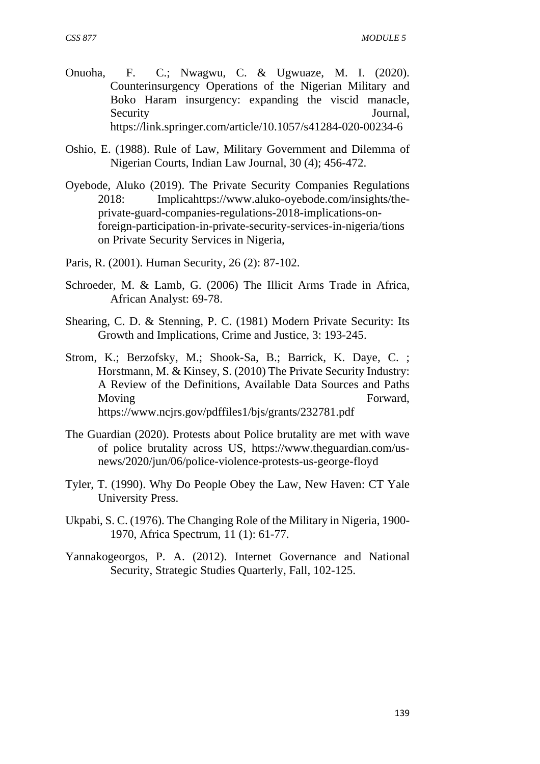Onuoha, F. C.; Nwagwu, C. & Ugwuaze, M. I. (2020). Counterinsurgency Operations of the Nigerian Military and Boko Haram insurgency: expanding the viscid manacle, Security Journal, https://link.springer.com/article/10.1057/s41284-020-00234-6

Oshio, E. (1988). Rule of Law, Military Government and Dilemma of Nigerian Courts, Indian Law Journal, 30 (4); 456-472.

Oyebode, Aluko (2019). The Private Security Companies Regulations 2018: Implicahttps://www.aluko-oyebode.com/insights/the-private-guard-companies-regulations-2018-implications-on-foreign-participation-in-private-security-services-in-nigeria/tions on Private Security Services in Nigeria,

Paris, R. (2001). Human Security, 26 (2): 87-102.

Schroeder, M. & Lamb, G. (2006) The Illicit Arms Trade in Africa, African Analyst: 69-78.

Shearing, C. D. & Stenning, P. C. (1981) Modern Private Security: Its Growth and Implications, Crime and Justice, 3: 193-245.

Strom, K.; Berzofsky, M.; Shook-Sa, B.; Barrick, K. Daye, C. ; Horstmann, M. & Kinsey, S. (2010) The Private Security Industry: A Review of the Definitions, Available Data Sources and Paths Moving Forward, https://www.ncjrs.gov/pdffiles1/bjs/grants/232781.pdf

The Guardian (2020). Protests about Police brutality are met with wave of police brutality across US, https://www.theguardian.com/us-news/2020/jun/06/police-violence-protests-us-george-floyd

Tyler, T. (1990). Why Do People Obey the Law, New Haven: CT Yale University Press.

Ukpabi, S. C. (1976). The Changing Role of the Military in Nigeria, 1900-1970, Africa Spectrum, 11 (1): 61-77.

Yannakogeorgos, P. A. (2012). Internet Governance and National Security, Strategic Studies Quarterly, Fall, 102-125.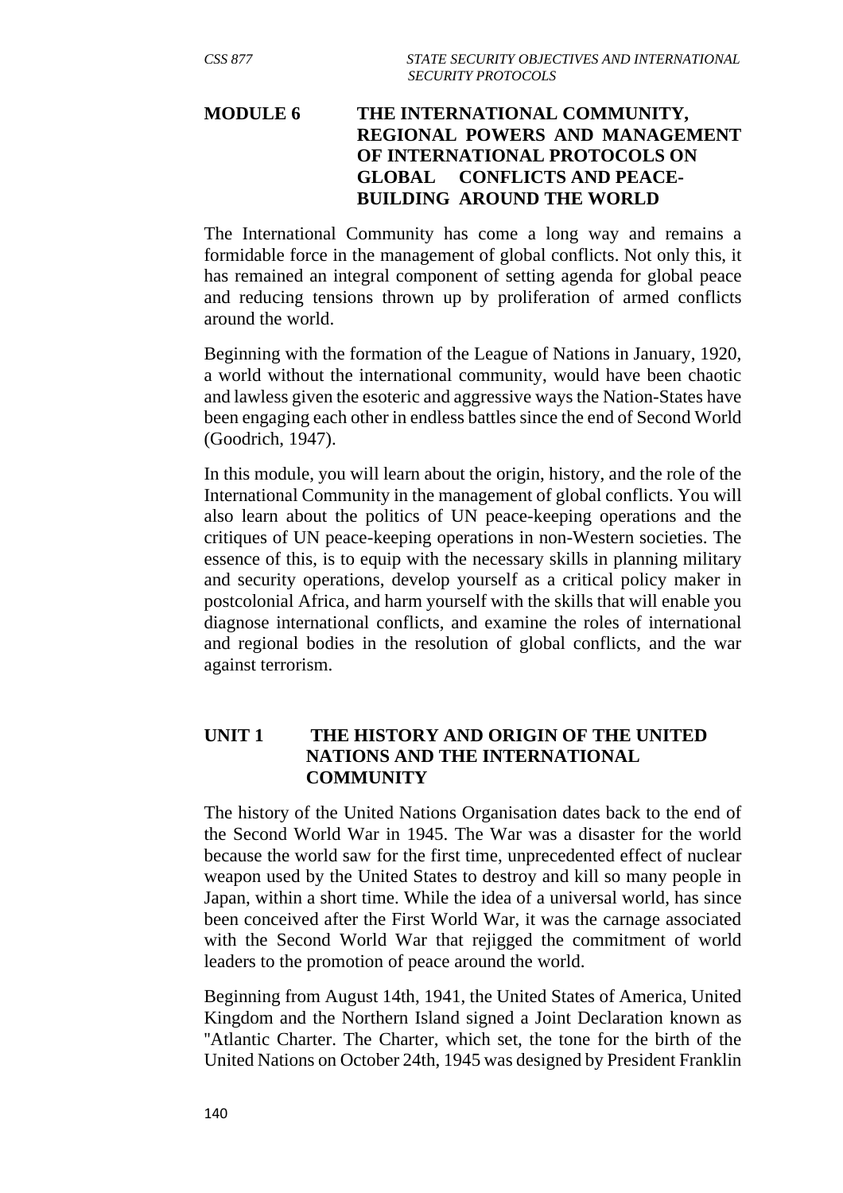## MODULE 6 THE INTERNATIONAL COMMUNITY, REGIONAL POWERS AND MANAGEMENT OF INTERNATIONAL PROTOCOLS ON GLOBAL CONFLICTS AND PEACE-BUILDING AROUND THE WORLD

The International Community has come a long way and remains a formidable force in the management of global conflicts. Not only this, it has remained an integral component of setting agenda for global peace and reducing tensions thrown up by proliferation of armed conflicts around the world.

Beginning with the formation of the League of Nations in January, 1920, a world without the international community, would have been chaotic and lawless given the esoteric and aggressive ways the Nation-States have been engaging each other in endless battles since the end of Second World (Goodrich, 1947).

In this module, you will learn about the origin, history, and the role of the International Community in the management of global conflicts. You will also learn about the politics of UN peace-keeping operations and the critiques of UN peace-keeping operations in non-Western societies. The essence of this, is to equip with the necessary skills in planning military and security operations, develop yourself as a critical policy maker in postcolonial Africa, and harm yourself with the skills that will enable you diagnose international conflicts, and examine the roles of international and regional bodies in the resolution of global conflicts, and the war against terrorism.

### UNIT 1 THE HISTORY AND ORIGIN OF THE UNITED NATIONS AND THE INTERNATIONAL COMMUNITY

The history of the United Nations Organisation dates back to the end of the Second World War in 1945. The War was a disaster for the world because the world saw for the first time, unprecedented effect of nuclear weapon used by the United States to destroy and kill so many people in Japan, within a short time. While the idea of a universal world, has since been conceived after the First World War, it was the carnage associated with the Second World War that rejigged the commitment of world leaders to the promotion of peace around the world.

Beginning from August 14th, 1941, the United States of America, United Kingdom and the Northern Island signed a Joint Declaration known as "Atlantic Charter. The Charter, which set, the tone for the birth of the United Nations on October 24th, 1945 was designed by President Franklin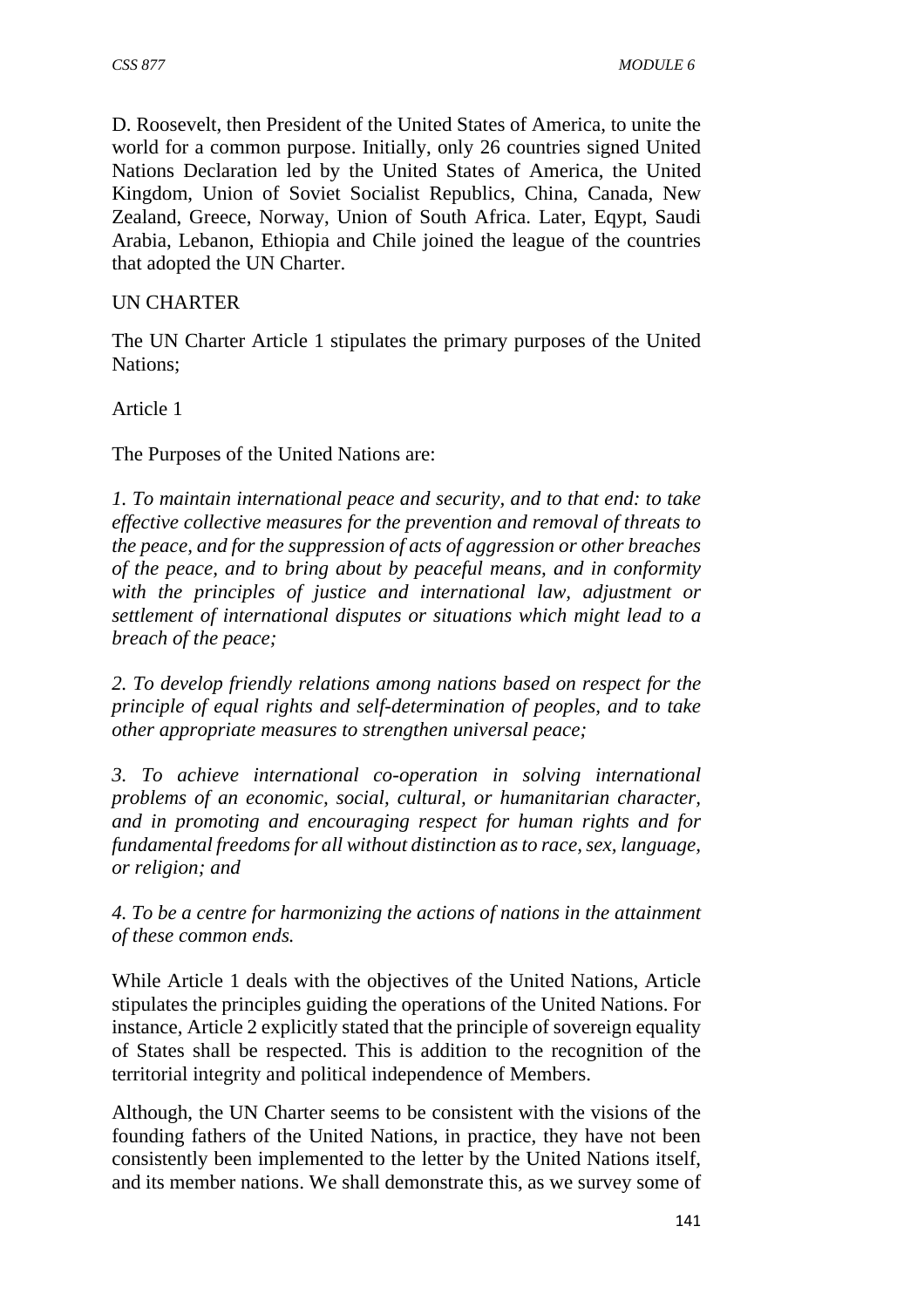D. Roosevelt, then President of the United States of America, to unite the world for a common purpose. Initially, only 26 countries signed United Nations Declaration led by the United States of America, the United Kingdom, Union of Soviet Socialist Republics, China, Canada, New Zealand, Greece, Norway, Union of South Africa. Later, Eqypt, Saudi Arabia, Lebanon, Ethiopia and Chile joined the league of the countries that adopted the UN Charter.

UN CHARTER

The UN Charter Article 1 stipulates the primary purposes of the United Nations;

Article 1

The Purposes of the United Nations are:

*1. To maintain international peace and security, and to that end: to take effective collective measures for the prevention and removal of threats to the peace, and for the suppression of acts of aggression or other breaches of the peace, and to bring about by peaceful means, and in conformity with the principles of justice and international law, adjustment or settlement of international disputes or situations which might lead to a breach of the peace;*

*2. To develop friendly relations among nations based on respect for the principle of equal rights and self-determination of peoples, and to take other appropriate measures to strengthen universal peace;*

*3. To achieve international co-operation in solving international problems of an economic, social, cultural, or humanitarian character, and in promoting and encouraging respect for human rights and for fundamental freedoms for all without distinction as to race, sex, language, or religion; and*

*4. To be a centre for harmonizing the actions of nations in the attainment of these common ends.*

While Article 1 deals with the objectives of the United Nations, Article stipulates the principles guiding the operations of the United Nations. For instance, Article 2 explicitly stated that the principle of sovereign equality of States shall be respected. This is addition to the recognition of the territorial integrity and political independence of Members.

Although, the UN Charter seems to be consistent with the visions of the founding fathers of the United Nations, in practice, they have not been consistently been implemented to the letter by the United Nations itself, and its member nations. We shall demonstrate this, as we survey some of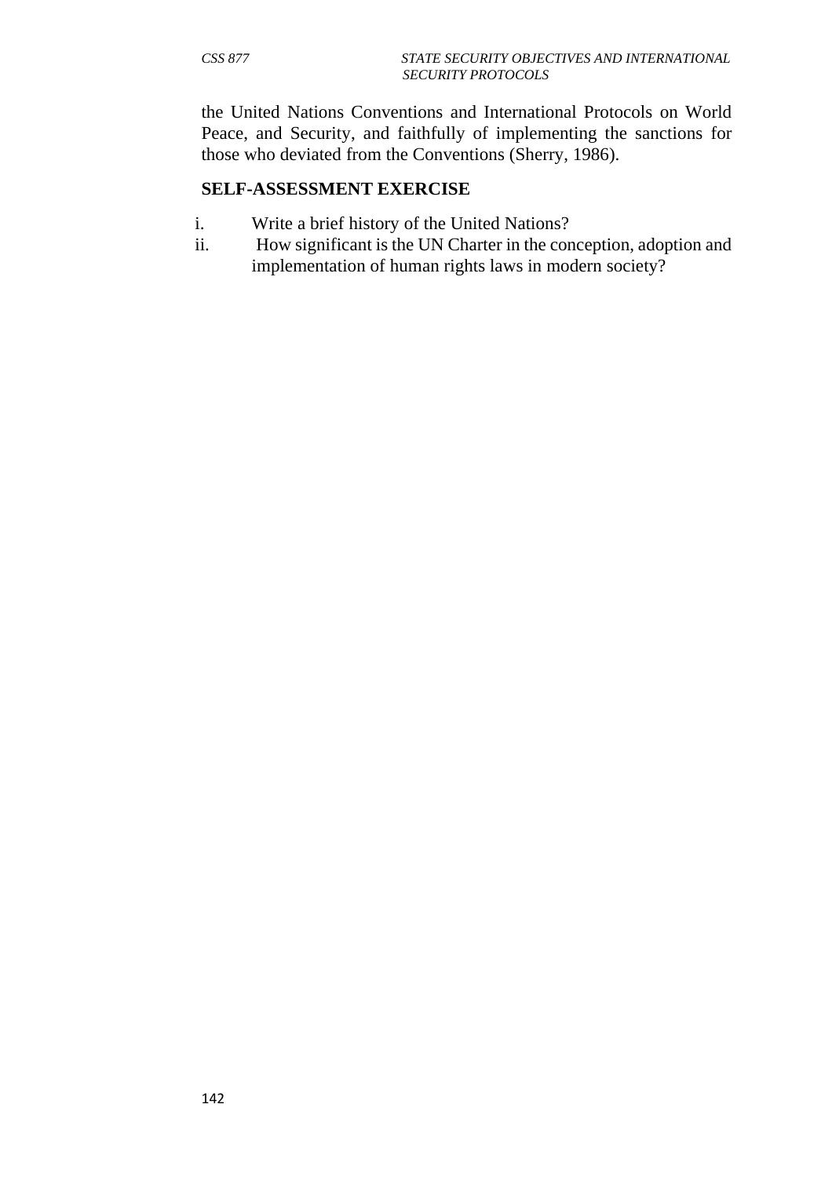the United Nations Conventions and International Protocols on World Peace, and Security, and faithfully of implementing the sanctions for those who deviated from the Conventions (Sherry, 1986).

**SELF-ASSESSMENT EXERCISE**

i. Write a brief history of the United Nations?
ii. How significant is the UN Charter in the conception, adoption and implementation of human rights laws in modern society?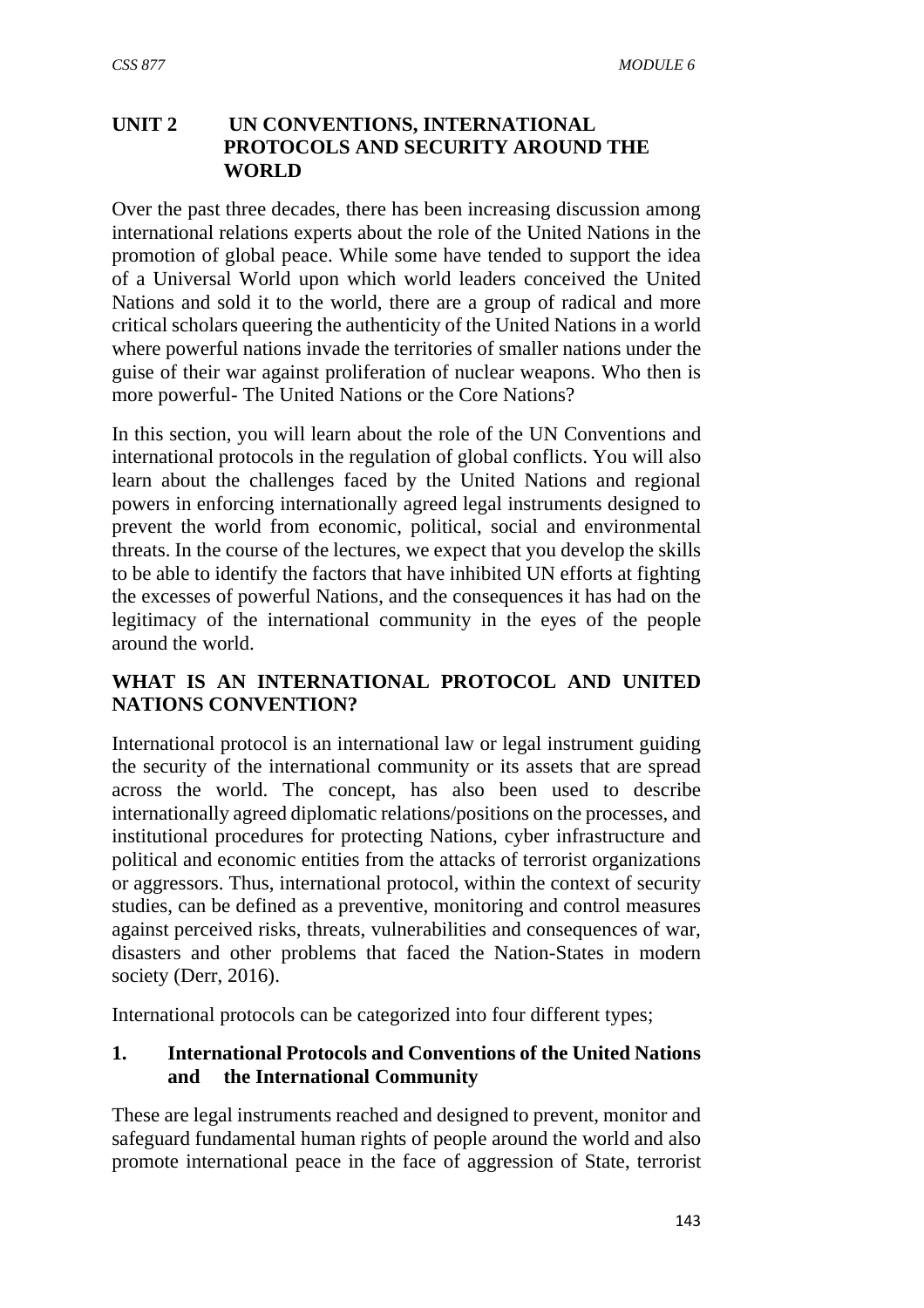## UNIT 2 UN CONVENTIONS, INTERNATIONAL PROTOCOLS AND SECURITY AROUND THE WORLD

Over the past three decades, there has been increasing discussion among international relations experts about the role of the United Nations in the promotion of global peace. While some have tended to support the idea of a Universal World upon which world leaders conceived the United Nations and sold it to the world, there are a group of radical and more critical scholars queering the authenticity of the United Nations in a world where powerful nations invade the territories of smaller nations under the guise of their war against proliferation of nuclear weapons. Who then is more powerful- The United Nations or the Core Nations?

In this section, you will learn about the role of the UN Conventions and international protocols in the regulation of global conflicts. You will also learn about the challenges faced by the United Nations and regional powers in enforcing internationally agreed legal instruments designed to prevent the world from economic, political, social and environmental threats. In the course of the lectures, we expect that you develop the skills to be able to identify the factors that have inhibited UN efforts at fighting the excesses of powerful Nations, and the consequences it has had on the legitimacy of the international community in the eyes of the people around the world.

### WHAT IS AN INTERNATIONAL PROTOCOL AND UNITED NATIONS CONVENTION?

International protocol is an international law or legal instrument guiding the security of the international community or its assets that are spread across the world. The concept, has also been used to describe internationally agreed diplomatic relations/positions on the processes, and institutional procedures for protecting Nations, cyber infrastructure and political and economic entities from the attacks of terrorist organizations or aggressors. Thus, international protocol, within the context of security studies, can be defined as a preventive, monitoring and control measures against perceived risks, threats, vulnerabilities and consequences of war, disasters and other problems that faced the Nation-States in modern society (Derr, 2016).

International protocols can be categorized into four different types;

#### 1. International Protocols and Conventions of the United Nations and the International Community

These are legal instruments reached and designed to prevent, monitor and safeguard fundamental human rights of people around the world and also promote international peace in the face of aggression of State, terrorist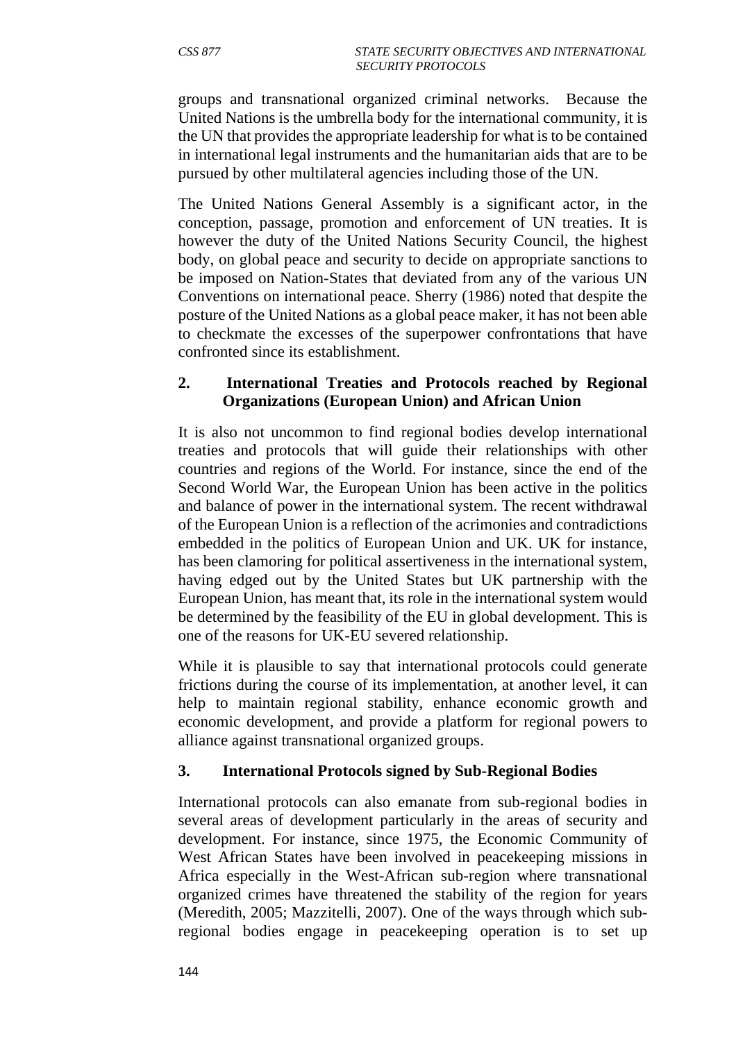groups and transnational organized criminal networks. Because the United Nations is the umbrella body for the international community, it is the UN that provides the appropriate leadership for what is to be contained in international legal instruments and the humanitarian aids that are to be pursued by other multilateral agencies including those of the UN.

The United Nations General Assembly is a significant actor, in the conception, passage, promotion and enforcement of UN treaties. It is however the duty of the United Nations Security Council, the highest body, on global peace and security to decide on appropriate sanctions to be imposed on Nation-States that deviated from any of the various UN Conventions on international peace. Sherry (1986) noted that despite the posture of the United Nations as a global peace maker, it has not been able to checkmate the excesses of the superpower confrontations that have confronted since its establishment.

### 2. International Treaties and Protocols reached by Regional Organizations (European Union) and African Union

It is also not uncommon to find regional bodies develop international treaties and protocols that will guide their relationships with other countries and regions of the World. For instance, since the end of the Second World War, the European Union has been active in the politics and balance of power in the international system. The recent withdrawal of the European Union is a reflection of the acrimonies and contradictions embedded in the politics of European Union and UK. UK for instance, has been clamoring for political assertiveness in the international system, having edged out by the United States but UK partnership with the European Union, has meant that, its role in the international system would be determined by the feasibility of the EU in global development. This is one of the reasons for UK-EU severed relationship.

While it is plausible to say that international protocols could generate frictions during the course of its implementation, at another level, it can help to maintain regional stability, enhance economic growth and economic development, and provide a platform for regional powers to alliance against transnational organized groups.

### 3. International Protocols signed by Sub-Regional Bodies

International protocols can also emanate from sub-regional bodies in several areas of development particularly in the areas of security and development. For instance, since 1975, the Economic Community of West African States have been involved in peacekeeping missions in Africa especially in the West-African sub-region where transnational organized crimes have threatened the stability of the region for years (Meredith, 2005; Mazzitelli, 2007). One of the ways through which sub-regional bodies engage in peacekeeping operation is to set up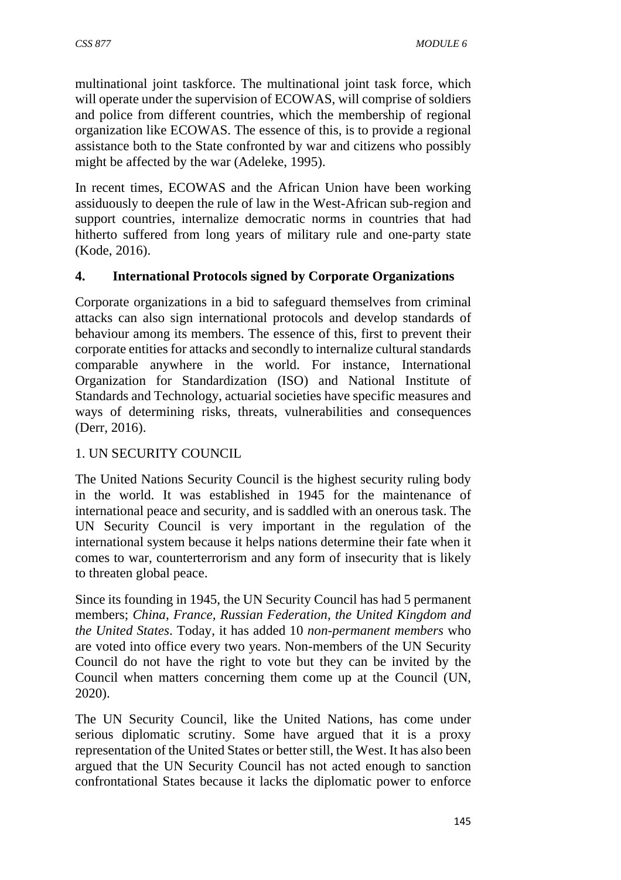multinational joint taskforce. The multinational joint task force, which will operate under the supervision of ECOWAS, will comprise of soldiers and police from different countries, which the membership of regional organization like ECOWAS. The essence of this, is to provide a regional assistance both to the State confronted by war and citizens who possibly might be affected by the war (Adeleke, 1995).

In recent times, ECOWAS and the African Union have been working assiduously to deepen the rule of law in the West-African sub-region and support countries, internalize democratic norms in countries that had hitherto suffered from long years of military rule and one-party state (Kode, 2016).

## 4. International Protocols signed by Corporate Organizations

Corporate organizations in a bid to safeguard themselves from criminal attacks can also sign international protocols and develop standards of behaviour among its members. The essence of this, first to prevent their corporate entities for attacks and secondly to internalize cultural standards comparable anywhere in the world. For instance, International Organization for Standardization (ISO) and National Institute of Standards and Technology, actuarial societies have specific measures and ways of determining risks, threats, vulnerabilities and consequences (Derr, 2016).

1. UN SECURITY COUNCIL

The United Nations Security Council is the highest security ruling body in the world. It was established in 1945 for the maintenance of international peace and security, and is saddled with an onerous task. The UN Security Council is very important in the regulation of the international system because it helps nations determine their fate when it comes to war, counterterrorism and any form of insecurity that is likely to threaten global peace.

Since its founding in 1945, the UN Security Council has had 5 permanent members; *China, France, Russian Federation, the United Kingdom and the United States*. Today, it has added 10 *non-permanent members* who are voted into office every two years. Non-members of the UN Security Council do not have the right to vote but they can be invited by the Council when matters concerning them come up at the Council (UN, 2020).

The UN Security Council, like the United Nations, has come under serious diplomatic scrutiny. Some have argued that it is a proxy representation of the United States or better still, the West. It has also been argued that the UN Security Council has not acted enough to sanction confrontational States because it lacks the diplomatic power to enforce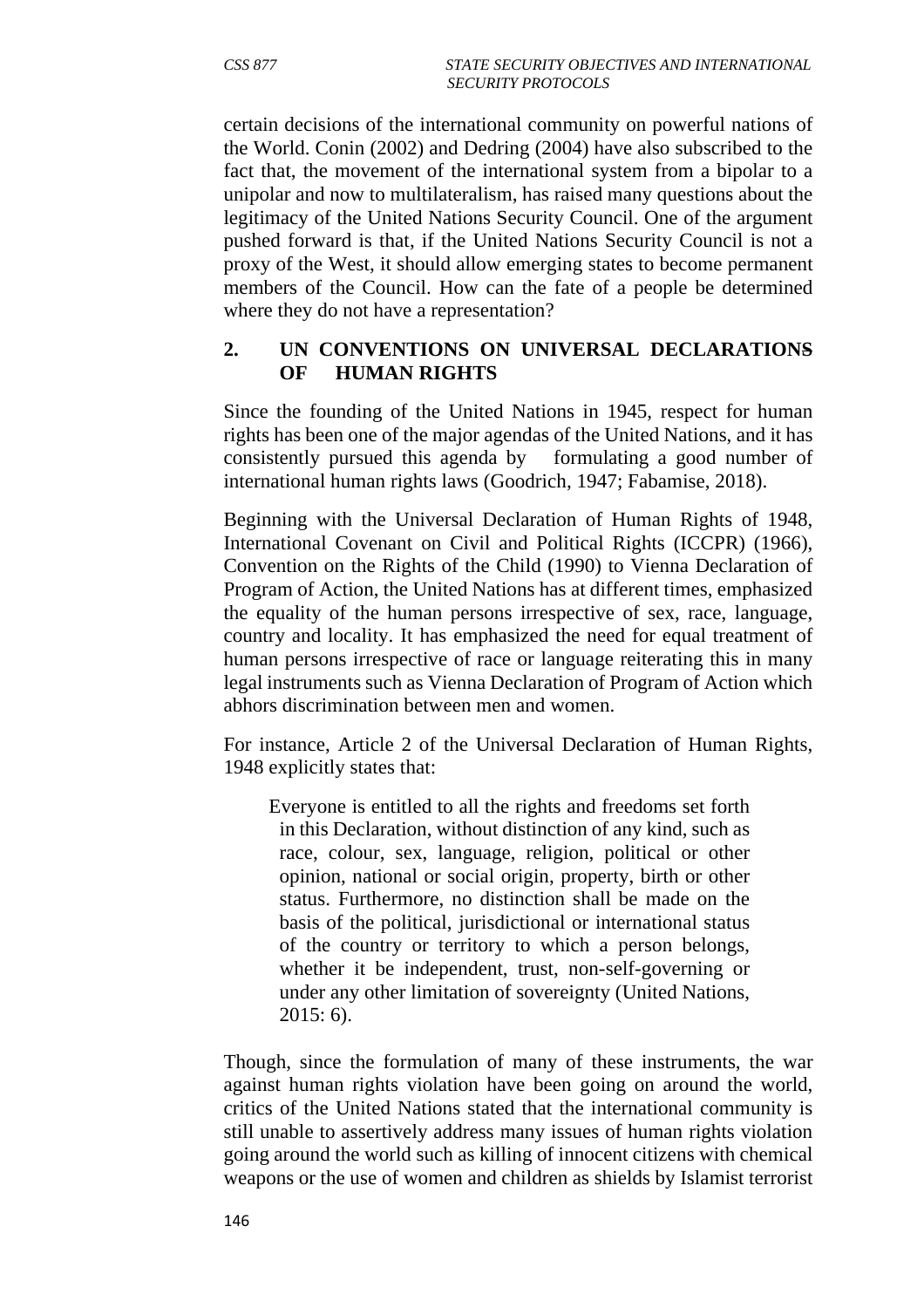certain decisions of the international community on powerful nations of the World. Conin (2002) and Dedring (2004) have also subscribed to the fact that, the movement of the international system from a bipolar to a unipolar and now to multilateralism, has raised many questions about the legitimacy of the United Nations Security Council. One of the argument pushed forward is that, if the United Nations Security Council is not a proxy of the West, it should allow emerging states to become permanent members of the Council. How can the fate of a people be determined where they do not have a representation?

## 2. UN CONVENTIONS ON UNIVERSAL DECLARATIONS OF HUMAN RIGHTS

Since the founding of the United Nations in 1945, respect for human rights has been one of the major agendas of the United Nations, and it has consistently pursued this agenda by formulating a good number of international human rights laws (Goodrich, 1947; Fabamise, 2018).

Beginning with the Universal Declaration of Human Rights of 1948, International Covenant on Civil and Political Rights (ICCPR) (1966), Convention on the Rights of the Child (1990) to Vienna Declaration of Program of Action, the United Nations has at different times, emphasized the equality of the human persons irrespective of sex, race, language, country and locality. It has emphasized the need for equal treatment of human persons irrespective of race or language reiterating this in many legal instruments such as Vienna Declaration of Program of Action which abhors discrimination between men and women.

For instance, Article 2 of the Universal Declaration of Human Rights, 1948 explicitly states that:

> Everyone is entitled to all the rights and freedoms set forth in this Declaration, without distinction of any kind, such as race, colour, sex, language, religion, political or other opinion, national or social origin, property, birth or other status. Furthermore, no distinction shall be made on the basis of the political, jurisdictional or international status of the country or territory to which a person belongs, whether it be independent, trust, non-self-governing or under any other limitation of sovereignty (United Nations, 2015: 6).

Though, since the formulation of many of these instruments, the war against human rights violation have been going on around the world, critics of the United Nations stated that the international community is still unable to assertively address many issues of human rights violation going around the world such as killing of innocent citizens with chemical weapons or the use of women and children as shields by Islamist terrorist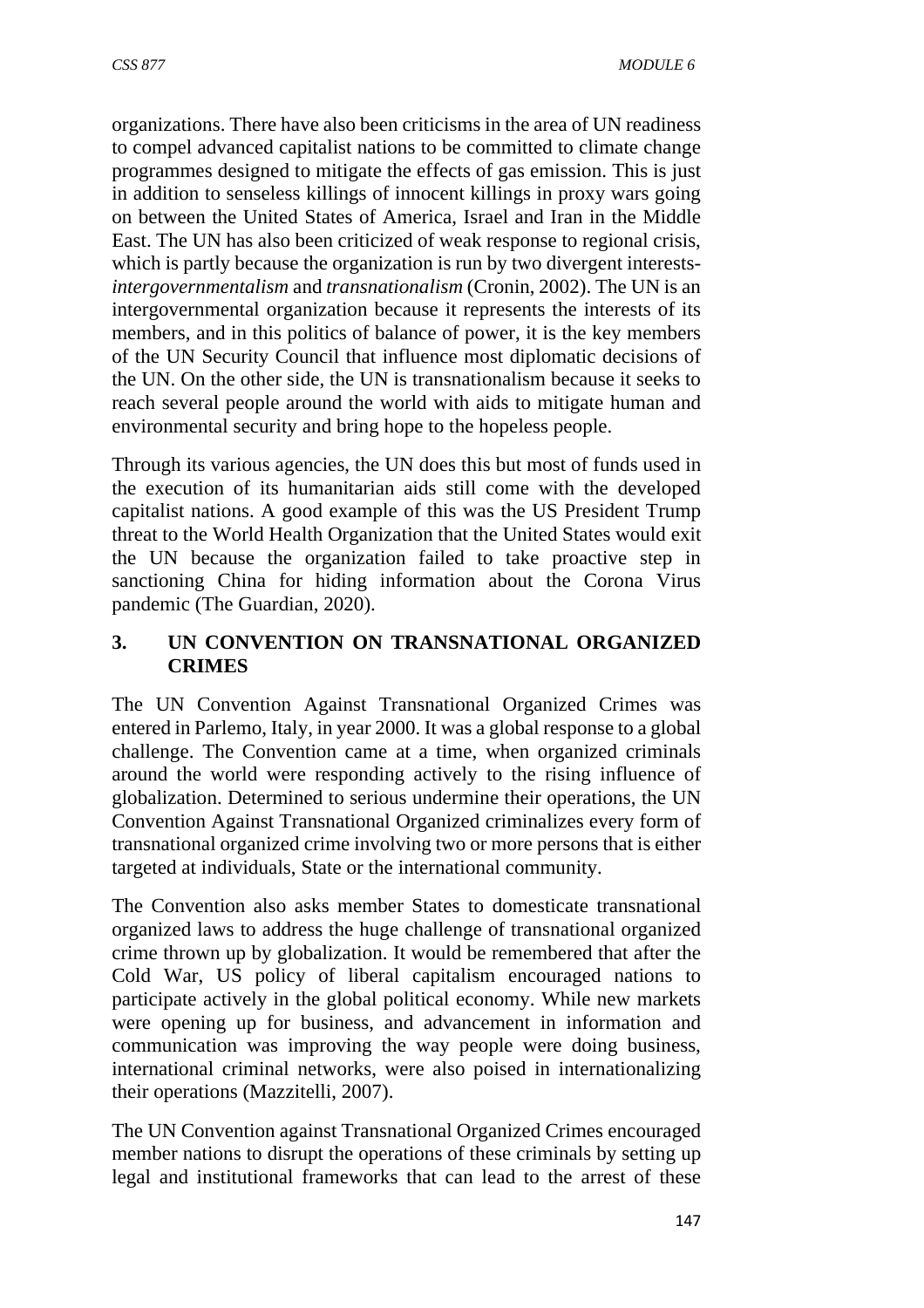organizations. There have also been criticisms in the area of UN readiness to compel advanced capitalist nations to be committed to climate change programmes designed to mitigate the effects of gas emission. This is just in addition to senseless killings of innocent killings in proxy wars going on between the United States of America, Israel and Iran in the Middle East. The UN has also been criticized of weak response to regional crisis, which is partly because the organization is run by two divergent interests- *intergovernmentalism* and *transnationalism* (Cronin, 2002). The UN is an intergovernmental organization because it represents the interests of its members, and in this politics of balance of power, it is the key members of the UN Security Council that influence most diplomatic decisions of the UN. On the other side, the UN is transnationalism because it seeks to reach several people around the world with aids to mitigate human and environmental security and bring hope to the hopeless people.

Through its various agencies, the UN does this but most of funds used in the execution of its humanitarian aids still come with the developed capitalist nations. A good example of this was the US President Trump threat to the World Health Organization that the United States would exit the UN because the organization failed to take proactive step in sanctioning China for hiding information about the Corona Virus pandemic (The Guardian, 2020).

## 3. UN CONVENTION ON TRANSNATIONAL ORGANIZED CRIMES

The UN Convention Against Transnational Organized Crimes was entered in Parlemo, Italy, in year 2000. It was a global response to a global challenge. The Convention came at a time, when organized criminals around the world were responding actively to the rising influence of globalization. Determined to serious undermine their operations, the UN Convention Against Transnational Organized criminalizes every form of transnational organized crime involving two or more persons that is either targeted at individuals, State or the international community.

The Convention also asks member States to domesticate transnational organized laws to address the huge challenge of transnational organized crime thrown up by globalization. It would be remembered that after the Cold War, US policy of liberal capitalism encouraged nations to participate actively in the global political economy. While new markets were opening up for business, and advancement in information and communication was improving the way people were doing business, international criminal networks, were also poised in internationalizing their operations (Mazzitelli, 2007).

The UN Convention against Transnational Organized Crimes encouraged member nations to disrupt the operations of these criminals by setting up legal and institutional frameworks that can lead to the arrest of these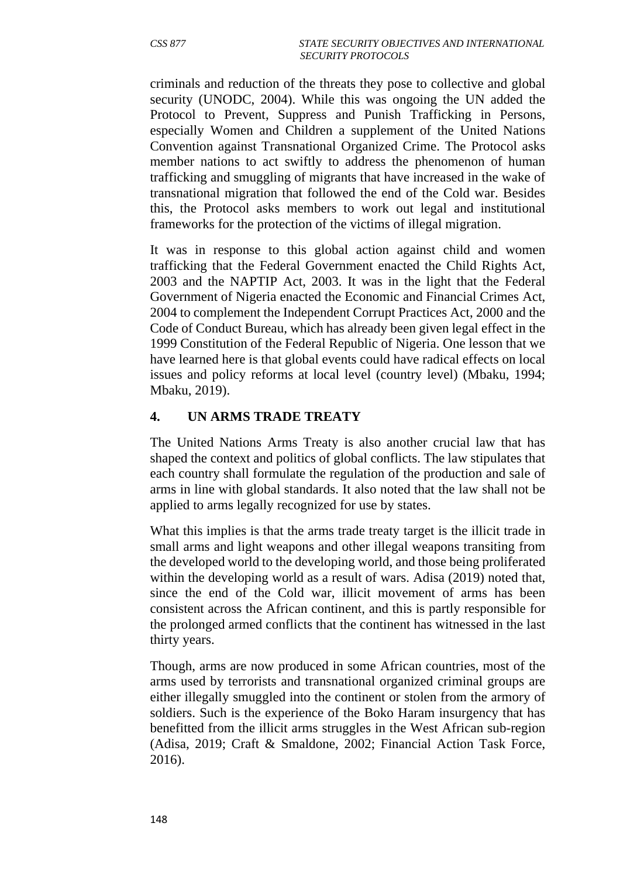criminals and reduction of the threats they pose to collective and global security (UNODC, 2004). While this was ongoing the UN added the Protocol to Prevent, Suppress and Punish Trafficking in Persons, especially Women and Children a supplement of the United Nations Convention against Transnational Organized Crime. The Protocol asks member nations to act swiftly to address the phenomenon of human trafficking and smuggling of migrants that have increased in the wake of transnational migration that followed the end of the Cold war. Besides this, the Protocol asks members to work out legal and institutional frameworks for the protection of the victims of illegal migration.

It was in response to this global action against child and women trafficking that the Federal Government enacted the Child Rights Act, 2003 and the NAPTIP Act, 2003. It was in the light that the Federal Government of Nigeria enacted the Economic and Financial Crimes Act, 2004 to complement the Independent Corrupt Practices Act, 2000 and the Code of Conduct Bureau, which has already been given legal effect in the 1999 Constitution of the Federal Republic of Nigeria. One lesson that we have learned here is that global events could have radical effects on local issues and policy reforms at local level (country level) (Mbaku, 1994; Mbaku, 2019).

## 4. UN ARMS TRADE TREATY

The United Nations Arms Treaty is also another crucial law that has shaped the context and politics of global conflicts. The law stipulates that each country shall formulate the regulation of the production and sale of arms in line with global standards. It also noted that the law shall not be applied to arms legally recognized for use by states.

What this implies is that the arms trade treaty target is the illicit trade in small arms and light weapons and other illegal weapons transiting from the developed world to the developing world, and those being proliferated within the developing world as a result of wars. Adisa (2019) noted that, since the end of the Cold war, illicit movement of arms has been consistent across the African continent, and this is partly responsible for the prolonged armed conflicts that the continent has witnessed in the last thirty years.

Though, arms are now produced in some African countries, most of the arms used by terrorists and transnational organized criminal groups are either illegally smuggled into the continent or stolen from the armory of soldiers. Such is the experience of the Boko Haram insurgency that has benefitted from the illicit arms struggles in the West African sub-region (Adisa, 2019; Craft & Smaldone, 2002; Financial Action Task Force, 2016).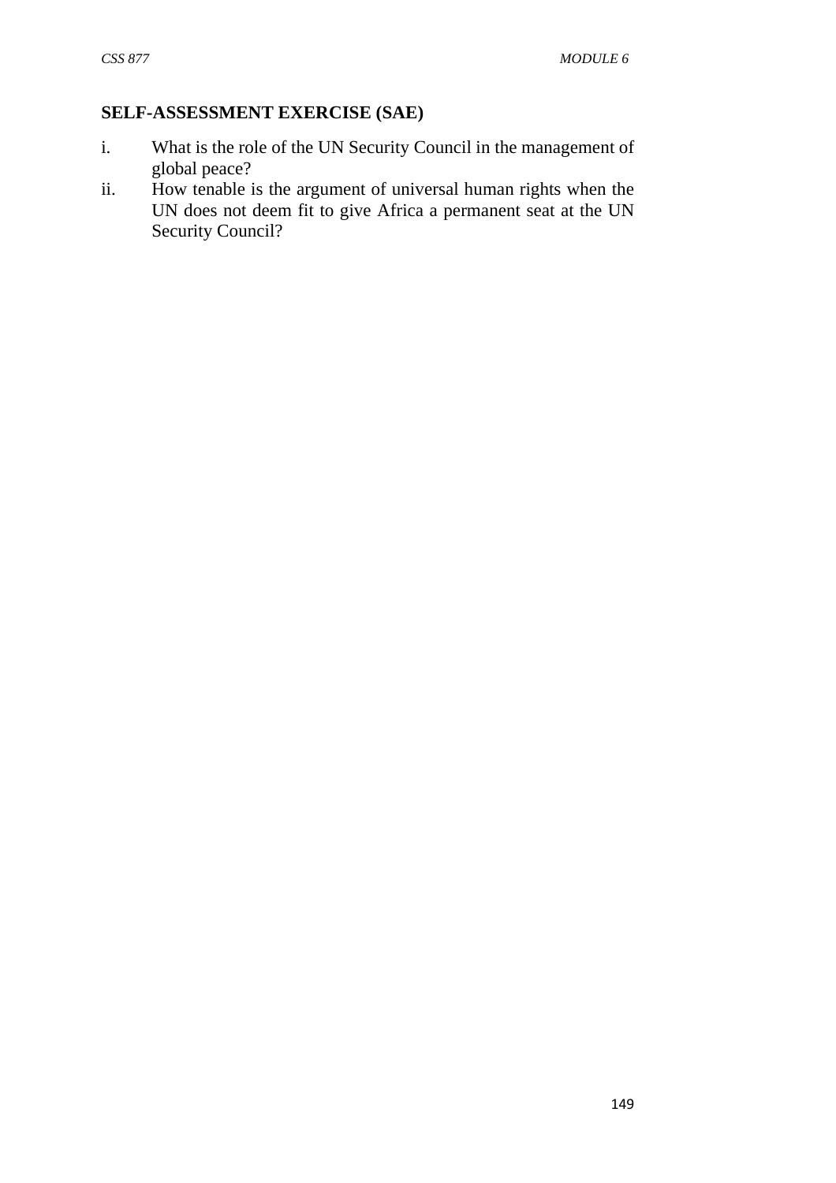**SELF-ASSESSMENT EXERCISE (SAE)**

i. What is the role of the UN Security Council in the management of global peace?
ii. How tenable is the argument of universal human rights when the UN does not deem fit to give Africa a permanent seat at the UN Security Council?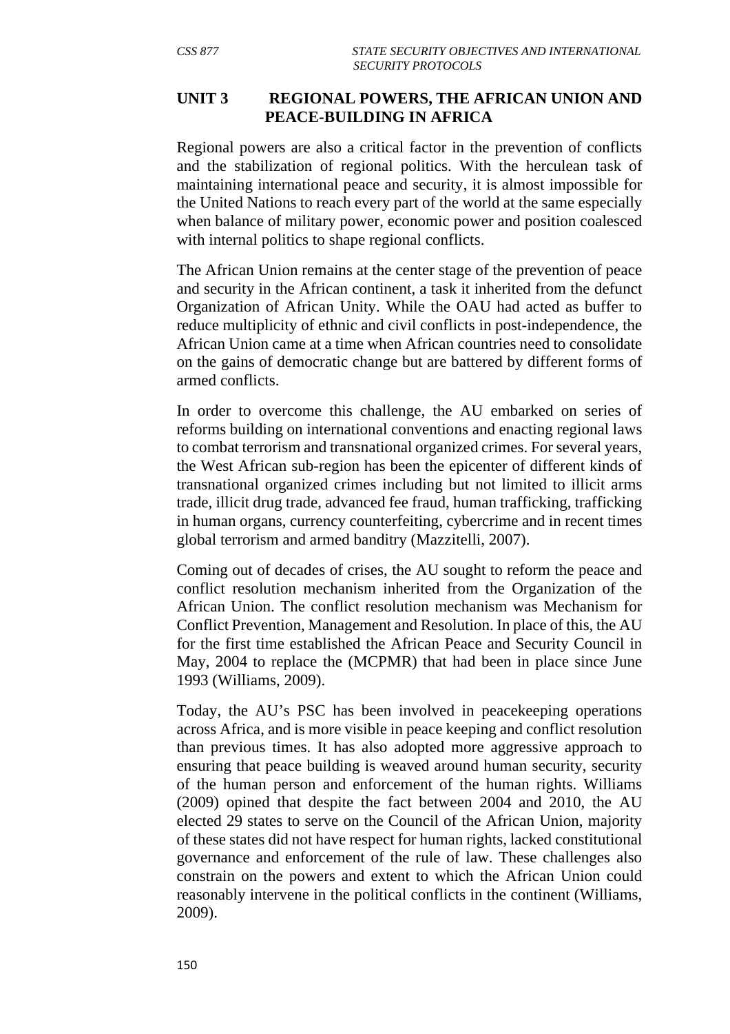## UNIT 3 REGIONAL POWERS, THE AFRICAN UNION AND PEACE-BUILDING IN AFRICA

Regional powers are also a critical factor in the prevention of conflicts and the stabilization of regional politics. With the herculean task of maintaining international peace and security, it is almost impossible for the United Nations to reach every part of the world at the same especially when balance of military power, economic power and position coalesced with internal politics to shape regional conflicts.

The African Union remains at the center stage of the prevention of peace and security in the African continent, a task it inherited from the defunct Organization of African Unity. While the OAU had acted as buffer to reduce multiplicity of ethnic and civil conflicts in post-independence, the African Union came at a time when African countries need to consolidate on the gains of democratic change but are battered by different forms of armed conflicts.

In order to overcome this challenge, the AU embarked on series of reforms building on international conventions and enacting regional laws to combat terrorism and transnational organized crimes. For several years, the West African sub-region has been the epicenter of different kinds of transnational organized crimes including but not limited to illicit arms trade, illicit drug trade, advanced fee fraud, human trafficking, trafficking in human organs, currency counterfeiting, cybercrime and in recent times global terrorism and armed banditry (Mazzitelli, 2007).

Coming out of decades of crises, the AU sought to reform the peace and conflict resolution mechanism inherited from the Organization of the African Union. The conflict resolution mechanism was Mechanism for Conflict Prevention, Management and Resolution. In place of this, the AU for the first time established the African Peace and Security Council in May, 2004 to replace the (MCPMR) that had been in place since June 1993 (Williams, 2009).

Today, the AU's PSC has been involved in peacekeeping operations across Africa, and is more visible in peace keeping and conflict resolution than previous times. It has also adopted more aggressive approach to ensuring that peace building is weaved around human security, security of the human person and enforcement of the human rights. Williams (2009) opined that despite the fact between 2004 and 2010, the AU elected 29 states to serve on the Council of the African Union, majority of these states did not have respect for human rights, lacked constitutional governance and enforcement of the rule of law. These challenges also constrain on the powers and extent to which the African Union could reasonably intervene in the political conflicts in the continent (Williams, 2009).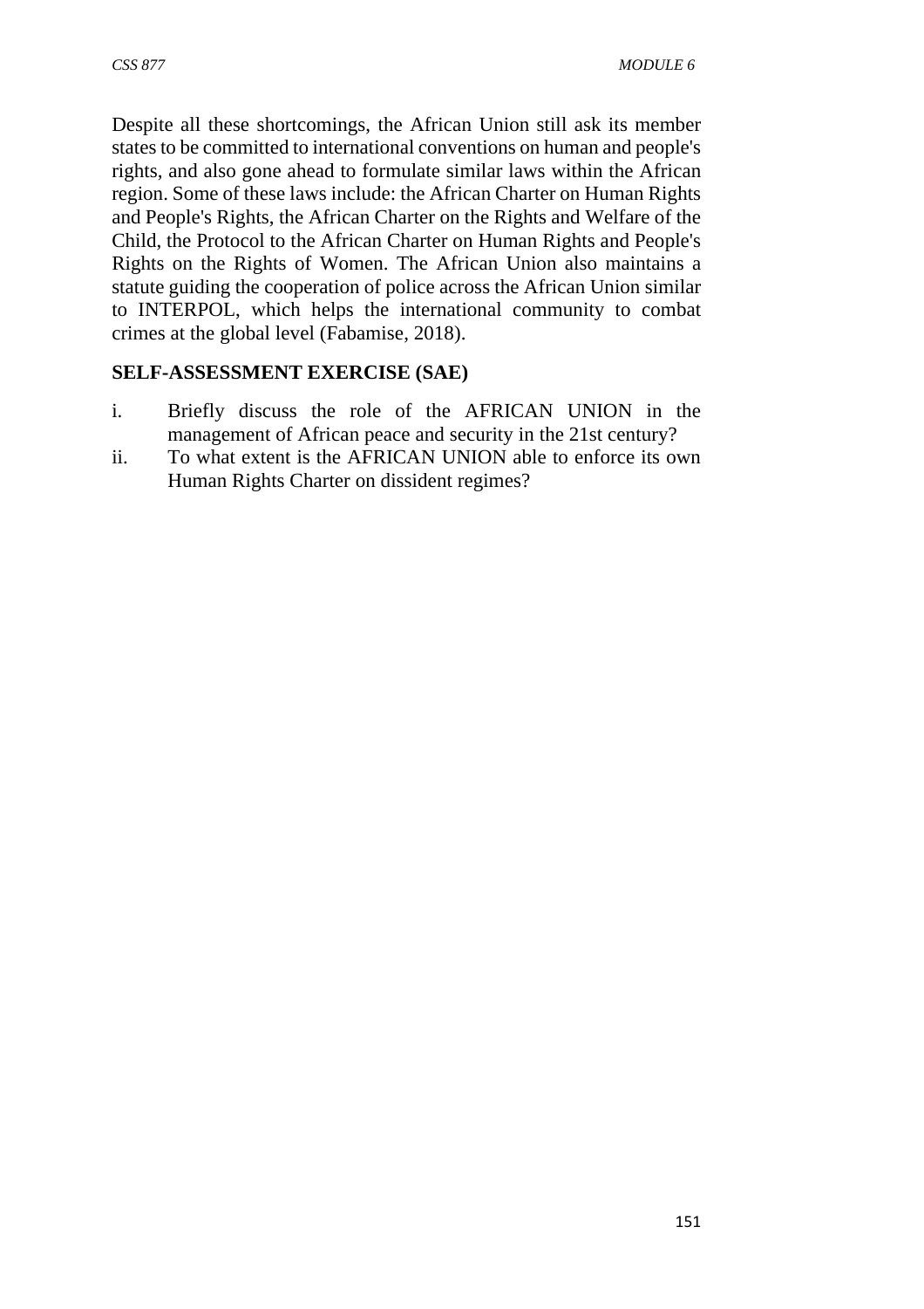Despite all these shortcomings, the African Union still ask its member states to be committed to international conventions on human and people's rights, and also gone ahead to formulate similar laws within the African region. Some of these laws include: the African Charter on Human Rights and People's Rights, the African Charter on the Rights and Welfare of the Child, the Protocol to the African Charter on Human Rights and People's Rights on the Rights of Women. The African Union also maintains a statute guiding the cooperation of police across the African Union similar to INTERPOL, which helps the international community to combat crimes at the global level (Fabamise, 2018).

**SELF-ASSESSMENT EXERCISE (SAE)**

i. Briefly discuss the role of the AFRICAN UNION in the management of African peace and security in the 21st century?
ii. To what extent is the AFRICAN UNION able to enforce its own Human Rights Charter on dissident regimes?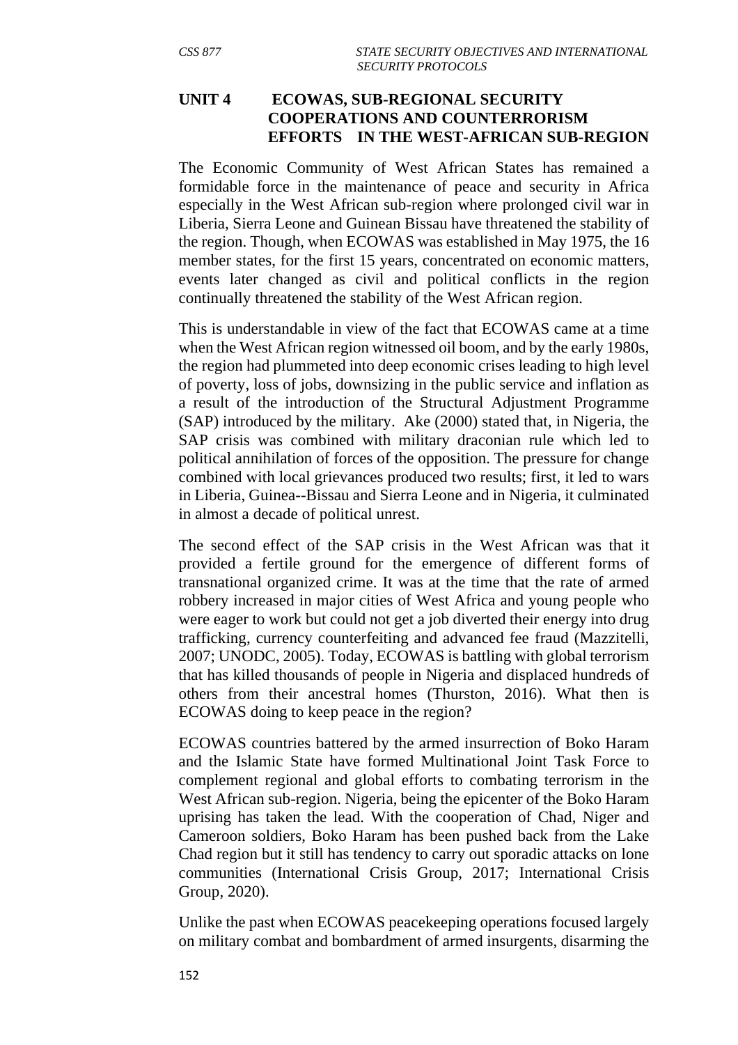## UNIT 4 ECOWAS, SUB-REGIONAL SECURITY COOPERATIONS AND COUNTERRORISM EFFORTS IN THE WEST-AFRICAN SUB-REGION

The Economic Community of West African States has remained a formidable force in the maintenance of peace and security in Africa especially in the West African sub-region where prolonged civil war in Liberia, Sierra Leone and Guinean Bissau have threatened the stability of the region. Though, when ECOWAS was established in May 1975, the 16 member states, for the first 15 years, concentrated on economic matters, events later changed as civil and political conflicts in the region continually threatened the stability of the West African region.

This is understandable in view of the fact that ECOWAS came at a time when the West African region witnessed oil boom, and by the early 1980s, the region had plummeted into deep economic crises leading to high level of poverty, loss of jobs, downsizing in the public service and inflation as a result of the introduction of the Structural Adjustment Programme (SAP) introduced by the military. Ake (2000) stated that, in Nigeria, the SAP crisis was combined with military draconian rule which led to political annihilation of forces of the opposition. The pressure for change combined with local grievances produced two results; first, it led to wars in Liberia, Guinea--Bissau and Sierra Leone and in Nigeria, it culminated in almost a decade of political unrest.

The second effect of the SAP crisis in the West African was that it provided a fertile ground for the emergence of different forms of transnational organized crime. It was at the time that the rate of armed robbery increased in major cities of West Africa and young people who were eager to work but could not get a job diverted their energy into drug trafficking, currency counterfeiting and advanced fee fraud (Mazzitelli, 2007; UNODC, 2005). Today, ECOWAS is battling with global terrorism that has killed thousands of people in Nigeria and displaced hundreds of others from their ancestral homes (Thurston, 2016). What then is ECOWAS doing to keep peace in the region?

ECOWAS countries battered by the armed insurrection of Boko Haram and the Islamic State have formed Multinational Joint Task Force to complement regional and global efforts to combating terrorism in the West African sub-region. Nigeria, being the epicenter of the Boko Haram uprising has taken the lead. With the cooperation of Chad, Niger and Cameroon soldiers, Boko Haram has been pushed back from the Lake Chad region but it still has tendency to carry out sporadic attacks on lone communities (International Crisis Group, 2017; International Crisis Group, 2020).

Unlike the past when ECOWAS peacekeeping operations focused largely on military combat and bombardment of armed insurgents, disarming the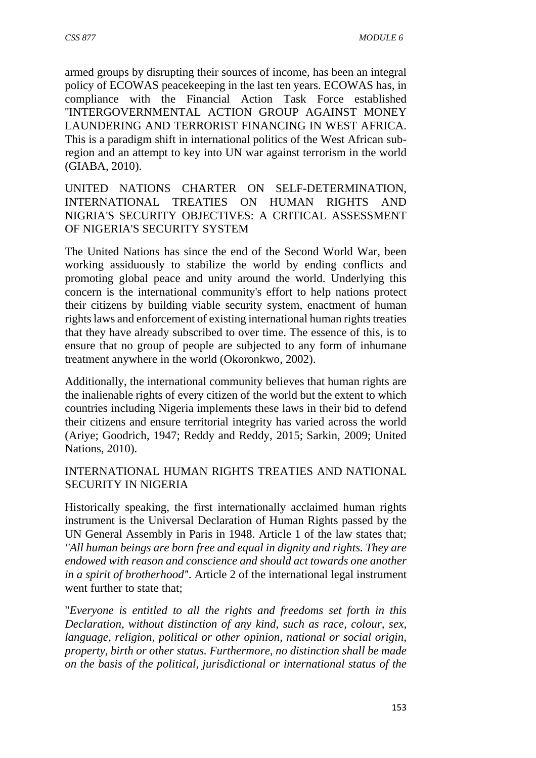armed groups by disrupting their sources of income, has been an integral policy of ECOWAS peacekeeping in the last ten years. ECOWAS has, in compliance with the Financial Action Task Force established "INTERGOVERNMENTAL ACTION GROUP AGAINST MONEY LAUNDERING AND TERRORIST FINANCING IN WEST AFRICA. This is a paradigm shift in international politics of the West African sub-region and an attempt to key into UN war against terrorism in the world (GIABA, 2010).

## UNITED NATIONS CHARTER ON SELF-DETERMINATION, INTERNATIONAL TREATIES ON HUMAN RIGHTS AND NIGRIA'S SECURITY OBJECTIVES: A CRITICAL ASSESSMENT OF NIGERIA'S SECURITY SYSTEM

The United Nations has since the end of the Second World War, been working assiduously to stabilize the world by ending conflicts and promoting global peace and unity around the world. Underlying this concern is the international community's effort to help nations protect their citizens by building viable security system, enactment of human rights laws and enforcement of existing international human rights treaties that they have already subscribed to over time. The essence of this, is to ensure that no group of people are subjected to any form of inhumane treatment anywhere in the world (Okoronkwo, 2002).

Additionally, the international community believes that human rights are the inalienable rights of every citizen of the world but the extent to which countries including Nigeria implements these laws in their bid to defend their citizens and ensure territorial integrity has varied across the world (Ariye; Goodrich, 1947; Reddy and Reddy, 2015; Sarkin, 2009; United Nations, 2010).

## INTERNATIONAL HUMAN RIGHTS TREATIES AND NATIONAL SECURITY IN NIGERIA

Historically speaking, the first internationally acclaimed human rights instrument is the Universal Declaration of Human Rights passed by the UN General Assembly in Paris in 1948. Article 1 of the law states that; *"All human beings are born free and equal in dignity and rights. They are endowed with reason and conscience and should act towards one another in a spirit of brotherhood"*. Article 2 of the international legal instrument went further to state that;

"*Everyone is entitled to all the rights and freedoms set forth in this Declaration, without distinction of any kind, such as race, colour, sex, language, religion, political or other opinion, national or social origin, property, birth or other status. Furthermore, no distinction shall be made on the basis of the political, jurisdictional or international status of the*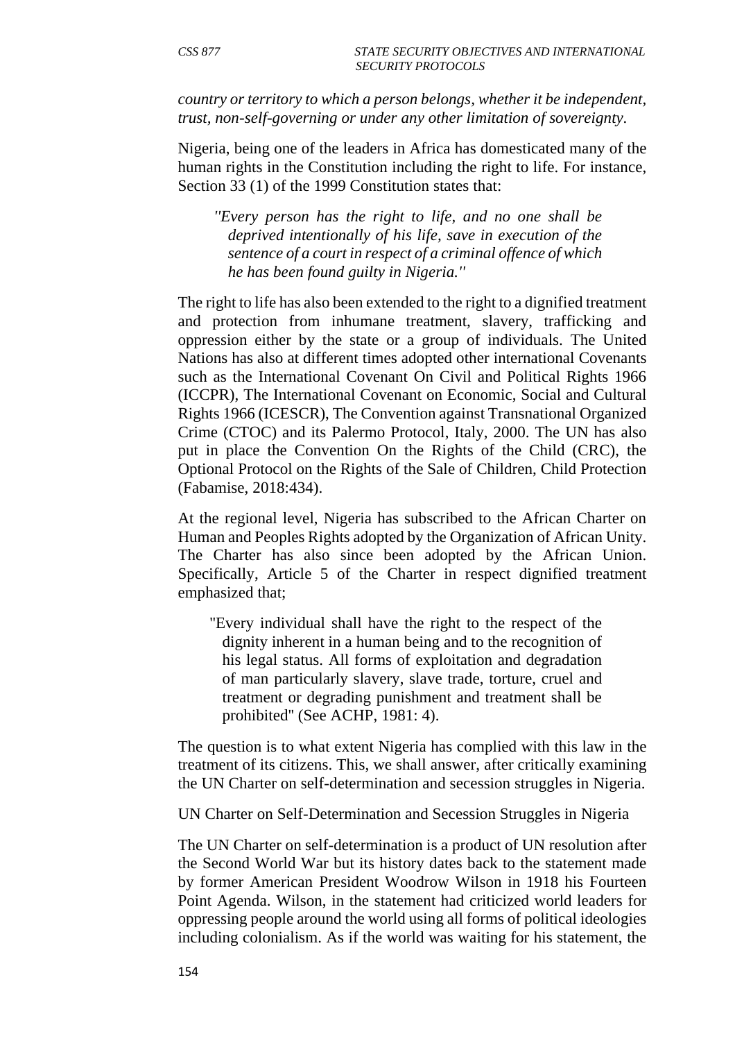*country or territory to which a person belongs, whether it be independent, trust, non-self-governing or under any other limitation of sovereignty.*

Nigeria, being one of the leaders in Africa has domesticated many of the human rights in the Constitution including the right to life. For instance, Section 33 (1) of the 1999 Constitution states that:

> *"Every person has the right to life, and no one shall be deprived intentionally of his life, save in execution of the sentence of a court in respect of a criminal offence of which he has been found guilty in Nigeria."*

The right to life has also been extended to the right to a dignified treatment and protection from inhumane treatment, slavery, trafficking and oppression either by the state or a group of individuals. The United Nations has also at different times adopted other international Covenants such as the International Covenant On Civil and Political Rights 1966 (ICCPR), The International Covenant on Economic, Social and Cultural Rights 1966 (ICESCR), The Convention against Transnational Organized Crime (CTOC) and its Palermo Protocol, Italy, 2000. The UN has also put in place the Convention On the Rights of the Child (CRC), the Optional Protocol on the Rights of the Sale of Children, Child Protection (Fabamise, 2018:434).

At the regional level, Nigeria has subscribed to the African Charter on Human and Peoples Rights adopted by the Organization of African Unity. The Charter has also since been adopted by the African Union. Specifically, Article 5 of the Charter in respect dignified treatment emphasized that;

> "Every individual shall have the right to the respect of the dignity inherent in a human being and to the recognition of his legal status. All forms of exploitation and degradation of man particularly slavery, slave trade, torture, cruel and treatment or degrading punishment and treatment shall be prohibited" (See ACHP, 1981: 4).

The question is to what extent Nigeria has complied with this law in the treatment of its citizens. This, we shall answer, after critically examining the UN Charter on self-determination and secession struggles in Nigeria.

UN Charter on Self-Determination and Secession Struggles in Nigeria

The UN Charter on self-determination is a product of UN resolution after the Second World War but its history dates back to the statement made by former American President Woodrow Wilson in 1918 his Fourteen Point Agenda. Wilson, in the statement had criticized world leaders for oppressing people around the world using all forms of political ideologies including colonialism. As if the world was waiting for his statement, the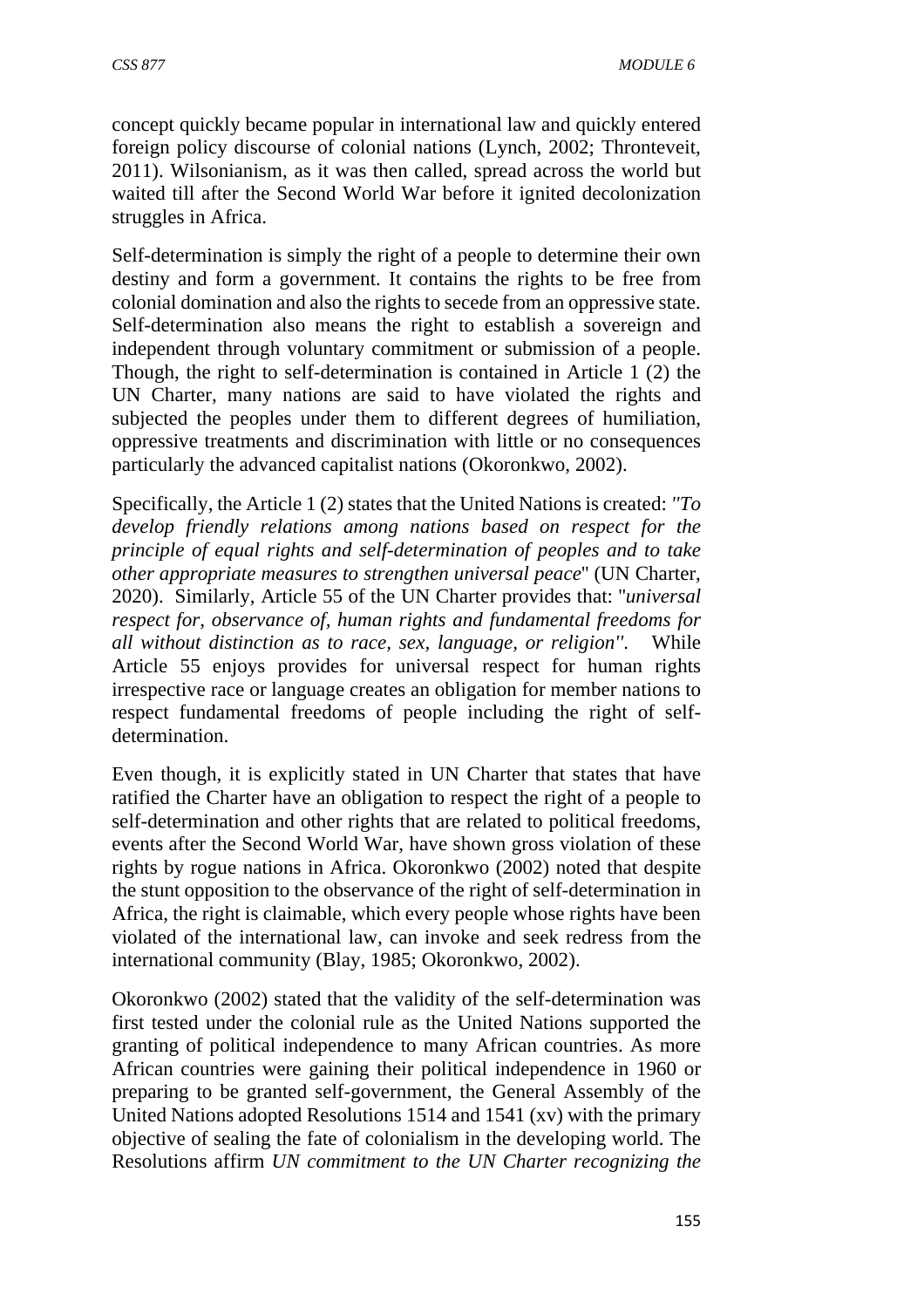concept quickly became popular in international law and quickly entered foreign policy discourse of colonial nations (Lynch, 2002; Thronteveit, 2011). Wilsonianism, as it was then called, spread across the world but waited till after the Second World War before it ignited decolonization struggles in Africa.

Self-determination is simply the right of a people to determine their own destiny and form a government. It contains the rights to be free from colonial domination and also the rights to secede from an oppressive state. Self-determination also means the right to establish a sovereign and independent through voluntary commitment or submission of a people. Though, the right to self-determination is contained in Article 1 (2) the UN Charter, many nations are said to have violated the rights and subjected the peoples under them to different degrees of humiliation, oppressive treatments and discrimination with little or no consequences particularly the advanced capitalist nations (Okoronkwo, 2002).

Specifically, the Article 1 (2) states that the United Nations is created: *"To develop friendly relations among nations based on respect for the principle of equal rights and self-determination of peoples and to take other appropriate measures to strengthen universal peace*" (UN Charter, 2020). Similarly, Article 55 of the UN Charter provides that: "*universal respect for, observance of, human rights and fundamental freedoms for all without distinction as to race, sex, language, or religion"*. While Article 55 enjoys provides for universal respect for human rights irrespective race or language creates an obligation for member nations to respect fundamental freedoms of people including the right of self-determination.

Even though, it is explicitly stated in UN Charter that states that have ratified the Charter have an obligation to respect the right of a people to self-determination and other rights that are related to political freedoms, events after the Second World War, have shown gross violation of these rights by rogue nations in Africa. Okoronkwo (2002) noted that despite the stunt opposition to the observance of the right of self-determination in Africa, the right is claimable, which every people whose rights have been violated of the international law, can invoke and seek redress from the international community (Blay, 1985; Okoronkwo, 2002).

Okoronkwo (2002) stated that the validity of the self-determination was first tested under the colonial rule as the United Nations supported the granting of political independence to many African countries. As more African countries were gaining their political independence in 1960 or preparing to be granted self-government, the General Assembly of the United Nations adopted Resolutions 1514 and 1541 (xv) with the primary objective of sealing the fate of colonialism in the developing world. The Resolutions affirm *UN commitment to the UN Charter recognizing the*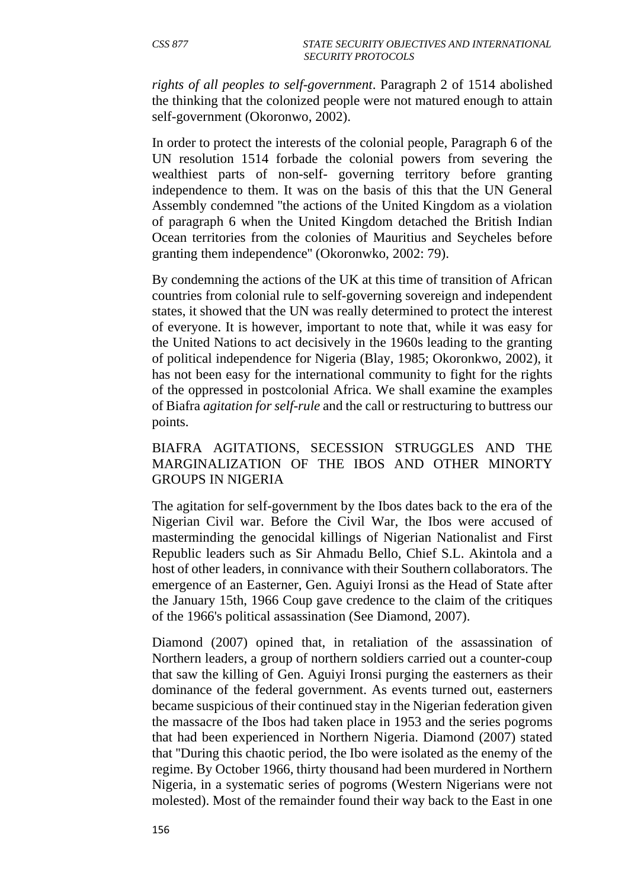*rights of all peoples to self-government*. Paragraph 2 of 1514 abolished the thinking that the colonized people were not matured enough to attain self-government (Okoronwo, 2002).

In order to protect the interests of the colonial people, Paragraph 6 of the UN resolution 1514 forbade the colonial powers from severing the wealthiest parts of non-self- governing territory before granting independence to them. It was on the basis of this that the UN General Assembly condemned "the actions of the United Kingdom as a violation of paragraph 6 when the United Kingdom detached the British Indian Ocean territories from the colonies of Mauritius and Seycheles before granting them independence" (Okoronwko, 2002: 79).

By condemning the actions of the UK at this time of transition of African countries from colonial rule to self-governing sovereign and independent states, it showed that the UN was really determined to protect the interest of everyone. It is however, important to note that, while it was easy for the United Nations to act decisively in the 1960s leading to the granting of political independence for Nigeria (Blay, 1985; Okoronkwo, 2002), it has not been easy for the international community to fight for the rights of the oppressed in postcolonial Africa. We shall examine the examples of Biafra *agitation for self-rule* and the call or restructuring to buttress our points.

## BIAFRA AGITATIONS, SECESSION STRUGGLES AND THE MARGINALIZATION OF THE IBOS AND OTHER MINORTY GROUPS IN NIGERIA

The agitation for self-government by the Ibos dates back to the era of the Nigerian Civil war. Before the Civil War, the Ibos were accused of masterminding the genocidal killings of Nigerian Nationalist and First Republic leaders such as Sir Ahmadu Bello, Chief S.L. Akintola and a host of other leaders, in connivance with their Southern collaborators. The emergence of an Easterner, Gen. Aguiyi Ironsi as the Head of State after the January 15th, 1966 Coup gave credence to the claim of the critiques of the 1966's political assassination (See Diamond, 2007).

Diamond (2007) opined that, in retaliation of the assassination of Northern leaders, a group of northern soldiers carried out a counter-coup that saw the killing of Gen. Aguiyi Ironsi purging the easterners as their dominance of the federal government. As events turned out, easterners became suspicious of their continued stay in the Nigerian federation given the massacre of the Ibos had taken place in 1953 and the series pogroms that had been experienced in Northern Nigeria. Diamond (2007) stated that "During this chaotic period, the Ibo were isolated as the enemy of the regime. By October 1966, thirty thousand had been murdered in Northern Nigeria, in a systematic series of pogroms (Western Nigerians were not molested). Most of the remainder found their way back to the East in one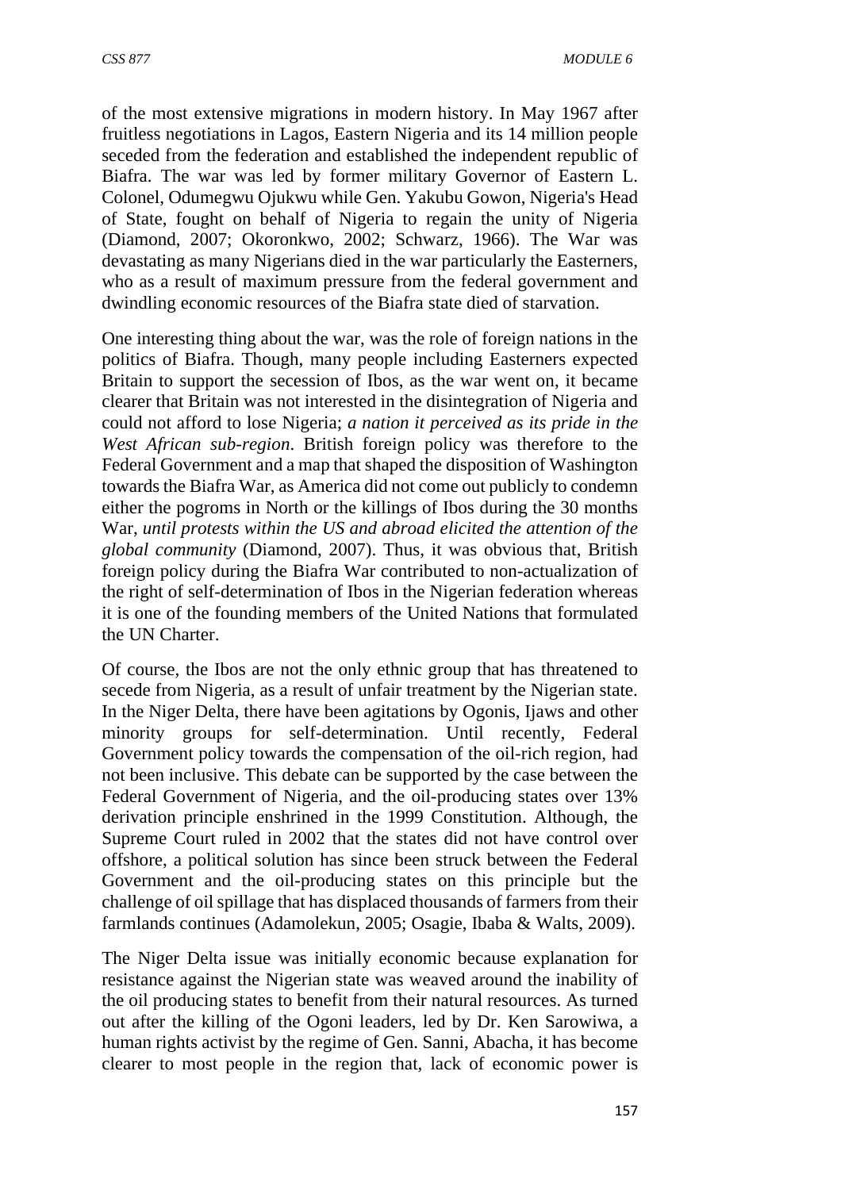of the most extensive migrations in modern history. In May 1967 after fruitless negotiations in Lagos, Eastern Nigeria and its 14 million people seceded from the federation and established the independent republic of Biafra. The war was led by former military Governor of Eastern L. Colonel, Odumegwu Ojukwu while Gen. Yakubu Gowon, Nigeria's Head of State, fought on behalf of Nigeria to regain the unity of Nigeria (Diamond, 2007; Okoronkwo, 2002; Schwarz, 1966). The War was devastating as many Nigerians died in the war particularly the Easterners, who as a result of maximum pressure from the federal government and dwindling economic resources of the Biafra state died of starvation.

One interesting thing about the war, was the role of foreign nations in the politics of Biafra. Though, many people including Easterners expected Britain to support the secession of Ibos, as the war went on, it became clearer that Britain was not interested in the disintegration of Nigeria and could not afford to lose Nigeria; *a nation it perceived as its pride in the West African sub-region*. British foreign policy was therefore to the Federal Government and a map that shaped the disposition of Washington towards the Biafra War, as America did not come out publicly to condemn either the pogroms in North or the killings of Ibos during the 30 months War, *until protests within the US and abroad elicited the attention of the global community* (Diamond, 2007). Thus, it was obvious that, British foreign policy during the Biafra War contributed to non-actualization of the right of self-determination of Ibos in the Nigerian federation whereas it is one of the founding members of the United Nations that formulated the UN Charter.

Of course, the Ibos are not the only ethnic group that has threatened to secede from Nigeria, as a result of unfair treatment by the Nigerian state. In the Niger Delta, there have been agitations by Ogonis, Ijaws and other minority groups for self-determination. Until recently, Federal Government policy towards the compensation of the oil-rich region, had not been inclusive. This debate can be supported by the case between the Federal Government of Nigeria, and the oil-producing states over 13% derivation principle enshrined in the 1999 Constitution. Although, the Supreme Court ruled in 2002 that the states did not have control over offshore, a political solution has since been struck between the Federal Government and the oil-producing states on this principle but the challenge of oil spillage that has displaced thousands of farmers from their farmlands continues (Adamolekun, 2005; Osagie, Ibaba & Walts, 2009).

The Niger Delta issue was initially economic because explanation for resistance against the Nigerian state was weaved around the inability of the oil producing states to benefit from their natural resources. As turned out after the killing of the Ogoni leaders, led by Dr. Ken Sarowiwa, a human rights activist by the regime of Gen. Sanni, Abacha, it has become clearer to most people in the region that, lack of economic power is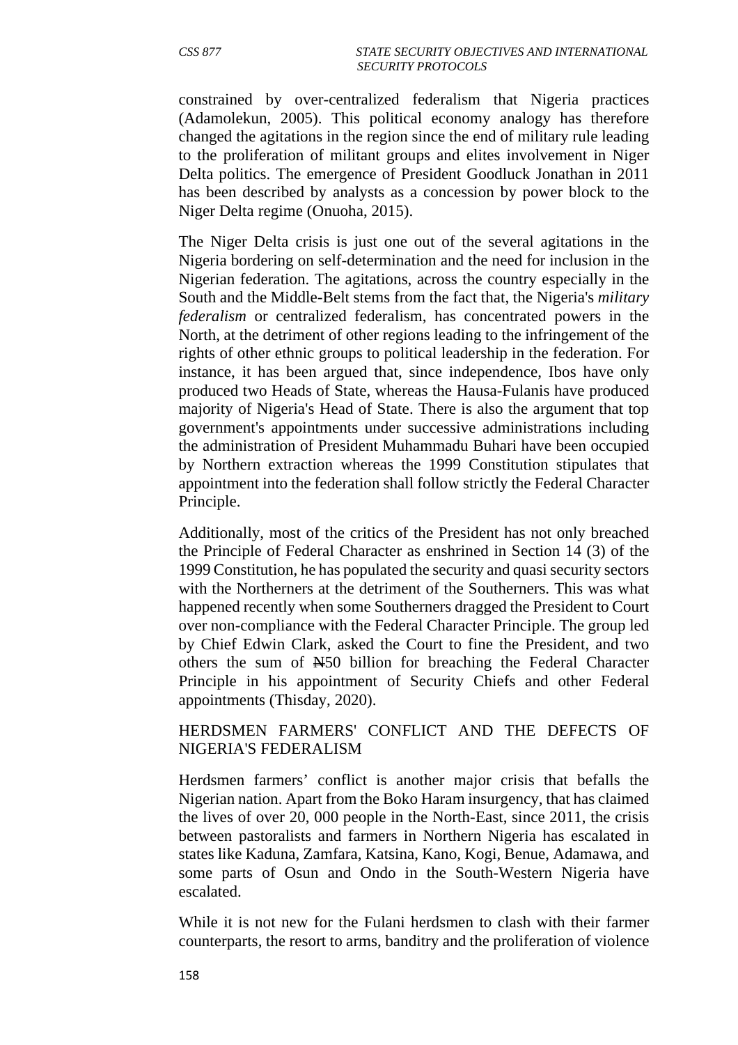constrained by over-centralized federalism that Nigeria practices (Adamolekun, 2005). This political economy analogy has therefore changed the agitations in the region since the end of military rule leading to the proliferation of militant groups and elites involvement in Niger Delta politics. The emergence of President Goodluck Jonathan in 2011 has been described by analysts as a concession by power block to the Niger Delta regime (Onuoha, 2015).

The Niger Delta crisis is just one out of the several agitations in the Nigeria bordering on self-determination and the need for inclusion in the Nigerian federation. The agitations, across the country especially in the South and the Middle-Belt stems from the fact that, the Nigeria's *military federalism* or centralized federalism, has concentrated powers in the North, at the detriment of other regions leading to the infringement of the rights of other ethnic groups to political leadership in the federation. For instance, it has been argued that, since independence, Ibos have only produced two Heads of State, whereas the Hausa-Fulanis have produced majority of Nigeria's Head of State. There is also the argument that top government's appointments under successive administrations including the administration of President Muhammadu Buhari have been occupied by Northern extraction whereas the 1999 Constitution stipulates that appointment into the federation shall follow strictly the Federal Character Principle.

Additionally, most of the critics of the President has not only breached the Principle of Federal Character as enshrined in Section 14 (3) of the 1999 Constitution, he has populated the security and quasi security sectors with the Northerners at the detriment of the Southerners. This was what happened recently when some Southerners dragged the President to Court over non-compliance with the Federal Character Principle. The group led by Chief Edwin Clark, asked the Court to fine the President, and two others the sum of ₦50 billion for breaching the Federal Character Principle in his appointment of Security Chiefs and other Federal appointments (Thisday, 2020).

## HERDSMEN FARMERS' CONFLICT AND THE DEFECTS OF NIGERIA'S FEDERALISM

Herdsmen farmers' conflict is another major crisis that befalls the Nigerian nation. Apart from the Boko Haram insurgency, that has claimed the lives of over 20, 000 people in the North-East, since 2011, the crisis between pastoralists and farmers in Northern Nigeria has escalated in states like Kaduna, Zamfara, Katsina, Kano, Kogi, Benue, Adamawa, and some parts of Osun and Ondo in the South-Western Nigeria have escalated.

While it is not new for the Fulani herdsmen to clash with their farmer counterparts, the resort to arms, banditry and the proliferation of violence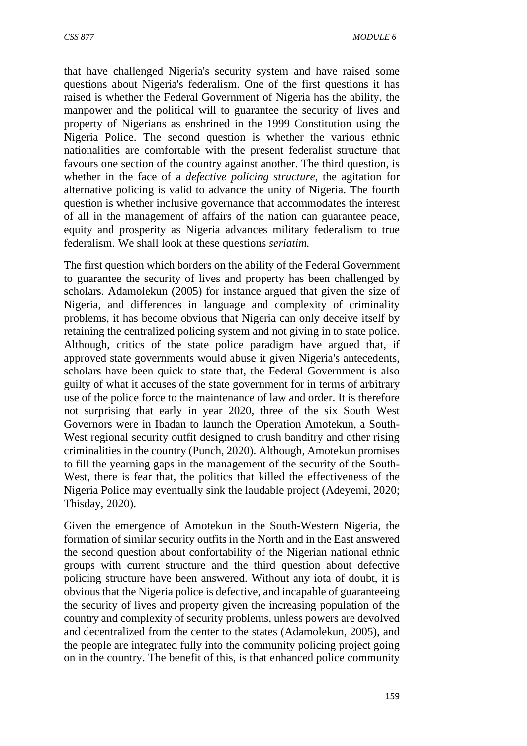that have challenged Nigeria's security system and have raised some questions about Nigeria's federalism. One of the first questions it has raised is whether the Federal Government of Nigeria has the ability, the manpower and the political will to guarantee the security of lives and property of Nigerians as enshrined in the 1999 Constitution using the Nigeria Police. The second question is whether the various ethnic nationalities are comfortable with the present federalist structure that favours one section of the country against another. The third question, is whether in the face of a *defective policing structure*, the agitation for alternative policing is valid to advance the unity of Nigeria. The fourth question is whether inclusive governance that accommodates the interest of all in the management of affairs of the nation can guarantee peace, equity and prosperity as Nigeria advances military federalism to true federalism. We shall look at these questions *seriatim.*

The first question which borders on the ability of the Federal Government to guarantee the security of lives and property has been challenged by scholars. Adamolekun (2005) for instance argued that given the size of Nigeria, and differences in language and complexity of criminality problems, it has become obvious that Nigeria can only deceive itself by retaining the centralized policing system and not giving in to state police. Although, critics of the state police paradigm have argued that, if approved state governments would abuse it given Nigeria's antecedents, scholars have been quick to state that, the Federal Government is also guilty of what it accuses of the state government for in terms of arbitrary use of the police force to the maintenance of law and order. It is therefore not surprising that early in year 2020, three of the six South West Governors were in Ibadan to launch the Operation Amotekun, a South-West regional security outfit designed to crush banditry and other rising criminalities in the country (Punch, 2020). Although, Amotekun promises to fill the yearning gaps in the management of the security of the South-West, there is fear that, the politics that killed the effectiveness of the Nigeria Police may eventually sink the laudable project (Adeyemi, 2020; Thisday, 2020).

Given the emergence of Amotekun in the South-Western Nigeria, the formation of similar security outfits in the North and in the East answered the second question about confortability of the Nigerian national ethnic groups with current structure and the third question about defective policing structure have been answered. Without any iota of doubt, it is obvious that the Nigeria police is defective, and incapable of guaranteeing the security of lives and property given the increasing population of the country and complexity of security problems, unless powers are devolved and decentralized from the center to the states (Adamolekun, 2005), and the people are integrated fully into the community policing project going on in the country. The benefit of this, is that enhanced police community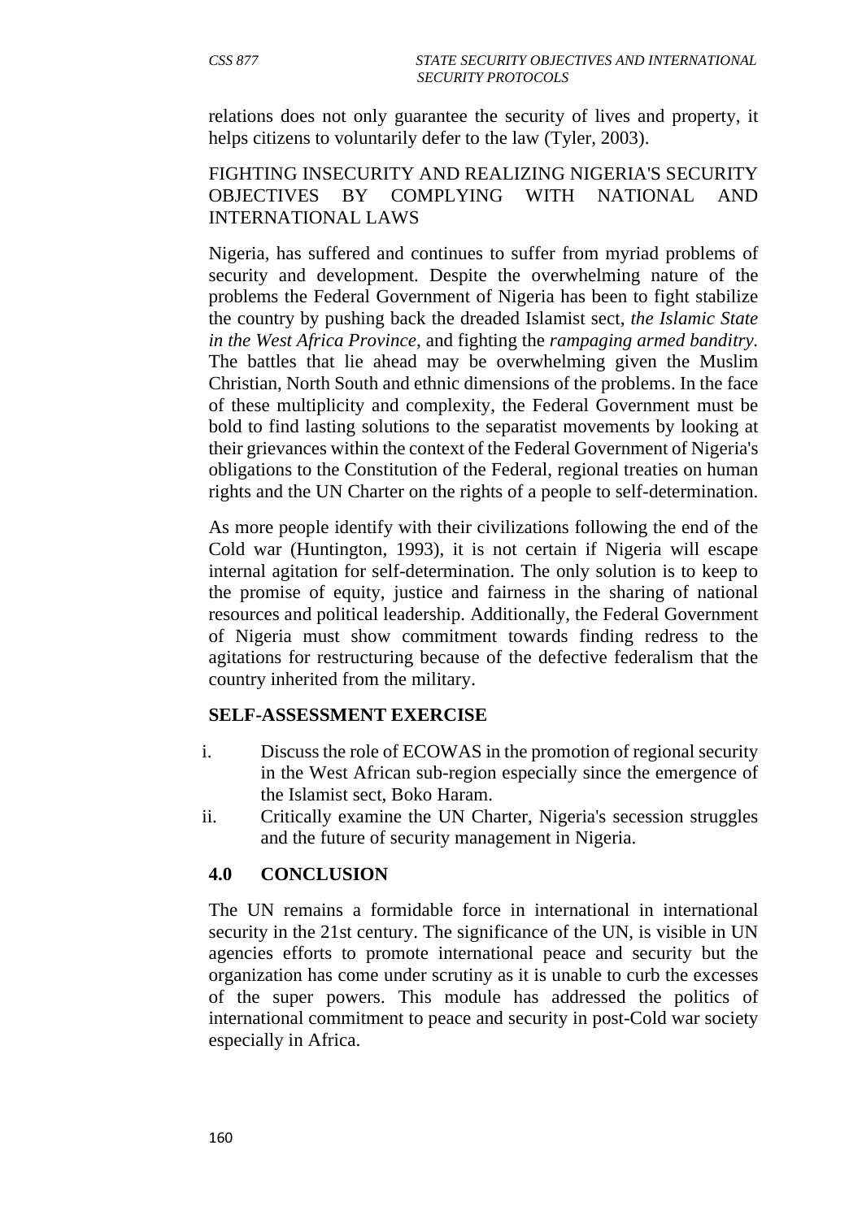relations does not only guarantee the security of lives and property, it helps citizens to voluntarily defer to the law (Tyler, 2003).

FIGHTING INSECURITY AND REALIZING NIGERIA'S SECURITY OBJECTIVES BY COMPLYING WITH NATIONAL AND INTERNATIONAL LAWS

Nigeria, has suffered and continues to suffer from myriad problems of security and development. Despite the overwhelming nature of the problems the Federal Government of Nigeria has been to fight stabilize the country by pushing back the dreaded Islamist sect, *the Islamic State in the West Africa Province,* and fighting the *rampaging armed banditry.* The battles that lie ahead may be overwhelming given the Muslim Christian, North South and ethnic dimensions of the problems. In the face of these multiplicity and complexity, the Federal Government must be bold to find lasting solutions to the separatist movements by looking at their grievances within the context of the Federal Government of Nigeria's obligations to the Constitution of the Federal, regional treaties on human rights and the UN Charter on the rights of a people to self-determination.

As more people identify with their civilizations following the end of the Cold war (Huntington, 1993), it is not certain if Nigeria will escape internal agitation for self-determination. The only solution is to keep to the promise of equity, justice and fairness in the sharing of national resources and political leadership. Additionally, the Federal Government of Nigeria must show commitment towards finding redress to the agitations for restructuring because of the defective federalism that the country inherited from the military.

**SELF-ASSESSMENT EXERCISE**

i. Discuss the role of ECOWAS in the promotion of regional security in the West African sub-region especially since the emergence of the Islamist sect, Boko Haram.
ii. Critically examine the UN Charter, Nigeria's secession struggles and the future of security management in Nigeria.

## 4.0 CONCLUSION

The UN remains a formidable force in international in international security in the 21st century. The significance of the UN, is visible in UN agencies efforts to promote international peace and security but the organization has come under scrutiny as it is unable to curb the excesses of the super powers. This module has addressed the politics of international commitment to peace and security in post-Cold war society especially in Africa.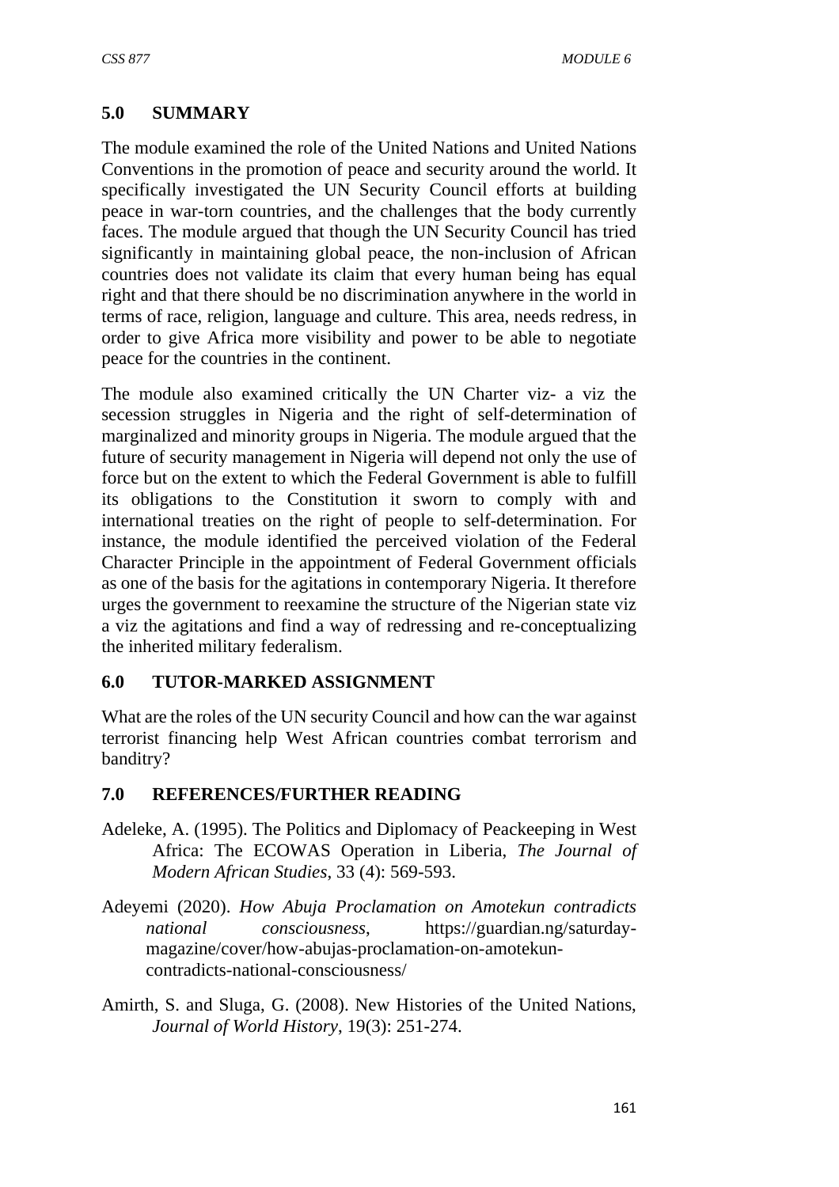## 5.0 SUMMARY

The module examined the role of the United Nations and United Nations Conventions in the promotion of peace and security around the world. It specifically investigated the UN Security Council efforts at building peace in war-torn countries, and the challenges that the body currently faces. The module argued that though the UN Security Council has tried significantly in maintaining global peace, the non-inclusion of African countries does not validate its claim that every human being has equal right and that there should be no discrimination anywhere in the world in terms of race, religion, language and culture. This area, needs redress, in order to give Africa more visibility and power to be able to negotiate peace for the countries in the continent.

The module also examined critically the UN Charter viz- a viz the secession struggles in Nigeria and the right of self-determination of marginalized and minority groups in Nigeria. The module argued that the future of security management in Nigeria will depend not only the use of force but on the extent to which the Federal Government is able to fulfill its obligations to the Constitution it sworn to comply with and international treaties on the right of people to self-determination. For instance, the module identified the perceived violation of the Federal Character Principle in the appointment of Federal Government officials as one of the basis for the agitations in contemporary Nigeria. It therefore urges the government to reexamine the structure of the Nigerian state viz a viz the agitations and find a way of redressing and re-conceptualizing the inherited military federalism.

## 6.0 TUTOR-MARKED ASSIGNMENT

What are the roles of the UN security Council and how can the war against terrorist financing help West African countries combat terrorism and banditry?

## 7.0 REFERENCES/FURTHER READING

Adeleke, A. (1995). The Politics and Diplomacy of Peackeeping in West Africa: The ECOWAS Operation in Liberia, *The Journal of Modern African Studies*, 33 (4): 569-593.

Adeyemi (2020). *How Abuja Proclamation on Amotekun contradicts national consciousness*, https://guardian.ng/saturday-magazine/cover/how-abujas-proclamation-on-amotekun-contradicts-national-consciousness/

Amirth, S. and Sluga, G. (2008). New Histories of the United Nations, *Journal of World History*, 19(3): 251-274.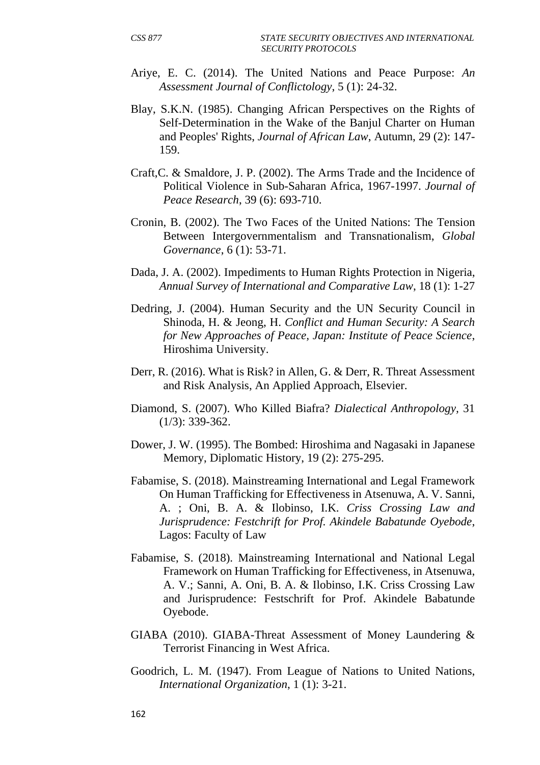Ariye, E. C. (2014). The United Nations and Peace Purpose: *An Assessment Journal of Conflictology*, 5 (1): 24-32.

Blay, S.K.N. (1985). Changing African Perspectives on the Rights of Self-Determination in the Wake of the Banjul Charter on Human and Peoples' Rights, *Journal of African Law*, Autumn, 29 (2): 147-159.

Craft,C. & Smaldore, J. P. (2002). The Arms Trade and the Incidence of Political Violence in Sub-Saharan Africa, 1967-1997. *Journal of Peace Research*, 39 (6): 693-710.

Cronin, B. (2002). The Two Faces of the United Nations: The Tension Between Intergovernmentalism and Transnationalism, *Global Governance*, 6 (1): 53-71.

Dada, J. A. (2002). Impediments to Human Rights Protection in Nigeria, *Annual Survey of International and Comparative Law*, 18 (1): 1-27

Dedring, J. (2004). Human Security and the UN Security Council in Shinoda, H. & Jeong, H. *Conflict and Human Security: A Search for New Approaches of Peace, Japan: Institute of Peace Science*, Hiroshima University.

Derr, R. (2016). What is Risk? in Allen, G. & Derr, R. Threat Assessment and Risk Analysis, An Applied Approach, Elsevier.

Diamond, S. (2007). Who Killed Biafra? *Dialectical Anthropology*, 31 (1/3): 339-362.

Dower, J. W. (1995). The Bombed: Hiroshima and Nagasaki in Japanese Memory, Diplomatic History, 19 (2): 275-295.

Fabamise, S. (2018). Mainstreaming International and Legal Framework On Human Trafficking for Effectiveness in Atsenuwa, A. V. Sanni, A. ; Oni, B. A. & Ilobinso, I.K. *Criss Crossing Law and Jurisprudence: Festchrift for Prof. Akindele Babatunde Oyebode*, Lagos: Faculty of Law

Fabamise, S. (2018). Mainstreaming International and National Legal Framework on Human Trafficking for Effectiveness, in Atsenuwa, A. V.; Sanni, A. Oni, B. A. & Ilobinso, I.K. Criss Crossing Law and Jurisprudence: Festschrift for Prof. Akindele Babatunde Oyebode.

GIABA (2010). GIABA-Threat Assessment of Money Laundering & Terrorist Financing in West Africa.

Goodrich, L. M. (1947). From League of Nations to United Nations, *International Organization*, 1 (1): 3-21.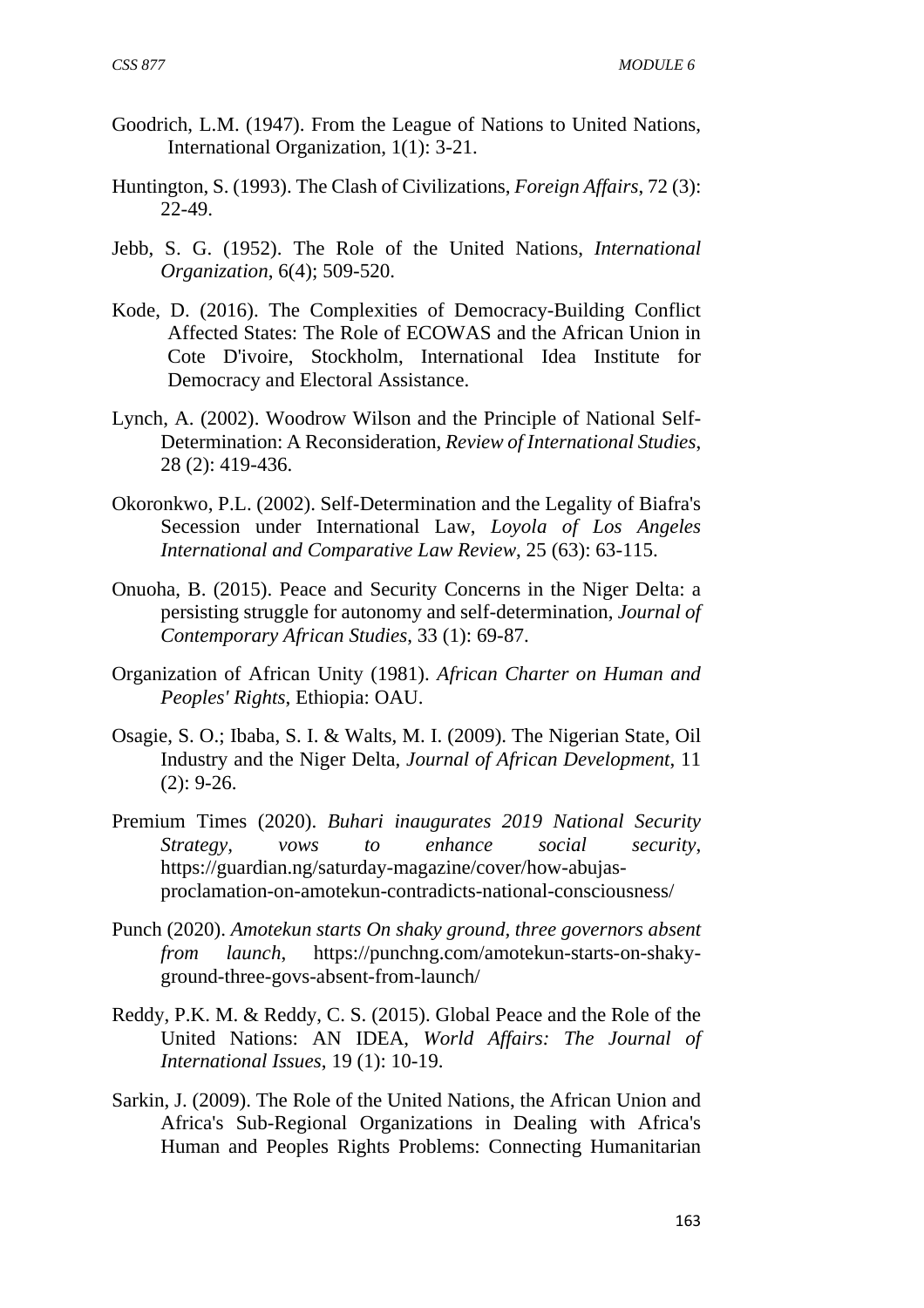Goodrich, L.M. (1947). From the League of Nations to United Nations, International Organization, 1(1): 3-21.

Huntington, S. (1993). The Clash of Civilizations, *Foreign Affairs*, 72 (3): 22-49.

Jebb, S. G. (1952). The Role of the United Nations, *International Organization*, 6(4); 509-520.

Kode, D. (2016). The Complexities of Democracy-Building Conflict Affected States: The Role of ECOWAS and the African Union in Cote D'ivoire, Stockholm, International Idea Institute for Democracy and Electoral Assistance.

Lynch, A. (2002). Woodrow Wilson and the Principle of National Self-Determination: A Reconsideration, *Review of International Studies*, 28 (2): 419-436.

Okoronkwo, P.L. (2002). Self-Determination and the Legality of Biafra's Secession under International Law, *Loyola of Los Angeles International and Comparative Law Review*, 25 (63): 63-115.

Onuoha, B. (2015). Peace and Security Concerns in the Niger Delta: a persisting struggle for autonomy and self-determination, *Journal of Contemporary African Studies*, 33 (1): 69-87.

Organization of African Unity (1981). *African Charter on Human and Peoples' Rights*, Ethiopia: OAU.

Osagie, S. O.; Ibaba, S. I. & Walts, M. I. (2009). The Nigerian State, Oil Industry and the Niger Delta, *Journal of African Development*, 11 (2): 9-26.

Premium Times (2020). *Buhari inaugurates 2019 National Security Strategy, vows to enhance social security*, https://guardian.ng/saturday-magazine/cover/how-abujas-proclamation-on-amotekun-contradicts-national-consciousness/

Punch (2020). *Amotekun starts On shaky ground, three governors absent from launch*, https://punchng.com/amotekun-starts-on-shaky-ground-three-govs-absent-from-launch/

Reddy, P.K. M. & Reddy, C. S. (2015). Global Peace and the Role of the United Nations: AN IDEA, *World Affairs: The Journal of International Issues*, 19 (1): 10-19.

Sarkin, J. (2009). The Role of the United Nations, the African Union and Africa's Sub-Regional Organizations in Dealing with Africa's Human and Peoples Rights Problems: Connecting Humanitarian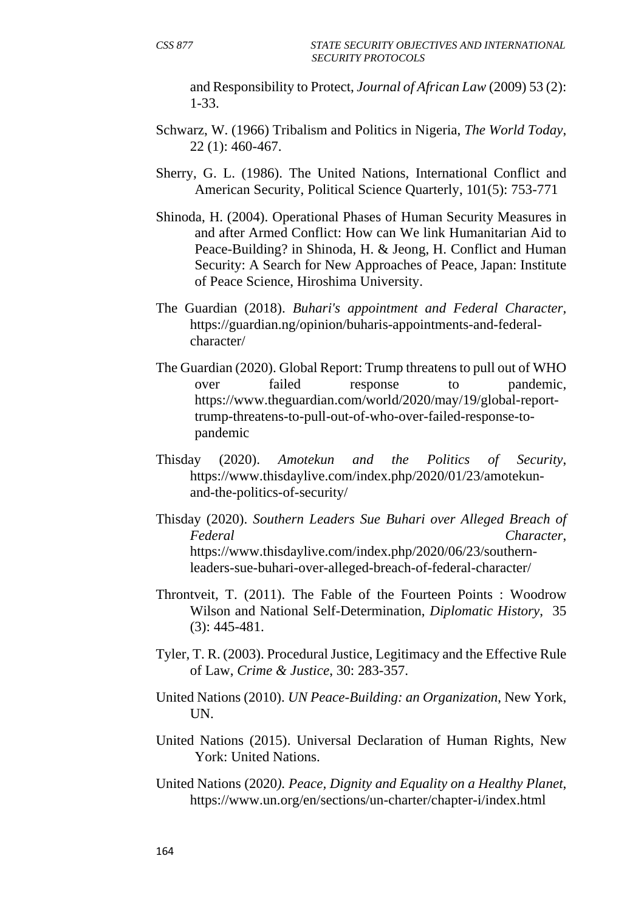and Responsibility to Protect, *Journal of African Law* (2009) 53 (2): 1-33.

Schwarz, W. (1966) Tribalism and Politics in Nigeria, *The World Today*, 22 (1): 460-467.

Sherry, G. L. (1986). The United Nations, International Conflict and American Security, Political Science Quarterly, 101(5): 753-771

Shinoda, H. (2004). Operational Phases of Human Security Measures in and after Armed Conflict: How can We link Humanitarian Aid to Peace-Building? in Shinoda, H. & Jeong, H. Conflict and Human Security: A Search for New Approaches of Peace, Japan: Institute of Peace Science, Hiroshima University.

The Guardian (2018). *Buhari's appointment and Federal Character*, https://guardian.ng/opinion/buharis-appointments-and-federal-character/

The Guardian (2020). Global Report: Trump threatens to pull out of WHO over failed response to pandemic, https://www.theguardian.com/world/2020/may/19/global-report-trump-threatens-to-pull-out-of-who-over-failed-response-to-pandemic

Thisday (2020). *Amotekun and the Politics of Security*, https://www.thisdaylive.com/index.php/2020/01/23/amotekun-and-the-politics-of-security/

Thisday (2020). *Southern Leaders Sue Buhari over Alleged Breach of Federal Character*, https://www.thisdaylive.com/index.php/2020/06/23/southern-leaders-sue-buhari-over-alleged-breach-of-federal-character/

Throntveit, T. (2011). The Fable of the Fourteen Points : Woodrow Wilson and National Self-Determination, *Diplomatic History*, 35 (3): 445-481.

Tyler, T. R. (2003). Procedural Justice, Legitimacy and the Effective Rule of Law, *Crime & Justice*, 30: 283-357.

United Nations (2010). *UN Peace-Building: an Organization*, New York, UN.

United Nations (2015). Universal Declaration of Human Rights, New York: United Nations.

United Nations (2020*). Peace, Dignity and Equality on a Healthy Planet*, https://www.un.org/en/sections/un-charter/chapter-i/index.html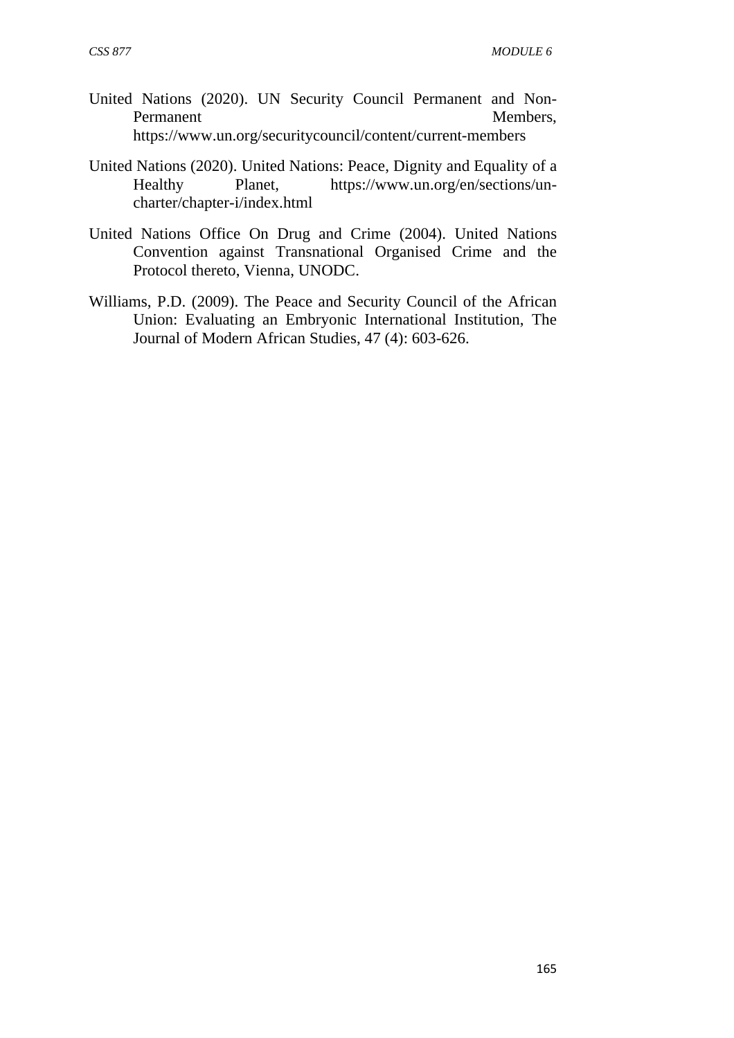United Nations (2020). UN Security Council Permanent and Non-Permanent Members, https://www.un.org/securitycouncil/content/current-members

United Nations (2020). United Nations: Peace, Dignity and Equality of a Healthy Planet, https://www.un.org/en/sections/un-charter/chapter-i/index.html

United Nations Office On Drug and Crime (2004). United Nations Convention against Transnational Organised Crime and the Protocol thereto, Vienna, UNODC.

Williams, P.D. (2009). The Peace and Security Council of the African Union: Evaluating an Embryonic International Institution, The Journal of Modern African Studies, 47 (4): 603-626.